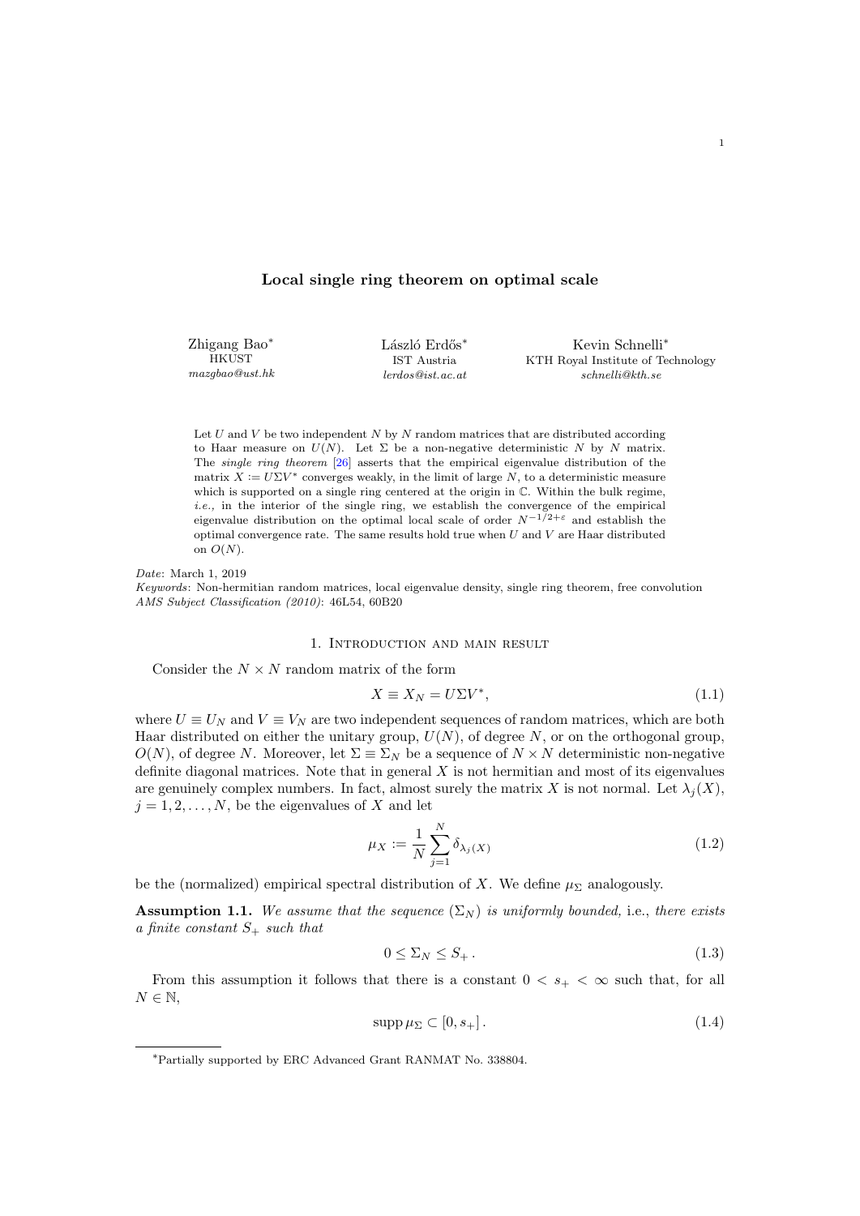# Local single ring theorem on optimal scale

Zhigang Bao[*]
HKUST
*mazgbao@ust.hk*

László Erdős[*]
IST Austria
*lerdos@ist.ac.at*

Kevin Schnelli[*]
KTH Royal Institute of Technology
*schnelli@kth.se*

Let $U$ and $V$ be two independent $N$ by $N$ random matrices that are distributed according to Haar measure on $U(N)$. Let $\Sigma$ be a non-negative deterministic $N$ by $N$ matrix. The *single ring theorem* [26] asserts that the empirical eigenvalue distribution of the matrix $X := U\Sigma V^*$ converges weakly, in the limit of large $N$, to a deterministic measure which is supported on a single ring centered at the origin in $\mathbb{C}$. Within the bulk regime, *i.e.,* in the interior of the single ring, we establish the convergence of the empirical eigenvalue distribution on the optimal local scale of order $N^{-1/2+\varepsilon}$ and establish the optimal convergence rate. The same results hold true when $U$ and $V$ are Haar distributed on $O(N)$.

*Date*: March 1, 2019
*Keywords*: Non-hermitian random matrices, local eigenvalue density, single ring theorem, free convolution
*AMS Subject Classification (2010)*: 46L54, 60B20

## 1. Introduction and main result

Consider the $N \times N$ random matrix of the form

$$X \equiv X_N = U\Sigma V^*, \tag{1.1}$$

where $U \equiv U_N$ and $V \equiv V_N$ are two independent sequences of random matrices, which are both Haar distributed on either the unitary group, $U(N)$, of degree $N$, or on the orthogonal group, $O(N)$, of degree $N$. Moreover, let $\Sigma \equiv \Sigma_N$ be a sequence of $N \times N$ deterministic non-negative definite diagonal matrices. Note that in general $X$ is not hermitian and most of its eigenvalues are genuinely complex numbers. In fact, almost surely the matrix $X$ is not normal. Let $\lambda_j(X)$, $j = 1, 2, \ldots, N$, be the eigenvalues of $X$ and let

$$\mu_X := \frac{1}{N} \sum_{j=1}^{N} \delta_{\lambda_j(X)} \tag{1.2}$$

be the (normalized) empirical spectral distribution of $X$. We define $\mu_\Sigma$ analogously.

**Assumption 1.1.** *We assume that the sequence $(\Sigma_N)$ is uniformly bounded,* i.e., *there exists a finite constant $S_+$ such that*

$$0 \le \Sigma_N \le S_+ \,. \tag{1.3}$$

From this assumption it follows that there is a constant $0 < s_+ < \infty$ such that, for all $N \in \mathbb{N}$,

$$\operatorname{supp} \mu_\Sigma \subset [0, s_+] \,. \tag{1.4}$$

[*]Partially supported by ERC Advanced Grant RANMAT No. 338804.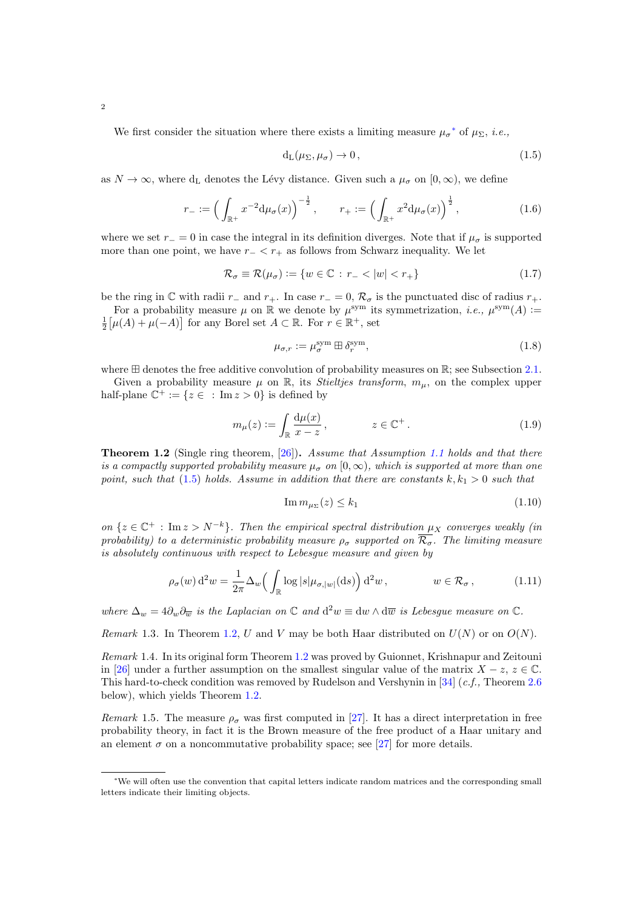We first consider the situation where there exists a limiting measure $\mu_\sigma$[*] of $\mu_\Sigma$, *i.e.*,

$$\mathrm{d_L}(\mu_\Sigma, \mu_\sigma) \to 0\,, \tag{1.5}$$

as $N \to \infty$, where $\mathrm{d_L}$ denotes the Lévy distance. Given such a $\mu_\sigma$ on $[0,\infty)$, we define

$$r_- := \Big( \int_{\mathbb{R}^+} x^{-2} \mathrm{d}\mu_\sigma(x) \Big)^{-\frac{1}{2}}\,, \qquad r_+ := \Big( \int_{\mathbb{R}^+} x^{2} \mathrm{d}\mu_\sigma(x) \Big)^{\frac{1}{2}}\,, \tag{1.6}$$

where we set $r_- = 0$ in case the integral in its definition diverges. Note that if $\mu_\sigma$ is supported more than one point, we have $r_- < r_+$ as follows from Schwarz inequality. We let

$$\mathcal{R}_\sigma \equiv \mathcal{R}(\mu_\sigma) := \{ w \in \mathbb{C} \,:\, r_- < |w| < r_+ \} \tag{1.7}$$

be the ring in $\mathbb{C}$ with radii $r_-$ and $r_+$. In case $r_- = 0$, $\mathcal{R}_\sigma$ is the punctuated disc of radius $r_+$.

For a probability measure $\mu$ on $\mathbb{R}$ we denote by $\mu^{\mathrm{sym}}$ its symmetrization, *i.e.*, $\mu^{\mathrm{sym}}(A) := \frac{1}{2}\big[\mu(A) + \mu(-A)\big]$ for any Borel set $A \subset \mathbb{R}$. For $r \in \mathbb{R}^+$, set

$$\mu_{\sigma,r} := \mu_\sigma^{\mathrm{sym}} \boxplus \delta_r^{\mathrm{sym}}, \tag{1.8}$$

where $\boxplus$ denotes the free additive convolution of probability measures on $\mathbb{R}$; see Subsection 2.1.

Given a probability measure $\mu$ on $\mathbb{R}$, its *Stieltjes transform*, $m_\mu$, on the complex upper half-plane $\mathbb{C}^+ := \{z \in \ : \mathrm{Im}\, z > 0\}$ is defined by

$$m_\mu(z) := \int_{\mathbb{R}} \frac{\mathrm{d}\mu(x)}{x - z}\,, \qquad\qquad z \in \mathbb{C}^+\,. \tag{1.9}$$

**Theorem 1.2** (Single ring theorem, [26])**.** *Assume that Assumption 1.1 holds and that there is a compactly supported probability measure $\mu_\sigma$ on $[0,\infty)$, which is supported at more than one point, such that (1.5) holds. Assume in addition that there are constants $k, k_1 > 0$ such that*

$$\mathrm{Im}\, m_{\mu_\Sigma}(z) \le k_1 \tag{1.10}$$

*on $\{z \in \mathbb{C}^+ : \mathrm{Im}\, z > N^{-k}\}$. Then the empirical spectral distribution $\mu_X$ converges weakly (in probability) to a deterministic probability measure $\rho_\sigma$ supported on $\overline{\mathcal{R}_\sigma}$. The limiting measure is absolutely continuous with respect to Lebesgue measure and given by*

$$\rho_\sigma(w)\, \mathrm{d}^2 w = \frac{1}{2\pi} \Delta_w \Big( \int_{\mathbb{R}} \log|s| \mu_{\sigma,|w|}(\mathrm{d}s) \Big)\, \mathrm{d}^2 w\,, \qquad\qquad w \in \mathcal{R}_\sigma\,, \tag{1.11}$$

*where $\Delta_w = 4\partial_w \partial_{\overline{w}}$ is the Laplacian on $\mathbb{C}$ and $\mathrm{d}^2 w \equiv \mathrm{d}w \wedge \mathrm{d}\overline{w}$ is Lebesgue measure on $\mathbb{C}$.*

*Remark* 1.3. In Theorem 1.2, $U$ and $V$ may be both Haar distributed on $U(N)$ or on $O(N)$.

*Remark* 1.4. In its original form Theorem 1.2 was proved by Guionnet, Krishnapur and Zeitouni in [26] under a further assumption on the smallest singular value of the matrix $X - z$, $z \in \mathbb{C}$. This hard-to-check condition was removed by Rudelson and Vershynin in [34] (*c.f.,* Theorem 2.6 below), which yields Theorem 1.2.

*Remark* 1.5. The measure $\rho_\sigma$ was first computed in [27]. It has a direct interpretation in free probability theory, in fact it is the Brown measure of the free product of a Haar unitary and an element $\sigma$ on a noncommutative probability space; see [27] for more details.

---

[*] We will often use the convention that capital letters indicate random matrices and the corresponding small letters indicate their limiting objects.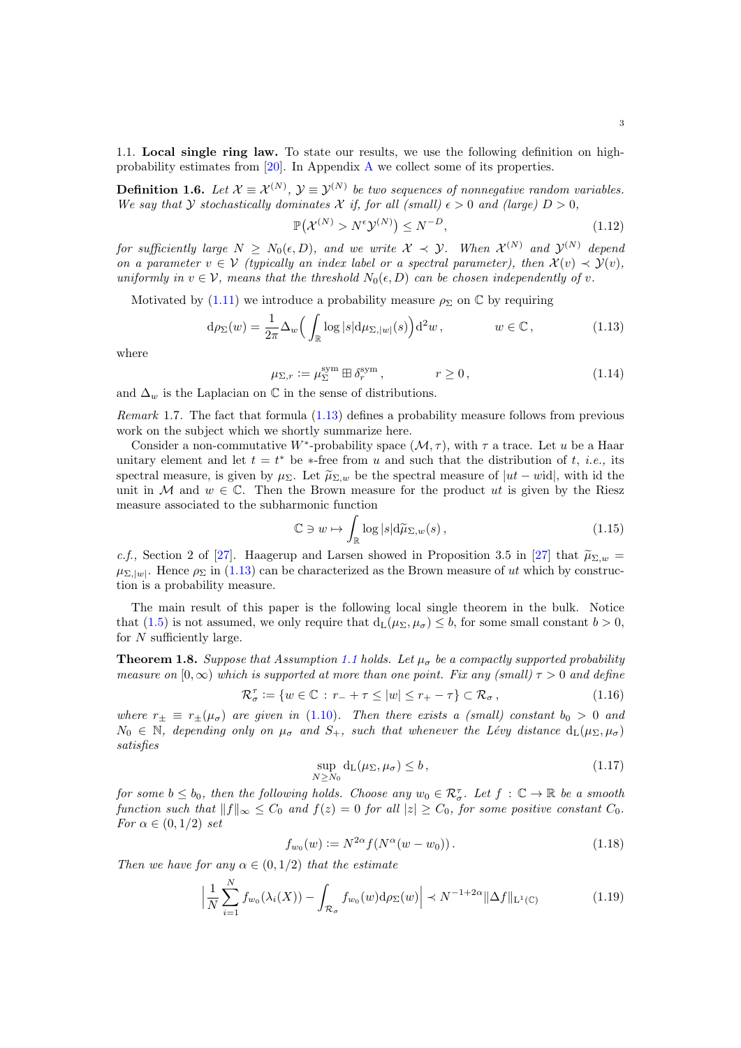1.1. **Local single ring law.** To state our results, we use the following definition on high-probability estimates from [20]. In Appendix A we collect some of its properties.

**Definition 1.6.** *Let $\mathcal{X} \equiv \mathcal{X}^{(N)}$, $\mathcal{Y} \equiv \mathcal{Y}^{(N)}$ be two sequences of nonnegative random variables. We say that $\mathcal{Y}$ stochastically dominates $\mathcal{X}$ if, for all (small) $\epsilon > 0$ and (large) $D > 0$,*

$$\mathbb{P}\big(\mathcal{X}^{(N)} > N^{\epsilon}\mathcal{Y}^{(N)}\big) \le N^{-D}, \tag{1.12}$$

*for sufficiently large $N \ge N_0(\epsilon, D)$, and we write $\mathcal{X} \prec \mathcal{Y}$. When $\mathcal{X}^{(N)}$ and $\mathcal{Y}^{(N)}$ depend on a parameter $v \in \mathcal{V}$ (typically an index label or a spectral parameter), then $\mathcal{X}(v) \prec \mathcal{Y}(v)$, uniformly in $v \in \mathcal{V}$, means that the threshold $N_0(\epsilon, D)$ can be chosen independently of $v$.*

Motivated by (1.11) we introduce a probability measure $\rho_\Sigma$ on $\mathbb{C}$ by requiring

$$\mathrm{d}\rho_\Sigma(w) = \frac{1}{2\pi}\Delta_w\Big(\int_{\mathbb{R}} \log|s| \mathrm{d}\mu_{\Sigma,|w|}(s)\Big)\mathrm{d}^2 w\,, \qquad w \in \mathbb{C}\,, \tag{1.13}$$

where

$$\mu_{\Sigma,r} := \mu_\Sigma^{\mathrm{sym}} \boxplus \delta_r^{\mathrm{sym}}\,, \qquad r \ge 0\,, \tag{1.14}$$

and $\Delta_w$ is the Laplacian on $\mathbb{C}$ in the sense of distributions.

*Remark* 1.7. The fact that formula (1.13) defines a probability measure follows from previous work on the subject which we shortly summarize here.

Consider a non-commutative $W^*$-probability space $(\mathcal{M}, \tau)$, with $\tau$ a trace. Let $u$ be a Haar unitary element and let $t = t^*$ be $*$-free from $u$ and such that the distribution of $t$, *i.e.,* its spectral measure, is given by $\mu_\Sigma$. Let $\widetilde{\mu}_{\Sigma,w}$ be the spectral measure of $|ut - w\mathrm{id}|$, with id the unit in $\mathcal{M}$ and $w \in \mathbb{C}$. Then the Brown measure for the product $ut$ is given by the Riesz measure associated to the subharmonic function

$$\mathbb{C} \ni w \mapsto \int_{\mathbb{R}} \log|s|\mathrm{d}\widetilde{\mu}_{\Sigma,w}(s)\,, \tag{1.15}$$

*c.f.,* Section 2 of [27]. Haagerup and Larsen showed in Proposition 3.5 in [27] that $\widetilde{\mu}_{\Sigma,w} = \mu_{\Sigma,|w|}$. Hence $\rho_\Sigma$ in (1.13) can be characterized as the Brown measure of $ut$ which by construction is a probability measure.

The main result of this paper is the following local single theorem in the bulk. Notice that (1.5) is not assumed, we only require that $\mathrm{d}_{\mathrm{L}}(\mu_\Sigma, \mu_\sigma) \le b$, for some small constant $b > 0$, for $N$ sufficiently large.

**Theorem 1.8.** *Suppose that Assumption 1.1 holds. Let $\mu_\sigma$ be a compactly supported probability measure on $[0, \infty)$ which is supported at more than one point. Fix any (small) $\tau > 0$ and define*

$$\mathcal{R}_\sigma^\tau := \{w \in \mathbb{C} : r_- + \tau \le |w| \le r_+ - \tau\} \subset \mathcal{R}_\sigma\,, \tag{1.16}$$

*where $r_\pm \equiv r_\pm(\mu_\sigma)$ are given in (1.10). Then there exists a (small) constant $b_0 > 0$ and $N_0 \in \mathbb{N}$, depending only on $\mu_\sigma$ and $S_+$, such that whenever the Lévy distance $\mathrm{d}_{\mathrm{L}}(\mu_\Sigma, \mu_\sigma)$ satisfies*

$$\sup_{N \ge N_0} \mathrm{d}_{\mathrm{L}}(\mu_\Sigma, \mu_\sigma) \le b\,, \tag{1.17}$$

*for some $b \le b_0$, then the following holds. Choose any $w_0 \in \mathcal{R}_\sigma^\tau$. Let $f : \mathbb{C} \to \mathbb{R}$ be a smooth function such that $\|f\|_\infty \le C_0$ and $f(z) = 0$ for all $|z| \ge C_0$, for some positive constant $C_0$. For $\alpha \in (0, 1/2)$ set*

$$f_{w_0}(w) := N^{2\alpha} f(N^\alpha(w - w_0))\,. \tag{1.18}$$

*Then we have for any $\alpha \in (0, 1/2)$ that the estimate*

$$\Big|\frac{1}{N}\sum_{i=1}^N f_{w_0}(\lambda_i(X)) - \int_{\mathcal{R}_\sigma} f_{w_0}(w)\mathrm{d}\rho_\Sigma(w)\Big| \prec N^{-1+2\alpha}\|\Delta f\|_{\mathrm{L}^1(\mathbb{C})} \tag{1.19}$$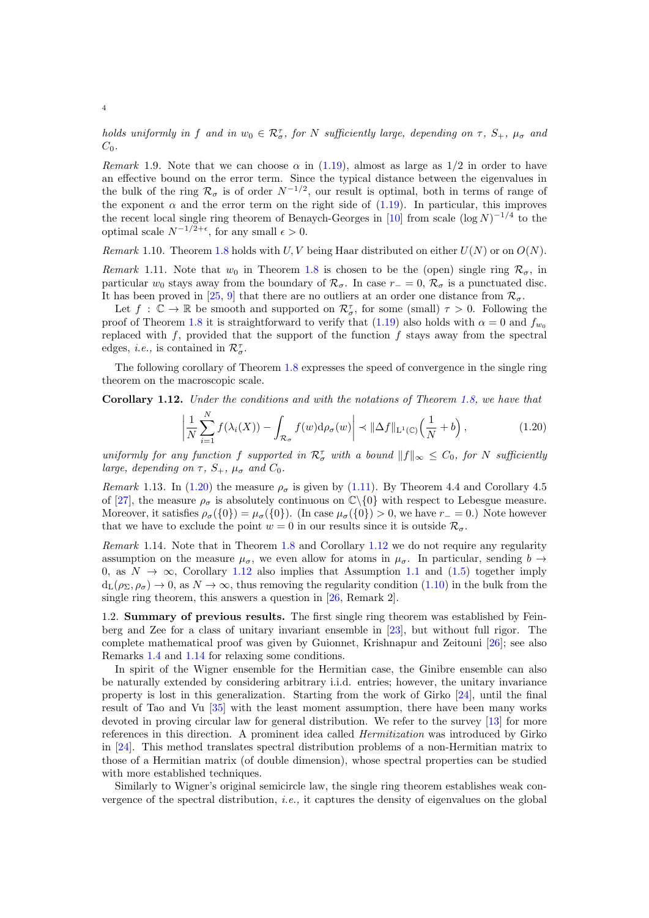*holds uniformly in $f$ and in $w_0 \in \mathcal{R}_\sigma^\tau$, for $N$ sufficiently large, depending on $\tau$, $S_+$, $\mu_\sigma$ and $C_0$.*

*Remark* 1.9. Note that we can choose $\alpha$ in (1.19), almost as large as $1/2$ in order to have an effective bound on the error term. Since the typical distance between the eigenvalues in the bulk of the ring $\mathcal{R}_\sigma$ is of order $N^{-1/2}$, our result is optimal, both in terms of range of the exponent $\alpha$ and the error term on the right side of (1.19). In particular, this improves the recent local single ring theorem of Benaych-Georges in [10] from scale $(\log N)^{-1/4}$ to the optimal scale $N^{-1/2+\epsilon}$, for any small $\epsilon > 0$.

*Remark* 1.10. Theorem 1.8 holds with $U, V$ being Haar distributed on either $U(N)$ or on $O(N)$.

*Remark* 1.11. Note that $w_0$ in Theorem 1.8 is chosen to be the (open) single ring $\mathcal{R}_\sigma$, in particular $w_0$ stays away from the boundary of $\mathcal{R}_\sigma$. In case $r_- = 0$, $\mathcal{R}_\sigma$ is a punctuated disc. It has been proved in [25, 9] that there are no outliers at an order one distance from $\mathcal{R}_\sigma$.

Let $f : \mathbb{C} \to \mathbb{R}$ be smooth and supported on $\mathcal{R}_\sigma^\tau$, for some (small) $\tau > 0$. Following the proof of Theorem 1.8 it is straightforward to verify that (1.19) also holds with $\alpha = 0$ and $f_{w_0}$ replaced with $f$, provided that the support of the function $f$ stays away from the spectral edges, *i.e.,* is contained in $\mathcal{R}_\sigma^\tau$.

The following corollary of Theorem 1.8 expresses the speed of convergence in the single ring theorem on the macroscopic scale.

**Corollary 1.12.** *Under the conditions and with the notations of Theorem 1.8, we have that*

$$\left| \frac{1}{N} \sum_{i=1}^{N} f(\lambda_i(X)) - \int_{\mathcal{R}_\sigma} f(w) \mathrm{d}\rho_\sigma(w) \right| \prec \|\Delta f\|_{\mathrm{L}^1(\mathbb{C})} \Big( \frac{1}{N} + b \Big) , \tag{1.20}$$

*uniformly for any function $f$ supported in $\mathcal{R}_\sigma^\tau$ with a bound $\|f\|_\infty \leq C_0$, for $N$ sufficiently large, depending on $\tau$, $S_+$, $\mu_\sigma$ and $C_0$.*

*Remark* 1.13. In (1.20) the measure $\rho_\sigma$ is given by (1.11). By Theorem 4.4 and Corollary 4.5 of [27], the measure $\rho_\sigma$ is absolutely continuous on $\mathbb{C}\backslash\{0\}$ with respect to Lebesgue measure. Moreover, it satisfies $\rho_\sigma(\{0\}) = \mu_\sigma(\{0\})$. (In case $\mu_\sigma(\{0\}) > 0$, we have $r_- = 0$.) Note however that we have to exclude the point $w = 0$ in our results since it is outside $\mathcal{R}_\sigma$.

*Remark* 1.14. Note that in Theorem 1.8 and Corollary 1.12 we do not require any regularity assumption on the measure $\mu_\sigma$, we even allow for atoms in $\mu_\sigma$. In particular, sending $b \to 0$, as $N \to \infty$, Corollary 1.12 also implies that Assumption 1.1 and (1.5) together imply $\mathrm{d_L}(\rho_\Sigma, \rho_\sigma) \to 0$, as $N \to \infty$, thus removing the regularity condition (1.10) in the bulk from the single ring theorem, this answers a question in [26, Remark 2].

### 1.2. Summary of previous results.

The first single ring theorem was established by Feinberg and Zee for a class of unitary invariant ensemble in [23], but without full rigor. The complete mathematical proof was given by Guionnet, Krishnapur and Zeitouni [26]; see also Remarks 1.4 and 1.14 for relaxing some conditions.

In spirit of the Wigner ensemble for the Hermitian case, the Ginibre ensemble can also be naturally extended by considering arbitrary i.i.d. entries; however, the unitary invariance property is lost in this generalization. Starting from the work of Girko [24], until the final result of Tao and Vu [35] with the least moment assumption, there have been many works devoted in proving circular law for general distribution. We refer to the survey [13] for more references in this direction. A prominent idea called *Hermitization* was introduced by Girko in [24]. This method translates spectral distribution problems of a non-Hermitian matrix to those of a Hermitian matrix (of double dimension), whose spectral properties can be studied with more established techniques.

Similarly to Wigner's original semicircle law, the single ring theorem establishes weak convergence of the spectral distribution, *i.e.,* it captures the density of eigenvalues on the global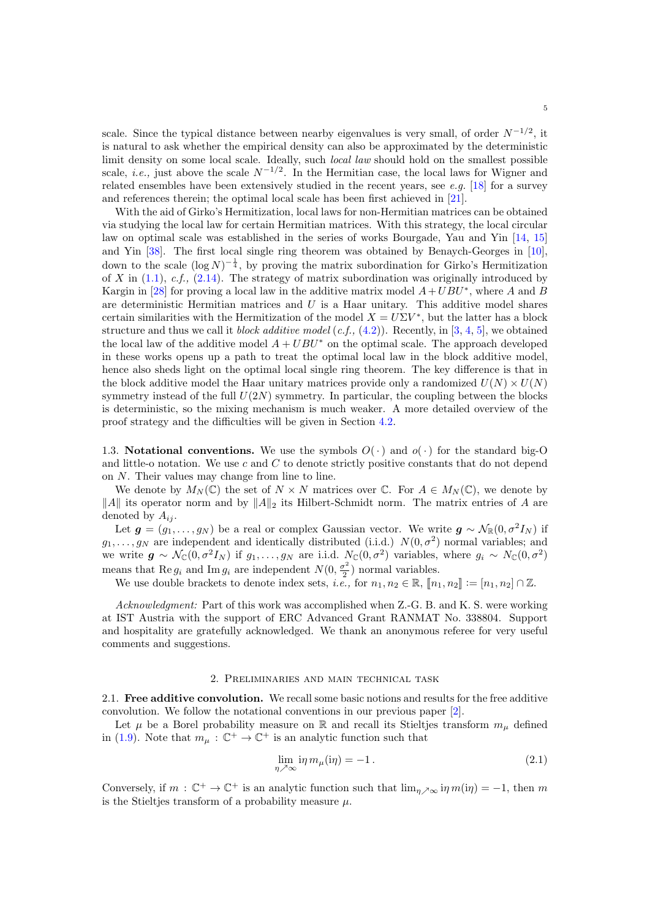scale. Since the typical distance between nearby eigenvalues is very small, of order $N^{-1/2}$, it is natural to ask whether the empirical density can also be approximated by the deterministic limit density on some local scale. Ideally, such *local law* should hold on the smallest possible scale, *i.e.,* just above the scale $N^{-1/2}$. In the Hermitian case, the local laws for Wigner and related ensembles have been extensively studied in the recent years, see *e.g.* [18] for a survey and references therein; the optimal local scale has been first achieved in [21].

With the aid of Girko's Hermitization, local laws for non-Hermitian matrices can be obtained via studying the local law for certain Hermitian matrices. With this strategy, the local circular law on optimal scale was established in the series of works Bourgade, Yau and Yin [14, 15] and Yin [38]. The first local single ring theorem was obtained by Benaych-Georges in [10], down to the scale $(\log N)^{-\frac{1}{4}}$, by proving the matrix subordination for Girko's Hermitization of $X$ in (1.1), *c.f.,* (2.14). The strategy of matrix subordination was originally introduced by Kargin in [28] for proving a local law in the additive matrix model $A+UBU^*$, where $A$ and $B$ are deterministic Hermitian matrices and $U$ is a Haar unitary. This additive model shares certain similarities with the Hermitization of the model $X=U\Sigma V^*$, but the latter has a block structure and thus we call it *block additive model* (*c.f.,* (4.2)). Recently, in [3, 4, 5], we obtained the local law of the additive model $A+UBU^*$ on the optimal scale. The approach developed in these works opens up a path to treat the optimal local law in the block additive model, hence also sheds light on the optimal local single ring theorem. The key difference is that in the block additive model the Haar unitary matrices provide only a randomized $U(N)\times U(N)$ symmetry instead of the full $U(2N)$ symmetry. In particular, the coupling between the blocks is deterministic, so the mixing mechanism is much weaker. A more detailed overview of the proof strategy and the difficulties will be given in Section 4.2.

### 1.3. Notational conventions.

We use the symbols $O(\,\cdot\,)$ and $o(\,\cdot\,)$ for the standard big-O and little-o notation. We use $c$ and $C$ to denote strictly positive constants that do not depend on $N$. Their values may change from line to line.

We denote by $M_N(\mathbb{C})$ the set of $N\times N$ matrices over $\mathbb{C}$. For $A\in M_N(\mathbb{C})$, we denote by $\|A\|$ its operator norm and by $\|A\|_2$ its Hilbert-Schmidt norm. The matrix entries of $A$ are denoted by $A_{ij}$.

Let $\boldsymbol{g}=(g_1,\ldots,g_N)$ be a real or complex Gaussian vector. We write $\boldsymbol{g}\sim\mathcal{N}_{\mathbb{R}}(0,\sigma^2 I_N)$ if $g_1,\ldots,g_N$ are independent and identically distributed (i.i.d.) $N(0,\sigma^2)$ normal variables; and we write $\boldsymbol{g}\sim\mathcal{N}_{\mathbb{C}}(0,\sigma^2 I_N)$ if $g_1,\ldots,g_N$ are i.i.d. $N_{\mathbb{C}}(0,\sigma^2)$ variables, where $g_i\sim N_{\mathbb{C}}(0,\sigma^2)$ means that $\operatorname{Re} g_i$ and $\operatorname{Im} g_i$ are independent $N(0,\frac{\sigma^2}{2})$ normal variables.

We use double brackets to denote index sets, *i.e.,* for $n_1,n_2\in\mathbb{R}$, $[\![n_1,n_2]\!]:=[n_1,n_2]\cap\mathbb{Z}$.

*Acknowledgment:* Part of this work was accomplished when Z.-G. B. and K. S. were working at IST Austria with the support of ERC Advanced Grant RANMAT No. 338804. Support and hospitality are gratefully acknowledged. We thank an anonymous referee for very useful comments and suggestions.

## 2. Preliminaries and main technical task

### 2.1. Free additive convolution.

We recall some basic notions and results for the free additive convolution. We follow the notational conventions in our previous paper [2].

Let $\mu$ be a Borel probability measure on $\mathbb{R}$ and recall its Stieltjes transform $m_\mu$ defined in (1.9). Note that $m_\mu:\mathbb{C}^+\to\mathbb{C}^+$ is an analytic function such that

$$\lim_{\eta\nearrow\infty}\mathrm{i}\eta\, m_\mu(\mathrm{i}\eta)=-1\,. \tag{2.1}$$

Conversely, if $m:\mathbb{C}^+\to\mathbb{C}^+$ is an analytic function such that $\lim_{\eta\nearrow\infty}\mathrm{i}\eta\, m(\mathrm{i}\eta)=-1$, then $m$ is the Stieltjes transform of a probability measure $\mu$.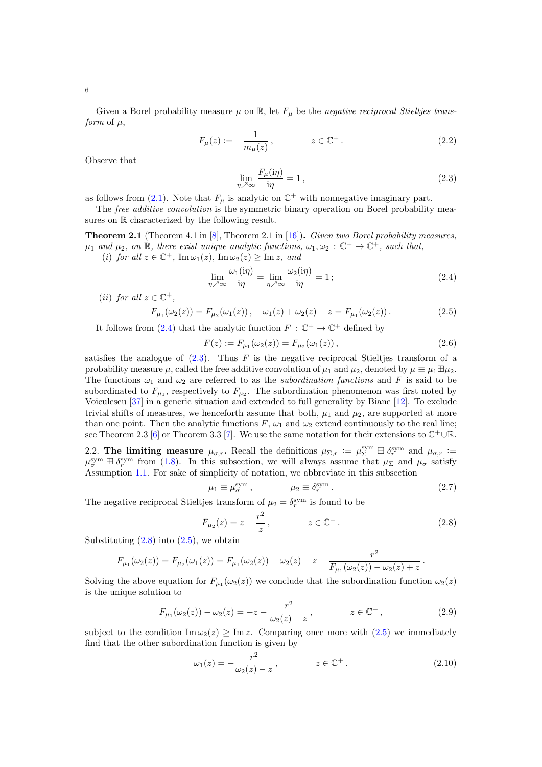Given a Borel probability measure $\mu$ on $\mathbb{R}$, let $F_\mu$ be the *negative reciprocal Stieltjes transform* of $\mu$,

$$F_\mu(z) := -\frac{1}{m_\mu(z)}\,, \qquad\qquad z \in \mathbb{C}^+\,. \tag{2.2}$$

Observe that

$$\lim_{\eta \nearrow \infty} \frac{F_\mu(\mathrm{i}\eta)}{\mathrm{i}\eta} = 1\,, \tag{2.3}$$

as follows from (2.1). Note that $F_\mu$ is analytic on $\mathbb{C}^+$ with nonnegative imaginary part.

The *free additive convolution* is the symmetric binary operation on Borel probability measures on $\mathbb{R}$ characterized by the following result.

**Theorem 2.1** (Theorem 4.1 in [8], Theorem 2.1 in [16]). *Given two Borel probability measures, $\mu_1$ and $\mu_2$, on $\mathbb{R}$, there exist unique analytic functions, $\omega_1, \omega_2 : \mathbb{C}^+ \to \mathbb{C}^+$, such that,*

(*i*) *for all $z \in \mathbb{C}^+$, $\operatorname{Im}\omega_1(z), \operatorname{Im}\omega_2(z) \geq \operatorname{Im} z$, and*

$$\lim_{\eta \nearrow \infty} \frac{\omega_1(\mathrm{i}\eta)}{\mathrm{i}\eta} = \lim_{\eta \nearrow \infty} \frac{\omega_2(\mathrm{i}\eta)}{\mathrm{i}\eta} = 1\,; \tag{2.4}$$

(*ii*) *for all $z \in \mathbb{C}^+$,*

$$F_{\mu_1}(\omega_2(z)) = F_{\mu_2}(\omega_1(z))\,, \quad \omega_1(z) + \omega_2(z) - z = F_{\mu_1}(\omega_2(z))\,. \tag{2.5}$$

It follows from (2.4) that the analytic function $F : \mathbb{C}^+ \to \mathbb{C}^+$ defined by

$$F(z) := F_{\mu_1}(\omega_2(z)) = F_{\mu_2}(\omega_1(z))\,, \tag{2.6}$$

satisfies the analogue of (2.3). Thus $F$ is the negative reciprocal Stieltjes transform of a probability measure $\mu$, called the free additive convolution of $\mu_1$ and $\mu_2$, denoted by $\mu \equiv \mu_1 \boxplus \mu_2$. The functions $\omega_1$ and $\omega_2$ are referred to as the *subordination functions* and $F$ is said to be subordinated to $F_{\mu_1}$, respectively to $F_{\mu_2}$. The subordination phenomenon was first noted by Voiculescu [37] in a generic situation and extended to full generality by Biane [12]. To exclude trivial shifts of measures, we henceforth assume that both, $\mu_1$ and $\mu_2$, are supported at more than one point. Then the analytic functions $F$, $\omega_1$ and $\omega_2$ extend continuously to the real line; see Theorem 2.3 [6] or Theorem 3.3 [7]. We use the same notation for their extensions to $\mathbb{C}^+ \cup \mathbb{R}$.

2.2. **The limiting measure $\mu_{\sigma,r}$.** Recall the definitions $\mu_{\Sigma,r} := \mu_\Sigma^{\mathrm{sym}} \boxplus \delta_r^{\mathrm{sym}}$ and $\mu_{\sigma,r} := \mu_\sigma^{\mathrm{sym}} \boxplus \delta_r^{\mathrm{sym}}$ from (1.8). In this subsection, we will always assume that $\mu_\Sigma$ and $\mu_\sigma$ satisfy Assumption 1.1. For sake of simplicity of notation, we abbreviate in this subsection

$$\mu_1 \equiv \mu_\sigma^{\mathrm{sym}}\,, \qquad\qquad \mu_2 \equiv \delta_r^{\mathrm{sym}}\,. \tag{2.7}$$

The negative reciprocal Stieltjes transform of $\mu_2 = \delta_r^{\mathrm{sym}}$ is found to be

$$F_{\mu_2}(z) = z - \frac{r^2}{z}\,, \qquad\qquad z \in \mathbb{C}^+\,. \tag{2.8}$$

Substituting (2.8) into (2.5), we obtain

$$F_{\mu_1}(\omega_2(z)) = F_{\mu_2}(\omega_1(z)) = F_{\mu_1}(\omega_2(z)) - \omega_2(z) + z - \frac{r^2}{F_{\mu_1}(\omega_2(z)) - \omega_2(z) + z}\,.$$

Solving the above equation for $F_{\mu_1}(\omega_2(z))$ we conclude that the subordination function $\omega_2(z)$ is the unique solution to

$$F_{\mu_1}(\omega_2(z)) - \omega_2(z) = -z - \frac{r^2}{\omega_2(z) - z}\,, \qquad\qquad z \in \mathbb{C}^+\,, \tag{2.9}$$

subject to the condition $\operatorname{Im}\omega_2(z) \geq \operatorname{Im} z$. Comparing once more with (2.5) we immediately find that the other subordination function is given by

$$\omega_1(z) = -\frac{r^2}{\omega_2(z) - z}\,, \qquad\qquad z \in \mathbb{C}^+\,. \tag{2.10}$$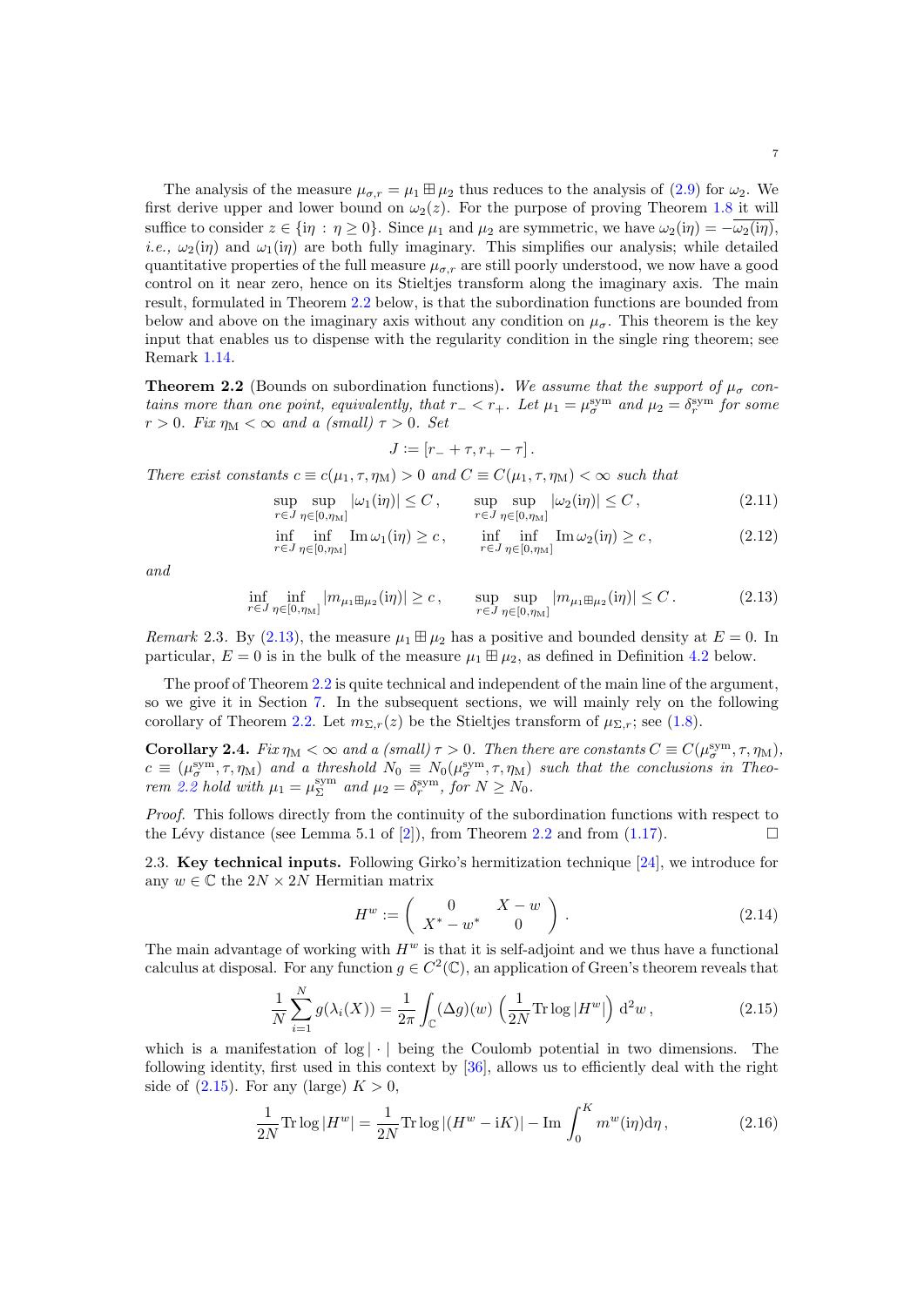The analysis of the measure $\mu_{\sigma,r} = \mu_1 \boxplus \mu_2$ thus reduces to the analysis of (2.9) for $\omega_2$. We first derive upper and lower bound on $\omega_2(z)$. For the purpose of proving Theorem 1.8 it will suffice to consider $z \in \{\mathrm{i}\eta : \eta \geq 0\}$. Since $\mu_1$ and $\mu_2$ are symmetric, we have $\omega_2(\mathrm{i}\eta) = -\overline{\omega_2(\mathrm{i}\eta)}$, *i.e.,* $\omega_2(\mathrm{i}\eta)$ and $\omega_1(\mathrm{i}\eta)$ are both fully imaginary. This simplifies our analysis; while detailed quantitative properties of the full measure $\mu_{\sigma,r}$ are still poorly understood, we now have a good control on it near zero, hence on its Stieltjes transform along the imaginary axis. The main result, formulated in Theorem 2.2 below, is that the subordination functions are bounded from below and above on the imaginary axis without any condition on $\mu_\sigma$. This theorem is the key input that enables us to dispense with the regularity condition in the single ring theorem; see Remark 1.14.

**Theorem 2.2** (Bounds on subordination functions). *We assume that the support of $\mu_\sigma$ contains more than one point, equivalently, that $r_- < r_+$. Let $\mu_1 = \mu_\sigma^{\mathrm{sym}}$ and $\mu_2 = \delta_r^{\mathrm{sym}}$ for some $r > 0$. Fix $\eta_{\mathrm{M}} < \infty$ and a (small) $\tau > 0$. Set*

$$J := [r_- + \tau, r_+ - \tau] .$$

*There exist constants $c \equiv c(\mu_1, \tau, \eta_{\mathrm{M}}) > 0$ and $C \equiv C(\mu_1, \tau, \eta_{\mathrm{M}}) < \infty$ such that*

$$\sup_{r\in J}\sup_{\eta\in[0,\eta_{\mathrm{M}}]} |\omega_1(\mathrm{i}\eta)| \leq C , \qquad \sup_{r\in J}\sup_{\eta\in[0,\eta_{\mathrm{M}}]} |\omega_2(\mathrm{i}\eta)| \leq C , \tag{2.11}$$

$$\inf_{r\in J}\inf_{\eta\in[0,\eta_{\mathrm{M}}]} \operatorname{Im}\omega_1(\mathrm{i}\eta) \geq c , \qquad \inf_{r\in J}\inf_{\eta\in[0,\eta_{\mathrm{M}}]} \operatorname{Im}\omega_2(\mathrm{i}\eta) \geq c , \tag{2.12}$$

*and*

$$\inf_{r\in J}\inf_{\eta\in[0,\eta_{\mathrm{M}}]} |m_{\mu_1\boxplus\mu_2}(\mathrm{i}\eta)| \geq c , \qquad \sup_{r\in J}\sup_{\eta\in[0,\eta_{\mathrm{M}}]} |m_{\mu_1\boxplus\mu_2}(\mathrm{i}\eta)| \leq C . \tag{2.13}$$

*Remark* 2.3. By (2.13), the measure $\mu_1 \boxplus \mu_2$ has a positive and bounded density at $E = 0$. In particular, $E = 0$ is in the bulk of the measure $\mu_1 \boxplus \mu_2$, as defined in Definition 4.2 below.

The proof of Theorem 2.2 is quite technical and independent of the main line of the argument, so we give it in Section 7. In the subsequent sections, we will mainly rely on the following corollary of Theorem 2.2. Let $m_{\Sigma,r}(z)$ be the Stieltjes transform of $\mu_{\Sigma,r}$; see (1.8).

**Corollary 2.4.** *Fix $\eta_{\mathrm{M}} < \infty$ and a (small) $\tau > 0$. Then there are constants $C \equiv C(\mu_\sigma^{\mathrm{sym}}, \tau, \eta_{\mathrm{M}})$, $c \equiv (\mu_\sigma^{\mathrm{sym}}, \tau, \eta_{\mathrm{M}})$ and a threshold $N_0 \equiv N_0(\mu_\sigma^{\mathrm{sym}}, \tau, \eta_{\mathrm{M}})$ such that the conclusions in Theorem 2.2 hold with $\mu_1 = \mu_\Sigma^{\mathrm{sym}}$ and $\mu_2 = \delta_r^{\mathrm{sym}}$, for $N \geq N_0$.*

*Proof.* This follows directly from the continuity of the subordination functions with respect to the Lévy distance (see Lemma 5.1 of [2]), from Theorem 2.2 and from (1.17). □

2.3. **Key technical inputs.** Following Girko's hermitization technique [24], we introduce for any $w \in \mathbb{C}$ the $2N \times 2N$ Hermitian matrix

$$H^w := \begin{pmatrix} 0 & X - w \\ X^* - w^* & 0 \end{pmatrix} . \tag{2.14}$$

The main advantage of working with $H^w$ is that it is self-adjoint and we thus have a functional calculus at disposal. For any function $g \in C^2(\mathbb{C})$, an application of Green's theorem reveals that

$$\frac{1}{N}\sum_{i=1}^N g(\lambda_i(X)) = \frac{1}{2\pi}\int_{\mathbb{C}} (\Delta g)(w)\left(\frac{1}{2N}\operatorname{Tr}\log|H^w|\right) \mathrm{d}^2 w , \tag{2.15}$$

which is a manifestation of $\log|\cdot|$ being the Coulomb potential in two dimensions. The following identity, first used in this context by [36], allows us to efficiently deal with the right side of (2.15). For any (large) $K > 0$,

$$\frac{1}{2N}\operatorname{Tr}\log|H^w| = \frac{1}{2N}\operatorname{Tr}\log|(H^w - \mathrm{i}K)| - \operatorname{Im}\int_0^K m^w(\mathrm{i}\eta)\mathrm{d}\eta , \tag{2.16}$$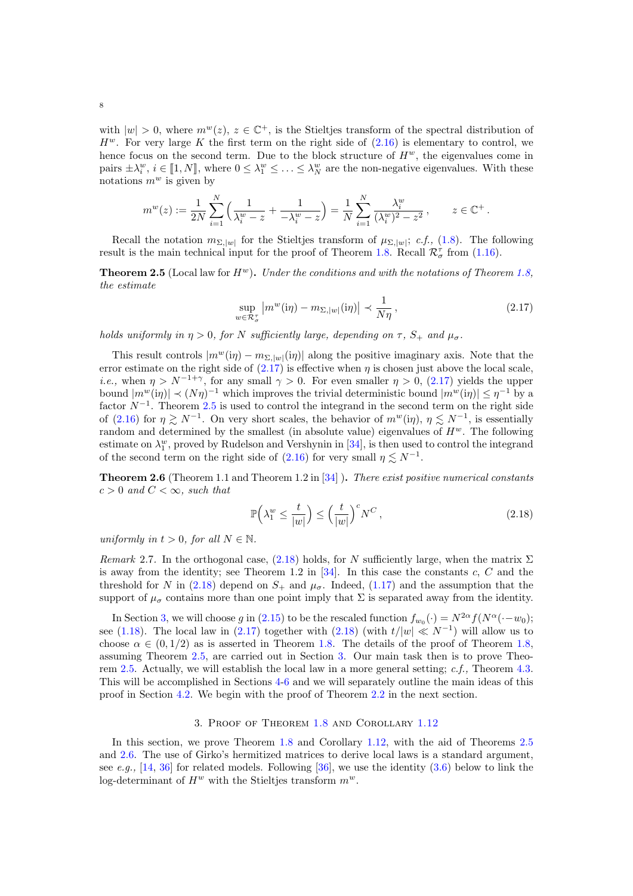with $|w| > 0$, where $m^w(z)$, $z \in \mathbb{C}^+$, is the Stieltjes transform of the spectral distribution of $H^w$. For very large $K$ the first term on the right side of (2.16) is elementary to control, we hence focus on the second term. Due to the block structure of $H^w$, the eigenvalues come in pairs $\pm\lambda_i^w$, $i \in [\![1, N]\!]$, where $0 \leq \lambda_1^w \leq \ldots \leq \lambda_N^w$ are the non-negative eigenvalues. With these notations $m^w$ is given by

$$m^w(z) := \frac{1}{2N} \sum_{i=1}^{N} \Big( \frac{1}{\lambda_i^w - z} + \frac{1}{-\lambda_i^w - z} \Big) = \frac{1}{N} \sum_{i=1}^{N} \frac{\lambda_i^w}{(\lambda_i^w)^2 - z^2}\,, \qquad z \in \mathbb{C}^+\,.$$

Recall the notation $m_{\Sigma,|w|}$ for the Stieltjes transform of $\mu_{\Sigma,|w|}$; *c.f.*, (1.8). The following result is the main technical input for the proof of Theorem 1.8. Recall $\mathcal{R}_\sigma^\tau$ from (1.16).

**Theorem 2.5** (Local law for $H^w$)**.** *Under the conditions and with the notations of Theorem 1.8, the estimate*

$$\sup_{w \in \mathcal{R}_\sigma^\tau} \big| m^w(\mathrm{i}\eta) - m_{\Sigma,|w|}(\mathrm{i}\eta) \big| \prec \frac{1}{N\eta}\,, \tag{2.17}$$

*holds uniformly in $\eta > 0$, for $N$ sufficiently large, depending on $\tau$, $S_+$ and $\mu_\sigma$.*

This result controls $|m^w(\mathrm{i}\eta) - m_{\Sigma,|w|}(\mathrm{i}\eta)|$ along the positive imaginary axis. Note that the error estimate on the right side of (2.17) is effective when $\eta$ is chosen just above the local scale, *i.e.*, when $\eta > N^{-1+\gamma}$, for any small $\gamma > 0$. For even smaller $\eta > 0$, (2.17) yields the upper bound $|m^w(\mathrm{i}\eta)| \prec (N\eta)^{-1}$ which improves the trivial deterministic bound $|m^w(\mathrm{i}\eta)| \leq \eta^{-1}$ by a factor $N^{-1}$. Theorem 2.5 is used to control the integrand in the second term on the right side of (2.16) for $\eta \gtrsim N^{-1}$. On very short scales, the behavior of $m^w(\mathrm{i}\eta)$, $\eta \lesssim N^{-1}$, is essentially random and determined by the smallest (in absolute value) eigenvalues of $H^w$. The following estimate on $\lambda_1^w$, proved by Rudelson and Vershynin in [34], is then used to control the integrand of the second term on the right side of (2.16) for very small $\eta \lesssim N^{-1}$.

**Theorem 2.6** (Theorem 1.1 and Theorem 1.2 in [34] )**.** *There exist positive numerical constants $c > 0$ and $C < \infty$, such that*

$$\mathbb{P}\Big( \lambda_1^w \leq \frac{t}{|w|} \Big) \leq \Big( \frac{t}{|w|} \Big)^c N^C\,, \tag{2.18}$$

*uniformly in $t > 0$, for all $N \in \mathbb{N}$.*

*Remark* 2.7. In the orthogonal case, (2.18) holds, for $N$ sufficiently large, when the matrix $\Sigma$ is away from the identity; see Theorem 1.2 in [34]. In this case the constants $c$, $C$ and the threshold for $N$ in (2.18) depend on $S_+$ and $\mu_\sigma$. Indeed, (1.17) and the assumption that the support of $\mu_\sigma$ contains more than one point imply that $\Sigma$ is separated away from the identity.

In Section 3, we will choose $g$ in (2.15) to be the rescaled function $f_{w_0}(\cdot) = N^{2\alpha} f(N^\alpha(\cdot - w_0))$; see (1.18). The local law in (2.17) together with (2.18) (with $t/|w| \ll N^{-1}$) will allow us to choose $\alpha \in (0, 1/2)$ as is asserted in Theorem 1.8. The details of the proof of Theorem 1.8, assuming Theorem 2.5, are carried out in Section 3. Our main task then is to prove Theorem 2.5. Actually, we will establish the local law in a more general setting; *c.f.*, Theorem 4.3. This will be accomplished in Sections 4-6 and we will separately outline the main ideas of this proof in Section 4.2. We begin with the proof of Theorem 2.2 in the next section.

## 3. Proof of Theorem 1.8 and Corollary 1.12

In this section, we prove Theorem 1.8 and Corollary 1.12, with the aid of Theorems 2.5 and 2.6. The use of Girko's hermitized matrices to derive local laws is a standard argument, see *e.g.*, [14, 36] for related models. Following [36], we use the identity (3.6) below to link the log-determinant of $H^w$ with the Stieltjes transform $m^w$.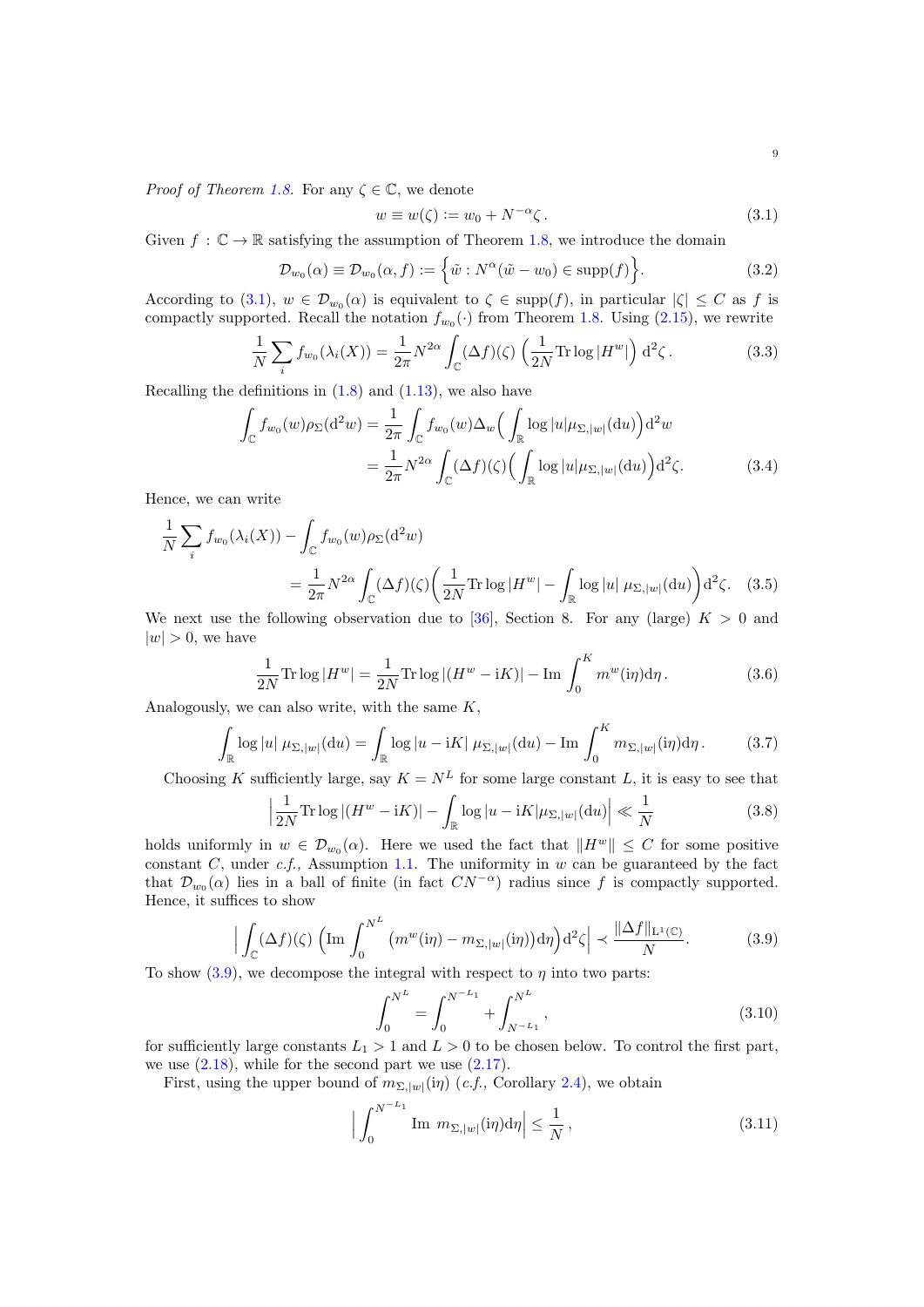*Proof of Theorem 1.8.* For any $\zeta \in \mathbb{C}$, we denote

$$w \equiv w(\zeta) := w_0 + N^{-\alpha}\zeta\,. \tag{3.1}$$

Given $f : \mathbb{C} \to \mathbb{R}$ satisfying the assumption of Theorem 1.8, we introduce the domain

$$\mathcal{D}_{w_0}(\alpha) \equiv \mathcal{D}_{w_0}(\alpha, f) := \Big\{ \tilde{w} : N^{\alpha}(\tilde{w} - w_0) \in \operatorname{supp}(f) \Big\}. \tag{3.2}$$

According to (3.1), $w \in \mathcal{D}_{w_0}(\alpha)$ is equivalent to $\zeta \in \operatorname{supp}(f)$, in particular $|\zeta| \leq C$ as $f$ is compactly supported. Recall the notation $f_{w_0}(\cdot)$ from Theorem 1.8. Using (2.15), we rewrite

$$\frac{1}{N}\sum_i f_{w_0}(\lambda_i(X)) = \frac{1}{2\pi} N^{2\alpha} \int_{\mathbb{C}} (\Delta f)(\zeta) \left( \frac{1}{2N} \operatorname{Tr} \log |H^w| \right) \mathrm{d}^2\zeta\,. \tag{3.3}$$

Recalling the definitions in (1.8) and (1.13), we also have

$$\begin{aligned}
\int_{\mathbb{C}} f_{w_0}(w) \rho_\Sigma(\mathrm{d}^2 w) &= \frac{1}{2\pi} \int_{\mathbb{C}} f_{w_0}(w) \Delta_w \Big( \int_{\mathbb{R}} \log |u| \mu_{\Sigma,|w|}(\mathrm{d}u) \Big) \mathrm{d}^2 w \\
&= \frac{1}{2\pi} N^{2\alpha} \int_{\mathbb{C}} (\Delta f)(\zeta) \Big( \int_{\mathbb{R}} \log |u| \mu_{\Sigma,|w|}(\mathrm{d}u) \Big) \mathrm{d}^2\zeta. 
\end{aligned} \tag{3.4}$$

Hence, we can write

$$\begin{aligned}
&\frac{1}{N}\sum_i f_{w_0}(\lambda_i(X)) - \int_{\mathbb{C}} f_{w_0}(w) \rho_\Sigma(\mathrm{d}^2 w) \\
&\qquad = \frac{1}{2\pi} N^{2\alpha} \int_{\mathbb{C}} (\Delta f)(\zeta) \Big( \frac{1}{2N} \operatorname{Tr} \log |H^w| - \int_{\mathbb{R}} \log |u| \; \mu_{\Sigma,|w|}(\mathrm{d}u) \Big) \mathrm{d}^2\zeta. 
\end{aligned} \tag{3.5}$$

We next use the following observation due to [36], Section 8. For any (large) $K > 0$ and $|w| > 0$, we have

$$\frac{1}{2N} \operatorname{Tr} \log |H^w| = \frac{1}{2N} \operatorname{Tr} \log |(H^w - \mathrm{i}K)| - \operatorname{Im} \int_0^K m^w(\mathrm{i}\eta) \mathrm{d}\eta\,. \tag{3.6}$$

Analogously, we can also write, with the same $K$,

$$\int_{\mathbb{R}} \log |u| \; \mu_{\Sigma,|w|}(\mathrm{d}u) = \int_{\mathbb{R}} \log |u - \mathrm{i}K| \; \mu_{\Sigma,|w|}(\mathrm{d}u) - \operatorname{Im} \int_0^K m_{\Sigma,|w|}(\mathrm{i}\eta) \mathrm{d}\eta\,. \tag{3.7}$$

Choosing $K$ sufficiently large, say $K = N^L$ for some large constant $L$, it is easy to see that

$$\Big| \frac{1}{2N} \operatorname{Tr} \log |(H^w - \mathrm{i}K)| - \int_{\mathbb{R}} \log |u - \mathrm{i}K| \mu_{\Sigma,|w|}(\mathrm{d}u) \Big| \ll \frac{1}{N} \tag{3.8}$$

holds uniformly in $w \in \mathcal{D}_{w_0}(\alpha)$. Here we used the fact that $\|H^w\| \leq C$ for some positive constant $C$, under *c.f.,* Assumption 1.1. The uniformity in $w$ can be guaranteed by the fact that $\mathcal{D}_{w_0}(\alpha)$ lies in a ball of finite (in fact $CN^{-\alpha}$) radius since $f$ is compactly supported. Hence, it suffices to show

$$\Big| \int_{\mathbb{C}} (\Delta f)(\zeta) \left( \operatorname{Im} \int_0^{N^L} \big( m^w(\mathrm{i}\eta) - m_{\Sigma,|w|}(\mathrm{i}\eta) \big) \mathrm{d}\eta \right) \mathrm{d}^2\zeta \Big| \prec \frac{\|\Delta f\|_{\mathrm{L}^1(\mathbb{C})}}{N}. \tag{3.9}$$

To show (3.9), we decompose the integral with respect to $\eta$ into two parts:

$$\int_0^{N^L} = \int_0^{N^{-L_1}} + \int_{N^{-L_1}}^{N^L}\,, \tag{3.10}$$

for sufficiently large constants $L_1 > 1$ and $L > 0$ to be chosen below. To control the first part, we use (2.18), while for the second part we use (2.17).

First, using the upper bound of $m_{\Sigma,|w|}(\mathrm{i}\eta)$ (*c.f.,* Corollary 2.4), we obtain

$$\Big| \int_0^{N^{-L_1}} \operatorname{Im}\; m_{\Sigma,|w|}(\mathrm{i}\eta) \mathrm{d}\eta \Big| \leq \frac{1}{N}\,, \tag{3.11}$$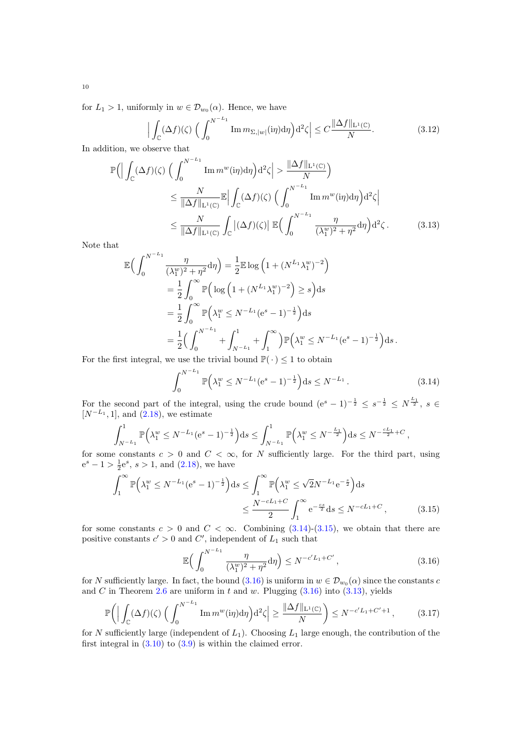for $L_1 > 1$, uniformly in $w \in \mathcal{D}_{w_0}(\alpha)$. Hence, we have

$$\Big| \int_{\mathbb{C}} (\Delta f)(\zeta) \, \Big( \int_0^{N^{-L_1}} \operatorname{Im} m_{\Sigma, |w|}(\mathrm{i}\eta) \mathrm{d}\eta \Big) \mathrm{d}^2\zeta \Big| \leq C \frac{\|\Delta f\|_{\mathrm{L}^1(\mathbb{C})}}{N} . \tag{3.12}$$

In addition, we observe that

$$\begin{aligned}
\mathbb{P}\Big( \Big| \int_{\mathbb{C}} (\Delta f)(\zeta) \, \Big( \int_0^{N^{-L_1}} \operatorname{Im} m^w(\mathrm{i}\eta) \mathrm{d}\eta \Big) \mathrm{d}^2\zeta \Big| > \frac{\|\Delta f\|_{\mathrm{L}^1(\mathbb{C})}}{N} \Big) \\
\leq \frac{N}{\|\Delta f\|_{\mathrm{L}^1(\mathbb{C})}} \mathbb{E} \Big| \int_{\mathbb{C}} (\Delta f)(\zeta) \, \Big( \int_0^{N^{-L_1}} \operatorname{Im} m^w(\mathrm{i}\eta) \mathrm{d}\eta \Big) \mathrm{d}^2\zeta \Big| \\
\leq \frac{N}{\|\Delta f\|_{\mathrm{L}^1(\mathbb{C})}} \int_{\mathbb{C}} \big| (\Delta f)(\zeta) \big| \, \mathbb{E} \Big( \int_0^{N^{-L_1}} \frac{\eta}{(\lambda_1^w)^2 + \eta^2} \mathrm{d}\eta \Big) \mathrm{d}^2\zeta \, .
\end{aligned} \tag{3.13}$$

Note that

$$\begin{aligned}
\mathbb{E}\Big( \int_0^{N^{-L_1}} \frac{\eta}{(\lambda_1^w)^2 + \eta^2} \mathrm{d}\eta \Big) &= \frac{1}{2} \mathbb{E} \log \Big( 1 + (N^{L_1} \lambda_1^w)^{-2} \Big) \\
&= \frac{1}{2} \int_0^\infty \mathbb{P}\Big( \log \Big( 1 + (N^{L_1} \lambda_1^w)^{-2} \Big) \geq s \Big) \mathrm{d}s \\
&= \frac{1}{2} \int_0^\infty \mathbb{P}\Big( \lambda_1^w \leq N^{-L_1} (\mathrm{e}^s - 1)^{-\frac{1}{2}} \Big) \mathrm{d}s \\
&= \frac{1}{2} \Big( \int_0^{N^{-L_1}} + \int_{N^{-L_1}}^1 + \int_1^\infty \Big) \mathbb{P}\Big( \lambda_1^w \leq N^{-L_1} (\mathrm{e}^s - 1)^{-\frac{1}{2}} \Big) \mathrm{d}s \, .
\end{aligned}$$

For the first integral, we use the trivial bound $\mathbb{P}(\,\cdot\,) \leq 1$ to obtain

$$\int_0^{N^{-L_1}} \mathbb{P}\Big( \lambda_1^w \leq N^{-L_1} (\mathrm{e}^s - 1)^{-\frac{1}{2}} \Big) \mathrm{d}s \leq N^{-L_1} \, . \tag{3.14}$$

For the second part of the integral, using the crude bound $(\mathrm{e}^s - 1)^{-\frac{1}{2}} \leq s^{-\frac{1}{2}} \leq N^{\frac{L_1}{2}}$, $s \in [N^{-L_1}, 1]$, and (2.18), we estimate

$$\int_{N^{-L_1}}^1 \mathbb{P}\Big( \lambda_1^w \leq N^{-L_1} (\mathrm{e}^s - 1)^{-\frac{1}{2}} \Big) \mathrm{d}s \leq \int_{N^{-L_1}}^1 \mathbb{P}\Big( \lambda_1^w \leq N^{-\frac{L_1}{2}} \Big) \mathrm{d}s \leq N^{-\frac{cL_1}{2} + C} \, ,$$

for some constants $c > 0$ and $C < \infty$, for $N$ sufficiently large. For the third part, using $\mathrm{e}^s - 1 > \frac{1}{2}\mathrm{e}^s$, $s > 1$, and (2.18), we have

$$\begin{aligned}
\int_1^\infty \mathbb{P}\Big( \lambda_1^w \leq N^{-L_1} (\mathrm{e}^s - 1)^{-\frac{1}{2}} \Big) \mathrm{d}s &\leq \int_1^\infty \mathbb{P}\Big( \lambda_1^w \leq \sqrt{2} N^{-L_1} \mathrm{e}^{-\frac{s}{2}} \Big) \mathrm{d}s \\
&\leq \frac{N^{-cL_1 + C}}{2} \int_1^\infty \mathrm{e}^{-\frac{cs}{2}} \mathrm{d}s \leq N^{-cL_1 + C} \, ,
\end{aligned} \tag{3.15}$$

for some constants $c > 0$ and $C < \infty$. Combining (3.14)-(3.15), we obtain that there are positive constants $c' > 0$ and $C'$, independent of $L_1$ such that

$$\mathbb{E}\Big( \int_0^{N^{-L_1}} \frac{\eta}{(\lambda_1^w)^2 + \eta^2} \mathrm{d}\eta \Big) \leq N^{-c' L_1 + C'} \, , \tag{3.16}$$

for $N$ sufficiently large. In fact, the bound (3.16) is uniform in $w \in \mathcal{D}_{w_0}(\alpha)$ since the constants $c$ and $C$ in Theorem 2.6 are uniform in $t$ and $w$. Plugging (3.16) into (3.13), yields

$$\mathbb{P}\Big( \Big| \int_{\mathbb{C}} (\Delta f)(\zeta) \, \Big( \int_0^{N^{-L_1}} \operatorname{Im} m^w(\mathrm{i}\eta) \mathrm{d}\eta \Big) \mathrm{d}^2\zeta \Big| \geq \frac{\|\Delta f\|_{\mathrm{L}^1(\mathbb{C})}}{N} \Big) \leq N^{-c' L_1 + C' + 1} \, , \tag{3.17}$$

for $N$ sufficiently large (independent of $L_1$). Choosing $L_1$ large enough, the contribution of the first integral in (3.10) to (3.9) is within the claimed error.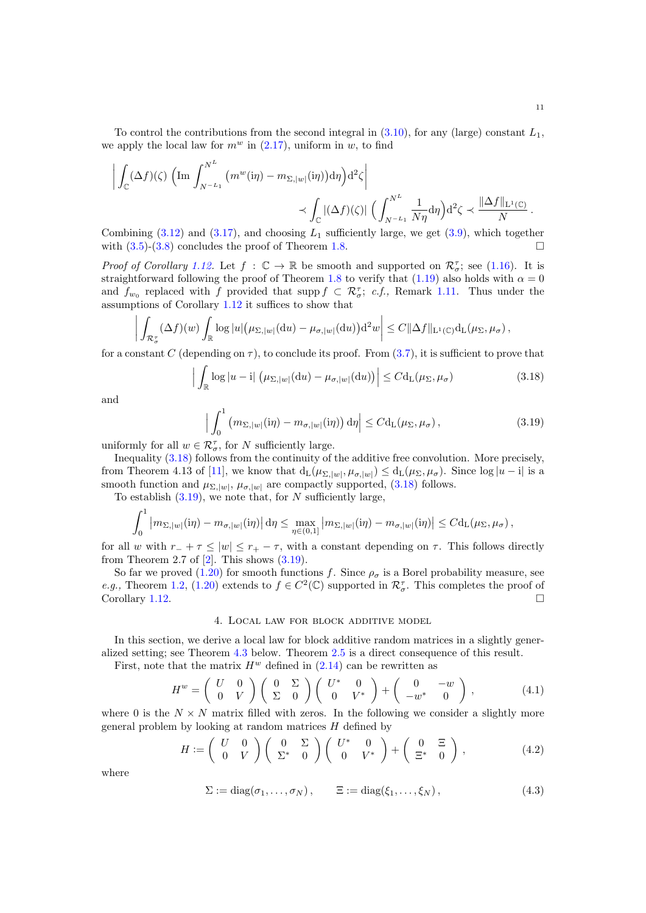To control the contributions from the second integral in (3.10), for any (large) constant $L_1$, we apply the local law for $m^w$ in (2.17), uniform in $w$, to find

$$\Big| \int_{\mathbb{C}} (\Delta f)(\zeta) \Big( \mathrm{Im} \int_{N^{-L_1}}^{N^L} \big( m^w(\mathrm{i}\eta) - m_{\Sigma,|w|}(\mathrm{i}\eta)\big) \mathrm{d}\eta \Big) \mathrm{d}^2\zeta \Big| \prec \int_{\mathbb{C}} |(\Delta f)(\zeta)| \Big( \int_{N^{-L_1}}^{N^L} \frac{1}{N\eta} \mathrm{d}\eta \Big) \mathrm{d}^2\zeta \prec \frac{\|\Delta f\|_{\mathrm{L}^1(\mathbb{C})}}{N}\,.$$

Combining (3.12) and (3.17), and choosing $L_1$ sufficiently large, we get (3.9), which together with (3.5)-(3.8) concludes the proof of Theorem 1.8. $\square$

*Proof of Corollary 1.12.* Let $f : \mathbb{C} \to \mathbb{R}$ be smooth and supported on $\mathcal{R}_\sigma^\tau$; see (1.16). It is straightforward following the proof of Theorem 1.8 to verify that (1.19) also holds with $\alpha = 0$ and $f_{w_0}$ replaced with $f$ provided that $\operatorname{supp} f \subset \mathcal{R}_\sigma^\tau$; *c.f.,* Remark 1.11. Thus under the assumptions of Corollary 1.12 it suffices to show that

$$\Big| \int_{\mathcal{R}_\sigma^\tau} (\Delta f)(w) \int_{\mathbb{R}} \log|u| \big( \mu_{\Sigma,|w|}(\mathrm{d}u) - \mu_{\sigma,|w|}(\mathrm{d}u)\big) \mathrm{d}^2 w \Big| \le C \|\Delta f\|_{\mathrm{L}^1(\mathbb{C})} \mathrm{d}_{\mathrm{L}}(\mu_\Sigma, \mu_\sigma)\,,$$

for a constant $C$ (depending on $\tau$), to conclude its proof. From (3.7), it is sufficient to prove that

$$\Big| \int_{\mathbb{R}} \log|u - \mathrm{i}| \, \big( \mu_{\Sigma,|w|}(\mathrm{d}u) - \mu_{\sigma,|w|}(\mathrm{d}u)\big) \Big| \le C \mathrm{d}_{\mathrm{L}}(\mu_\Sigma, \mu_\sigma) \tag{3.18}$$

and

$$\Big| \int_0^1 \big( m_{\Sigma,|w|}(\mathrm{i}\eta) - m_{\sigma,|w|}(\mathrm{i}\eta)\big) \,\mathrm{d}\eta \Big| \le C \mathrm{d}_{\mathrm{L}}(\mu_\Sigma, \mu_\sigma)\,, \tag{3.19}$$

uniformly for all $w \in \mathcal{R}_\sigma^\tau$, for $N$ sufficiently large.

Inequality (3.18) follows from the continuity of the additive free convolution. More precisely, from Theorem 4.13 of [11], we know that $\mathrm{d}_{\mathrm{L}}(\mu_{\Sigma,|w|}, \mu_{\sigma,|w|}) \le \mathrm{d}_{\mathrm{L}}(\mu_\Sigma, \mu_\sigma)$. Since $\log|u - \mathrm{i}|$ is a smooth function and $\mu_{\Sigma,|w|}$, $\mu_{\sigma,|w|}$ are compactly supported, (3.18) follows.

To establish (3.19), we note that, for $N$ sufficiently large,

$$\int_0^1 \big| m_{\Sigma,|w|}(\mathrm{i}\eta) - m_{\sigma,|w|}(\mathrm{i}\eta)\big| \,\mathrm{d}\eta \le \max_{\eta \in (0,1]} \big| m_{\Sigma,|w|}(\mathrm{i}\eta) - m_{\sigma,|w|}(\mathrm{i}\eta)\big| \le C \mathrm{d}_{\mathrm{L}}(\mu_\Sigma, \mu_\sigma)\,,$$

for all $w$ with $r_- + \tau \le |w| \le r_+ - \tau$, with a constant depending on $\tau$. This follows directly from Theorem 2.7 of [2]. This shows (3.19).

So far we proved (1.20) for smooth functions $f$. Since $\rho_\sigma$ is a Borel probability measure, see *e.g.,* Theorem 1.2, (1.20) extends to $f \in C^2(\mathbb{C})$ supported in $\mathcal{R}_\sigma^\tau$. This completes the proof of Corollary 1.12. $\square$

## 4. Local law for block additive model

In this section, we derive a local law for block additive random matrices in a slightly generalized setting; see Theorem 4.3 below. Theorem 2.5 is a direct consequence of this result.

First, note that the matrix $H^w$ defined in (2.14) can be rewritten as

$$H^w = \begin{pmatrix} U & 0 \\ 0 & V \end{pmatrix} \begin{pmatrix} 0 & \Sigma \\ \Sigma & 0 \end{pmatrix} \begin{pmatrix} U^* & 0 \\ 0 & V^* \end{pmatrix} + \begin{pmatrix} 0 & -w \\ -w^* & 0 \end{pmatrix}\,, \tag{4.1}$$

where 0 is the $N \times N$ matrix filled with zeros. In the following we consider a slightly more general problem by looking at random matrices $H$ defined by

$$H := \begin{pmatrix} U & 0 \\ 0 & V \end{pmatrix} \begin{pmatrix} 0 & \Sigma \\ \Sigma^* & 0 \end{pmatrix} \begin{pmatrix} U^* & 0 \\ 0 & V^* \end{pmatrix} + \begin{pmatrix} 0 & \Xi \\ \Xi^* & 0 \end{pmatrix}\,, \tag{4.2}$$

where

$$\Sigma := \mathrm{diag}(\sigma_1, \ldots, \sigma_N)\,, \qquad \Xi := \mathrm{diag}(\xi_1, \ldots, \xi_N)\,, \tag{4.3}$$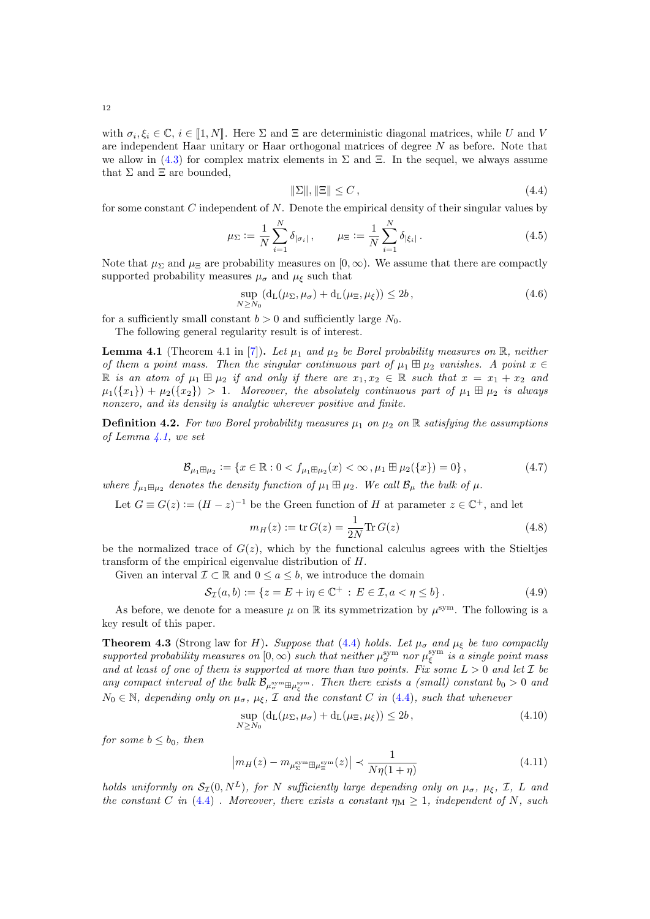with $\sigma_i, \xi_i \in \mathbb{C}$, $i \in [\![1, N]\!]$. Here $\Sigma$ and $\Xi$ are deterministic diagonal matrices, while $U$ and $V$ are independent Haar unitary or Haar orthogonal matrices of degree $N$ as before. Note that we allow in (4.3) for complex matrix elements in $\Sigma$ and $\Xi$. In the sequel, we always assume that $\Sigma$ and $\Xi$ are bounded,

$$\|\Sigma\|, \|\Xi\| \leq C\,, \tag{4.4}$$

for some constant $C$ independent of $N$. Denote the empirical density of their singular values by

$$\mu_\Sigma := \frac{1}{N}\sum_{i=1}^{N} \delta_{|\sigma_i|}\,, \qquad \mu_\Xi := \frac{1}{N}\sum_{i=1}^{N} \delta_{|\xi_i|}\,. \tag{4.5}$$

Note that $\mu_\Sigma$ and $\mu_\Xi$ are probability measures on $[0,\infty)$. We assume that there are compactly supported probability measures $\mu_\sigma$ and $\mu_\xi$ such that

$$\sup_{N \geq N_0} \left(\mathrm{d_L}(\mu_\Sigma, \mu_\sigma) + \mathrm{d_L}(\mu_\Xi, \mu_\xi)\right) \leq 2b\,, \tag{4.6}$$

for a sufficiently small constant $b > 0$ and sufficiently large $N_0$.

The following general regularity result is of interest.

**Lemma 4.1** (Theorem 4.1 in [7])**.** *Let $\mu_1$ and $\mu_2$ be Borel probability measures on $\mathbb{R}$, neither of them a point mass. Then the singular continuous part of $\mu_1 \boxplus \mu_2$ vanishes. A point $x \in \mathbb{R}$ is an atom of $\mu_1 \boxplus \mu_2$ if and only if there are $x_1, x_2 \in \mathbb{R}$ such that $x = x_1 + x_2$ and $\mu_1(\{x_1\}) + \mu_2(\{x_2\}) > 1$. Moreover, the absolutely continuous part of $\mu_1 \boxplus \mu_2$ is always nonzero, and its density is analytic wherever positive and finite.*

**Definition 4.2.** *For two Borel probability measures $\mu_1$ on $\mu_2$ on $\mathbb{R}$ satisfying the assumptions of Lemma 4.1, we set*

$$\mathcal{B}_{\mu_1 \boxplus \mu_2} := \{x \in \mathbb{R} : 0 < f_{\mu_1 \boxplus \mu_2}(x) < \infty\,, \mu_1 \boxplus \mu_2(\{x\}) = 0\}\,, \tag{4.7}$$

*where $f_{\mu_1 \boxplus \mu_2}$ denotes the density function of $\mu_1 \boxplus \mu_2$. We call $\mathcal{B}_\mu$ the bulk of $\mu$.*

Let $G \equiv G(z) := (H - z)^{-1}$ be the Green function of $H$ at parameter $z \in \mathbb{C}^+$, and let

$$m_H(z) := \operatorname{tr} G(z) = \frac{1}{2N} \operatorname{Tr} G(z) \tag{4.8}$$

be the normalized trace of $G(z)$, which by the functional calculus agrees with the Stieltjes transform of the empirical eigenvalue distribution of $H$.

Given an interval $\mathcal{I} \subset \mathbb{R}$ and $0 \leq a \leq b$, we introduce the domain

$$\mathcal{S}_\mathcal{I}(a,b) := \{z = E + \mathrm{i}\eta \in \mathbb{C}^+ \,:\, E \in \mathcal{I}, a < \eta \leq b\}\,. \tag{4.9}$$

As before, we denote for a measure $\mu$ on $\mathbb{R}$ its symmetrization by $\mu^{\mathrm{sym}}$. The following is a key result of this paper.

**Theorem 4.3** (Strong law for $H$)**.** *Suppose that (4.4) holds. Let $\mu_\sigma$ and $\mu_\xi$ be two compactly supported probability measures on $[0,\infty)$ such that neither $\mu_\sigma^{\mathrm{sym}}$ nor $\mu_\xi^{\mathrm{sym}}$ is a single point mass and at least of one of them is supported at more than two points. Fix some $L > 0$ and let $\mathcal{I}$ be any compact interval of the bulk $\mathcal{B}_{\mu_\sigma^{\mathrm{sym}} \boxplus \mu_\xi^{\mathrm{sym}}}$. Then there exists a (small) constant $b_0 > 0$ and $N_0 \in \mathbb{N}$, depending only on $\mu_\sigma$, $\mu_\xi$, $\mathcal{I}$ and the constant $C$ in (4.4), such that whenever*

$$\sup_{N \geq N_0} \left(\mathrm{d_L}(\mu_\Sigma, \mu_\sigma) + \mathrm{d_L}(\mu_\Xi, \mu_\xi)\right) \leq 2b\,, \tag{4.10}$$

*for some $b \leq b_0$, then*

$$\left|m_H(z) - m_{\mu_\Sigma^{\mathrm{sym}} \boxplus \mu_\Xi^{\mathrm{sym}}}(z)\right| \prec \frac{1}{N\eta(1+\eta)} \tag{4.11}$$

*holds uniformly on $\mathcal{S}_\mathcal{I}(0, N^L)$, for $N$ sufficiently large depending only on $\mu_\sigma$, $\mu_\xi$, $\mathcal{I}$, $L$ and the constant $C$ in (4.4) . Moreover, there exists a constant $\eta_\mathrm{M} \geq 1$, independent of $N$, such*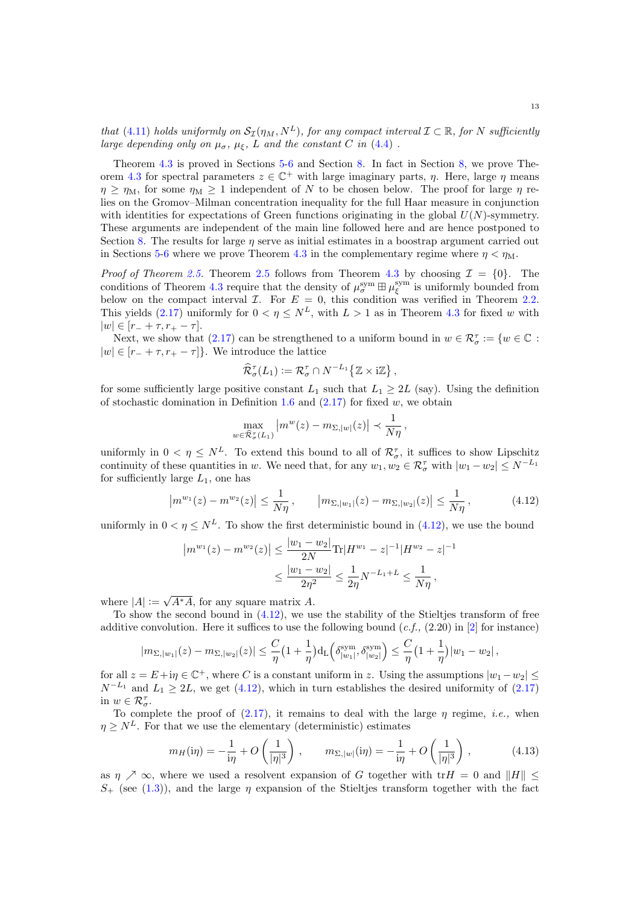*that* (4.11) *holds uniformly on* $\mathcal{S}_{\mathcal{I}}(\eta_{\mathrm{M}}, N^L)$, *for any compact interval* $\mathcal{I} \subset \mathbb{R}$, *for* $N$ *sufficiently large depending only on* $\mu_\sigma$, $\mu_\xi$, $L$ *and the constant* $C$ *in* (4.4) .

Theorem 4.3 is proved in Sections 5-6 and Section 8. In fact in Section 8, we prove Theorem 4.3 for spectral parameters $z \in \mathbb{C}^+$ with large imaginary parts, $\eta$. Here, large $\eta$ means $\eta \geq \eta_{\mathrm{M}}$, for some $\eta_{\mathrm{M}} \geq 1$ independent of $N$ to be chosen below. The proof for large $\eta$ relies on the Gromov–Milman concentration inequality for the full Haar measure in conjunction with identities for expectations of Green functions originating in the global $U(N)$-symmetry. These arguments are independent of the main line followed here and are hence postponed to Section 8. The results for large $\eta$ serve as initial estimates in a boostrap argument carried out in Sections 5-6 where we prove Theorem 4.3 in the complementary regime where $\eta < \eta_{\mathrm{M}}$.

*Proof of Theorem 2.5.* Theorem 2.5 follows from Theorem 4.3 by choosing $\mathcal{I} = \{0\}$. The conditions of Theorem 4.3 require that the density of $\mu_\sigma^{\mathrm{sym}} \boxplus \mu_\xi^{\mathrm{sym}}$ is uniformly bounded from below on the compact interval $\mathcal{I}$. For $E = 0$, this condition was verified in Theorem 2.2. This yields (2.17) uniformly for $0 < \eta \leq N^L$, with $L > 1$ as in Theorem 4.3 for fixed $w$ with $|w| \in [r_- + \tau, r_+ - \tau]$.

Next, we show that (2.17) can be strengthened to a uniform bound in $w \in \mathcal{R}_\sigma^\tau := \{w \in \mathbb{C} : |w| \in [r_- + \tau, r_+ - \tau]\}$. We introduce the lattice

$$\widehat{\mathcal{R}}_\sigma^\tau(L_1) := \mathcal{R}_\sigma^\tau \cap N^{-L_1}\big\{\mathbb{Z} \times \mathrm{i}\mathbb{Z}\big\}\,,$$

for some sufficiently large positive constant $L_1$ such that $L_1 \geq 2L$ (say). Using the definition of stochastic domination in Definition 1.6 and (2.17) for fixed $w$, we obtain

$$\max_{w \in \widehat{\mathcal{R}}_\sigma^\tau(L_1)} \big|m^w(z) - m_{\Sigma,|w|}(z)\big| \prec \frac{1}{N\eta}\,,$$

uniformly in $0 < \eta \leq N^L$. To extend this bound to all of $\mathcal{R}_\sigma^\tau$, it suffices to show Lipschitz continuity of these quantities in $w$. We need that, for any $w_1, w_2 \in \mathcal{R}_\sigma^\tau$ with $|w_1 - w_2| \leq N^{-L_1}$ for sufficiently large $L_1$, one has

$$\big|m^{w_1}(z) - m^{w_2}(z)\big| \leq \frac{1}{N\eta}\,, \qquad \big|m_{\Sigma,|w_1|}(z) - m_{\Sigma,|w_2|}(z)\big| \leq \frac{1}{N\eta}\,, \tag{4.12}$$

uniformly in $0 < \eta \leq N^L$. To show the first deterministic bound in (4.12), we use the bound

$$\begin{aligned}\big|m^{w_1}(z) - m^{w_2}(z)\big| &\leq \frac{|w_1 - w_2|}{2N} \mathrm{Tr}|H^{w_1} - z|^{-1}|H^{w_2} - z|^{-1} \\ &\leq \frac{|w_1 - w_2|}{2\eta^2} \leq \frac{1}{2\eta} N^{-L_1 + L} \leq \frac{1}{N\eta}\,,\end{aligned}$$

where $|A| := \sqrt{A^*A}$, for any square matrix $A$.

To show the second bound in (4.12), we use the stability of the Stieltjes transform of free additive convolution. Here it suffices to use the following bound (*c.f.*, (2.20) in [2] for instance)

$$|m_{\Sigma,|w_1|}(z) - m_{\Sigma,|w_2|}(z)| \leq \frac{C}{\eta}\big(1 + \frac{1}{\eta}\big)\mathrm{d}_{\mathrm{L}}\Big(\delta_{|w_1|}^{\mathrm{sym}}, \delta_{|w_2|}^{\mathrm{sym}}\Big) \leq \frac{C}{\eta}\big(1 + \frac{1}{\eta}\big)|w_1 - w_2|\,,$$

for all $z = E + \mathrm{i}\eta \in \mathbb{C}^+$, where $C$ is a constant uniform in $z$. Using the assumptions $|w_1 - w_2| \leq N^{-L_1}$ and $L_1 \geq 2L$, we get (4.12), which in turn establishes the desired uniformity of (2.17) in $w \in \mathcal{R}_\sigma^\tau$.

To complete the proof of (2.17), it remains to deal with the large $\eta$ regime, *i.e.*, when $\eta \geq N^L$. For that we use the elementary (deterministic) estimates

$$m_H(\mathrm{i}\eta) = -\frac{1}{\mathrm{i}\eta} + O\left(\frac{1}{|\eta|^3}\right)\,, \qquad m_{\Sigma,|w|}(\mathrm{i}\eta) = -\frac{1}{\mathrm{i}\eta} + O\left(\frac{1}{|\eta|^3}\right)\,, \tag{4.13}$$

as $\eta \nearrow \infty$, where we used a resolvent expansion of $G$ together with $\mathrm{tr} H = 0$ and $\|H\| \leq S_+$ (see (1.3)), and the large $\eta$ expansion of the Stieltjes transform together with the fact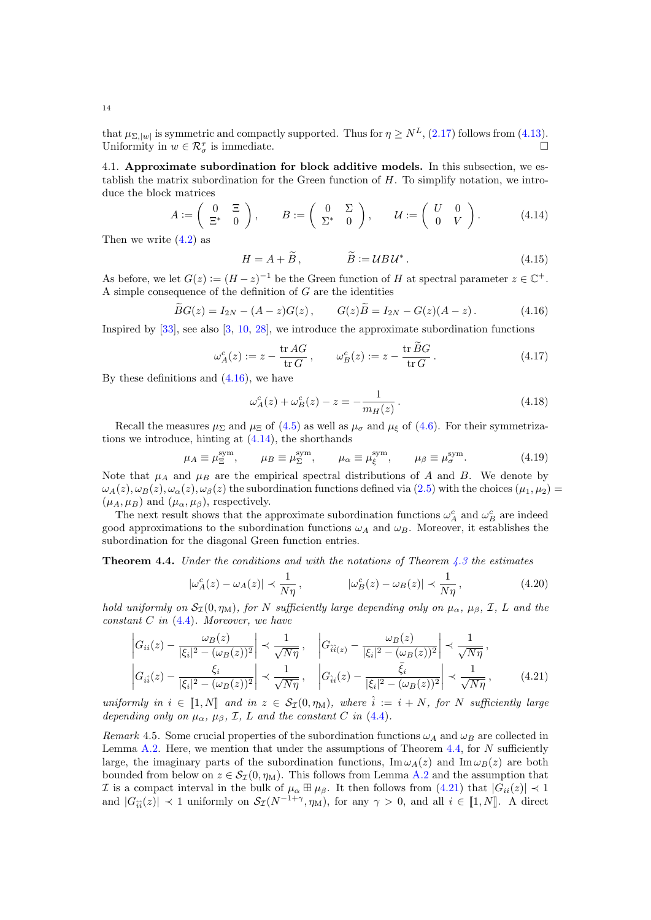that $\mu_{\Sigma,|w|}$ is symmetric and compactly supported. Thus for $\eta \geq N^L$, (2.17) follows from (4.13). Uniformity in $w \in \mathcal{R}_\sigma^\tau$ is immediate. $\square$

**4.1. Approximate subordination for block additive models.** In this subsection, we establish the matrix subordination for the Green function of $H$. To simplify notation, we introduce the block matrices

$$A := \begin{pmatrix} 0 & \Xi \\ \Xi^* & 0 \end{pmatrix}, \qquad B := \begin{pmatrix} 0 & \Sigma \\ \Sigma^* & 0 \end{pmatrix}, \qquad \mathcal{U} := \begin{pmatrix} U & 0 \\ 0 & V \end{pmatrix}. \tag{4.14}$$

Then we write (4.2) as

$$H = A + \widetilde{B}, \qquad \widetilde{B} := \mathcal{U} B \mathcal{U}^*. \tag{4.15}$$

As before, we let $G(z) := (H - z)^{-1}$ be the Green function of $H$ at spectral parameter $z \in \mathbb{C}^+$. A simple consequence of the definition of $G$ are the identities

$$\widetilde{B} G(z) = I_{2N} - (A - z) G(z), \qquad G(z) \widetilde{B} = I_{2N} - G(z)(A - z). \tag{4.16}$$

Inspired by [33], see also [3, 10, 28], we introduce the approximate subordination functions

$$\omega_A^c(z) := z - \frac{\operatorname{tr} AG}{\operatorname{tr} G}, \qquad \omega_B^c(z) := z - \frac{\operatorname{tr} \widetilde{B} G}{\operatorname{tr} G}. \tag{4.17}$$

By these definitions and (4.16), we have

$$\omega_A^c(z) + \omega_B^c(z) - z = -\frac{1}{m_H(z)}. \tag{4.18}$$

Recall the measures $\mu_\Sigma$ and $\mu_\Xi$ of (4.5) as well as $\mu_\sigma$ and $\mu_\xi$ of (4.6). For their symmetrizations we introduce, hinting at (4.14), the shorthands

$$\mu_A \equiv \mu_\Xi^{\mathrm{sym}}, \qquad \mu_B \equiv \mu_\Sigma^{\mathrm{sym}}, \qquad \mu_\alpha \equiv \mu_\xi^{\mathrm{sym}}, \qquad \mu_\beta \equiv \mu_\sigma^{\mathrm{sym}}. \tag{4.19}$$

Note that $\mu_A$ and $\mu_B$ are the empirical spectral distributions of $A$ and $B$. We denote by $\omega_A(z), \omega_B(z), \omega_\alpha(z), \omega_\beta(z)$ the subordination functions defined via (2.5) with the choices $(\mu_1, \mu_2) = (\mu_A, \mu_B)$ and $(\mu_\alpha, \mu_\beta)$, respectively.

The next result shows that the approximate subordination functions $\omega_A^c$ and $\omega_B^c$ are indeed good approximations to the subordination functions $\omega_A$ and $\omega_B$. Moreover, it establishes the subordination for the diagonal Green function entries.

**Theorem 4.4.** *Under the conditions and with the notations of Theorem 4.3 the estimates*

$$|\omega_A^c(z) - \omega_A(z)| \prec \frac{1}{N\eta}, \qquad |\omega_B^c(z) - \omega_B(z)| \prec \frac{1}{N\eta}, \tag{4.20}$$

*hold uniformly on $\mathcal{S}_\mathcal{I}(0, \eta_\mathrm{M})$, for $N$ sufficiently large depending only on $\mu_\alpha$, $\mu_\beta$, $\mathcal{I}$, $L$ and the constant $C$ in (4.4). Moreover, we have*

$$\left| G_{ii}(z) - \frac{\omega_B(z)}{|\xi_i|^2 - (\omega_B(z))^2} \right| \prec \frac{1}{\sqrt{N\eta}}, \quad \left| G_{\hat{i}\hat{i}(z)} - \frac{\omega_B(z)}{|\xi_i|^2 - (\omega_B(z))^2} \right| \prec \frac{1}{\sqrt{N\eta}},$$
$$\left| G_{i\hat{i}}(z) - \frac{\xi_i}{|\xi_i|^2 - (\omega_B(z))^2} \right| \prec \frac{1}{\sqrt{N\eta}}, \quad \left| G_{\hat{i}i}(z) - \frac{\bar{\xi}_i}{|\xi_i|^2 - (\omega_B(z))^2} \right| \prec \frac{1}{\sqrt{N\eta}}, \tag{4.21}$$

*uniformly in $i \in [\![1, N]\!]$ and in $z \in \mathcal{S}_\mathcal{I}(0, \eta_\mathrm{M})$, where $\hat{i} := i + N$, for $N$ sufficiently large depending only on $\mu_\alpha$, $\mu_\beta$, $\mathcal{I}$, $L$ and the constant $C$ in (4.4).*

*Remark* 4.5. Some crucial properties of the subordination functions $\omega_A$ and $\omega_B$ are collected in Lemma A.2. Here, we mention that under the assumptions of Theorem 4.4, for $N$ sufficiently large, the imaginary parts of the subordination functions, $\operatorname{Im} \omega_A(z)$ and $\operatorname{Im} \omega_B(z)$ are both bounded from below on $z \in \mathcal{S}_\mathcal{I}(0, \eta_\mathrm{M})$. This follows from Lemma A.2 and the assumption that $\mathcal{I}$ is a compact interval in the bulk of $\mu_\alpha \boxplus \mu_\beta$. It then follows from (4.21) that $|G_{ii}(z)| \prec 1$ and $|G_{\hat{i}\hat{i}}(z)| \prec 1$ uniformly on $\mathcal{S}_\mathcal{I}(N^{-1+\gamma}, \eta_\mathrm{M})$, for any $\gamma > 0$, and all $i \in [\![1, N]\!]$. A direct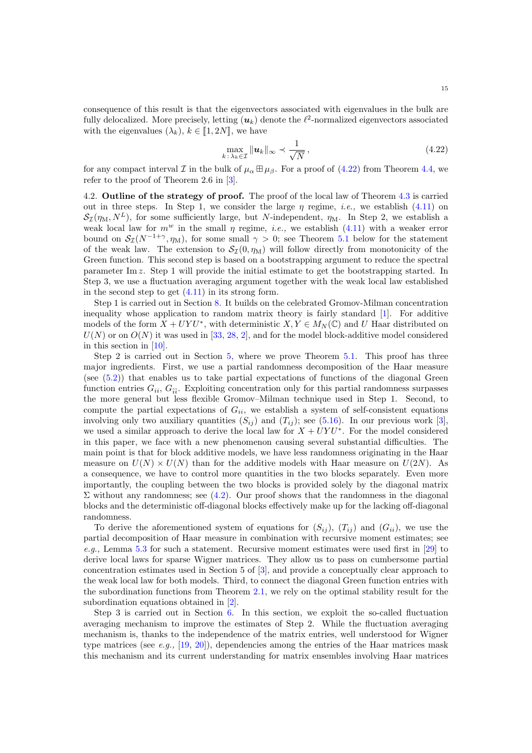consequence of this result is that the eigenvectors associated with eigenvalues in the bulk are fully delocalized. More precisely, letting $(\boldsymbol{u}_k)$ denote the $\ell^2$-normalized eigenvectors associated with the eigenvalues $(\lambda_k)$, $k \in [\![1, 2N]\!]$, we have

$$\max_{k\,:\,\lambda_k \in \mathcal{I}} \|\boldsymbol{u}_k\|_\infty \prec \frac{1}{\sqrt{N}}\,, \tag{4.22}$$

for any compact interval $\mathcal{I}$ in the bulk of $\mu_\alpha \boxplus \mu_\beta$. For a proof of (4.22) from Theorem 4.4, we refer to the proof of Theorem 2.6 in [3].

4.2. **Outline of the strategy of proof.** The proof of the local law of Theorem 4.3 is carried out in three steps. In Step 1, we consider the large $\eta$ regime, *i.e.,* we establish (4.11) on $\mathcal{S}_\mathcal{I}(\eta_\mathrm{M}, N^L)$, for some sufficiently large, but $N$-independent, $\eta_\mathrm{M}$. In Step 2, we establish a weak local law for $m^w$ in the small $\eta$ regime, *i.e.,* we establish (4.11) with a weaker error bound on $\mathcal{S}_\mathcal{I}(N^{-1+\gamma}, \eta_\mathrm{M})$, for some small $\gamma > 0$; see Theorem 5.1 below for the statement of the weak law. The extension to $\mathcal{S}_\mathcal{I}(0, \eta_\mathrm{M})$ will follow directly from monotonicity of the Green function. This second step is based on a bootstrapping argument to reduce the spectral parameter $\operatorname{Im} z$. Step 1 will provide the initial estimate to get the bootstrapping started. In Step 3, we use a fluctuation averaging argument together with the weak local law established in the second step to get (4.11) in its strong form.

Step 1 is carried out in Section 8. It builds on the celebrated Gromov-Milman concentration inequality whose application to random matrix theory is fairly standard [1]. For additive models of the form $X + UYU^*$, with deterministic $X, Y \in M_N(\mathbb{C})$ and $U$ Haar distributed on $U(N)$ or on $O(N)$ it was used in [33, 28, 2], and for the model block-additive model considered in this section in [10].

Step 2 is carried out in Section 5, where we prove Theorem 5.1. This proof has three major ingredients. First, we use a partial randomness decomposition of the Haar measure (see (5.2)) that enables us to take partial expectations of functions of the diagonal Green function entries $G_{ii}$, $G_{\hat{i}\hat{i}}$. Exploiting concentration only for this partial randomness surpasses the more general but less flexible Gromov–Milman technique used in Step 1. Second, to compute the partial expectations of $G_{ii}$, we establish a system of self-consistent equations involving only two auxiliary quantities $(S_{ij})$ and $(T_{ij})$; see (5.16). In our previous work [3], we used a similar approach to derive the local law for $X + UYU^*$. For the model considered in this paper, we face with a new phenomenon causing several substantial difficulties. The main point is that for block additive models, we have less randomness originating in the Haar measure on $U(N) \times U(N)$ than for the additive models with Haar measure on $U(2N)$. As a consequence, we have to control more quantities in the two blocks separately. Even more importantly, the coupling between the two blocks is provided solely by the diagonal matrix $\Sigma$ without any randomness; see (4.2). Our proof shows that the randomness in the diagonal blocks and the deterministic off-diagonal blocks effectively make up for the lacking off-diagonal randomness.

To derive the aforementioned system of equations for $(S_{ij})$, $(T_{ij})$ and $(G_{ii})$, we use the partial decomposition of Haar measure in combination with recursive moment estimates; see *e.g.,* Lemma 5.3 for such a statement. Recursive moment estimates were used first in [29] to derive local laws for sparse Wigner matrices. They allow us to pass on cumbersome partial concentration estimates used in Section 5 of [3], and provide a conceptually clear approach to the weak local law for both models. Third, to connect the diagonal Green function entries with the subordination functions from Theorem 2.1, we rely on the optimal stability result for the subordination equations obtained in [2].

Step 3 is carried out in Section 6. In this section, we exploit the so-called fluctuation averaging mechanism to improve the estimates of Step 2. While the fluctuation averaging mechanism is, thanks to the independence of the matrix entries, well understood for Wigner type matrices (see *e.g.,* [19, 20]), dependencies among the entries of the Haar matrices mask this mechanism and its current understanding for matrix ensembles involving Haar matrices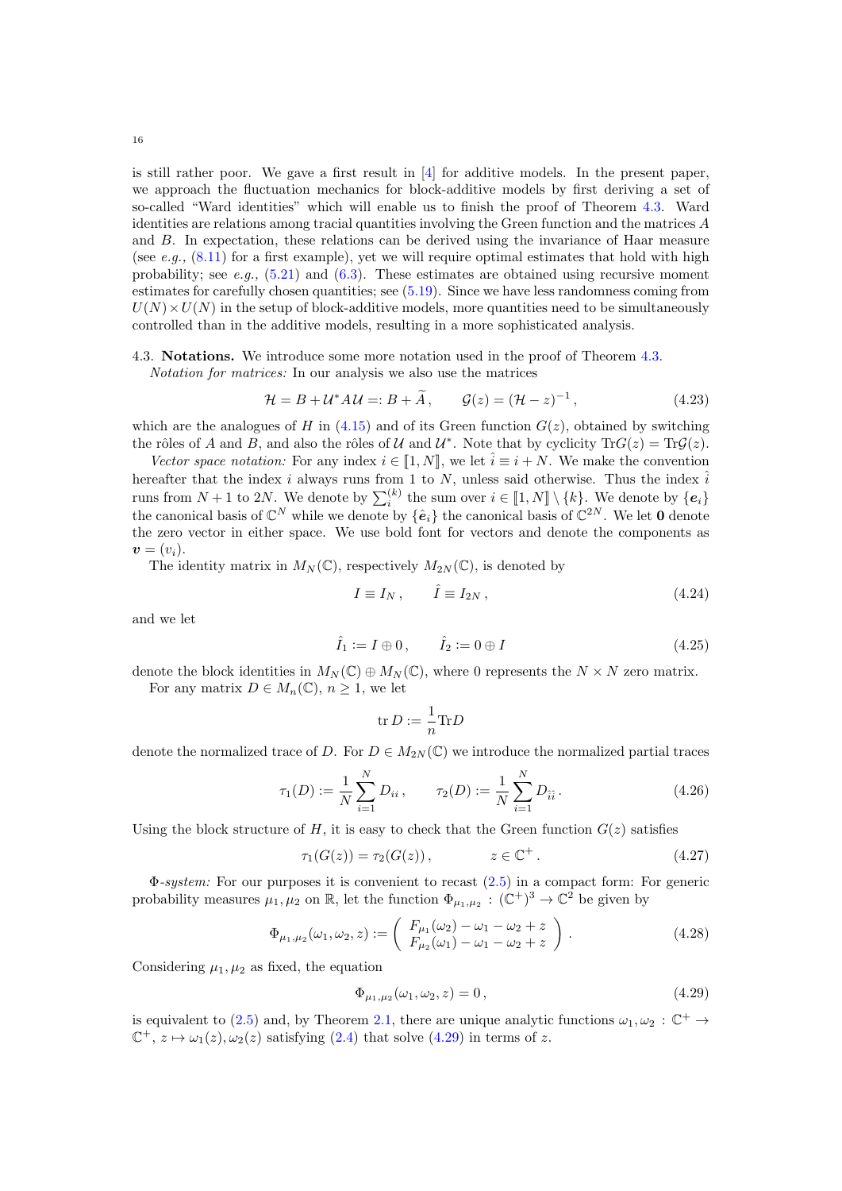is still rather poor. We gave a first result in [4] for additive models. In the present paper, we approach the fluctuation mechanics for block-additive models by first deriving a set of so-called "Ward identities" which will enable us to finish the proof of Theorem 4.3. Ward identities are relations among tracial quantities involving the Green function and the matrices $A$ and $B$. In expectation, these relations can be derived using the invariance of Haar measure (see *e.g.,* (8.11) for a first example), yet we will require optimal estimates that hold with high probability; see *e.g.,* (5.21) and (6.3). These estimates are obtained using recursive moment estimates for carefully chosen quantities; see (5.19). Since we have less randomness coming from $U(N)\times U(N)$ in the setup of block-additive models, more quantities need to be simultaneously controlled than in the additive models, resulting in a more sophisticated analysis.

4.3. **Notations.** We introduce some more notation used in the proof of Theorem 4.3.

*Notation for matrices:* In our analysis we also use the matrices

$$\mathcal{H} = B + \mathcal{U}^* A \mathcal{U} =: B + \widetilde{A}\,, \qquad \mathcal{G}(z) = (\mathcal{H} - z)^{-1}\,, \tag{4.23}$$

which are the analogues of $H$ in (4.15) and of its Green function $G(z)$, obtained by switching the rôles of $A$ and $B$, and also the rôles of $\mathcal{U}$ and $\mathcal{U}^*$. Note that by cyclicity $\mathrm{Tr}G(z) = \mathrm{Tr}\mathcal{G}(z)$.

*Vector space notation:* For any index $i \in [\![1, N]\!]$, we let $\hat{i} \equiv i + N$. We make the convention hereafter that the index $i$ always runs from 1 to $N$, unless said otherwise. Thus the index $\hat{i}$ runs from $N+1$ to $2N$. We denote by $\sum_i^{(k)}$ the sum over $i \in [\![1, N]\!] \setminus \{k\}$. We denote by $\{\boldsymbol{e}_i\}$ the canonical basis of $\mathbb{C}^N$ while we denote by $\{\hat{\boldsymbol{e}}_i\}$ the canonical basis of $\mathbb{C}^{2N}$. We let $\boldsymbol{0}$ denote the zero vector in either space. We use bold font for vectors and denote the components as $\boldsymbol{v} = (v_i)$.

The identity matrix in $M_N(\mathbb{C})$, respectively $M_{2N}(\mathbb{C})$, is denoted by

$$I \equiv I_N\,, \qquad \hat{I} \equiv I_{2N}\,, \tag{4.24}$$

and we let

$$\hat{I}_1 := I \oplus 0\,, \qquad \hat{I}_2 := 0 \oplus I \tag{4.25}$$

denote the block identities in $M_N(\mathbb{C}) \oplus M_N(\mathbb{C})$, where 0 represents the $N \times N$ zero matrix.

For any matrix $D \in M_n(\mathbb{C})$, $n \geq 1$, we let

$$\mathrm{tr}\, D := \frac{1}{n}\mathrm{Tr} D$$

denote the normalized trace of $D$. For $D \in M_{2N}(\mathbb{C})$ we introduce the normalized partial traces

$$\tau_1(D) := \frac{1}{N}\sum_{i=1}^{N} D_{ii}\,, \qquad \tau_2(D) := \frac{1}{N}\sum_{i=1}^{N} D_{\hat{i}\hat{i}}\,. \tag{4.26}$$

Using the block structure of $H$, it is easy to check that the Green function $G(z)$ satisfies

$$\tau_1(G(z)) = \tau_2(G(z))\,, \qquad\qquad z \in \mathbb{C}^+\,. \tag{4.27}$$

$\Phi$*-system:* For our purposes it is convenient to recast (2.5) in a compact form: For generic probability measures $\mu_1, \mu_2$ on $\mathbb{R}$, let the function $\Phi_{\mu_1,\mu_2} : (\mathbb{C}^+)^3 \to \mathbb{C}^2$ be given by

$$\Phi_{\mu_1,\mu_2}(\omega_1, \omega_2, z) := \begin{pmatrix} F_{\mu_1}(\omega_2) - \omega_1 - \omega_2 + z \\ F_{\mu_2}(\omega_1) - \omega_1 - \omega_2 + z \end{pmatrix}. \tag{4.28}$$

Considering $\mu_1, \mu_2$ as fixed, the equation

$$\Phi_{\mu_1,\mu_2}(\omega_1, \omega_2, z) = 0\,, \tag{4.29}$$

is equivalent to (2.5) and, by Theorem 2.1, there are unique analytic functions $\omega_1, \omega_2 : \mathbb{C}^+ \to \mathbb{C}^+$, $z \mapsto \omega_1(z), \omega_2(z)$ satisfying (2.4) that solve (4.29) in terms of $z$.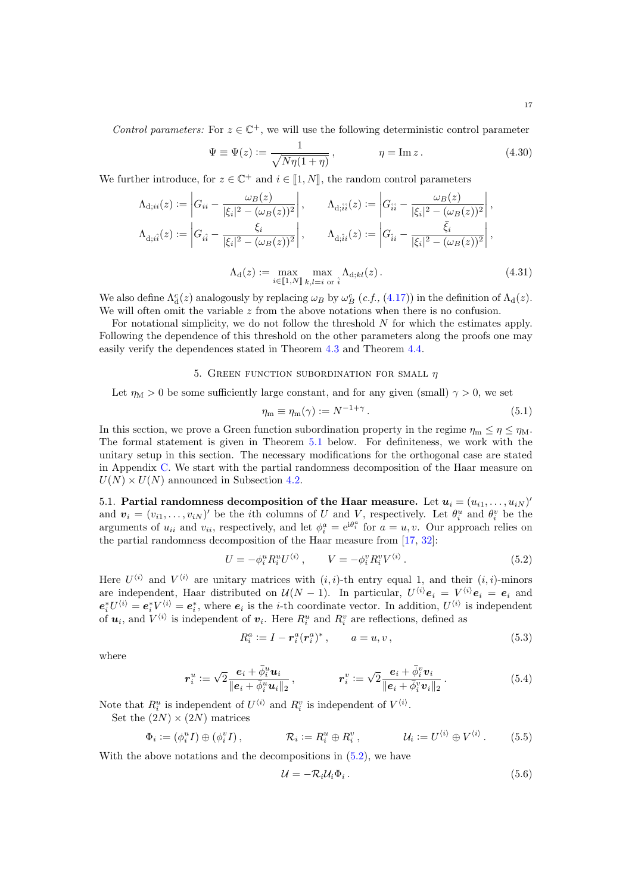*Control parameters:* For $z \in \mathbb{C}^+$, we will use the following deterministic control parameter

$$\Psi \equiv \Psi(z) := \frac{1}{\sqrt{N\eta(1+\eta)}}\,, \qquad\qquad \eta = \operatorname{Im} z\,. \tag{4.30}$$

We further introduce, for $z \in \mathbb{C}^+$ and $i \in [\![1, N]\!]$, the random control parameters

$$\Lambda_{\mathrm{d};ii}(z) := \left| G_{ii} - \frac{\omega_B(z)}{|\xi_i|^2 - (\omega_B(z))^2} \right|, \qquad \Lambda_{\mathrm{d};\hat{i}\hat{i}}(z) := \left| G_{\hat{i}\hat{i}} - \frac{\omega_B(z)}{|\xi_i|^2 - (\omega_B(z))^2} \right|,$$

$$\Lambda_{\mathrm{d};i\hat{i}}(z) := \left| G_{i\hat{i}} - \frac{\xi_i}{|\xi_i|^2 - (\omega_B(z))^2} \right|, \qquad \Lambda_{\mathrm{d};\hat{i}i}(z) := \left| G_{\hat{i}i} - \frac{\bar{\xi}_i}{|\xi_i|^2 - (\omega_B(z))^2} \right|,$$

$$\Lambda_{\mathrm{d}}(z) := \max_{i \in [\![1,N]\!]} \max_{k,l = i \text{ or } \hat{i}} \Lambda_{\mathrm{d};kl}(z)\,. \tag{4.31}$$

We also define $\Lambda_{\mathrm{d}}^{c}(z)$ analogously by replacing $\omega_B$ by $\omega_B^c$ (*c.f.*, (4.17)) in the definition of $\Lambda_{\mathrm{d}}(z)$. We will often omit the variable $z$ from the above notations when there is no confusion.

For notational simplicity, we do not follow the threshold $N$ for which the estimates apply. Following the dependence of this threshold on the other parameters along the proofs one may easily verify the dependences stated in Theorem 4.3 and Theorem 4.4.

## 5. Green function subordination for small $\eta$

Let $\eta_{\mathrm{M}} > 0$ be some sufficiently large constant, and for any given (small) $\gamma > 0$, we set

$$\eta_{\mathrm{m}} \equiv \eta_{\mathrm{m}}(\gamma) := N^{-1+\gamma}\,. \tag{5.1}$$

In this section, we prove a Green function subordination property in the regime $\eta_{\mathrm{m}} \le \eta \le \eta_{\mathrm{M}}$. The formal statement is given in Theorem 5.1 below. For definiteness, we work with the unitary setup in this section. The necessary modifications for the orthogonal case are stated in Appendix C. We start with the partial randomness decomposition of the Haar measure on $U(N) \times U(N)$ announced in Subsection 4.2.

### 5.1. Partial randomness decomposition of the Haar measure.

Let $\boldsymbol{u}_i = (u_{i1}, \ldots, u_{iN})'$ and $\boldsymbol{v}_i = (v_{i1}, \ldots, v_{iN})'$ be the $i$th columns of $U$ and $V$, respectively. Let $\theta_i^u$ and $\theta_i^v$ be the arguments of $u_{ii}$ and $v_{ii}$, respectively, and let $\phi_i^a = \mathrm{e}^{\mathrm{i}\theta_i^a}$ for $a = u, v$. Our approach relies on the partial randomness decomposition of the Haar measure from [17, 32]:

$$U = -\phi_i^u R_i^u U^{\langle i \rangle}\,, \qquad V = -\phi_i^v R_i^v V^{\langle i \rangle}\,. \tag{5.2}$$

Here $U^{\langle i \rangle}$ and $V^{\langle i \rangle}$ are unitary matrices with $(i,i)$-th entry equal 1, and their $(i,i)$-minors are independent, Haar distributed on $\mathcal{U}(N-1)$. In particular, $U^{\langle i \rangle}\boldsymbol{e}_i = V^{\langle i \rangle}\boldsymbol{e}_i = \boldsymbol{e}_i$ and $\boldsymbol{e}_i^* U^{\langle i \rangle} = \boldsymbol{e}_i^* V^{\langle i \rangle} = \boldsymbol{e}_i^*$, where $\boldsymbol{e}_i$ is the $i$-th coordinate vector. In addition, $U^{\langle i \rangle}$ is independent of $\boldsymbol{u}_i$, and $V^{\langle i \rangle}$ is independent of $\boldsymbol{v}_i$. Here $R_i^u$ and $R_i^v$ are reflections, defined as

$$R_i^a := I - \boldsymbol{r}_i^a (\boldsymbol{r}_i^a)^*\,, \qquad a = u, v\,, \tag{5.3}$$

where

$$\boldsymbol{r}_i^u := \sqrt{2}\frac{\boldsymbol{e}_i + \bar{\phi}_i^u \boldsymbol{u}_i}{\|\boldsymbol{e}_i + \bar{\phi}_i^u \boldsymbol{u}_i\|_2}\,, \qquad\qquad \boldsymbol{r}_i^v := \sqrt{2}\frac{\boldsymbol{e}_i + \bar{\phi}_i^v \boldsymbol{v}_i}{\|\boldsymbol{e}_i + \bar{\phi}_i^v \boldsymbol{v}_i\|_2}\,. \tag{5.4}$$

Note that $R_i^u$ is independent of $U^{\langle i \rangle}$ and $R_i^v$ is independent of $V^{\langle i \rangle}$.

Set the $(2N) \times (2N)$ matrices

$$\Phi_i := (\phi_i^u I) \oplus (\phi_i^v I)\,, \qquad\qquad \mathcal{R}_i := R_i^u \oplus R_i^v\,, \qquad\qquad \mathcal{U}_i := U^{\langle i \rangle} \oplus V^{\langle i \rangle}\,. \tag{5.5}$$

With the above notations and the decompositions in (5.2), we have

$$\mathcal{U} = -\mathcal{R}_i \mathcal{U}_i \Phi_i\,. \tag{5.6}$$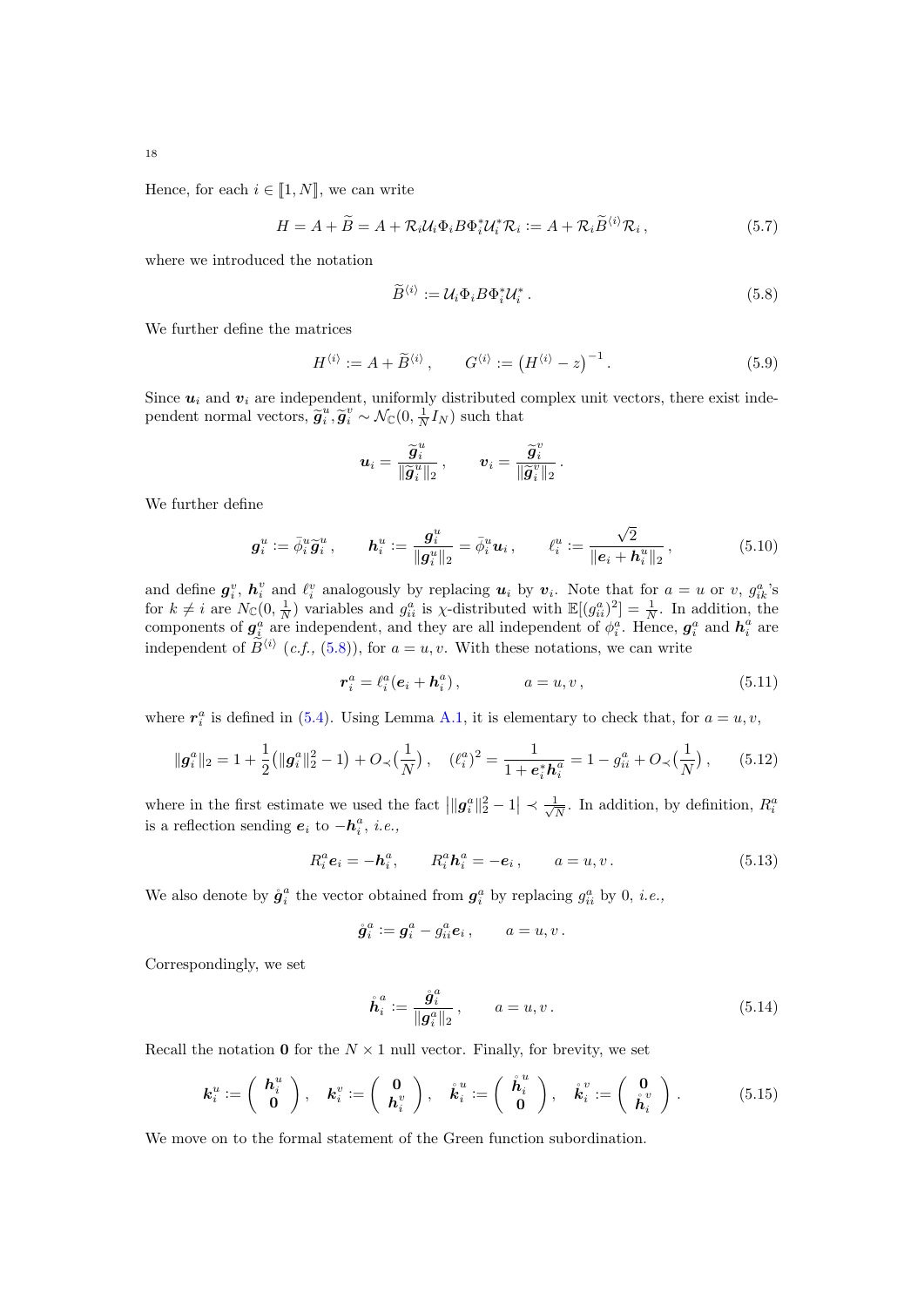Hence, for each $i \in [\![1, N]\!]$, we can write

$$H = A + \widetilde{B} = A + \mathcal{R}_i \mathcal{U}_i \Phi_i B \Phi_i^* \mathcal{U}_i^* \mathcal{R}_i := A + \mathcal{R}_i \widetilde{B}^{\langle i \rangle} \mathcal{R}_i \,, \tag{5.7}$$

where we introduced the notation

$$\widetilde{B}^{\langle i \rangle} := \mathcal{U}_i \Phi_i B \Phi_i^* \mathcal{U}_i^* \,. \tag{5.8}$$

We further define the matrices

$$H^{\langle i \rangle} := A + \widetilde{B}^{\langle i \rangle} \,, \qquad G^{\langle i \rangle} := \left( H^{\langle i \rangle} - z \right)^{-1} . \tag{5.9}$$

Since $\boldsymbol{u}_i$ and $\boldsymbol{v}_i$ are independent, uniformly distributed complex unit vectors, there exist independent normal vectors, $\widetilde{\boldsymbol{g}}_i^u, \widetilde{\boldsymbol{g}}_i^v \sim \mathcal{N}_{\mathbb{C}}(0, \frac{1}{N} I_N)$ such that

$$\boldsymbol{u}_i = \frac{\widetilde{\boldsymbol{g}}_i^u}{\|\widetilde{\boldsymbol{g}}_i^u\|_2} \,, \qquad \boldsymbol{v}_i = \frac{\widetilde{\boldsymbol{g}}_i^v}{\|\widetilde{\boldsymbol{g}}_i^v\|_2} \,.$$

We further define

$$\boldsymbol{g}_i^u := \bar{\phi}_i^u \widetilde{\boldsymbol{g}}_i^u \,, \qquad \boldsymbol{h}_i^u := \frac{\boldsymbol{g}_i^u}{\|\boldsymbol{g}_i^u\|_2} = \bar{\phi}_i^u \boldsymbol{u}_i \,, \qquad \ell_i^u := \frac{\sqrt{2}}{\|\boldsymbol{e}_i + \boldsymbol{h}_i^u\|_2} \,, \tag{5.10}$$

and define $\boldsymbol{g}_i^v$, $\boldsymbol{h}_i^v$ and $\ell_i^v$ analogously by replacing $\boldsymbol{u}_i$ by $\boldsymbol{v}_i$. Note that for $a = u$ or $v$, $g_{ik}^a$'s for $k \neq i$ are $N_{\mathbb{C}}(0, \frac{1}{N})$ variables and $g_{ii}^a$ is $\chi$-distributed with $\mathbb{E}[(g_{ii}^a)^2] = \frac{1}{N}$. In addition, the components of $\boldsymbol{g}_i^a$ are independent, and they are all independent of $\phi_i^a$. Hence, $\boldsymbol{g}_i^a$ and $\boldsymbol{h}_i^a$ are independent of $\widetilde{B}^{\langle i \rangle}$ (*c.f.*, (5.8)), for $a = u, v$. With these notations, we can write

$$\boldsymbol{r}_i^a = \ell_i^a (\boldsymbol{e}_i + \boldsymbol{h}_i^a) \,, \qquad\qquad a = u, v \,, \tag{5.11}$$

where $\boldsymbol{r}_i^a$ is defined in (5.4). Using Lemma A.1, it is elementary to check that, for $a = u, v$,

$$\|\boldsymbol{g}_i^a\|_2 = 1 + \frac{1}{2}\big(\|\boldsymbol{g}_i^a\|_2^2 - 1\big) + O_\prec\big(\frac{1}{N}\big) \,, \quad (\ell_i^a)^2 = \frac{1}{1 + \boldsymbol{e}_i^* \boldsymbol{h}_i^a} = 1 - g_{ii}^a + O_\prec\big(\frac{1}{N}\big) \,, \tag{5.12}$$

where in the first estimate we used the fact $\big|\|\boldsymbol{g}_i^a\|_2^2 - 1\big| \prec \frac{1}{\sqrt{N}}$. In addition, by definition, $R_i^a$ is a reflection sending $\boldsymbol{e}_i$ to $-\boldsymbol{h}_i^a$, *i.e.*,

$$R_i^a \boldsymbol{e}_i = -\boldsymbol{h}_i^a, \qquad R_i^a \boldsymbol{h}_i^a = -\boldsymbol{e}_i \,, \qquad a = u, v \,. \tag{5.13}$$

We also denote by $\mathring{\boldsymbol{g}}_i^a$ the vector obtained from $\boldsymbol{g}_i^a$ by replacing $g_{ii}^a$ by 0, *i.e.*,

$$\mathring{\boldsymbol{g}}_i^a := \boldsymbol{g}_i^a - g_{ii}^a \boldsymbol{e}_i \,, \qquad a = u, v \,.$$

Correspondingly, we set

$$\mathring{\boldsymbol{h}}_i^a := \frac{\mathring{\boldsymbol{g}}_i^a}{\|\boldsymbol{g}_i^a\|_2} \,, \qquad a = u, v \,. \tag{5.14}$$

Recall the notation $\boldsymbol{0}$ for the $N \times 1$ null vector. Finally, for brevity, we set

$$\boldsymbol{k}_i^u := \begin{pmatrix} \boldsymbol{h}_i^u \\ \boldsymbol{0} \end{pmatrix}, \quad \boldsymbol{k}_i^v := \begin{pmatrix} \boldsymbol{0} \\ \boldsymbol{h}_i^v \end{pmatrix}, \quad \mathring{\boldsymbol{k}}_i^u := \begin{pmatrix} \mathring{\boldsymbol{h}}_i^u \\ \boldsymbol{0} \end{pmatrix}, \quad \mathring{\boldsymbol{k}}_i^v := \begin{pmatrix} \boldsymbol{0} \\ \mathring{\boldsymbol{h}}_i^v \end{pmatrix}. \tag{5.15}$$

We move on to the formal statement of the Green function subordination.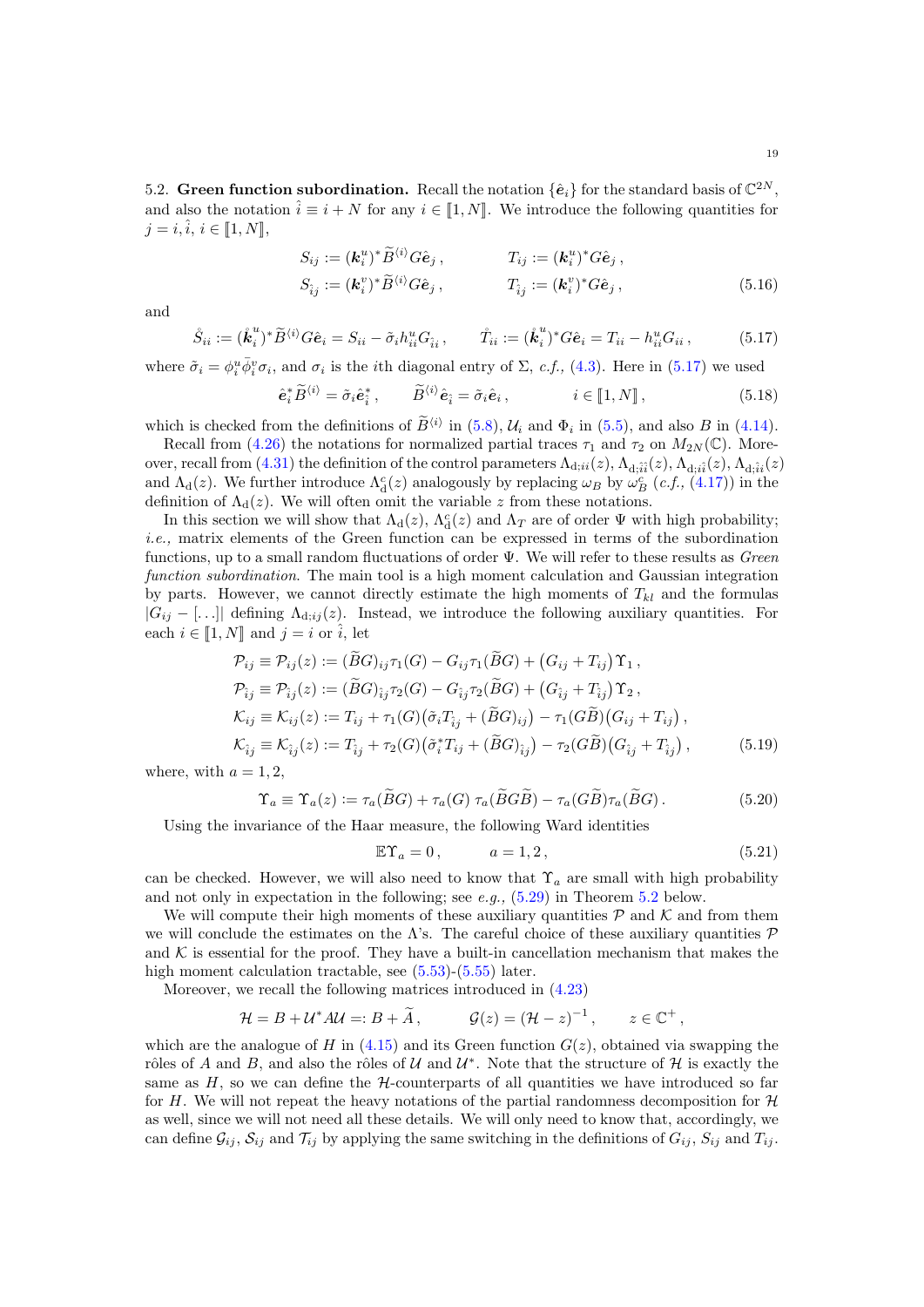5.2. **Green function subordination.** Recall the notation $\{\hat{\boldsymbol{e}}_i\}$ for the standard basis of $\mathbb{C}^{2N}$, and also the notation $\hat{i} \equiv i + N$ for any $i \in [\![1, N]\!]$. We introduce the following quantities for $j = i, \hat{i}$, $i \in [\![1, N]\!]$,

$$
\begin{aligned}
S_{ij} &:= (\boldsymbol{k}_i^u)^* \widetilde{B}^{\langle i \rangle} G \hat{\boldsymbol{e}}_j \,, \qquad & T_{ij} &:= (\boldsymbol{k}_i^u)^* G \hat{\boldsymbol{e}}_j \,, \\
S_{\hat{i}j} &:= (\boldsymbol{k}_i^v)^* \widetilde{B}^{\langle i \rangle} G \hat{\boldsymbol{e}}_j \,, \qquad & T_{\hat{i}j} &:= (\boldsymbol{k}_i^v)^* G \hat{\boldsymbol{e}}_j \,,
\end{aligned}
\tag{5.16}
$$

and

$$
\mathring{S}_{ii} := (\mathring{\boldsymbol{k}}_i^u)^* \widetilde{B}^{\langle i \rangle} G \hat{\boldsymbol{e}}_i = S_{ii} - \tilde{\sigma}_i h_{ii}^u G_{\hat{i}i} \,, \qquad \mathring{T}_{ii} := (\mathring{\boldsymbol{k}}_i^u)^* G \hat{\boldsymbol{e}}_i = T_{ii} - h_{ii}^u G_{ii} \,, \tag{5.17}
$$

where $\tilde{\sigma}_i = \phi_i^u \bar{\phi}_i^v \sigma_i$, and $\sigma_i$ is the $i$th diagonal entry of $\Sigma$, *c.f.,* (4.3). Here in (5.17) we used

$$
\hat{\boldsymbol{e}}_i^* \widetilde{B}^{\langle i \rangle} = \tilde{\sigma}_i \hat{\boldsymbol{e}}_{\hat{i}}^* \,, \qquad \widetilde{B}^{\langle i \rangle} \hat{\boldsymbol{e}}_{\hat{i}} = \tilde{\sigma}_i \hat{\boldsymbol{e}}_i \,, \qquad\qquad i \in [\![1, N]\!] \,, \tag{5.18}
$$

which is checked from the definitions of $\widetilde{B}^{\langle i \rangle}$ in (5.8), $\mathcal{U}_i$ and $\Phi_i$ in (5.5), and also $B$ in (4.14).

Recall from (4.26) the notations for normalized partial traces $\tau_1$ and $\tau_2$ on $M_{2N}(\mathbb{C})$. Moreover, recall from (4.31) the definition of the control parameters $\Lambda_{\mathrm{d};ii}(z)$, $\Lambda_{\mathrm{d};\hat{i}\hat{i}}(z)$, $\Lambda_{\mathrm{d};i\hat{i}}(z)$, $\Lambda_{\mathrm{d};\hat{i}i}(z)$ and $\Lambda_{\mathrm{d}}(z)$. We further introduce $\Lambda_{\mathrm{d}}^c(z)$ analogously by replacing $\omega_B$ by $\omega_B^c$ (*c.f.,* (4.17)) in the definition of $\Lambda_{\mathrm{d}}(z)$. We will often omit the variable $z$ from these notations.

In this section we will show that $\Lambda_{\mathrm{d}}(z)$, $\Lambda_{\mathrm{d}}^c(z)$ and $\Lambda_T$ are of order $\Psi$ with high probability; *i.e.,* matrix elements of the Green function can be expressed in terms of the subordination functions, up to a small random fluctuations of order $\Psi$. We will refer to these results as *Green function subordination*. The main tool is a high moment calculation and Gaussian integration by parts. However, we cannot directly estimate the high moments of $T_{kl}$ and the formulas $|G_{ij} - [\ldots]|$ defining $\Lambda_{\mathrm{d};ij}(z)$. Instead, we introduce the following auxiliary quantities. For each $i \in [\![1, N]\!]$ and $j = i$ or $\hat{i}$, let

$$
\begin{aligned}
\mathcal{P}_{ij} \equiv \mathcal{P}_{ij}(z) &:= (\widetilde{B}G)_{ij} \tau_1(G) - G_{ij} \tau_1(\widetilde{B}G) + \big(G_{ij} + T_{ij}\big) \Upsilon_1 \,, \\
\mathcal{P}_{\hat{i}j} \equiv \mathcal{P}_{\hat{i}j}(z) &:= (\widetilde{B}G)_{\hat{i}j} \tau_2(G) - G_{\hat{i}j} \tau_2(\widetilde{B}G) + \big(G_{\hat{i}j} + T_{\hat{i}j}\big) \Upsilon_2 \,, \\
\mathcal{K}_{ij} \equiv \mathcal{K}_{ij}(z) &:= T_{ij} + \tau_1(G) \big(\tilde{\sigma}_i T_{\hat{i}j} + (\widetilde{B}G)_{ij}\big) - \tau_1(G\widetilde{B}) \big(G_{ij} + T_{ij}\big) \,, \\
\mathcal{K}_{\hat{i}j} \equiv \mathcal{K}_{\hat{i}j}(z) &:= T_{\hat{i}j} + \tau_2(G) \big(\tilde{\sigma}_i^* T_{ij} + (\widetilde{B}G)_{\hat{i}j}\big) - \tau_2(G\widetilde{B}) \big(G_{\hat{i}j} + T_{\hat{i}j}\big) \,,
\end{aligned}
\tag{5.19}
$$

where, with $a = 1, 2$,

$$
\Upsilon_a \equiv \Upsilon_a(z) := \tau_a(\widetilde{B}G) + \tau_a(G)\, \tau_a(\widetilde{B}G\widetilde{B}) - \tau_a(G\widetilde{B}) \tau_a(\widetilde{B}G) \,. \tag{5.20}
$$

Using the invariance of the Haar measure, the following Ward identities

$$
\mathbb{E} \Upsilon_a = 0 \,, \qquad\qquad a = 1, 2 \,, \tag{5.21}
$$

can be checked. However, we will also need to know that $\Upsilon_a$ are small with high probability and not only in expectation in the following; see *e.g.,* (5.29) in Theorem 5.2 below.

We will compute their high moments of these auxiliary quantities $\mathcal{P}$ and $\mathcal{K}$ and from them we will conclude the estimates on the $\Lambda$'s. The careful choice of these auxiliary quantities $\mathcal{P}$ and $\mathcal{K}$ is essential for the proof. They have a built-in cancellation mechanism that makes the high moment calculation tractable, see (5.53)-(5.55) later.

Moreover, we recall the following matrices introduced in (4.23)

$$
\mathcal{H} = B + \mathcal{U}^* A \mathcal{U} =: B + \widetilde{A} \,, \qquad \mathcal{G}(z) = (\mathcal{H} - z)^{-1} \,, \qquad z \in \mathbb{C}^+ \,,
$$

which are the analogue of $H$ in (4.15) and its Green function $G(z)$, obtained via swapping the rôles of $A$ and $B$, and also the rôles of $\mathcal{U}$ and $\mathcal{U}^*$. Note that the structure of $\mathcal{H}$ is exactly the same as $H$, so we can define the $\mathcal{H}$-counterparts of all quantities we have introduced so far for $H$. We will not repeat the heavy notations of the partial randomness decomposition for $\mathcal{H}$ as well, since we will not need all these details. We will only need to know that, accordingly, we can define $\mathcal{G}_{ij}$, $\mathcal{S}_{ij}$ and $\mathcal{T}_{ij}$ by applying the same switching in the definitions of $G_{ij}$, $S_{ij}$ and $T_{ij}$.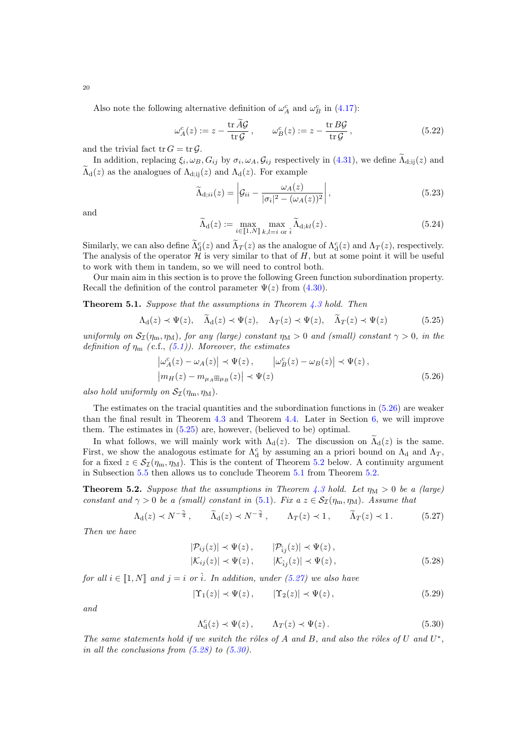Also note the following alternative definition of $\omega_A^c$ and $\omega_B^c$ in (4.17):

$$\omega_A^c(z) := z - \frac{\operatorname{tr} \widetilde{A}\mathcal{G}}{\operatorname{tr} \mathcal{G}}, \qquad \omega_B^c(z) := z - \frac{\operatorname{tr} B\mathcal{G}}{\operatorname{tr} \mathcal{G}}, \tag{5.22}$$

and the trivial fact $\operatorname{tr} G = \operatorname{tr} \mathcal{G}$.

In addition, replacing $\xi_i, \omega_B, G_{ij}$ by $\sigma_i, \omega_A, \mathcal{G}_{ij}$ respectively in (4.31), we define $\widetilde{\Lambda}_{\mathrm{d;ij}}(z)$ and $\widetilde{\Lambda}_{\mathrm{d}}(z)$ as the analogues of $\Lambda_{\mathrm{d;ij}}(z)$ and $\Lambda_{\mathrm{d}}(z)$. For example

$$\widetilde{\Lambda}_{\mathrm{d};ii}(z) = \left| \mathcal{G}_{ii} - \frac{\omega_A(z)}{|\sigma_i|^2 - (\omega_A(z))^2} \right|, \tag{5.23}$$

and

$$\widetilde{\Lambda}_{\mathrm{d}}(z) := \max_{i \in [\![1,N]\!]} \max_{k,l = i \text{ or } \hat{i}} \widetilde{\Lambda}_{\mathrm{d};kl}(z). \tag{5.24}$$

Similarly, we can also define $\widetilde{\Lambda}_{\mathrm{d}}^c(z)$ and $\widetilde{\Lambda}_T(z)$ as the analogue of $\Lambda_{\mathrm{d}}^c(z)$ and $\Lambda_T(z)$, respectively. The analysis of the operator $\mathcal{H}$ is very similar to that of $H$, but at some point it will be useful to work with them in tandem, so we will need to control both.

Our main aim in this section is to prove the following Green function subordination property. Recall the definition of the control parameter $\Psi(z)$ from (4.30).

**Theorem 5.1.** *Suppose that the assumptions in Theorem 4.3 hold. Then*

$$\Lambda_{\mathrm{d}}(z) \prec \Psi(z), \quad \widetilde{\Lambda}_{\mathrm{d}}(z) \prec \Psi(z), \quad \Lambda_T(z) \prec \Psi(z), \quad \widetilde{\Lambda}_T(z) \prec \Psi(z) \tag{5.25}$$

*uniformly on $\mathcal{S}_{\mathcal{I}}(\eta_{\mathrm{m}}, \eta_{\mathrm{M}})$, for any (large) constant $\eta_{\mathrm{M}} > 0$ and (small) constant $\gamma > 0$, in the definition of $\eta_{\mathrm{m}}$ (c.f., (5.1)). Moreover, the estimates*

$$\begin{aligned} &\left|\omega_A^c(z) - \omega_A(z)\right| \prec \Psi(z), \qquad \left|\omega_B^c(z) - \omega_B(z)\right| \prec \Psi(z), \\ &\left|m_H(z) - m_{\mu_A \boxplus \mu_B}(z)\right| \prec \Psi(z) \end{aligned} \tag{5.26}$$

*also hold uniformly on $\mathcal{S}_{\mathcal{I}}(\eta_{\mathrm{m}}, \eta_{\mathrm{M}})$.*

The estimates on the tracial quantities and the subordination functions in (5.26) are weaker than the final result in Theorem 4.3 and Theorem 4.4. Later in Section 6, we will improve them. The estimates in (5.25) are, however, (believed to be) optimal.

In what follows, we will mainly work with $\Lambda_{\mathrm{d}}(z)$. The discussion on $\widetilde{\Lambda}_{\mathrm{d}}(z)$ is the same. First, we show the analogous estimate for $\Lambda_{\mathrm{d}}^c$ by assuming an a priori bound on $\Lambda_{\mathrm{d}}$ and $\Lambda_T$, for a fixed $z \in \mathcal{S}_{\mathcal{I}}(\eta_{\mathrm{m}}, \eta_{\mathrm{M}})$. This is the content of Theorem 5.2 below. A continuity argument in Subsection 5.5 then allows us to conclude Theorem 5.1 from Theorem 5.2.

**Theorem 5.2.** *Suppose that the assumptions in Theorem 4.3 hold. Let $\eta_{\mathrm{M}} > 0$ be a (large) constant and $\gamma > 0$ be a (small) constant in (5.1). Fix a $z \in \mathcal{S}_{\mathcal{I}}(\eta_{\mathrm{m}}, \eta_{\mathrm{M}})$. Assume that*

$$\Lambda_{\mathrm{d}}(z) \prec N^{-\frac{\gamma}{4}}, \qquad \widetilde{\Lambda}_{\mathrm{d}}(z) \prec N^{-\frac{\gamma}{4}}, \qquad \Lambda_T(z) \prec 1, \qquad \widetilde{\Lambda}_T(z) \prec 1. \tag{5.27}$$

*Then we have*

$$\begin{aligned} &|\mathcal{P}_{ij}(z)| \prec \Psi(z), \qquad |\mathcal{P}_{\hat{i}j}(z)| \prec \Psi(z), \\ &|\mathcal{K}_{ij}(z)| \prec \Psi(z), \qquad |\mathcal{K}_{\hat{i}j}(z)| \prec \Psi(z), \end{aligned} \tag{5.28}$$

*for all $i \in [\![1,N]\!]$ and $j = i$ or $\hat{i}$. In addition, under (5.27) we also have*

$$|\Upsilon_1(z)| \prec \Psi(z), \qquad |\Upsilon_2(z)| \prec \Psi(z), \tag{5.29}$$

*and*

$$\Lambda_{\mathrm{d}}^c(z) \prec \Psi(z), \qquad \Lambda_T(z) \prec \Psi(z). \tag{5.30}$$

*The same statements hold if we switch the rôles of $A$ and $B$, and also the rôles of $U$ and $U^*$, in all the conclusions from (5.28) to (5.30).*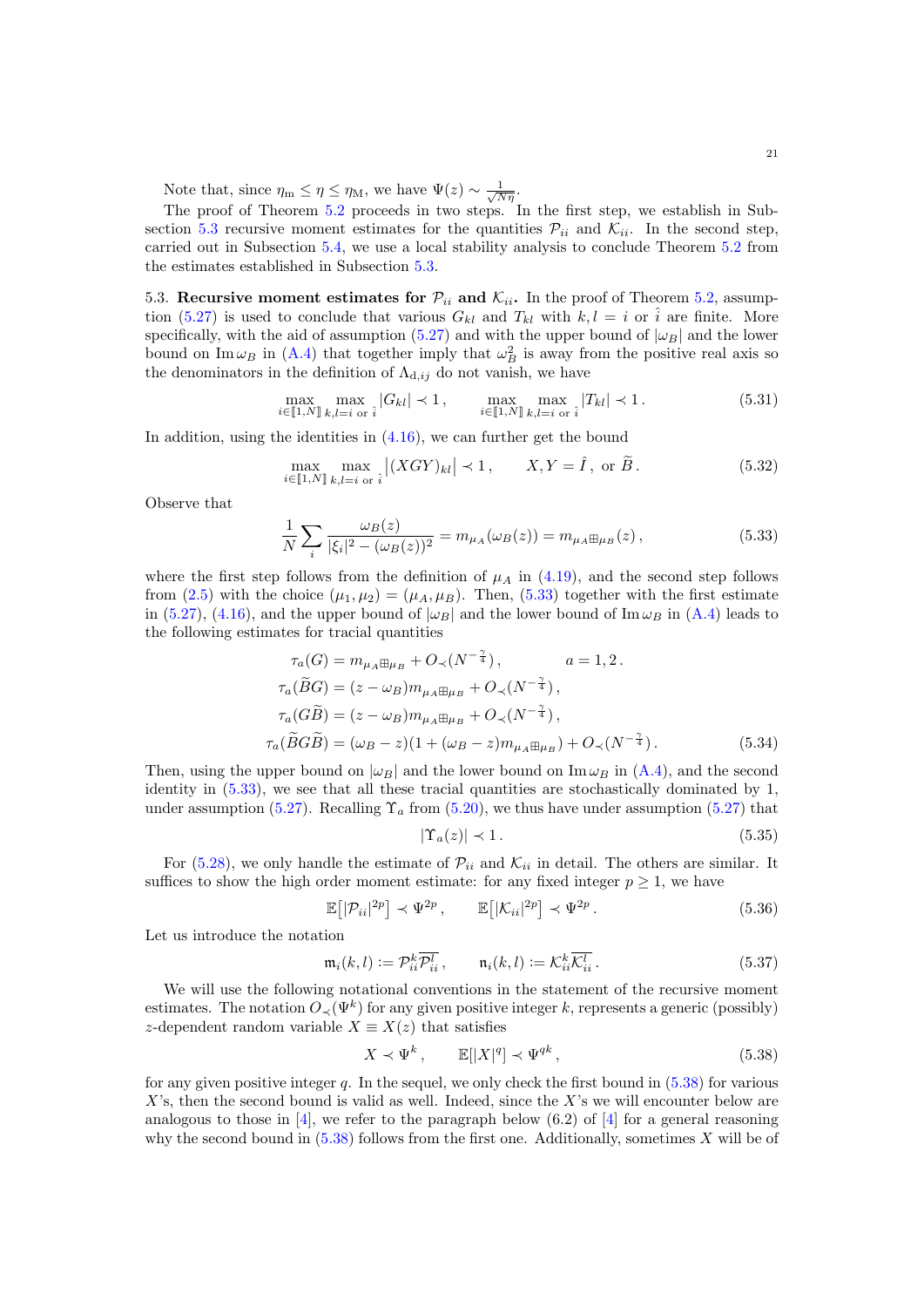Note that, since $\eta_{\mathrm{m}} \le \eta \le \eta_{\mathrm{M}}$, we have $\Psi(z) \sim \frac{1}{\sqrt{N\eta}}$.

The proof of Theorem 5.2 proceeds in two steps. In the first step, we establish in Subsection 5.3 recursive moment estimates for the quantities $\mathcal{P}_{ii}$ and $\mathcal{K}_{ii}$. In the second step, carried out in Subsection 5.4, we use a local stability analysis to conclude Theorem 5.2 from the estimates established in Subsection 5.3.

## 5.3. Recursive moment estimates for $\mathcal{P}_{ii}$ and $\mathcal{K}_{ii}$.

In the proof of Theorem 5.2, assumption (5.27) is used to conclude that various $G_{kl}$ and $T_{kl}$ with $k, l = i$ or $\hat{i}$ are finite. More specifically, with the aid of assumption (5.27) and with the upper bound of $|\omega_B|$ and the lower bound on $\operatorname{Im} \omega_B$ in (A.4) that together imply that $\omega_B^2$ is away from the positive real axis so the denominators in the definition of $\Lambda_{\mathrm{d},ij}$ do not vanish, we have

$$
\max_{i\in[\![1,N]\!]} \max_{k,l=i \text{ or } \hat{i}} |G_{kl}| \prec 1\,, \qquad \max_{i\in[\![1,N]\!]} \max_{k,l=i \text{ or } \hat{i}} |T_{kl}| \prec 1\,. \tag{5.31}
$$

In addition, using the identities in (4.16), we can further get the bound

$$
\max_{i\in[\![1,N]\!]} \max_{k,l=i \text{ or } \hat{i}} \big|(XGY)_{kl}\big| \prec 1\,, \qquad X, Y = \hat{I}\,, \text{ or } \widetilde{B}\,. \tag{5.32}
$$

Observe that

$$
\frac{1}{N}\sum_i \frac{\omega_B(z)}{|\xi_i|^2 - (\omega_B(z))^2} = m_{\mu_A}(\omega_B(z)) = m_{\mu_A \boxplus \mu_B}(z)\,, \tag{5.33}
$$

where the first step follows from the definition of $\mu_A$ in (4.19), and the second step follows from (2.5) with the choice $(\mu_1, \mu_2) = (\mu_A, \mu_B)$. Then, (5.33) together with the first estimate in (5.27), (4.16), and the upper bound of $|\omega_B|$ and the lower bound of $\operatorname{Im} \omega_B$ in (A.4) leads to the following estimates for tracial quantities

$$
\begin{aligned}
\tau_a(G) &= m_{\mu_A \boxplus \mu_B} + O_\prec(N^{-\frac{\gamma}{4}})\,, \qquad\qquad a = 1, 2\,.\\
\tau_a(\widetilde{B}G) &= (z - \omega_B) m_{\mu_A \boxplus \mu_B} + O_\prec(N^{-\frac{\gamma}{4}})\,,\\
\tau_a(G\widetilde{B}) &= (z - \omega_B) m_{\mu_A \boxplus \mu_B} + O_\prec(N^{-\frac{\gamma}{4}})\,,\\
\tau_a(\widetilde{B}G\widetilde{B}) &= (\omega_B - z)(1 + (\omega_B - z) m_{\mu_A \boxplus \mu_B}) + O_\prec(N^{-\frac{\gamma}{4}})\,.
\end{aligned} \tag{5.34}
$$

Then, using the upper bound on $|\omega_B|$ and the lower bound on $\operatorname{Im} \omega_B$ in (A.4), and the second identity in (5.33), we see that all these tracial quantities are stochastically dominated by 1, under assumption (5.27). Recalling $\Upsilon_a$ from (5.20), we thus have under assumption (5.27) that

$$
|\Upsilon_a(z)| \prec 1\,. \tag{5.35}
$$

For (5.28), we only handle the estimate of $\mathcal{P}_{ii}$ and $\mathcal{K}_{ii}$ in detail. The others are similar. It suffices to show the high order moment estimate: for any fixed integer $p \ge 1$, we have

$$
\mathbb{E}\big[|\mathcal{P}_{ii}|^{2p}\big] \prec \Psi^{2p}\,, \qquad \mathbb{E}\big[|\mathcal{K}_{ii}|^{2p}\big] \prec \Psi^{2p}\,. \tag{5.36}
$$

Let us introduce the notation

$$
\mathfrak{m}_i(k,l) := \mathcal{P}_{ii}^k \overline{\mathcal{P}_{ii}^l}\,, \qquad \mathfrak{n}_i(k,l) := \mathcal{K}_{ii}^k \overline{\mathcal{K}_{ii}^l}\,. \tag{5.37}
$$

We will use the following notational conventions in the statement of the recursive moment estimates. The notation $O_\prec(\Psi^k)$ for any given positive integer $k$, represents a generic (possibly) $z$-dependent random variable $X \equiv X(z)$ that satisfies

$$
X \prec \Psi^k\,, \qquad \mathbb{E}[|X|^q] \prec \Psi^{qk}\,, \tag{5.38}
$$

for any given positive integer $q$. In the sequel, we only check the first bound in (5.38) for various $X$'s, then the second bound is valid as well. Indeed, since the $X$'s we will encounter below are analogous to those in [4], we refer to the paragraph below (6.2) of [4] for a general reasoning why the second bound in (5.38) follows from the first one. Additionally, sometimes $X$ will be of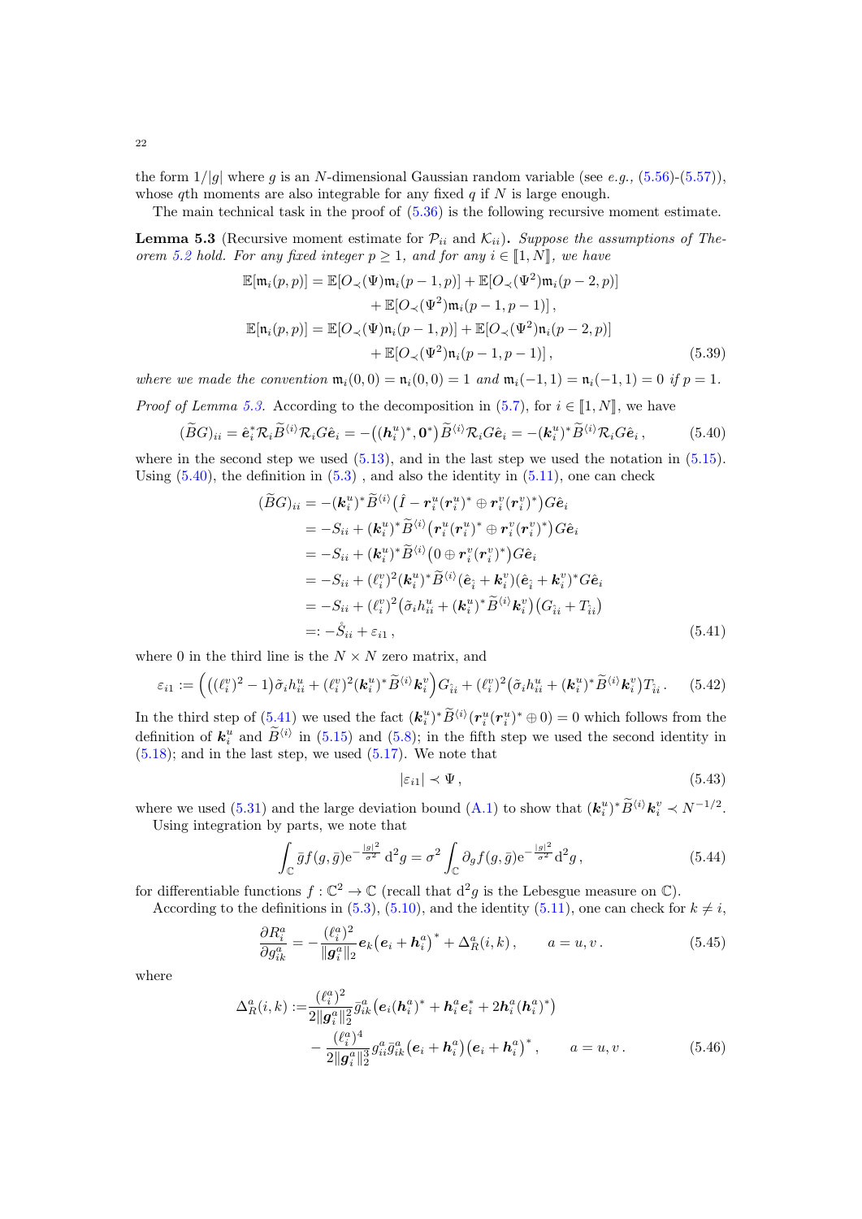the form $1/|g|$ where $g$ is an $N$-dimensional Gaussian random variable (see *e.g.*, (5.56)-(5.57)), whose $q$th moments are also integrable for any fixed $q$ if $N$ is large enough.

The main technical task in the proof of (5.36) is the following recursive moment estimate.

**Lemma 5.3** (Recursive moment estimate for $\mathcal{P}_{ii}$ and $\mathcal{K}_{ii}$)**.** *Suppose the assumptions of Theorem 5.2 hold. For any fixed integer $p \geq 1$, and for any $i \in [\![1, N]\!]$, we have*

$$
\begin{aligned}
\mathbb{E}[\mathfrak{m}_i(p,p)] &= \mathbb{E}[O_\prec(\Psi)\mathfrak{m}_i(p-1,p)] + \mathbb{E}[O_\prec(\Psi^2)\mathfrak{m}_i(p-2,p)] \\
&\quad + \mathbb{E}[O_\prec(\Psi^2)\mathfrak{m}_i(p-1,p-1)]\,, \\
\mathbb{E}[\mathfrak{n}_i(p,p)] &= \mathbb{E}[O_\prec(\Psi)\mathfrak{n}_i(p-1,p)] + \mathbb{E}[O_\prec(\Psi^2)\mathfrak{n}_i(p-2,p)] \\
&\quad + \mathbb{E}[O_\prec(\Psi^2)\mathfrak{n}_i(p-1,p-1)]\,,
\end{aligned} \tag{5.39}
$$

*where we made the convention $\mathfrak{m}_i(0,0) = \mathfrak{n}_i(0,0) = 1$ and $\mathfrak{m}_i(-1,1) = \mathfrak{n}_i(-1,1) = 0$ if $p = 1$.*

*Proof of Lemma 5.3.* According to the decomposition in (5.7), for $i \in [\![1, N]\!]$, we have

$$
(\widetilde{B}G)_{ii} = \hat{\boldsymbol{e}}_i^* \mathcal{R}_i \widetilde{B}^{\langle i \rangle} \mathcal{R}_i G \hat{\boldsymbol{e}}_i = -\big((\boldsymbol{h}_i^u)^*, \boldsymbol{0}^*\big)\, \widetilde{B}^{\langle i \rangle} \mathcal{R}_i G \hat{\boldsymbol{e}}_i = -(\boldsymbol{k}_i^u)^* \widetilde{B}^{\langle i \rangle} \mathcal{R}_i G \hat{\boldsymbol{e}}_i\,, \tag{5.40}
$$

where in the second step we used (5.13), and in the last step we used the notation in (5.15). Using (5.40), the definition in (5.3) , and also the identity in (5.11), one can check

$$
\begin{aligned}
(\widetilde{B}G)_{ii} &= -(\boldsymbol{k}_i^u)^* \widetilde{B}^{\langle i \rangle} \big(\hat{I} - \boldsymbol{r}_i^u (\boldsymbol{r}_i^u)^* \oplus \boldsymbol{r}_i^v (\boldsymbol{r}_i^v)^*\big) G \hat{\boldsymbol{e}}_i \\
&= -S_{ii} + (\boldsymbol{k}_i^u)^* \widetilde{B}^{\langle i \rangle} \big(\boldsymbol{r}_i^u (\boldsymbol{r}_i^u)^* \oplus \boldsymbol{r}_i^v (\boldsymbol{r}_i^v)^*\big) G \hat{\boldsymbol{e}}_i \\
&= -S_{ii} + (\boldsymbol{k}_i^u)^* \widetilde{B}^{\langle i \rangle} \big(0 \oplus \boldsymbol{r}_i^v (\boldsymbol{r}_i^v)^*\big) G \hat{\boldsymbol{e}}_i \\
&= -S_{ii} + (\ell_i^v)^2 (\boldsymbol{k}_i^u)^* \widetilde{B}^{\langle i \rangle} (\hat{\boldsymbol{e}}_{\hat{i}} + \boldsymbol{k}_i^v)(\hat{\boldsymbol{e}}_{\hat{i}} + \boldsymbol{k}_i^v)^* G \hat{\boldsymbol{e}}_i \\
&= -S_{ii} + (\ell_i^v)^2 \big(\tilde{\sigma}_i h_{ii}^u + (\boldsymbol{k}_i^u)^* \widetilde{B}^{\langle i \rangle} \boldsymbol{k}_i^v\big) \big(G_{\hat{i}i} + T_{\hat{i}i}\big) \\
&=: -\mathring{S}_{ii} + \varepsilon_{i1}\,,
\end{aligned} \tag{5.41}
$$

where 0 in the third line is the $N \times N$ zero matrix, and

$$
\varepsilon_{i1} := \Big(\big((\ell_i^v)^2 - 1\big)\tilde{\sigma}_i h_{ii}^u + (\ell_i^v)^2 (\boldsymbol{k}_i^u)^* \widetilde{B}^{\langle i \rangle} \boldsymbol{k}_i^v\Big) G_{\hat{i}i} + (\ell_i^v)^2 \big(\tilde{\sigma}_i h_{ii}^u + (\boldsymbol{k}_i^u)^* \widetilde{B}^{\langle i \rangle} \boldsymbol{k}_i^v\big) T_{\hat{i}i}\,. \tag{5.42}
$$

In the third step of (5.41) we used the fact $(\boldsymbol{k}_i^u)^* \widetilde{B}^{\langle i \rangle} (\boldsymbol{r}_i^u (\boldsymbol{r}_i^u)^* \oplus 0) = 0$ which follows from the definition of $\boldsymbol{k}_i^u$ and $\widetilde{B}^{\langle i \rangle}$ in (5.15) and (5.8); in the fifth step we used the second identity in (5.18); and in the last step, we used (5.17). We note that

$$
|\varepsilon_{i1}| \prec \Psi\,, \tag{5.43}
$$

where we used (5.31) and the large deviation bound (A.1) to show that $(\boldsymbol{k}_i^u)^* \widetilde{B}^{\langle i \rangle} \boldsymbol{k}_i^v \prec N^{-1/2}$.

Using integration by parts, we note that

$$
\int_{\mathbb{C}} \bar{g} f(g, \bar{g}) \mathrm{e}^{-\frac{|g|^2}{\sigma^2}}\, \mathrm{d}^2 g = \sigma^2 \int_{\mathbb{C}} \partial_g f(g, \bar{g}) \mathrm{e}^{-\frac{|g|^2}{\sigma^2}}\, \mathrm{d}^2 g\,, \tag{5.44}
$$

for differentiable functions $f : \mathbb{C}^2 \to \mathbb{C}$ (recall that $\mathrm{d}^2 g$ is the Lebesgue measure on $\mathbb{C}$).

According to the definitions in (5.3), (5.10), and the identity (5.11), one can check for $k \neq i$,

$$
\frac{\partial R_i^a}{\partial g_{ik}^a} = -\frac{(\ell_i^a)^2}{\|\boldsymbol{g}_i^a\|_2} \boldsymbol{e}_k \big(\boldsymbol{e}_i + \boldsymbol{h}_i^a\big)^* + \Delta_R^a(i,k)\,, \qquad a = u, v\,. \tag{5.45}
$$

where

$$
\begin{aligned}
\Delta_R^a(i,k) :=& \frac{(\ell_i^a)^2}{2\|\boldsymbol{g}_i^a\|_2^2} \bar{g}_{ik}^a \big(\boldsymbol{e}_i (\boldsymbol{h}_i^a)^* + \boldsymbol{h}_i^a \boldsymbol{e}_i^* + 2\boldsymbol{h}_i^a (\boldsymbol{h}_i^a)^*\big) \\
&- \frac{(\ell_i^a)^4}{2\|\boldsymbol{g}_i^a\|_2^3} g_{ii}^a \bar{g}_{ik}^a \big(\boldsymbol{e}_i + \boldsymbol{h}_i^a\big)\big(\boldsymbol{e}_i + \boldsymbol{h}_i^a\big)^*\,, \qquad a = u, v\,.
\end{aligned} \tag{5.46}
$$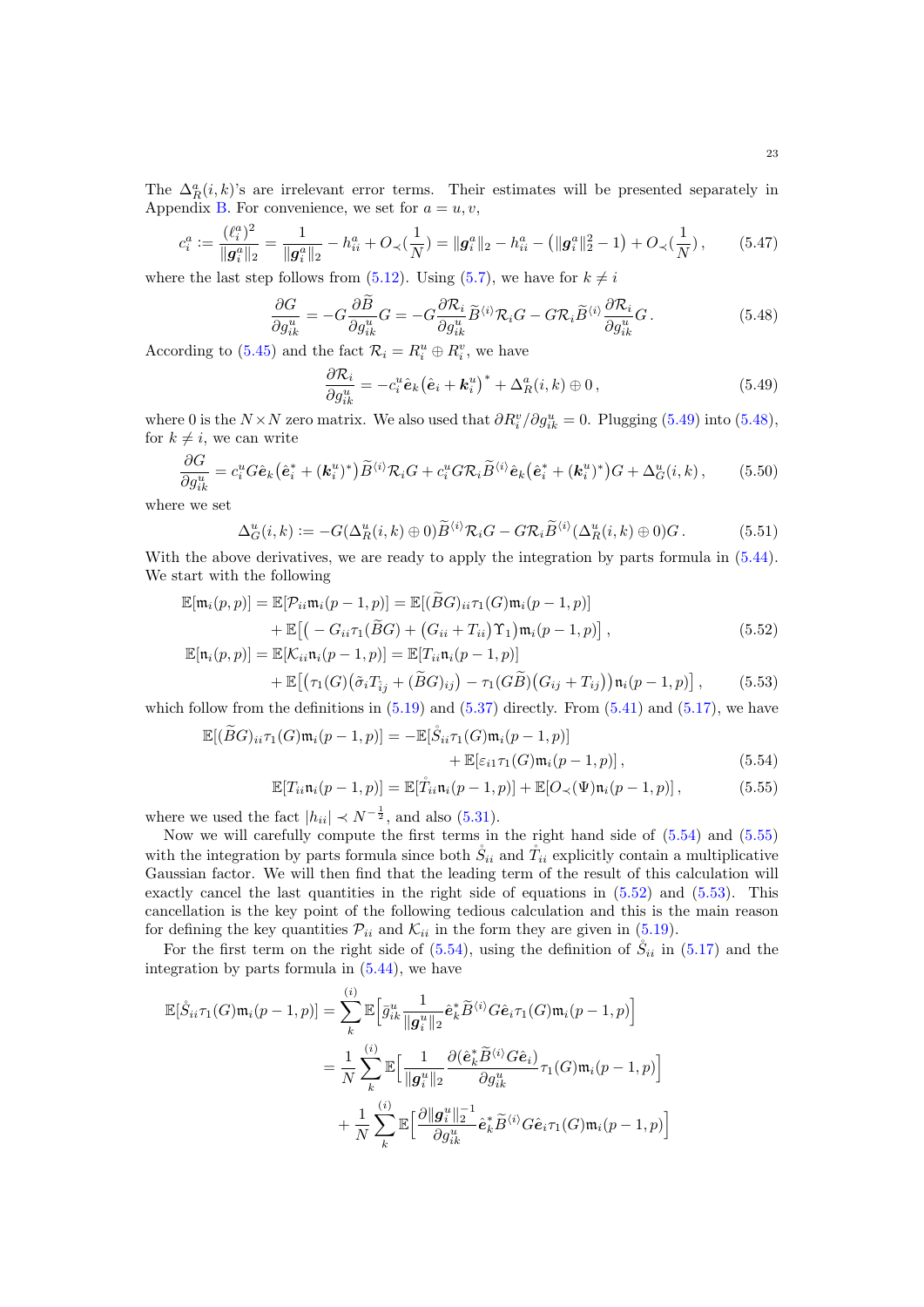The $\Delta_R^a(i,k)$'s are irrelevant error terms. Their estimates will be presented separately in Appendix B. For convenience, we set for $a = u, v$,

$$c_i^a := \frac{(\ell_i^a)^2}{\|\boldsymbol{g}_i^a\|_2} = \frac{1}{\|\boldsymbol{g}_i^a\|_2} - h_{ii}^a + O_\prec(\frac{1}{N}) = \|\boldsymbol{g}_i^a\|_2 - h_{ii}^a - \big(\|\boldsymbol{g}_i^a\|_2^2 - 1\big) + O_\prec(\frac{1}{N}), \tag{5.47}$$

where the last step follows from (5.12). Using (5.7), we have for $k \neq i$

$$\frac{\partial G}{\partial g_{ik}^u} = -G\frac{\partial \widetilde{B}}{\partial g_{ik}^u}G = -G\frac{\partial \mathcal{R}_i}{\partial g_{ik}^u}\widetilde{B}^{\langle i\rangle}\mathcal{R}_i G - G\mathcal{R}_i\widetilde{B}^{\langle i\rangle}\frac{\partial \mathcal{R}_i}{\partial g_{ik}^u}G. \tag{5.48}$$

According to (5.45) and the fact $\mathcal{R}_i = R_i^u \oplus R_i^v$, we have

$$\frac{\partial \mathcal{R}_i}{\partial g_{ik}^u} = -c_i^u \hat{\boldsymbol{e}}_k\big(\hat{\boldsymbol{e}}_i + \boldsymbol{k}_i^u\big)^* + \Delta_R^a(i,k) \oplus 0, \tag{5.49}$$

where 0 is the $N\times N$ zero matrix. We also used that $\partial R_i^v/\partial g_{ik}^u = 0$. Plugging (5.49) into (5.48), for $k \neq i$, we can write

$$\frac{\partial G}{\partial g_{ik}^u} = c_i^u G\hat{\boldsymbol{e}}_k\big(\hat{\boldsymbol{e}}_i^* + (\boldsymbol{k}_i^u)^*\big)\widetilde{B}^{\langle i\rangle}\mathcal{R}_i G + c_i^u G\mathcal{R}_i\widetilde{B}^{\langle i\rangle}\hat{\boldsymbol{e}}_k\big(\hat{\boldsymbol{e}}_i^* + (\boldsymbol{k}_i^u)^*\big)G + \Delta_G^u(i,k), \tag{5.50}$$

where we set

$$\Delta_G^u(i,k) := -G(\Delta_R^u(i,k)\oplus 0)\widetilde{B}^{\langle i\rangle}\mathcal{R}_i G - G\mathcal{R}_i\widetilde{B}^{\langle i\rangle}(\Delta_R^u(i,k)\oplus 0)G. \tag{5.51}$$

With the above derivatives, we are ready to apply the integration by parts formula in (5.44). We start with the following

$$\begin{aligned}
\mathbb{E}[\mathfrak{m}_i(p,p)] &= \mathbb{E}[\mathcal{P}_{ii}\mathfrak{m}_i(p-1,p)] = \mathbb{E}[(\widetilde{B}G)_{ii}\tau_1(G)\mathfrak{m}_i(p-1,p)] \\
&\quad + \mathbb{E}\big[\big(-G_{ii}\tau_1(\widetilde{B}G) + \big(G_{ii}+T_{ii}\big)\Upsilon_1\big)\mathfrak{m}_i(p-1,p)\big], \qquad (5.52)\\
\mathbb{E}[\mathfrak{n}_i(p,p)] &= \mathbb{E}[\mathcal{K}_{ii}\mathfrak{n}_i(p-1,p)] = \mathbb{E}[T_{ii}\mathfrak{n}_i(p-1,p)] \\
&\quad + \mathbb{E}\big[\big(\tau_1(G)\big(\tilde{\sigma}_i T_{\bar{i}j} + (\widetilde{B}G)_{ij}\big) - \tau_1(G\widetilde{B})\big(G_{ij}+T_{ij}\big)\big)\mathfrak{n}_i(p-1,p)\big], \qquad (5.53)
\end{aligned}$$

which follow from the definitions in (5.19) and (5.37) directly. From (5.41) and (5.17), we have

$$\begin{aligned}
\mathbb{E}[(\widetilde{B}G)_{ii}\tau_1(G)\mathfrak{m}_i(p-1,p)] &= -\mathbb{E}[\mathring{S}_{ii}\tau_1(G)\mathfrak{m}_i(p-1,p)] \\
&\quad + \mathbb{E}[\varepsilon_{i1}\tau_1(G)\mathfrak{m}_i(p-1,p)], \qquad (5.54)\\
\mathbb{E}[T_{ii}\mathfrak{n}_i(p-1,p)] &= \mathbb{E}[\mathring{T}_{ii}\mathfrak{n}_i(p-1,p)] + \mathbb{E}[O_\prec(\Psi)\mathfrak{n}_i(p-1,p)], \qquad (5.55)
\end{aligned}$$

where we used the fact $|h_{ii}| \prec N^{-\frac{1}{2}}$, and also (5.31).

Now we will carefully compute the first terms in the right hand side of (5.54) and (5.55) with the integration by parts formula since both $\mathring{S}_{ii}$ and $\mathring{T}_{ii}$ explicitly contain a multiplicative Gaussian factor. We will then find that the leading term of the result of this calculation will exactly cancel the last quantities in the right side of equations in (5.52) and (5.53). This cancellation is the key point of the following tedious calculation and this is the main reason for defining the key quantities $\mathcal{P}_{ii}$ and $\mathcal{K}_{ii}$ in the form they are given in (5.19).

For the first term on the right side of (5.54), using the definition of $\mathring{S}_{ii}$ in (5.17) and the integration by parts formula in (5.44), we have

$$\begin{aligned}
\mathbb{E}[\mathring{S}_{ii}\tau_1(G)\mathfrak{m}_i(p-1,p)] &= \sum_k^{(i)}\mathbb{E}\Big[\bar{g}_{ik}^u\frac{1}{\|\boldsymbol{g}_i^u\|_2}\hat{\boldsymbol{e}}_k^*\widetilde{B}^{\langle i\rangle}G\hat{\boldsymbol{e}}_i\tau_1(G)\mathfrak{m}_i(p-1,p)\Big] \\
&= \frac{1}{N}\sum_k^{(i)}\mathbb{E}\Big[\frac{1}{\|\boldsymbol{g}_i^u\|_2}\frac{\partial(\hat{\boldsymbol{e}}_k^*\widetilde{B}^{\langle i\rangle}G\hat{\boldsymbol{e}}_i)}{\partial g_{ik}^u}\tau_1(G)\mathfrak{m}_i(p-1,p)\Big] \\
&\quad + \frac{1}{N}\sum_k^{(i)}\mathbb{E}\Big[\frac{\partial\|\boldsymbol{g}_i^u\|_2^{-1}}{\partial g_{ik}^u}\hat{\boldsymbol{e}}_k^*\widetilde{B}^{\langle i\rangle}G\hat{\boldsymbol{e}}_i\tau_1(G)\mathfrak{m}_i(p-1,p)\Big]
\end{aligned}$$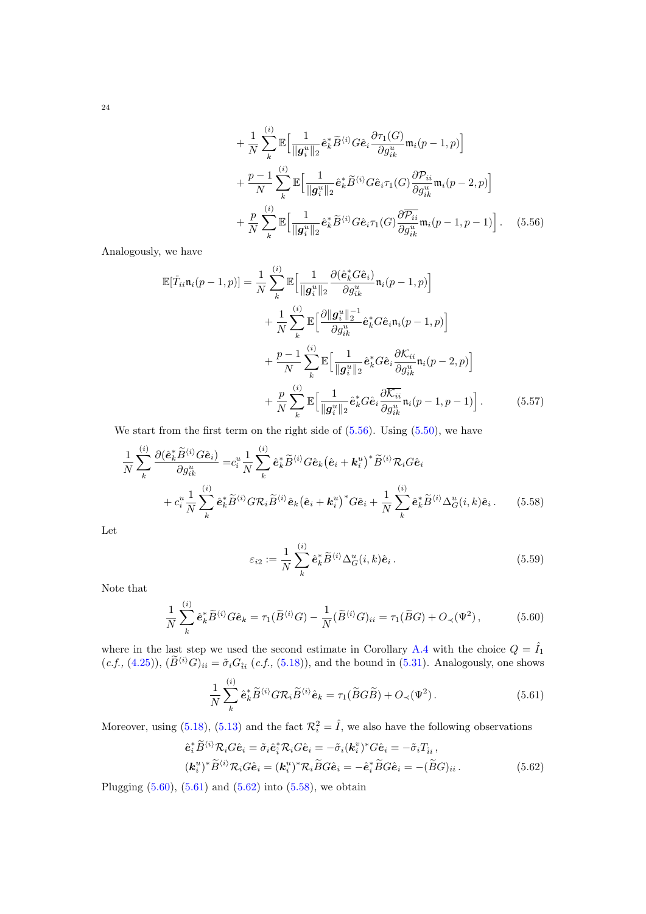$$
\begin{aligned}
&+\frac{1}{N}\sum_k^{(i)}\mathbb{E}\Big[\frac{1}{\|\boldsymbol{g}_i^u\|_2}\hat{\mathbf{e}}_k^*\widetilde{B}^{\langle i\rangle}G\hat{\mathbf{e}}_i\frac{\partial\tau_1(G)}{\partial g_{ik}^u}\mathfrak{m}_i(p-1,p)\Big]\\
&+\frac{p-1}{N}\sum_k^{(i)}\mathbb{E}\Big[\frac{1}{\|\boldsymbol{g}_i^u\|_2}\hat{\mathbf{e}}_k^*\widetilde{B}^{\langle i\rangle}G\hat{\mathbf{e}}_i\tau_1(G)\frac{\partial\mathcal{P}_{ii}}{\partial g_{ik}^u}\mathfrak{m}_i(p-2,p)\Big]\\
&+\frac{p}{N}\sum_k^{(i)}\mathbb{E}\Big[\frac{1}{\|\boldsymbol{g}_i^u\|_2}\hat{\mathbf{e}}_k^*\widetilde{B}^{\langle i\rangle}G\hat{\mathbf{e}}_i\tau_1(G)\frac{\partial\overline{\mathcal{P}_{ii}}}{\partial g_{ik}^u}\mathfrak{m}_i(p-1,p-1)\Big]. \qquad (5.56)
\end{aligned}
$$

Analogously, we have

$$
\begin{aligned}
\mathbb{E}[\mathring{T}_{ii}\mathfrak{n}_i(p-1,p)]&=\frac{1}{N}\sum_k^{(i)}\mathbb{E}\Big[\frac{1}{\|\boldsymbol{g}_i^u\|_2}\frac{\partial(\hat{\mathbf{e}}_k^*G\hat{\mathbf{e}}_i)}{\partial g_{ik}^u}\mathfrak{n}_i(p-1,p)\Big]\\
&+\frac{1}{N}\sum_k^{(i)}\mathbb{E}\Big[\frac{\partial\|\boldsymbol{g}_i^u\|_2^{-1}}{\partial g_{ik}^u}\hat{\mathbf{e}}_k^*G\hat{\mathbf{e}}_i\mathfrak{n}_i(p-1,p)\Big]\\
&+\frac{p-1}{N}\sum_k^{(i)}\mathbb{E}\Big[\frac{1}{\|\boldsymbol{g}_i^u\|_2}\hat{\mathbf{e}}_k^*G\hat{\mathbf{e}}_i\frac{\partial\mathcal{K}_{ii}}{\partial g_{ik}^u}\mathfrak{n}_i(p-2,p)\Big]\\
&+\frac{p}{N}\sum_k^{(i)}\mathbb{E}\Big[\frac{1}{\|\boldsymbol{g}_i^u\|_2}\hat{\mathbf{e}}_k^*G\hat{\mathbf{e}}_i\frac{\partial\overline{\mathcal{K}_{ii}}}{\partial g_{ik}^u}\mathfrak{n}_i(p-1,p-1)\Big]. \qquad (5.57)
\end{aligned}
$$

We start from the first term on the right side of (5.56). Using (5.50), we have

$$
\begin{aligned}
\frac{1}{N}\sum_k^{(i)}\frac{\partial(\hat{\mathbf{e}}_k^*\widetilde{B}^{\langle i\rangle}G\hat{\mathbf{e}}_i)}{\partial g_{ik}^u}=&c_i^u\frac{1}{N}\sum_k^{(i)}\hat{\mathbf{e}}_k^*\widetilde{B}^{\langle i\rangle}G\hat{\mathbf{e}}_k\big(\hat{\mathbf{e}}_i+\boldsymbol{k}_i^u\big)^*\widetilde{B}^{\langle i\rangle}\mathcal{R}_iG\hat{\mathbf{e}}_i\\
&+c_i^u\frac{1}{N}\sum_k^{(i)}\hat{\mathbf{e}}_k^*\widetilde{B}^{\langle i\rangle}G\mathcal{R}_i\widetilde{B}^{\langle i\rangle}\hat{\mathbf{e}}_k\big(\hat{\mathbf{e}}_i+\boldsymbol{k}_i^u\big)^*G\hat{\mathbf{e}}_i+\frac{1}{N}\sum_k^{(i)}\hat{\mathbf{e}}_k^*\widetilde{B}^{\langle i\rangle}\Delta_G^u(i,k)\hat{\mathbf{e}}_i. \qquad (5.58)
\end{aligned}
$$

Let

$$
\varepsilon_{i2}:=\frac{1}{N}\sum_k^{(i)}\hat{\mathbf{e}}_k^*\widetilde{B}^{\langle i\rangle}\Delta_G^u(i,k)\hat{\mathbf{e}}_i. \qquad (5.59)
$$

Note that

$$
\frac{1}{N}\sum_k^{(i)}\hat{\mathbf{e}}_k^*\widetilde{B}^{\langle i\rangle}G\hat{\mathbf{e}}_k=\tau_1(\widetilde{B}^{\langle i\rangle}G)-\frac{1}{N}(\widetilde{B}^{\langle i\rangle}G)_{ii}=\tau_1(\widetilde{B}G)+O_\prec(\Psi^2), \qquad (5.60)
$$

where in the last step we used the second estimate in Corollary A.4 with the choice $Q=\hat{I}_1$ (*c.f.,* (4.25)), $(\widetilde{B}^{\langle i\rangle}G)_{ii}=\tilde{\sigma}_iG_{\hat{i}i}$ (*c.f.,* (5.18)), and the bound in (5.31). Analogously, one shows

$$
\frac{1}{N}\sum_k^{(i)}\hat{\mathbf{e}}_k^*\widetilde{B}^{\langle i\rangle}G\mathcal{R}_i\widetilde{B}^{\langle i\rangle}\hat{\mathbf{e}}_k=\tau_1(\widetilde{B}G\widetilde{B})+O_\prec(\Psi^2). \qquad (5.61)
$$

Moreover, using (5.18), (5.13) and the fact $\mathcal{R}_i^2=\hat{I}$, we also have the following observations

$$
\begin{aligned}
\hat{\mathbf{e}}_i^*\widetilde{B}^{\langle i\rangle}\mathcal{R}_iG\hat{\mathbf{e}}_i&=\tilde{\sigma}_i\hat{\mathbf{e}}_{\hat{i}}^*\mathcal{R}_iG\hat{\mathbf{e}}_i=-\tilde{\sigma}_i(\boldsymbol{k}_i^v)^*G\hat{\mathbf{e}}_i=-\tilde{\sigma}_iT_{\hat{i}i},\\
(\boldsymbol{k}_i^u)^*\widetilde{B}^{\langle i\rangle}\mathcal{R}_iG\hat{\mathbf{e}}_i&=(\boldsymbol{k}_i^u)^*\mathcal{R}_i\widetilde{B}G\hat{\mathbf{e}}_i=-\hat{\mathbf{e}}_i^*\widetilde{B}G\hat{\mathbf{e}}_i=-(\widetilde{B}G)_{ii}. \qquad (5.62)
\end{aligned}
$$

Plugging (5.60), (5.61) and (5.62) into (5.58), we obtain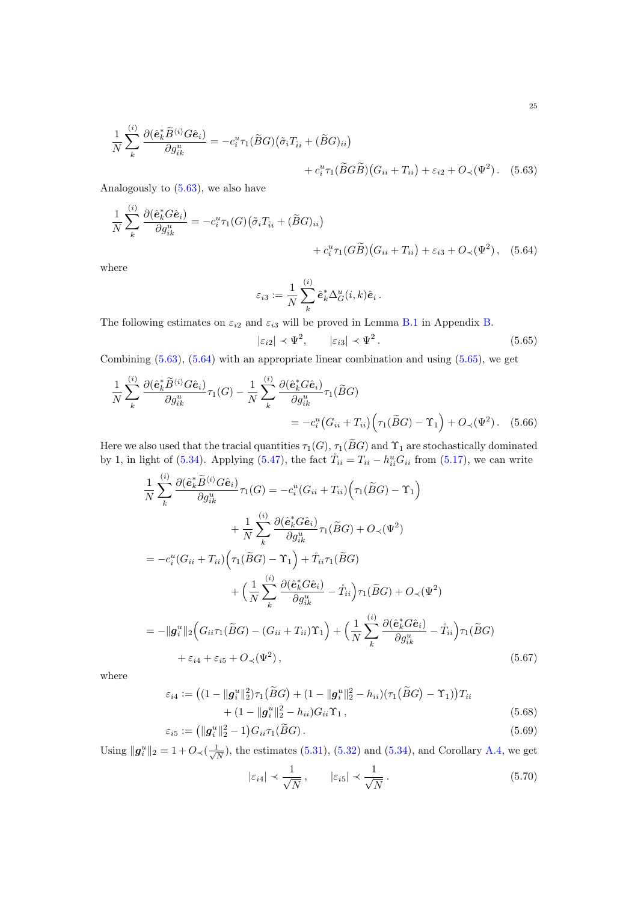$$\frac{1}{N}\sum_k^{(i)} \frac{\partial(\hat{\boldsymbol{e}}_k^* \widetilde{B}^{\langle i\rangle} G\hat{\boldsymbol{e}}_i)}{\partial g_{ik}^u} = -c_i^u \tau_1(\widetilde{B}G)\big(\tilde{\sigma}_i \mathring{T}_{ii} + (\widetilde{B}G)_{ii}\big) + c_i^u \tau_1(\widetilde{B}G\widetilde{B})\big(G_{ii} + T_{ii}\big) + \varepsilon_{i2} + O_\prec(\Psi^2)\,. \tag{5.63}$$

Analogously to (5.63), we also have

$$\frac{1}{N}\sum_k^{(i)} \frac{\partial(\hat{\boldsymbol{e}}_k^* G\hat{\boldsymbol{e}}_i)}{\partial g_{ik}^u} = -c_i^u \tau_1(G)\big(\tilde{\sigma}_i \mathring{T}_{ii} + (\widetilde{B}G)_{ii}\big) + c_i^u \tau_1(G\widetilde{B})\big(G_{ii} + T_{ii}\big) + \varepsilon_{i3} + O_\prec(\Psi^2)\,, \tag{5.64}$$

where

$$\varepsilon_{i3} := \frac{1}{N}\sum_k^{(i)} \hat{\boldsymbol{e}}_k^* \Delta_G^u(i,k)\hat{\boldsymbol{e}}_i\,.$$

The following estimates on $\varepsilon_{i2}$ and $\varepsilon_{i3}$ will be proved in Lemma B.1 in Appendix B.

$$|\varepsilon_{i2}| \prec \Psi^2, \qquad |\varepsilon_{i3}| \prec \Psi^2\,. \tag{5.65}$$

Combining (5.63), (5.64) with an appropriate linear combination and using (5.65), we get

$$\frac{1}{N}\sum_k^{(i)} \frac{\partial(\hat{\boldsymbol{e}}_k^* \widetilde{B}^{\langle i\rangle} G\hat{\boldsymbol{e}}_i)}{\partial g_{ik}^u}\tau_1(G) - \frac{1}{N}\sum_k^{(i)} \frac{\partial(\hat{\boldsymbol{e}}_k^* G\hat{\boldsymbol{e}}_i)}{\partial g_{ik}^u}\tau_1(\widetilde{B}G) = -c_i^u\big(G_{ii}+T_{ii}\big)\Big(\tau_1(\widetilde{B}G) - \Upsilon_1\Big) + O_\prec(\Psi^2)\,. \tag{5.66}$$

Here we also used that the tracial quantities $\tau_1(G)$, $\tau_1(\widetilde{B}G)$ and $\Upsilon_1$ are stochastically dominated by 1, in light of (5.34). Applying (5.47), the fact $\mathring{T}_{ii} = T_{ii} - h_{ii}^u G_{ii}$ from (5.17), we can write

$$\begin{aligned}
\frac{1}{N}\sum_k^{(i)} \frac{\partial(\hat{\boldsymbol{e}}_k^* \widetilde{B}^{\langle i\rangle} G\hat{\boldsymbol{e}}_i)}{\partial g_{ik}^u}\tau_1(G) &= -c_i^u(G_{ii}+T_{ii})\Big(\tau_1(\widetilde{B}G) - \Upsilon_1\Big) \\
&\quad + \frac{1}{N}\sum_k^{(i)} \frac{\partial(\hat{\boldsymbol{e}}_k^* G\hat{\boldsymbol{e}}_i)}{\partial g_{ik}^u}\tau_1(\widetilde{B}G) + O_\prec(\Psi^2) \\
&= -c_i^u(G_{ii}+T_{ii})\Big(\tau_1(\widetilde{B}G) - \Upsilon_1\Big) + \mathring{T}_{ii}\tau_1(\widetilde{B}G) \\
&\quad + \Big(\frac{1}{N}\sum_k^{(i)} \frac{\partial(\hat{\boldsymbol{e}}_k^* G\hat{\boldsymbol{e}}_i)}{\partial g_{ik}^u} - \mathring{T}_{ii}\Big)\tau_1(\widetilde{B}G) + O_\prec(\Psi^2) \\
&= -\|\boldsymbol{g}_i^u\|_2\Big(G_{ii}\tau_1(\widetilde{B}G) - (G_{ii}+T_{ii})\Upsilon_1\Big) + \Big(\frac{1}{N}\sum_k^{(i)} \frac{\partial(\hat{\boldsymbol{e}}_k^* G\hat{\boldsymbol{e}}_i)}{\partial g_{ik}^u} - \mathring{T}_{ii}\Big)\tau_1(\widetilde{B}G) \\
&\quad + \varepsilon_{i4} + \varepsilon_{i5} + O_\prec(\Psi^2)\,,
\end{aligned} \tag{5.67}$$

where

$$\begin{aligned}
\varepsilon_{i4} &:= \big((1-\|\boldsymbol{g}_i^u\|_2^2)\tau_1(\widetilde{B}G) + (1-\|\boldsymbol{g}_i^u\|_2^2 - h_{ii})(\tau_1(\widetilde{B}G) - \Upsilon_1)\big)T_{ii} \\
&\quad + (1-\|\boldsymbol{g}_i^u\|_2^2 - h_{ii})G_{ii}\Upsilon_1\,,
\end{aligned} \tag{5.68}$$

$$\varepsilon_{i5} := \big(\|\boldsymbol{g}_i^u\|_2^2 - 1\big)G_{ii}\tau_1(\widetilde{B}G)\,. \tag{5.69}$$

Using $\|\boldsymbol{g}_i^u\|_2 = 1 + O_\prec(\frac{1}{\sqrt{N}})$, the estimates (5.31), (5.32) and (5.34), and Corollary A.4, we get

$$|\varepsilon_{i4}| \prec \frac{1}{\sqrt{N}}\,, \qquad |\varepsilon_{i5}| \prec \frac{1}{\sqrt{N}}\,. \tag{5.70}$$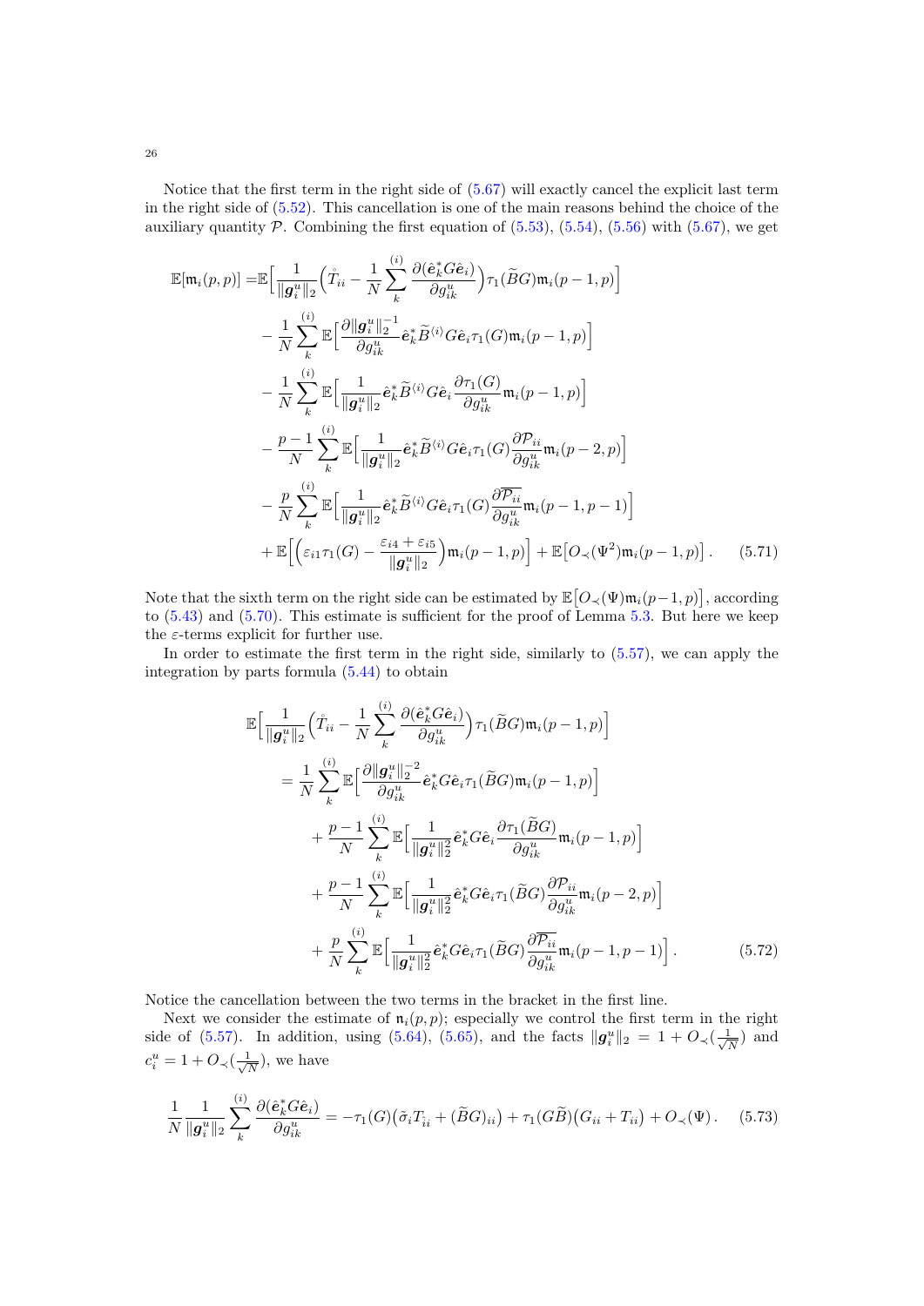Notice that the first term in the right side of (5.67) will exactly cancel the explicit last term in the right side of (5.52). This cancellation is one of the main reasons behind the choice of the auxiliary quantity $\mathcal{P}$. Combining the first equation of (5.53), (5.54), (5.56) with (5.67), we get

$$
\begin{aligned}
\mathbb{E}[\mathfrak{m}_i(p,p)] =& \mathbb{E}\Big[\frac{1}{\|\boldsymbol{g}_i^u\|_2}\Big(\mathring{T}_{ii} - \frac{1}{N}\sum_k^{(i)} \frac{\partial(\hat{\mathbf{e}}_k^* G \hat{\mathbf{e}}_i)}{\partial g_{ik}^u}\Big)\tau_1(\widetilde{B}G)\mathfrak{m}_i(p-1,p)\Big] \\
&- \frac{1}{N}\sum_k^{(i)} \mathbb{E}\Big[\frac{\partial \|\boldsymbol{g}_i^u\|_2^{-1}}{\partial g_{ik}^u}\hat{\mathbf{e}}_k^* \widetilde{B}^{\langle i\rangle} G\hat{\mathbf{e}}_i \tau_1(G)\mathfrak{m}_i(p-1,p)\Big] \\
&- \frac{1}{N}\sum_k^{(i)} \mathbb{E}\Big[\frac{1}{\|\boldsymbol{g}_i^u\|_2}\hat{\mathbf{e}}_k^* \widetilde{B}^{\langle i\rangle} G\hat{\mathbf{e}}_i \frac{\partial\tau_1(G)}{\partial g_{ik}^u}\mathfrak{m}_i(p-1,p)\Big] \\
&- \frac{p-1}{N}\sum_k^{(i)} \mathbb{E}\Big[\frac{1}{\|\boldsymbol{g}_i^u\|_2}\hat{\mathbf{e}}_k^* \widetilde{B}^{\langle i\rangle} G\hat{\mathbf{e}}_i \tau_1(G)\frac{\partial \mathcal{P}_{ii}}{\partial g_{ik}^u}\mathfrak{m}_i(p-2,p)\Big] \\
&- \frac{p}{N}\sum_k^{(i)} \mathbb{E}\Big[\frac{1}{\|\boldsymbol{g}_i^u\|_2}\hat{\mathbf{e}}_k^* \widetilde{B}^{\langle i\rangle} G\hat{\mathbf{e}}_i \tau_1(G)\frac{\partial \overline{\mathcal{P}_{ii}}}{\partial g_{ik}^u}\mathfrak{m}_i(p-1,p-1)\Big] \\
&+ \mathbb{E}\Big[\Big(\varepsilon_{i1}\tau_1(G) - \frac{\varepsilon_{i4}+\varepsilon_{i5}}{\|\boldsymbol{g}_i^u\|_2}\Big)\mathfrak{m}_i(p-1,p)\Big] + \mathbb{E}\big[O_\prec(\Psi^2)\mathfrak{m}_i(p-1,p)\big]\,. \qquad (5.71)
\end{aligned}
$$

Note that the sixth term on the right side can be estimated by $\mathbb{E}\big[O_\prec(\Psi)\mathfrak{m}_i(p-1,p)\big]$, according to (5.43) and (5.70). This estimate is sufficient for the proof of Lemma 5.3. But here we keep the $\varepsilon$-terms explicit for further use.

In order to estimate the first term in the right side, similarly to (5.57), we can apply the integration by parts formula (5.44) to obtain

$$
\begin{aligned}
\mathbb{E}\Big[&\frac{1}{\|\boldsymbol{g}_i^u\|_2}\Big(\mathring{T}_{ii} - \frac{1}{N}\sum_k^{(i)} \frac{\partial(\hat{\mathbf{e}}_k^* G \hat{\mathbf{e}}_i)}{\partial g_{ik}^u}\Big)\tau_1(\widetilde{B}G)\mathfrak{m}_i(p-1,p)\Big] \\
&= \frac{1}{N}\sum_k^{(i)} \mathbb{E}\Big[\frac{\partial \|\boldsymbol{g}_i^u\|_2^{-2}}{\partial g_{ik}^u}\hat{\mathbf{e}}_k^* G\hat{\mathbf{e}}_i \tau_1(\widetilde{B}G)\mathfrak{m}_i(p-1,p)\Big] \\
&\quad + \frac{p-1}{N}\sum_k^{(i)} \mathbb{E}\Big[\frac{1}{\|\boldsymbol{g}_i^u\|_2^2}\hat{\mathbf{e}}_k^* G\hat{\mathbf{e}}_i \frac{\partial\tau_1(\widetilde{B}G)}{\partial g_{ik}^u}\mathfrak{m}_i(p-1,p)\Big] \\
&\quad + \frac{p-1}{N}\sum_k^{(i)} \mathbb{E}\Big[\frac{1}{\|\boldsymbol{g}_i^u\|_2^2}\hat{\mathbf{e}}_k^* G\hat{\mathbf{e}}_i \tau_1(\widetilde{B}G)\frac{\partial \mathcal{P}_{ii}}{\partial g_{ik}^u}\mathfrak{m}_i(p-2,p)\Big] \\
&\quad + \frac{p}{N}\sum_k^{(i)} \mathbb{E}\Big[\frac{1}{\|\boldsymbol{g}_i^u\|_2^2}\hat{\mathbf{e}}_k^* G\hat{\mathbf{e}}_i \tau_1(\widetilde{B}G)\frac{\partial \overline{\mathcal{P}_{ii}}}{\partial g_{ik}^u}\mathfrak{m}_i(p-1,p-1)\Big]\,. \qquad (5.72)
\end{aligned}
$$

Notice the cancellation between the two terms in the bracket in the first line.

Next we consider the estimate of $\mathfrak{n}_i(p,p)$; especially we control the first term in the right side of (5.57). In addition, using (5.64), (5.65), and the facts $\|\boldsymbol{g}_i^u\|_2 = 1 + O_\prec(\frac{1}{\sqrt{N}})$ and $c_i^u = 1 + O_\prec(\frac{1}{\sqrt{N}})$, we have

$$
\frac{1}{N}\frac{1}{\|\boldsymbol{g}_i^u\|_2}\sum_k^{(i)} \frac{\partial(\hat{\mathbf{e}}_k^* G\hat{\mathbf{e}}_i)}{\partial g_{ik}^u} = -\tau_1(G)\big(\tilde{\sigma}_i \mathring{T}_{ii} + (\widetilde{B}G)_{ii}\big) + \tau_1(G\widetilde{B})\big(G_{ii} + T_{ii}\big) + O_\prec(\Psi)\,. \qquad (5.73)
$$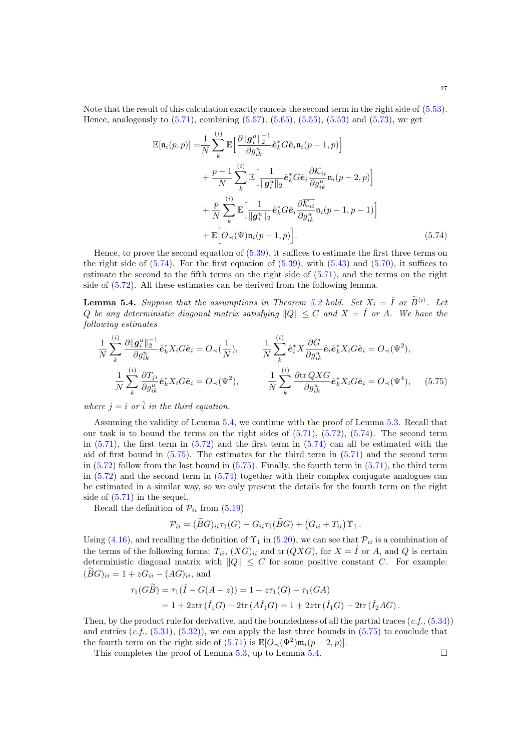Note that the result of this calculation exactly cancels the second term in the right side of (5.53). Hence, analogously to (5.71), combining (5.57), (5.65), (5.55), (5.53) and (5.73), we get

$$
\begin{aligned}
\mathbb{E}[\mathfrak{n}_i(p,p)] =& \frac{1}{N}\sum_k^{(i)} \mathbb{E}\Big[\frac{\partial \|\boldsymbol{g}_i^u\|_2^{-1}}{\partial g_{ik}^u} \hat{\boldsymbol{e}}_k^* G \hat{\boldsymbol{e}}_i \mathfrak{n}_i(p-1,p)\Big] \\
&+ \frac{p-1}{N}\sum_k^{(i)} \mathbb{E}\Big[\frac{1}{\|\boldsymbol{g}_i^u\|_2} \hat{\boldsymbol{e}}_k^* G \hat{\boldsymbol{e}}_i \frac{\partial \mathcal{K}_{ii}}{\partial g_{ik}^u} \mathfrak{n}_i(p-2,p)\Big] \\
&+ \frac{p}{N}\sum_k^{(i)} \mathbb{E}\Big[\frac{1}{\|\boldsymbol{g}_i^u\|_2} \hat{\boldsymbol{e}}_k^* G \hat{\boldsymbol{e}}_i \frac{\partial \overline{\mathcal{K}_{ii}}}{\partial g_{ik}^u} \mathfrak{n}_i(p-1,p-1)\Big] \\
&+ \mathbb{E}\Big[O_\prec(\Psi)\mathfrak{n}_i(p-1,p)\Big]. 
\end{aligned} \tag{5.74}
$$

Hence, to prove the second equation of (5.39), it suffices to estimate the first three terms on the right side of (5.74). For the first equation of (5.39), with (5.43) and (5.70), it suffices to estimate the second to the fifth terms on the right side of (5.71), and the terms on the right side of (5.72). All these estimates can be derived from the following lemma.

**Lemma 5.4.** *Suppose that the assumptions in Theorem 5.2 hold. Set $X_i = \hat{I}$ or $\widetilde{B}^{\langle i\rangle}$. Let $Q$ be any deterministic diagonal matrix satisfying $\|Q\| \le C$ and $X = \hat{I}$ or $A$. We have the following estimates*

$$
\begin{aligned}
&\frac{1}{N}\sum_k^{(i)} \frac{\partial \|\boldsymbol{g}_i^u\|_2^{-1}}{\partial g_{ik}^u} \hat{\boldsymbol{e}}_k^* X_i G \hat{\boldsymbol{e}}_i = O_\prec\Big(\frac{1}{N}\Big), \qquad \frac{1}{N}\sum_k^{(i)} \hat{\boldsymbol{e}}_i^* X \frac{\partial G}{\partial g_{ik}^u} \hat{\boldsymbol{e}}_i \hat{\boldsymbol{e}}_k^* X_i G \hat{\boldsymbol{e}}_i = O_\prec(\Psi^2), \\
&\frac{1}{N}\sum_k^{(i)} \frac{\partial T_{ji}}{\partial g_{ik}^u} \hat{\boldsymbol{e}}_k^* X_i G \hat{\boldsymbol{e}}_i = O_\prec(\Psi^2), \qquad \frac{1}{N}\sum_k^{(i)} \frac{\partial \mathrm{tr}\, QXG}{\partial g_{ik}^u} \hat{\boldsymbol{e}}_k^* X_i G \hat{\boldsymbol{e}}_i = O_\prec(\Psi^4), 
\end{aligned} \tag{5.75}
$$

*where $j = i$ or $\hat{i}$ in the third equation.*

Assuming the validity of Lemma 5.4, we continue with the proof of Lemma 5.3. Recall that our task is to bound the terms on the right sides of (5.71), (5.72), (5.74). The second term in (5.71), the first term in (5.72) and the first term in (5.74) can all be estimated with the aid of first bound in (5.75). The estimates for the third term in (5.71) and the second term in (5.72) follow from the last bound in (5.75). Finally, the fourth term in (5.71), the third term in (5.72) and the second term in (5.74) together with their complex conjugate analogues can be estimated in a similar way, so we only present the details for the fourth term on the right side of (5.71) in the sequel.

Recall the definition of $\mathcal{P}_{ii}$ from (5.19)

$$
\mathcal{P}_{ii} = (\widetilde{B}G)_{ii}\tau_1(G) - G_{ii}\tau_1(\widetilde{B}G) + \big(G_{ii} + T_{ii}\big)\Upsilon_1\,.
$$

Using (4.16), and recalling the definition of $\Upsilon_1$ in (5.20), we can see that $\mathcal{P}_{ii}$ is a combination of the terms of the following forms: $T_{ii}$, $(XG)_{ii}$ and $\mathrm{tr}\,(QXG)$, for $X = \hat{I}$ or $A$, and $Q$ is certain deterministic diagonal matrix with $\|Q\| \le C$ for some positive constant $C$. For example: $(\widetilde{B}G)_{ii} = 1 + zG_{ii} - (AG)_{ii}$, and

$$
\begin{aligned}
\tau_1(G\widetilde{B}) &= \tau_1(\hat{I} - G(A - z)) = 1 + z\tau_1(G) - \tau_1(GA) \\
&= 1 + 2z\mathrm{tr}\,(\hat{I}_1 G) - 2\mathrm{tr}\,(A\hat{I}_1 G) = 1 + 2z\mathrm{tr}\,(\hat{I}_1 G) - 2\mathrm{tr}\,(\hat{I}_2 AG)\,.
\end{aligned}
$$

Then, by the product rule for derivative, and the boundedness of all the partial traces (*c.f.,* (5.34)) and entries (*c.f.,* (5.31), (5.32)), we can apply the last three bounds in (5.75) to conclude that the fourth term on the right side of (5.71) is $\mathbb{E}[O_\prec(\Psi^2)\mathfrak{m}_i(p-2,p)]$.

This completes the proof of Lemma 5.3, up to Lemma 5.4. $\square$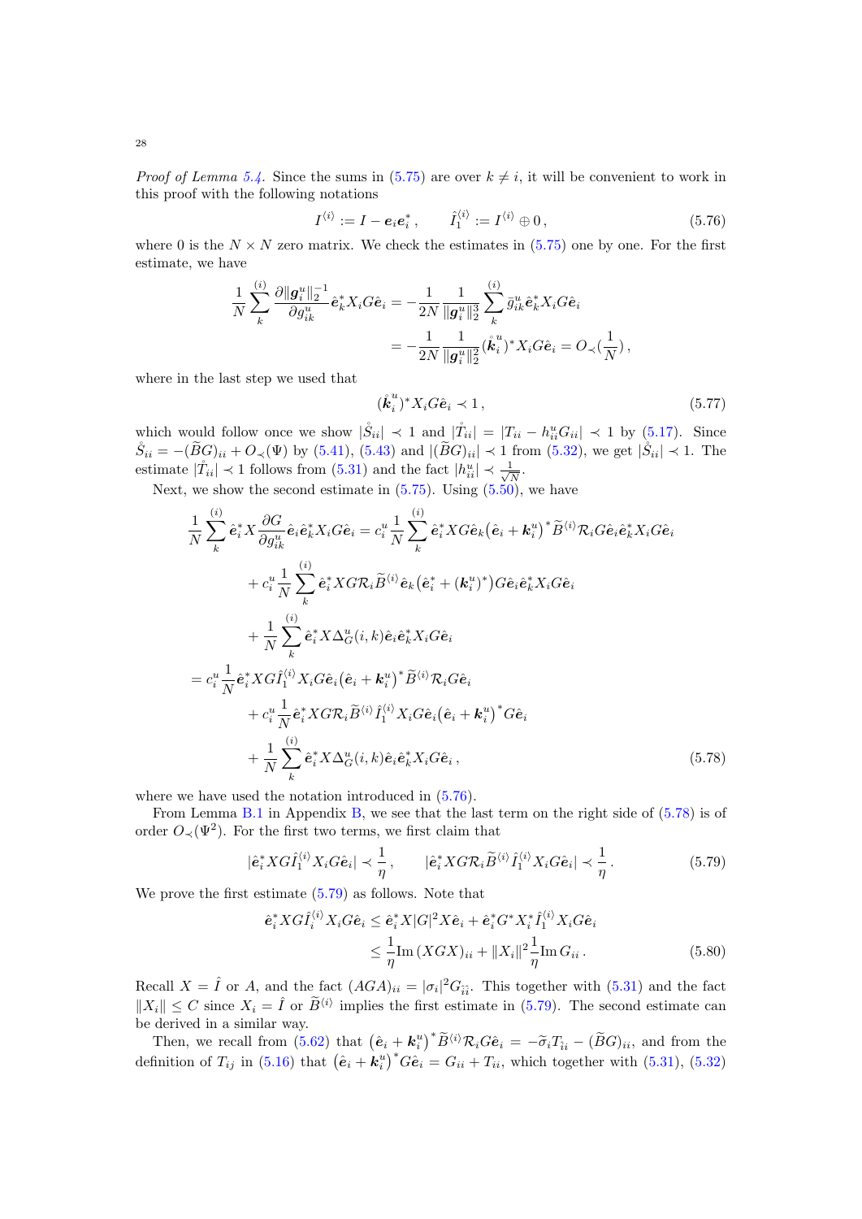*Proof of Lemma 5.4.* Since the sums in (5.75) are over $k \neq i$, it will be convenient to work in this proof with the following notations

$$I^{\langle i \rangle} := I - \boldsymbol{e}_i \boldsymbol{e}_i^*, \qquad \hat{I}_1^{\langle i \rangle} := I^{\langle i \rangle} \oplus 0, \tag{5.76}$$

where 0 is the $N \times N$ zero matrix. We check the estimates in (5.75) one by one. For the first estimate, we have

$$\begin{aligned}
\frac{1}{N} \sum_k^{(i)} \frac{\partial \|\boldsymbol{g}_i^u\|_2^{-1}}{\partial g_{ik}^u} \hat{\boldsymbol{e}}_k^* X_i G \hat{\boldsymbol{e}}_i &= -\frac{1}{2N} \frac{1}{\|\boldsymbol{g}_i^u\|_2^3} \sum_k^{(i)} \bar{g}_{ik}^u \hat{\boldsymbol{e}}_k^* X_i G \hat{\boldsymbol{e}}_i \\
&= -\frac{1}{2N} \frac{1}{\|\boldsymbol{g}_i^u\|_2^2} (\mathring{\boldsymbol{k}}_i^u)^* X_i G \hat{\boldsymbol{e}}_i = O_\prec(\frac{1}{N}),
\end{aligned}$$

where in the last step we used that

$$(\mathring{\boldsymbol{k}}_i^u)^* X_i G \hat{\boldsymbol{e}}_i \prec 1, \tag{5.77}$$

which would follow once we show $|\mathring{S}_{ii}| \prec 1$ and $|\mathring{T}_{ii}| = |T_{ii} - h_{ii}^u G_{ii}| \prec 1$ by (5.17). Since $\mathring{S}_{ii} = -(\widetilde{B}G)_{ii} + O_\prec(\Psi)$ by (5.41), (5.43) and $|(\widetilde{B}G)_{ii}| \prec 1$ from (5.32), we get $|\mathring{S}_{ii}| \prec 1$. The estimate $|\mathring{T}_{ii}| \prec 1$ follows from (5.31) and the fact $|h_{ii}^u| \prec \frac{1}{\sqrt{N}}$.

Next, we show the second estimate in (5.75). Using (5.50), we have

$$\begin{aligned}
\frac{1}{N} \sum_k^{(i)} \hat{\boldsymbol{e}}_i^* X \frac{\partial G}{\partial g_{ik}^u} \hat{\boldsymbol{e}}_i \hat{\boldsymbol{e}}_k^* X_i G \hat{\boldsymbol{e}}_i &= c_i^u \frac{1}{N} \sum_k^{(i)} \hat{\boldsymbol{e}}_i^* X G \hat{\boldsymbol{e}}_k \big(\hat{\boldsymbol{e}}_i + \boldsymbol{k}_i^u\big)^* \widetilde{B}^{\langle i \rangle} \mathcal{R}_i G \hat{\boldsymbol{e}}_i \hat{\boldsymbol{e}}_k^* X_i G \hat{\boldsymbol{e}}_i \\
&\quad + c_i^u \frac{1}{N} \sum_k^{(i)} \hat{\boldsymbol{e}}_i^* X G \mathcal{R}_i \widetilde{B}^{\langle i \rangle} \hat{\boldsymbol{e}}_k \big(\hat{\boldsymbol{e}}_i^* + (\boldsymbol{k}_i^u)^*\big) G \hat{\boldsymbol{e}}_i \hat{\boldsymbol{e}}_k^* X_i G \hat{\boldsymbol{e}}_i \\
&\quad + \frac{1}{N} \sum_k^{(i)} \hat{\boldsymbol{e}}_i^* X \Delta_G^u(i,k) \hat{\boldsymbol{e}}_i \hat{\boldsymbol{e}}_k^* X_i G \hat{\boldsymbol{e}}_i \\
&= c_i^u \frac{1}{N} \hat{\boldsymbol{e}}_i^* X G \hat{I}_1^{\langle i \rangle} X_i G \hat{\boldsymbol{e}}_i \big(\hat{\boldsymbol{e}}_i + \boldsymbol{k}_i^u\big)^* \widetilde{B}^{\langle i \rangle} \mathcal{R}_i G \hat{\boldsymbol{e}}_i \\
&\quad + c_i^u \frac{1}{N} \hat{\boldsymbol{e}}_i^* X G \mathcal{R}_i \widetilde{B}^{\langle i \rangle} \hat{I}_1^{\langle i \rangle} X_i G \hat{\boldsymbol{e}}_i \big(\hat{\boldsymbol{e}}_i + \boldsymbol{k}_i^u\big)^* G \hat{\boldsymbol{e}}_i \\
&\quad + \frac{1}{N} \sum_k^{(i)} \hat{\boldsymbol{e}}_i^* X \Delta_G^u(i,k) \hat{\boldsymbol{e}}_i \hat{\boldsymbol{e}}_k^* X_i G \hat{\boldsymbol{e}}_i,
\end{aligned} \tag{5.78}$$

where we have used the notation introduced in (5.76).

From Lemma B.1 in Appendix B, we see that the last term on the right side of (5.78) is of order $O_\prec(\Psi^2)$. For the first two terms, we first claim that

$$|\hat{\boldsymbol{e}}_i^* X G \hat{I}_1^{\langle i \rangle} X_i G \hat{\boldsymbol{e}}_i| \prec \frac{1}{\eta}, \qquad |\hat{\boldsymbol{e}}_i^* X G \mathcal{R}_i \widetilde{B}^{\langle i \rangle} \hat{I}_1^{\langle i \rangle} X_i G \hat{\boldsymbol{e}}_i| \prec \frac{1}{\eta}. \tag{5.79}$$

We prove the first estimate (5.79) as follows. Note that

$$\begin{aligned}
\hat{\boldsymbol{e}}_i^* X G \hat{I}_1^{\langle i \rangle} X_i G \hat{\boldsymbol{e}}_i &\leq \hat{\boldsymbol{e}}_i^* X |G|^2 X \hat{\boldsymbol{e}}_i + \hat{\boldsymbol{e}}_i^* G^* X_i^* \hat{I}_1^{\langle i \rangle} X_i G \hat{\boldsymbol{e}}_i \\
&\leq \frac{1}{\eta} \mathrm{Im}\,(XGX)_{ii} + \|X_i\|^2 \frac{1}{\eta} \mathrm{Im}\, G_{ii}.
\end{aligned} \tag{5.80}$$

Recall $X = \hat{I}$ or $A$, and the fact $(AGA)_{ii} = |\sigma_i|^2 G_{\hat{i}\hat{i}}$. This together with (5.31) and the fact $\|X_i\| \leq C$ since $X_i = \hat{I}$ or $\widetilde{B}^{\langle i \rangle}$ implies the first estimate in (5.79). The second estimate can be derived in a similar way.

Then, we recall from (5.62) that $\big(\hat{\boldsymbol{e}}_i + \boldsymbol{k}_i^u\big)^* \widetilde{B}^{\langle i \rangle} \mathcal{R}_i G \hat{\boldsymbol{e}}_i = -\widetilde{\sigma}_i T_{\hat{i}i} - (\widetilde{B}G)_{ii}$, and from the definition of $T_{ij}$ in (5.16) that $\big(\hat{\boldsymbol{e}}_i + \boldsymbol{k}_i^u\big)^* G \hat{\boldsymbol{e}}_i = G_{ii} + T_{ii}$, which together with (5.31), (5.32)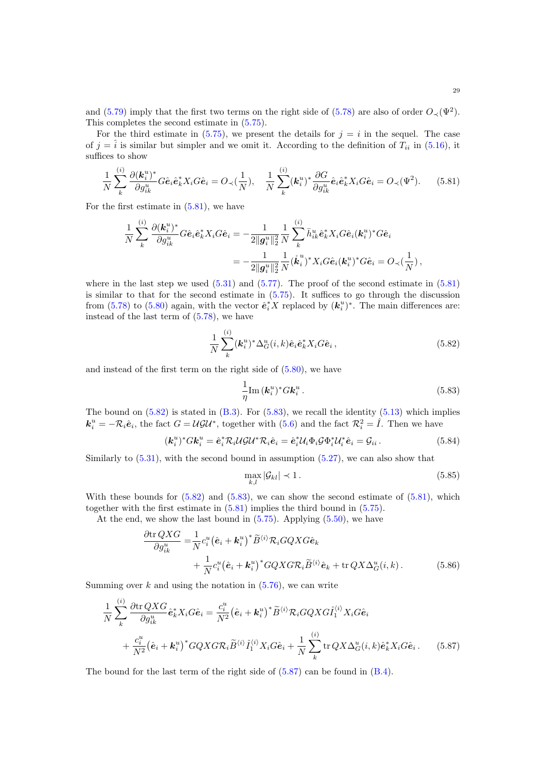and (5.79) imply that the first two terms on the right side of (5.78) are also of order $O_\prec(\Psi^2)$. This completes the second estimate in (5.75).

For the third estimate in (5.75), we present the details for $j = i$ in the sequel. The case of $j = \hat{i}$ is similar but simpler and we omit it. According to the definition of $T_{ii}$ in (5.16), it suffices to show

$$
\frac{1}{N}\sum_{k}^{(i)} \frac{\partial(\boldsymbol{k}_i^u)^*}{\partial g_{ik}^u} G\hat{\mathbf{e}}_i\hat{\mathbf{e}}_k^* X_i G\hat{\mathbf{e}}_i = O_\prec(\frac{1}{N}), \quad \frac{1}{N}\sum_{k}^{(i)} (\boldsymbol{k}_i^u)^* \frac{\partial G}{\partial g_{ik}^u}\hat{\mathbf{e}}_i\hat{\mathbf{e}}_k^* X_i G\hat{\mathbf{e}}_i = O_\prec(\Psi^2). \tag{5.81}
$$

For the first estimate in (5.81), we have

$$
\begin{aligned}
\frac{1}{N}\sum_{k}^{(i)} \frac{\partial(\boldsymbol{k}_i^u)^*}{\partial g_{ik}^u} G\hat{\mathbf{e}}_i\hat{\mathbf{e}}_k^* X_i G\hat{\mathbf{e}}_i &= -\frac{1}{2\|\boldsymbol{g}_i^u\|_2^2}\frac{1}{N}\sum_{k}^{(i)} \bar{h}_{ik}^u \hat{\mathbf{e}}_k^* X_i G\hat{\mathbf{e}}_i (\boldsymbol{k}_i^u)^* G\hat{\mathbf{e}}_i \\
&= -\frac{1}{2\|\boldsymbol{g}_i^u\|_2^2}\frac{1}{N}(\mathring{\boldsymbol{k}}_i^u)^* X_i G\hat{\mathbf{e}}_i (\boldsymbol{k}_i^u)^* G\hat{\mathbf{e}}_i = O_\prec(\frac{1}{N}),
\end{aligned}
$$

where in the last step we used (5.31) and (5.77). The proof of the second estimate in (5.81) is similar to that for the second estimate in (5.75). It suffices to go through the discussion from (5.78) to (5.80) again, with the vector $\hat{\mathbf{e}}_i^* X$ replaced by $(\boldsymbol{k}_i^u)^*$. The main differences are: instead of the last term of (5.78), we have

$$
\frac{1}{N}\sum_{k}^{(i)} (\boldsymbol{k}_i^u)^* \Delta_G^u(i,k)\hat{\mathbf{e}}_i\hat{\mathbf{e}}_k^* X_i G\hat{\mathbf{e}}_i\,, \tag{5.82}
$$

and instead of the first term on the right side of (5.80), we have

$$
\frac{1}{\eta}\mathrm{Im}\,(\boldsymbol{k}_i^u)^* G\boldsymbol{k}_i^u\,. \tag{5.83}
$$

The bound on (5.82) is stated in (B.3). For (5.83), we recall the identity (5.13) which implies $\boldsymbol{k}_i^u = -\mathcal{R}_i\hat{\mathbf{e}}_i$, the fact $G = \mathcal{U}\mathcal{G}\mathcal{U}^*$, together with (5.6) and the fact $\mathcal{R}_i^2 = \hat{I}$. Then we have

$$
(\boldsymbol{k}_i^u)^* G\boldsymbol{k}_i^u = \hat{\mathbf{e}}_i^* \mathcal{R}_i \mathcal{U}\mathcal{G}\mathcal{U}^* \mathcal{R}_i \hat{\mathbf{e}}_i = \hat{\mathbf{e}}_i^* \mathcal{U}_i \Phi_i \mathcal{G} \Phi_i^* \mathcal{U}_i^* \hat{\mathbf{e}}_i = \mathcal{G}_{ii}\,. \tag{5.84}
$$

Similarly to (5.31), with the second bound in assumption (5.27), we can also show that

$$
\max_{k,l} |\mathcal{G}_{kl}| \prec 1\,. \tag{5.85}
$$

With these bounds for (5.82) and (5.83), we can show the second estimate of (5.81), which together with the first estimate in (5.81) implies the third bound in (5.75).

At the end, we show the last bound in (5.75). Applying (5.50), we have

$$
\begin{aligned}
\frac{\partial \mathrm{tr}\, QXG}{\partial g_{ik}^u} =& \frac{1}{N} c_i^u \big(\hat{\mathbf{e}}_i + \boldsymbol{k}_i^u\big)^* \widetilde{B}^{\langle i\rangle} \mathcal{R}_i GQXG\hat{\mathbf{e}}_k \\
&+ \frac{1}{N} c_i^u \big(\hat{\mathbf{e}}_i + \boldsymbol{k}_i^u\big)^* GQXG\mathcal{R}_i \widetilde{B}^{\langle i\rangle}\hat{\mathbf{e}}_k + \mathrm{tr}\, QX\Delta_G^u(i,k)\,.
\end{aligned} \tag{5.86}
$$

Summing over $k$ and using the notation in (5.76), we can write

$$
\begin{aligned}
\frac{1}{N}\sum_{k}^{(i)} \frac{\partial \mathrm{tr}\, QXG}{\partial g_{ik}^u}\hat{\mathbf{e}}_k^* X_i G\hat{\mathbf{e}}_i =& \frac{c_i^u}{N^2}\big(\hat{\mathbf{e}}_i + \boldsymbol{k}_i^u\big)^* \widetilde{B}^{\langle i\rangle}\mathcal{R}_i GQXG\hat{I}_1^{\langle i\rangle} X_i G\hat{\mathbf{e}}_i \\
&+ \frac{c_i^u}{N^2}\big(\hat{\mathbf{e}}_i + \boldsymbol{k}_i^u\big)^* GQXG\mathcal{R}_i \widetilde{B}^{\langle i\rangle}\hat{I}_1^{\langle i\rangle} X_i G\hat{\mathbf{e}}_i + \frac{1}{N}\sum_{k}^{(i)} \mathrm{tr}\, QX\Delta_G^u(i,k)\hat{\mathbf{e}}_k^* X_i G\hat{\mathbf{e}}_i\,.
\end{aligned} \tag{5.87}
$$

The bound for the last term of the right side of (5.87) can be found in (B.4).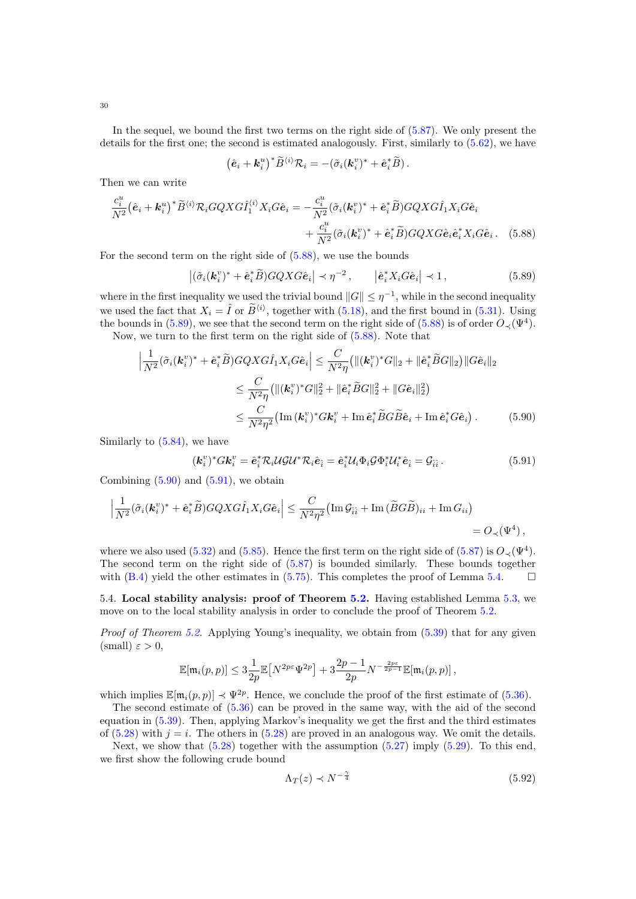In the sequel, we bound the first two terms on the right side of (5.87). We only present the details for the first one; the second is estimated analogously. First, similarly to (5.62), we have

$$\big(\hat{\mathbf{e}}_i + \boldsymbol{k}_i^u\big)^* \widetilde{B}^{\langle i\rangle} \mathcal{R}_i = -\big(\tilde{\sigma}_i(\boldsymbol{k}_i^v)^* + \hat{\mathbf{e}}_i^* \widetilde{B}\big)\,.$$

Then we can write

$$\frac{c_i^u}{N^2}\big(\hat{\mathbf{e}}_i + \boldsymbol{k}_i^u\big)^* \widetilde{B}^{\langle i\rangle} \mathcal{R}_i G Q X G \hat{I}_1^{\langle i\rangle} X_i G \hat{\mathbf{e}}_i = -\frac{c_i^u}{N^2}\big(\tilde{\sigma}_i(\boldsymbol{k}_i^v)^* + \hat{\mathbf{e}}_i^* \widetilde{B}\big) G Q X G \hat{I}_1 X_i G \hat{\mathbf{e}}_i \\ + \frac{c_i^u}{N^2}\big(\tilde{\sigma}_i(\boldsymbol{k}_i^v)^* + \hat{\mathbf{e}}_i^* \widetilde{B}\big) G Q X G \hat{\mathbf{e}}_i \hat{\mathbf{e}}_i^* X_i G \hat{\mathbf{e}}_i\,. \quad (5.88)$$

For the second term on the right side of (5.88), we use the bounds

$$\big|\big(\tilde{\sigma}_i(\boldsymbol{k}_i^v)^* + \hat{\mathbf{e}}_i^* \widetilde{B}\big) G Q X G \hat{\mathbf{e}}_i\big| \prec \eta^{-2}\,, \qquad \big|\hat{\mathbf{e}}_i^* X_i G \hat{\mathbf{e}}_i\big| \prec 1\,, \quad (5.89)$$

where in the first inequality we used the trivial bound $\|G\| \le \eta^{-1}$, while in the second inequality we used the fact that $X_i = \hat{I}$ or $\widetilde{B}^{\langle i\rangle}$, together with (5.18), and the first bound in (5.31). Using the bounds in (5.89), we see that the second term on the right side of (5.88) is of order $O_\prec(\Psi^4)$.

Now, we turn to the first term on the right side of (5.88). Note that

$$\begin{aligned}
\Big|\frac{1}{N^2}\big(\tilde{\sigma}_i(\boldsymbol{k}_i^v)^* + \hat{\mathbf{e}}_i^* \widetilde{B}\big) G Q X G \hat{I}_1 X_i G \hat{\mathbf{e}}_i\Big| &\le \frac{C}{N^2\eta}\big(\|(\boldsymbol{k}_i^v)^* G\|_2 + \|\hat{\mathbf{e}}_i^* \widetilde{B} G\|_2\big)\|G\hat{\mathbf{e}}_i\|_2 \\
&\le \frac{C}{N^2\eta}\big(\|(\boldsymbol{k}_i^v)^* G\|_2^2 + \|\hat{\mathbf{e}}_i^* \widetilde{B} G\|_2^2 + \|G\hat{\mathbf{e}}_i\|_2^2\big) \\
&\le \frac{C}{N^2\eta^2}\big(\operatorname{Im}(\boldsymbol{k}_i^v)^* G \boldsymbol{k}_i^v + \operatorname{Im}\hat{\mathbf{e}}_i^* \widetilde{B} G \widetilde{B} \hat{\mathbf{e}}_i + \operatorname{Im}\hat{\mathbf{e}}_i^* G \hat{\mathbf{e}}_i\big)\,. \quad (5.90)
\end{aligned}$$

Similarly to (5.84), we have

$$(\boldsymbol{k}_i^v)^* G \boldsymbol{k}_i^v = \hat{\mathbf{e}}_i^* \mathcal{R}_i \mathcal{U} \mathcal{G} \mathcal{U}^* \mathcal{R}_i \hat{\mathbf{e}}_{\hat{i}} = \hat{\mathbf{e}}_i^* \mathcal{U}_i \Phi_i \mathcal{G} \Phi_i^* \mathcal{U}_i^* \hat{\mathbf{e}}_{\hat{i}} = \mathcal{G}_{\hat{i}\hat{i}}\,. \quad (5.91)$$

Combining (5.90) and (5.91), we obtain

$$\Big|\frac{1}{N^2}\big(\tilde{\sigma}_i(\boldsymbol{k}_i^v)^* + \hat{\mathbf{e}}_i^* \widetilde{B}\big) G Q X G \hat{I}_1 X_i G \hat{\mathbf{e}}_i\Big| \le \frac{C}{N^2\eta^2}\big(\operatorname{Im}\mathcal{G}_{\hat{i}\hat{i}} + \operatorname{Im}(\widetilde{B} G \widetilde{B})_{ii} + \operatorname{Im} G_{ii}\big) \\ = O_\prec(\Psi^4)\,,$$

where we also used (5.32) and (5.85). Hence the first term on the right side of (5.87) is $O_\prec(\Psi^4)$. The second term on the right side of (5.87) is bounded similarly. These bounds together with (B.4) yield the other estimates in (5.75). This completes the proof of Lemma 5.4. $\square$

5.4. **Local stability analysis: proof of Theorem 5.2.** Having established Lemma 5.3, we move on to the local stability analysis in order to conclude the proof of Theorem 5.2.

*Proof of Theorem 5.2.* Applying Young's inequality, we obtain from (5.39) that for any given (small) $\varepsilon > 0$,

$$\mathbb{E}[\mathfrak{m}_i(p,p)] \le 3\frac{1}{2p}\mathbb{E}\big[N^{2p\varepsilon}\Psi^{2p}\big] + 3\frac{2p-1}{2p}N^{-\frac{2p\varepsilon}{2p-1}}\mathbb{E}[\mathfrak{m}_i(p,p)]\,,$$

which implies $\mathbb{E}[\mathfrak{m}_i(p,p)] \prec \Psi^{2p}$. Hence, we conclude the proof of the first estimate of (5.36).

The second estimate of (5.36) can be proved in the same way, with the aid of the second equation in (5.39). Then, applying Markov's inequality we get the first and the third estimates of (5.28) with $j = i$. The others in (5.28) are proved in an analogous way. We omit the details.

Next, we show that (5.28) together with the assumption (5.27) imply (5.29). To this end, we first show the following crude bound

$$\Lambda_T(z) \prec N^{-\frac{\gamma}{4}} \quad (5.92)$$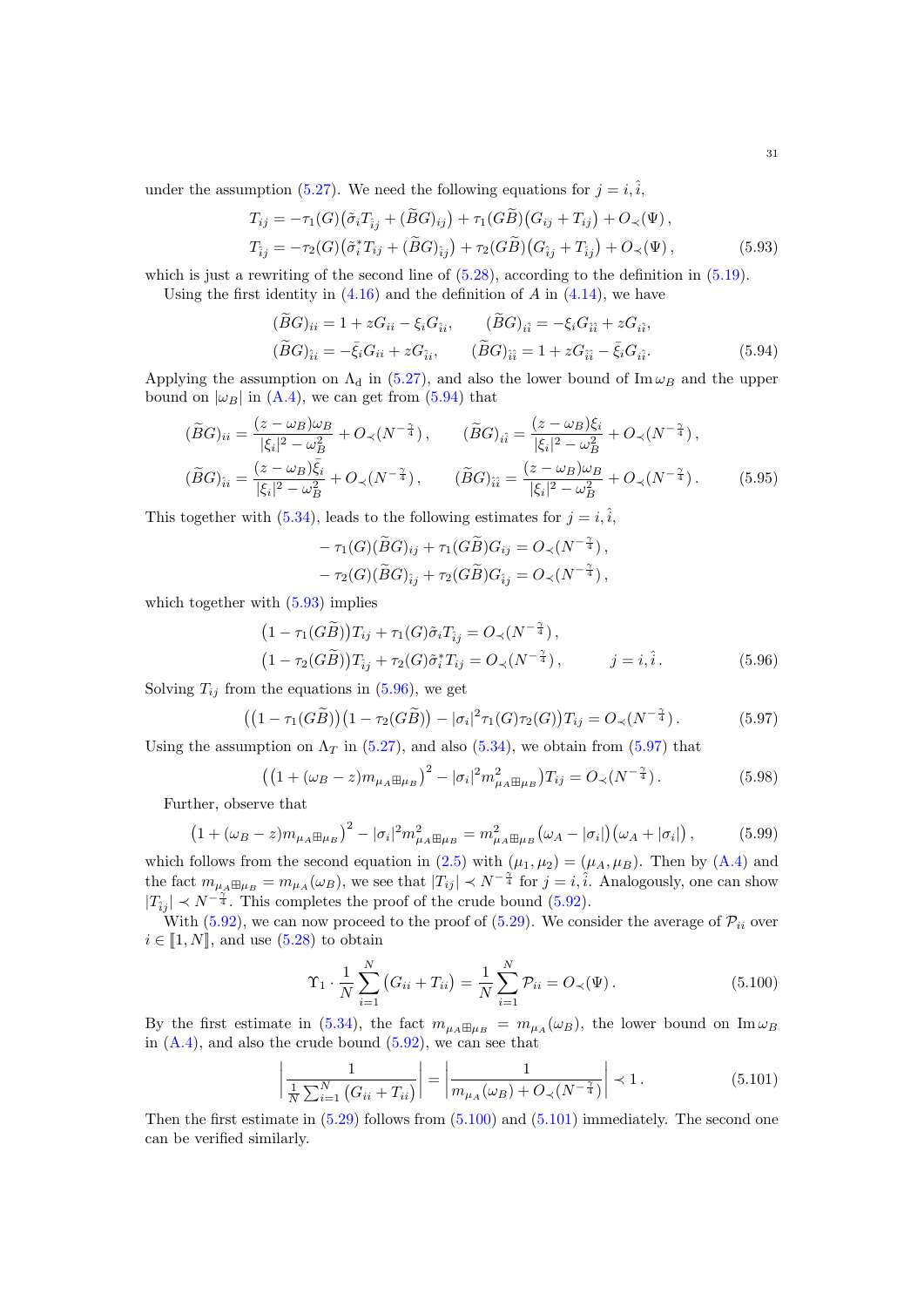under the assumption (5.27). We need the following equations for $j = i, \hat{i}$,

$$
\begin{aligned}
T_{ij} &= -\tau_1(G)\big(\tilde{\sigma}_i T_{\hat{i}j} + (\widetilde{B}G)_{ij}\big) + \tau_1(G\widetilde{B})\big(G_{ij} + T_{ij}\big) + O_\prec(\Psi)\,, \\
T_{\hat{i}j} &= -\tau_2(G)\big(\tilde{\sigma}_i^* T_{ij} + (\widetilde{B}G)_{\hat{i}j}\big) + \tau_2(G\widetilde{B})\big(G_{\hat{i}j} + T_{\hat{i}j}\big) + O_\prec(\Psi)\,,
\end{aligned}
\tag{5.93}
$$

which is just a rewriting of the second line of (5.28), according to the definition in (5.19).

Using the first identity in (4.16) and the definition of $A$ in (4.14), we have

$$
\begin{aligned}
&(\widetilde{B}G)_{ii} = 1 + zG_{ii} - \xi_i G_{\hat{i}i}, \qquad (\widetilde{B}G)_{i\hat{i}} = -\xi_i G_{\hat{i}\hat{i}} + zG_{i\hat{i}}, \\
&(\widetilde{B}G)_{\hat{i}i} = -\bar{\xi}_i G_{ii} + zG_{\hat{i}i}, \qquad (\widetilde{B}G)_{\hat{i}\hat{i}} = 1 + zG_{\hat{i}\hat{i}} - \bar{\xi}_i G_{i\hat{i}}.
\end{aligned}
\tag{5.94}
$$

Applying the assumption on $\Lambda_{\mathrm{d}}$ in (5.27), and also the lower bound of $\operatorname{Im}\omega_B$ and the upper bound on $|\omega_B|$ in (A.4), we can get from (5.94) that

$$
\begin{aligned}
&(\widetilde{B}G)_{ii} = \frac{(z-\omega_B)\omega_B}{|\xi_i|^2 - \omega_B^2} + O_\prec(N^{-\frac{\gamma}{4}})\,, \qquad (\widetilde{B}G)_{i\hat{i}} = \frac{(z-\omega_B)\xi_i}{|\xi_i|^2 - \omega_B^2} + O_\prec(N^{-\frac{\gamma}{4}})\,, \\
&(\widetilde{B}G)_{\hat{i}i} = \frac{(z-\omega_B)\bar{\xi}_i}{|\xi_i|^2 - \omega_B^2} + O_\prec(N^{-\frac{\gamma}{4}})\,, \qquad (\widetilde{B}G)_{\hat{i}\hat{i}} = \frac{(z-\omega_B)\omega_B}{|\xi_i|^2 - \omega_B^2} + O_\prec(N^{-\frac{\gamma}{4}})\,.
\end{aligned}
\tag{5.95}
$$

This together with (5.34), leads to the following estimates for $j = i, \hat{i}$,

$$
\begin{aligned}
&-\tau_1(G)(\widetilde{B}G)_{ij} + \tau_1(G\widetilde{B})G_{ij} = O_\prec(N^{-\frac{\gamma}{4}})\,, \\
&-\tau_2(G)(\widetilde{B}G)_{\hat{i}j} + \tau_2(G\widetilde{B})G_{\hat{i}j} = O_\prec(N^{-\frac{\gamma}{4}})\,,
\end{aligned}
$$

which together with (5.93) implies

$$
\begin{aligned}
&\big(1 - \tau_1(G\widetilde{B})\big)T_{ij} + \tau_1(G)\tilde{\sigma}_i T_{\hat{i}j} = O_\prec(N^{-\frac{\gamma}{4}})\,, \\
&\big(1 - \tau_2(G\widetilde{B})\big)T_{\hat{i}j} + \tau_2(G)\tilde{\sigma}_i^* T_{ij} = O_\prec(N^{-\frac{\gamma}{4}})\,, \qquad j = i, \hat{i}\,.
\end{aligned}
\tag{5.96}
$$

Solving $T_{ij}$ from the equations in (5.96), we get

$$
\Big(\big(1 - \tau_1(G\widetilde{B})\big)\big(1 - \tau_2(G\widetilde{B})\big) - |\sigma_i|^2 \tau_1(G)\tau_2(G)\Big)T_{ij} = O_\prec(N^{-\frac{\gamma}{4}})\,. \tag{5.97}
$$

Using the assumption on $\Lambda_T$ in (5.27), and also (5.34), we obtain from (5.97) that

$$
\Big(\big(1 + (\omega_B - z)m_{\mu_A\boxplus\mu_B}\big)^2 - |\sigma_i|^2 m_{\mu_A\boxplus\mu_B}^2\Big)T_{ij} = O_\prec(N^{-\frac{\gamma}{4}})\,. \tag{5.98}
$$

Further, observe that

$$
\big(1 + (\omega_B - z)m_{\mu_A\boxplus\mu_B}\big)^2 - |\sigma_i|^2 m_{\mu_A\boxplus\mu_B}^2 = m_{\mu_A\boxplus\mu_B}^2\big(\omega_A - |\sigma_i|\big)\big(\omega_A + |\sigma_i|\big)\,, \tag{5.99}
$$

which follows from the second equation in (2.5) with $(\mu_1, \mu_2) = (\mu_A, \mu_B)$. Then by (A.4) and the fact $m_{\mu_A\boxplus\mu_B} = m_{\mu_A}(\omega_B)$, we see that $|T_{ij}| \prec N^{-\frac{\gamma}{4}}$ for $j = i, \hat{i}$. Analogously, one can show $|T_{\hat{i}j}| \prec N^{-\frac{\gamma}{4}}$. This completes the proof of the crude bound (5.92).

With (5.92), we can now proceed to the proof of (5.29). We consider the average of $\mathcal{P}_{ii}$ over $i \in [\![1, N]\!]$, and use (5.28) to obtain

$$
\Upsilon_1 \cdot \frac{1}{N}\sum_{i=1}^N \big(G_{ii} + T_{ii}\big) = \frac{1}{N}\sum_{i=1}^N \mathcal{P}_{ii} = O_\prec(\Psi)\,. \tag{5.100}
$$

By the first estimate in (5.34), the fact $m_{\mu_A\boxplus\mu_B} = m_{\mu_A}(\omega_B)$, the lower bound $\operatorname{Im}\omega_B$ in (A.4), and also the crude bound (5.92), we can see that

$$
\left|\frac{1}{\frac{1}{N}\sum_{i=1}^N \big(G_{ii} + T_{ii}\big)}\right| = \left|\frac{1}{m_{\mu_A}(\omega_B) + O_\prec(N^{-\frac{\gamma}{4}})}\right| \prec 1\,. \tag{5.101}
$$

Then the first estimate in (5.29) follows from (5.100) and (5.101) immediately. The second one can be verified similarly.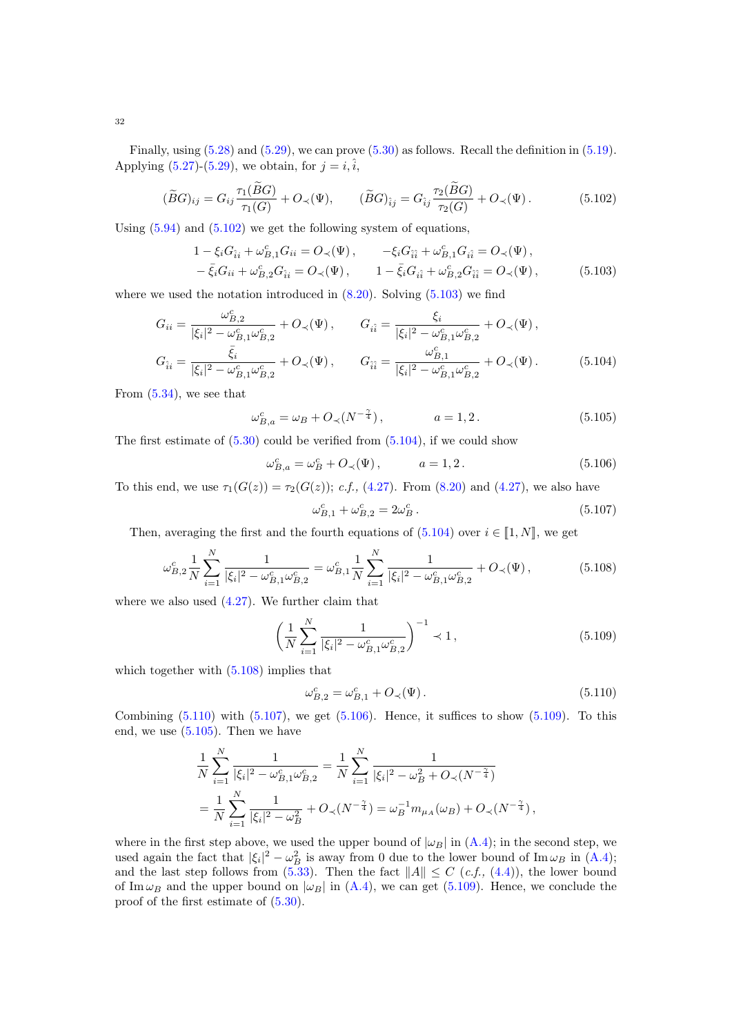Finally, using (5.28) and (5.29), we can prove (5.30) as follows. Recall the definition in (5.19). Applying (5.27)-(5.29), we obtain, for $j = i, \hat{i}$,

$$(\widetilde{B}G)_{ij} = G_{ij} \frac{\tau_1(\widetilde{B}G)}{\tau_1(G)} + O_\prec(\Psi), \qquad (\widetilde{B}G)_{\hat{i}j} = G_{\hat{i}j} \frac{\tau_2(\widetilde{B}G)}{\tau_2(G)} + O_\prec(\Psi). \tag{5.102}$$

Using (5.94) and (5.102) we get the following system of equations,

$$\begin{aligned}
&1 - \xi_i G_{\hat{i}i} + \omega^c_{B,1} G_{ii} = O_\prec(\Psi), \qquad -\xi_i G_{\hat{i}\hat{i}} + \omega^c_{B,1} G_{i\hat{i}} = O_\prec(\Psi), \\
&-\bar{\xi}_i G_{ii} + \omega^c_{B,2} G_{\hat{i}i} = O_\prec(\Psi), \qquad 1 - \bar{\xi}_i G_{i\hat{i}} + \omega^c_{B,2} G_{\hat{i}\hat{i}} = O_\prec(\Psi),
\end{aligned} \tag{5.103}$$

where we used the notation introduced in (8.20). Solving (5.103) we find

$$\begin{aligned}
G_{ii} &= \frac{\omega^c_{B,2}}{|\xi_i|^2 - \omega^c_{B,1}\omega^c_{B,2}} + O_\prec(\Psi), \qquad G_{i\hat{i}} = \frac{\xi_i}{|\xi_i|^2 - \omega^c_{B,1}\omega^c_{B,2}} + O_\prec(\Psi), \\
G_{\hat{i}i} &= \frac{\bar{\xi}_i}{|\xi_i|^2 - \omega^c_{B,1}\omega^c_{B,2}} + O_\prec(\Psi), \qquad G_{\hat{i}\hat{i}} = \frac{\omega^c_{B,1}}{|\xi_i|^2 - \omega^c_{B,1}\omega^c_{B,2}} + O_\prec(\Psi).
\end{aligned} \tag{5.104}$$

From (5.34), we see that

$$\omega^c_{B,a} = \omega_B + O_\prec(N^{-\frac{\gamma}{4}}), \qquad a = 1, 2. \tag{5.105}$$

The first estimate of (5.30) could be verified from (5.104), if we could show

$$\omega^c_{B,a} = \omega^c_B + O_\prec(\Psi), \qquad a = 1, 2. \tag{5.106}$$

To this end, we use $\tau_1(G(z)) = \tau_2(G(z))$; *c.f.,* (4.27). From (8.20) and (4.27), we also have

$$\omega^c_{B,1} + \omega^c_{B,2} = 2\omega^c_B. \tag{5.107}$$

Then, averaging the first and the fourth equations of (5.104) over $i \in [\![1, N]\!]$, we get

$$\omega^c_{B,2} \frac{1}{N} \sum_{i=1}^N \frac{1}{|\xi_i|^2 - \omega^c_{B,1}\omega^c_{B,2}} = \omega^c_{B,1} \frac{1}{N} \sum_{i=1}^N \frac{1}{|\xi_i|^2 - \omega^c_{B,1}\omega^c_{B,2}} + O_\prec(\Psi), \tag{5.108}$$

where we also used (4.27). We further claim that

$$\bigg( \frac{1}{N} \sum_{i=1}^N \frac{1}{|\xi_i|^2 - \omega^c_{B,1}\omega^c_{B,2}} \bigg)^{-1} \prec 1, \tag{5.109}$$

which together with (5.108) implies that

$$\omega^c_{B,2} = \omega^c_{B,1} + O_\prec(\Psi). \tag{5.110}$$

Combining (5.110) with (5.107), we get (5.106). Hence, it suffices to show (5.109). To this end, we use (5.105). Then we have

$$\begin{aligned}
\frac{1}{N} \sum_{i=1}^N \frac{1}{|\xi_i|^2 - \omega^c_{B,1}\omega^c_{B,2}} &= \frac{1}{N} \sum_{i=1}^N \frac{1}{|\xi_i|^2 - \omega_B^2 + O_\prec(N^{-\frac{\gamma}{4}})} \\
&= \frac{1}{N} \sum_{i=1}^N \frac{1}{|\xi_i|^2 - \omega_B^2} + O_\prec(N^{-\frac{\gamma}{4}}) = \omega_B^{-1} m_{\mu_A}(\omega_B) + O_\prec(N^{-\frac{\gamma}{4}}),
\end{aligned}$$

where in the first step above, we used the upper bound of $|\omega_B|$ in (A.4); in the second step, we used again the fact that $|\xi_i|^2 - \omega_B^2$ is away from 0 due to the lower bound of $\operatorname{Im} \omega_B$ in (A.4); and the last step follows from (5.33). Then the fact $\|A\| \le C$ (*c.f.,* (4.4)), the lower bound of $\operatorname{Im} \omega_B$ and the upper bound on $|\omega_B|$ in (A.4), we can get (5.109). Hence, we conclude the proof of the first estimate of (5.30).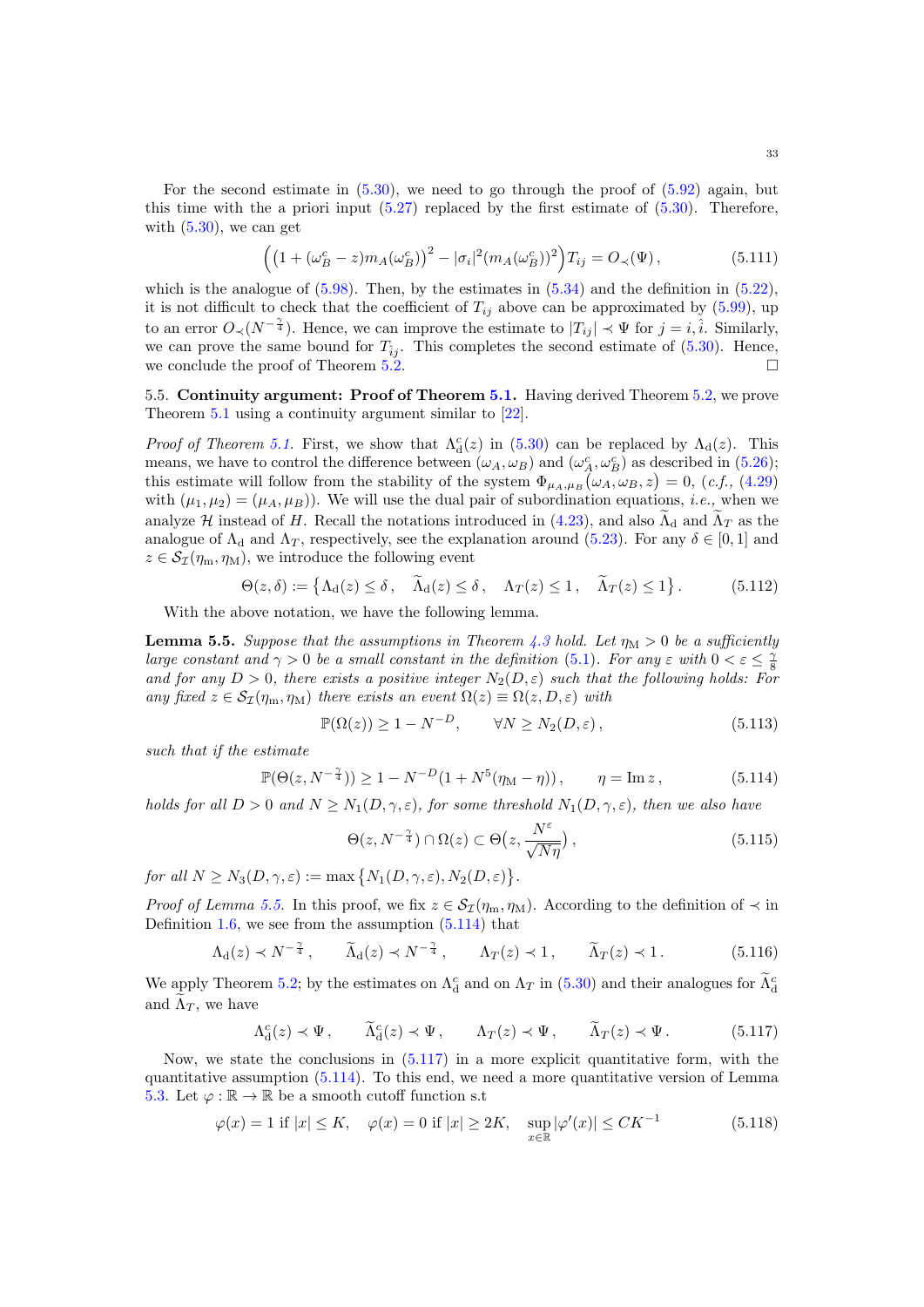For the second estimate in (5.30), we need to go through the proof of (5.92) again, but this time with the a priori input (5.27) replaced by the first estimate of (5.30). Therefore, with (5.30), we can get

$$\Big(\big(1+(\omega_B^c - z)m_A(\omega_B^c)\big)^2 - |\sigma_i|^2 (m_A(\omega_B^c))^2\Big) T_{ij} = O_\prec(\Psi)\,, \tag{5.111}$$

which is the analogue of (5.98). Then, by the estimates in (5.34) and the definition in (5.22), it is not difficult to check that the coefficient of $T_{ij}$ above can be approximated by (5.99), up to an error $O_\prec(N^{-\frac{\gamma}{4}})$. Hence, we can improve the estimate to $|T_{ij}| \prec \Psi$ for $j = i, \hat{i}$. Similarly, we can prove the same bound for $T_{\hat{i}j}$. This completes the second estimate of (5.30). Hence, we conclude the proof of Theorem 5.2. $\square$

### 5.5. Continuity argument: Proof of Theorem 5.1.

Having derived Theorem 5.2, we prove Theorem 5.1 using a continuity argument similar to [22].

*Proof of Theorem 5.1.* First, we show that $\Lambda_{\mathrm{d}}^c(z)$ in (5.30) can be replaced by $\Lambda_{\mathrm{d}}(z)$. This means, we have to control the difference between $(\omega_A, \omega_B)$ and $(\omega_A^c, \omega_B^c)$ as described in (5.26); this estimate will follow from the stability of the system $\Phi_{\mu_A,\mu_B}(\omega_A, \omega_B, z) = 0$, (*c.f.,* (4.29) with $(\mu_1, \mu_2) = (\mu_A, \mu_B)$). We will use the dual pair of subordination equations, *i.e.,* when we analyze $\mathcal{H}$ instead of $H$. Recall the notations introduced in (4.23), and also $\widetilde{\Lambda}_{\mathrm{d}}$ and $\widetilde{\Lambda}_T$ as the analogue of $\Lambda_{\mathrm{d}}$ and $\Lambda_T$, respectively, see the explanation around (5.23). For any $\delta \in [0,1]$ and $z \in \mathcal{S}_{\mathcal{I}}(\eta_{\mathrm{m}}, \eta_{\mathrm{M}})$, we introduce the following event

$$\Theta(z, \delta) := \big\{ \Lambda_{\mathrm{d}}(z) \le \delta\,, \quad \widetilde{\Lambda}_{\mathrm{d}}(z) \le \delta\,, \quad \Lambda_T(z) \le 1\,, \quad \widetilde{\Lambda}_T(z) \le 1 \big\}\,. \tag{5.112}$$

With the above notation, we have the following lemma.

**Lemma 5.5.** *Suppose that the assumptions in Theorem 4.3 hold. Let $\eta_{\mathrm{M}} > 0$ be a sufficiently large constant and $\gamma > 0$ be a small constant in the definition (5.1). For any $\varepsilon$ with $0 < \varepsilon \le \frac{\gamma}{8}$ and for any $D > 0$, there exists a positive integer $N_2(D,\varepsilon)$ such that the following holds: For any fixed $z \in \mathcal{S}_{\mathcal{I}}(\eta_{\mathrm{m}}, \eta_{\mathrm{M}})$ there exists an event $\Omega(z) \equiv \Omega(z, D, \varepsilon)$ with*

$$\mathbb{P}(\Omega(z)) \ge 1 - N^{-D}, \qquad \forall N \ge N_2(D, \varepsilon)\,, \tag{5.113}$$

*such that if the estimate*

$$\mathbb{P}(\Theta(z, N^{-\frac{\gamma}{4}})) \ge 1 - N^{-D}(1 + N^5(\eta_{\mathrm{M}} - \eta))\,, \qquad \eta = \operatorname{Im} z\,, \tag{5.114}$$

*holds for all $D > 0$ and $N \ge N_1(D, \gamma, \varepsilon)$, for some threshold $N_1(D,\gamma,\varepsilon)$, then we also have*

$$\Theta(z, N^{-\frac{\gamma}{4}}) \cap \Omega(z) \subset \Theta\big(z, \frac{N^{\varepsilon}}{\sqrt{N\eta}}\big)\,, \tag{5.115}$$

*for all $N \ge N_3(D,\gamma,\varepsilon) := \max\big\{N_1(D,\gamma,\varepsilon), N_2(D,\varepsilon)\big\}$.*

*Proof of Lemma 5.5.* In this proof, we fix $z \in \mathcal{S}_{\mathcal{I}}(\eta_{\mathrm{m}}, \eta_{\mathrm{M}})$. According to the definition of $\prec$ in Definition 1.6, we see from the assumption (5.114) that

$$\Lambda_{\mathrm{d}}(z) \prec N^{-\frac{\gamma}{4}}\,, \qquad \widetilde{\Lambda}_{\mathrm{d}}(z) \prec N^{-\frac{\gamma}{4}}\,, \qquad \Lambda_T(z) \prec 1\,, \qquad \widetilde{\Lambda}_T(z) \prec 1\,. \tag{5.116}$$

We apply Theorem 5.2; by the estimates on $\Lambda_{\mathrm{d}}^c$ and on $\Lambda_T$ in (5.30) and their analogues for $\widetilde{\Lambda}_{\mathrm{d}}^c$ and $\widetilde{\Lambda}_T$, we have

$$\Lambda_{\mathrm{d}}^c(z) \prec \Psi\,, \qquad \widetilde{\Lambda}_{\mathrm{d}}^c(z) \prec \Psi\,, \qquad \Lambda_T(z) \prec \Psi\,, \qquad \widetilde{\Lambda}_T(z) \prec \Psi\,. \tag{5.117}$$

Now, we state the conclusions in (5.117) in a more explicit quantitative form, with the quantitative assumption (5.114). To this end, we need a more quantitative version of Lemma 5.3. Let $\varphi : \mathbb{R} \to \mathbb{R}$ be a smooth cutoff function s.t

$$\varphi(x) = 1 \text{ if } |x| \le K, \quad \varphi(x) = 0 \text{ if } |x| \ge 2K, \quad \sup_{x\in\mathbb{R}} |\varphi'(x)| \le CK^{-1} \tag{5.118}$$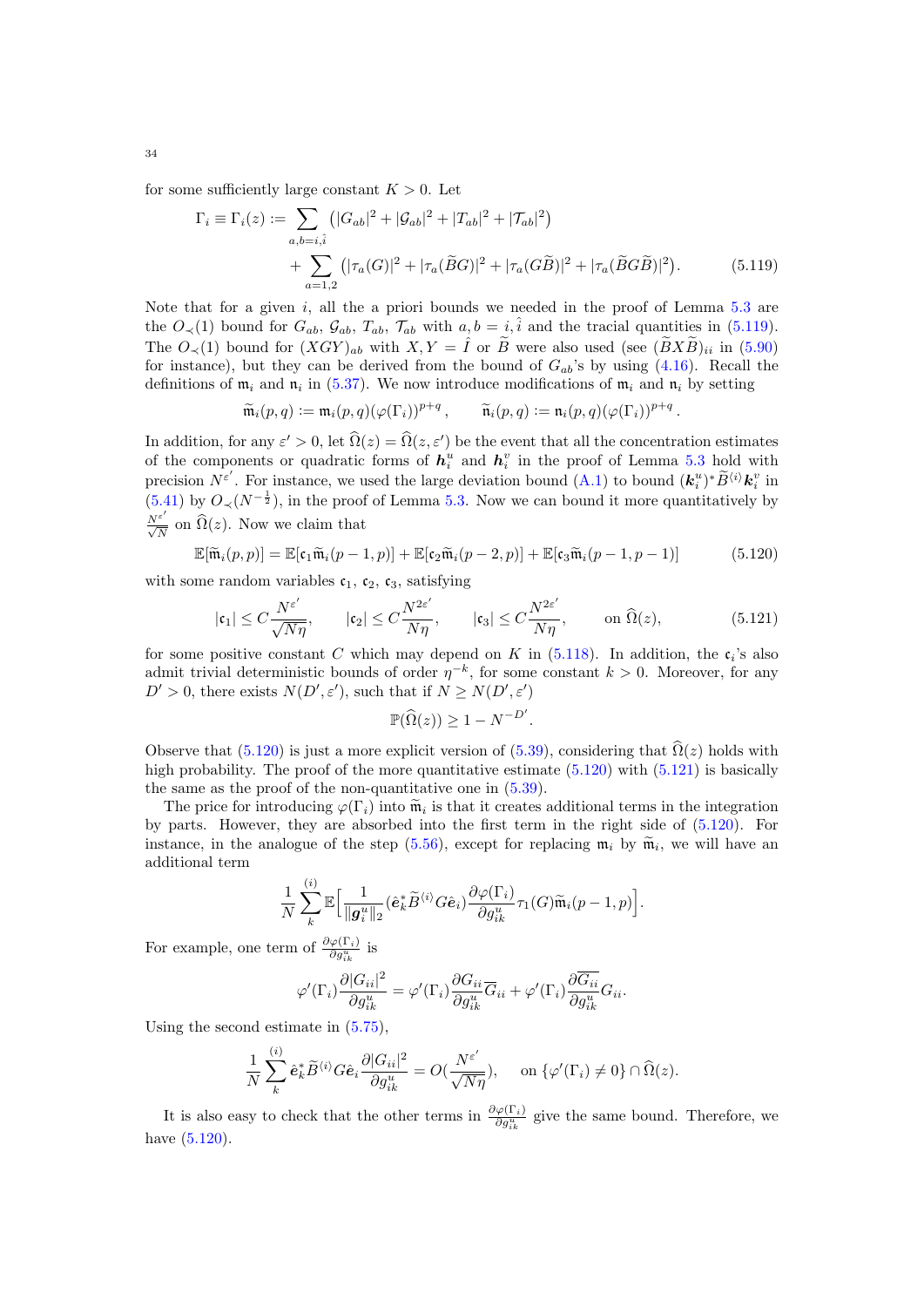for some sufficiently large constant $K > 0$. Let

$$\Gamma_i \equiv \Gamma_i(z) := \sum_{a,b=i,\hat{i}} \left( |G_{ab}|^2 + |\mathcal{G}_{ab}|^2 + |T_{ab}|^2 + |\mathcal{T}_{ab}|^2 \right) + \sum_{a=1,2} \left( |\tau_a(G)|^2 + |\tau_a(\widetilde{B}G)|^2 + |\tau_a(G\widetilde{B})|^2 + |\tau_a(\widetilde{B}G\widetilde{B})|^2 \right). \tag{5.119}$$

Note that for a given $i$, all the a priori bounds we needed in the proof of Lemma 5.3 are the $O_\prec(1)$ bound for $G_{ab}$, $\mathcal{G}_{ab}$, $T_{ab}$, $\mathcal{T}_{ab}$ with $a, b = i, \hat{i}$ and the tracial quantities in (5.119). The $O_\prec(1)$ bound for $(XGY)_{ab}$ with $X, Y = \hat{I}$ or $\widetilde{B}$ were also used (see $(\widetilde{B}X\widetilde{B})_{ii}$ in (5.90) for instance), but they can be derived from the bound of $G_{ab}$'s by using (4.16). Recall the definitions of $\mathfrak{m}_i$ and $\mathfrak{n}_i$ in (5.37). We now introduce modifications of $\mathfrak{m}_i$ and $\mathfrak{n}_i$ by setting

$$\widetilde{\mathfrak{m}}_i(p,q) := \mathfrak{m}_i(p,q)(\varphi(\Gamma_i))^{p+q}, \qquad \widetilde{\mathfrak{n}}_i(p,q) := \mathfrak{n}_i(p,q)(\varphi(\Gamma_i))^{p+q}.$$

In addition, for any $\varepsilon' > 0$, let $\widehat{\Omega}(z) = \widehat{\Omega}(z, \varepsilon')$ be the event that all the concentration estimates of the components or quadratic forms of $\boldsymbol{h}_i^u$ and $\boldsymbol{h}_i^v$ in the proof of Lemma 5.3 hold with precision $N^{\varepsilon'}$. For instance, we used the large deviation bound (A.1) to bound $(\boldsymbol{k}_i^u)^* \widetilde{B}^{\langle i \rangle} \boldsymbol{k}_i^v$ in (5.41) by $O_\prec(N^{-\frac{1}{2}})$, in the proof of Lemma 5.3. Now we can bound it more quantitatively by $\frac{N^{\varepsilon'}}{\sqrt{N}}$ on $\widehat{\Omega}(z)$. Now we claim that

$$\mathbb{E}[\widetilde{\mathfrak{m}}_i(p,p)] = \mathbb{E}[\mathfrak{c}_1 \widetilde{\mathfrak{m}}_i(p-1,p)] + \mathbb{E}[\mathfrak{c}_2 \widetilde{\mathfrak{m}}_i(p-2,p)] + \mathbb{E}[\mathfrak{c}_3 \widetilde{\mathfrak{m}}_i(p-1,p-1)] \tag{5.120}$$

with some random variables $\mathfrak{c}_1$, $\mathfrak{c}_2$, $\mathfrak{c}_3$, satisfying

$$|\mathfrak{c}_1| \le C\frac{N^{\varepsilon'}}{\sqrt{N\eta}}, \qquad |\mathfrak{c}_2| \le C\frac{N^{2\varepsilon'}}{N\eta}, \qquad |\mathfrak{c}_3| \le C\frac{N^{2\varepsilon'}}{N\eta}, \qquad \text{on } \widehat{\Omega}(z), \tag{5.121}$$

for some positive constant $C$ which may depend on $K$ in (5.118). In addition, the $\mathfrak{c}_i$'s also admit trivial deterministic bounds of order $\eta^{-k}$, for some constant $k > 0$. Moreover, for any $D' > 0$, there exists $N(D', \varepsilon')$, such that if $N \ge N(D', \varepsilon')$

$$\mathbb{P}(\widehat{\Omega}(z)) \ge 1 - N^{-D'}.$$

Observe that (5.120) is just a more explicit version of (5.39), considering that $\widehat{\Omega}(z)$ holds with high probability. The proof of the more quantitative estimate (5.120) with (5.121) is basically the same as the proof of the non-quantitative one in (5.39).

The price for introducing $\varphi(\Gamma_i)$ into $\widetilde{\mathfrak{m}}_i$ is that it creates additional terms in the integration by parts. However, they are absorbed into the first term in the right side of (5.120). For instance, in the analogue of the step (5.56), except for replacing $\mathfrak{m}_i$ by $\widetilde{\mathfrak{m}}_i$, we will have an additional term

$$\frac{1}{N} \sum_k^{(i)} \mathbb{E}\Big[ \frac{1}{\|\boldsymbol{g}_i^u\|_2} (\hat{\boldsymbol{e}}_k^* \widetilde{B}^{\langle i \rangle} G \hat{\boldsymbol{e}}_i) \frac{\partial \varphi(\Gamma_i)}{\partial g_{ik}^u} \tau_1(G) \widetilde{\mathfrak{m}}_i(p-1,p) \Big].$$

For example, one term of $\frac{\partial \varphi(\Gamma_i)}{\partial g_{ik}^u}$ is

$$\varphi'(\Gamma_i) \frac{\partial |G_{ii}|^2}{\partial g_{ik}^u} = \varphi'(\Gamma_i) \frac{\partial G_{ii}}{\partial g_{ik}^u} \overline{G}_{ii} + \varphi'(\Gamma_i) \frac{\partial \overline{G_{ii}}}{\partial g_{ik}^u} G_{ii}.$$

Using the second estimate in (5.75),

$$\frac{1}{N} \sum_k^{(i)} \hat{\boldsymbol{e}}_k^* \widetilde{B}^{\langle i \rangle} G \hat{\boldsymbol{e}}_i \frac{\partial |G_{ii}|^2}{\partial g_{ik}^u} = O(\frac{N^{\varepsilon'}}{\sqrt{N\eta}}), \qquad \text{on } \{\varphi'(\Gamma_i) \ne 0\} \cap \widehat{\Omega}(z).$$

It is also easy to check that the other terms in $\frac{\partial \varphi(\Gamma_i)}{\partial g_{ik}^u}$ give the same bound. Therefore, we have (5.120).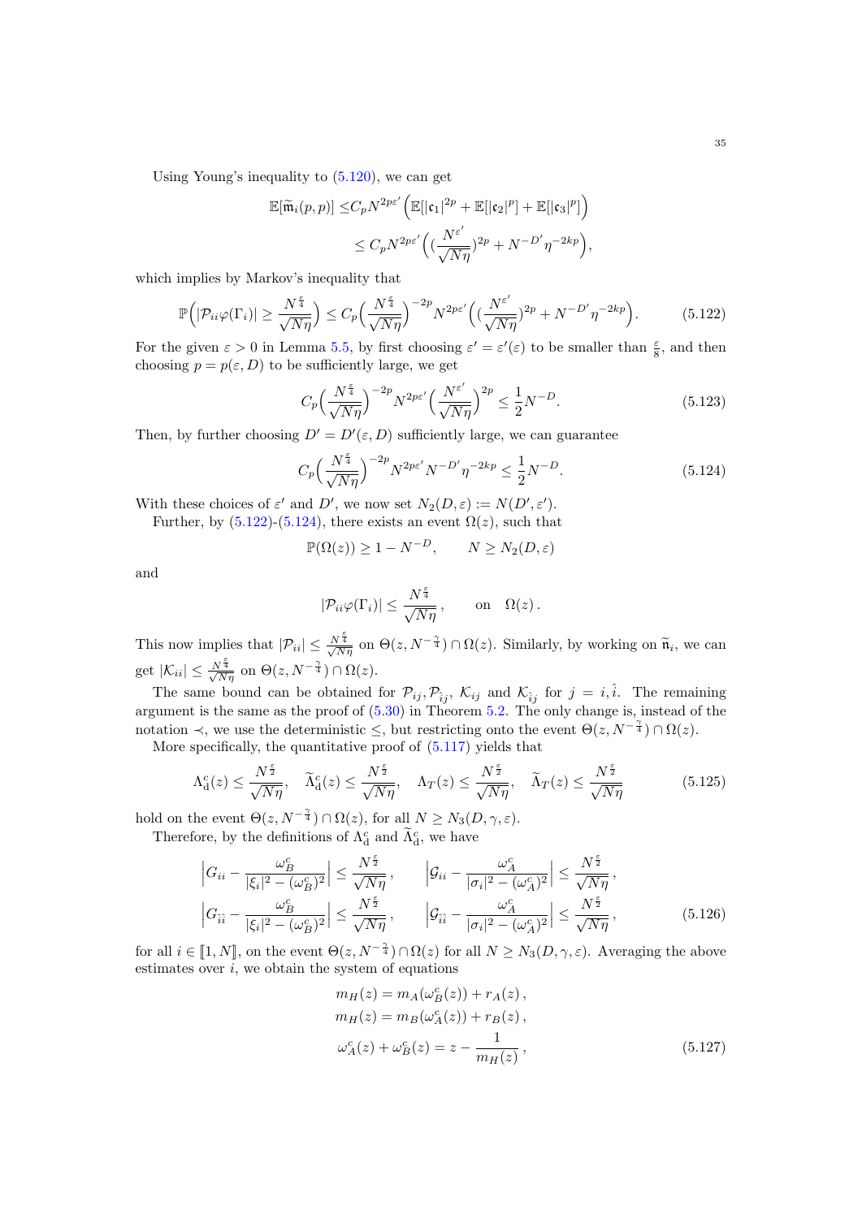Using Young's inequality to (5.120), we can get

$$
\begin{aligned}
\mathbb{E}[\widetilde{\mathfrak{m}}_i(p,p)] \leq & C_p N^{2p\varepsilon'}\Big(\mathbb{E}[|\mathfrak{c}_1|^{2p} + \mathbb{E}[|\mathfrak{c}_2|^p] + \mathbb{E}[|\mathfrak{c}_3|^p]\Big) \\
& \leq C_p N^{2p\varepsilon'}\Big((\frac{N^{\varepsilon'}}{\sqrt{N\eta}})^{2p} + N^{-D'}\eta^{-2kp}\Big),
\end{aligned}
$$

which implies by Markov's inequality that

$$
\mathbb{P}\Big(|\mathcal{P}_{ii}\varphi(\Gamma_i)| \geq \frac{N^{\frac{\varepsilon}{4}}}{\sqrt{N\eta}}\Big) \leq C_p\Big(\frac{N^{\frac{\varepsilon}{4}}}{\sqrt{N\eta}}\Big)^{-2p} N^{2p\varepsilon'}\Big((\frac{N^{\varepsilon'}}{\sqrt{N\eta}})^{2p} + N^{-D'}\eta^{-2kp}\Big). \tag{5.122}
$$

For the given $\varepsilon > 0$ in Lemma 5.5, by first choosing $\varepsilon' = \varepsilon'(\varepsilon)$ to be smaller than $\frac{\varepsilon}{8}$, and then choosing $p = p(\varepsilon, D)$ to be sufficiently large, we get

$$
C_p\Big(\frac{N^{\frac{\varepsilon}{4}}}{\sqrt{N\eta}}\Big)^{-2p} N^{2p\varepsilon'}\Big(\frac{N^{\varepsilon'}}{\sqrt{N\eta}}\Big)^{2p} \leq \frac{1}{2}N^{-D}. \tag{5.123}
$$

Then, by further choosing $D' = D'(\varepsilon, D)$ sufficiently large, we can guarantee

$$
C_p\Big(\frac{N^{\frac{\varepsilon}{4}}}{\sqrt{N\eta}}\Big)^{-2p} N^{2p\varepsilon'} N^{-D'}\eta^{-2kp} \leq \frac{1}{2}N^{-D}. \tag{5.124}
$$

With these choices of $\varepsilon'$ and $D'$, we now set $N_2(D,\varepsilon) := N(D', \varepsilon')$.

Further, by (5.122)-(5.124), there exists an event $\Omega(z)$, such that

$$
\mathbb{P}(\Omega(z)) \geq 1 - N^{-D}, \qquad N \geq N_2(D,\varepsilon)
$$

and

$$
|\mathcal{P}_{ii}\varphi(\Gamma_i)| \leq \frac{N^{\frac{\varepsilon}{4}}}{\sqrt{N\eta}}, \qquad \text{on} \quad \Omega(z).
$$

This now implies that $|\mathcal{P}_{ii}| \leq \frac{N^{\frac{\varepsilon}{4}}}{\sqrt{N\eta}}$ on $\Theta(z, N^{-\frac{\gamma}{4}}) \cap \Omega(z)$. Similarly, by working on $\widetilde{\mathfrak{n}}_i$, we can get $|\mathcal{K}_{ii}| \leq \frac{N^{\frac{\varepsilon}{4}}}{\sqrt{N\eta}}$ on $\Theta(z, N^{-\frac{\gamma}{4}}) \cap \Omega(z)$.

The same bound can be obtained for $\mathcal{P}_{ij}, \mathcal{P}_{\hat{i}j}$, $\mathcal{K}_{ij}$ and $\mathcal{K}_{\hat{i}j}$ for $j = i, \hat{i}$. The remaining argument is the same as the proof of (5.30) in Theorem 5.2. The only change is, instead of the notation $\prec$, we use the deterministic $\leq$, but restricting onto the event $\Theta(z, N^{-\frac{\gamma}{4}}) \cap \Omega(z)$.

More specifically, the quantitative proof of (5.117) yields that

$$
\Lambda_{\mathrm{d}}^c(z) \leq \frac{N^{\frac{\varepsilon}{2}}}{\sqrt{N\eta}}, \quad \widetilde{\Lambda}_{\mathrm{d}}^c(z) \leq \frac{N^{\frac{\varepsilon}{2}}}{\sqrt{N\eta}}, \quad \Lambda_T(z) \leq \frac{N^{\frac{\varepsilon}{2}}}{\sqrt{N\eta}}, \quad \widetilde{\Lambda}_T(z) \leq \frac{N^{\frac{\varepsilon}{2}}}{\sqrt{N\eta}} \tag{5.125}
$$

hold on the event $\Theta(z, N^{-\frac{\gamma}{4}}) \cap \Omega(z)$, for all $N \geq N_3(D, \gamma, \varepsilon)$.

Therefore, by the definitions of $\Lambda_{\mathrm{d}}^c$ and $\widetilde{\Lambda}_{\mathrm{d}}^c$, we have

$$
\begin{aligned}
&\Big|G_{ii} - \frac{\omega_B^c}{|\xi_i|^2 - (\omega_B^c)^2}\Big| \leq \frac{N^{\frac{\varepsilon}{2}}}{\sqrt{N\eta}}, \qquad \Big|\mathcal{G}_{ii} - \frac{\omega_A^c}{|\sigma_i|^2 - (\omega_A^c)^2}\Big| \leq \frac{N^{\frac{\varepsilon}{2}}}{\sqrt{N\eta}}, \\
&\Big|G_{\hat{i}\hat{i}} - \frac{\omega_B^c}{|\xi_i|^2 - (\omega_B^c)^2}\Big| \leq \frac{N^{\frac{\varepsilon}{2}}}{\sqrt{N\eta}}, \qquad \Big|\mathcal{G}_{\hat{i}\hat{i}} - \frac{\omega_A^c}{|\sigma_i|^2 - (\omega_A^c)^2}\Big| \leq \frac{N^{\frac{\varepsilon}{2}}}{\sqrt{N\eta}},
\end{aligned} \tag{5.126}
$$

for all $i \in [\![1, N]\!]$, on the event $\Theta(z, N^{-\frac{\gamma}{4}}) \cap \Omega(z)$ for all $N \geq N_3(D, \gamma, \varepsilon)$. Averaging the above estimates over $i$, we obtain the system of equations

$$
\begin{aligned}
m_H(z) &= m_A(\omega_B^c(z)) + r_A(z), \\
m_H(z) &= m_B(\omega_A^c(z)) + r_B(z), \\
\omega_A^c(z) + \omega_B^c(z) &= z - \frac{1}{m_H(z)},
\end{aligned} \tag{5.127}
$$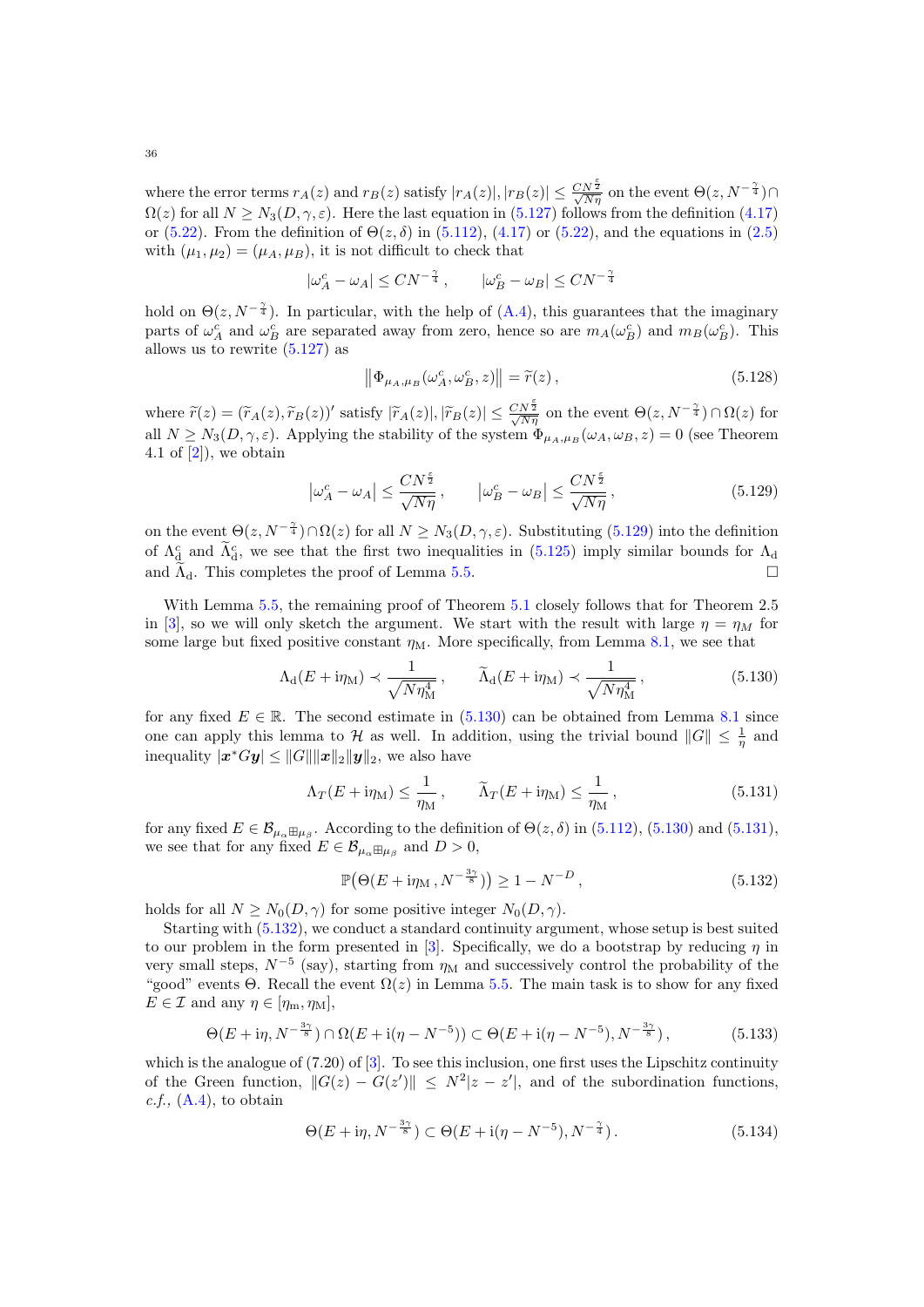where the error terms $r_A(z)$ and $r_B(z)$ satisfy $|r_A(z)|, |r_B(z)| \le \frac{CN^{\frac{\varepsilon}{2}}}{\sqrt{N\eta}}$ on the event $\Theta(z, N^{-\frac{\gamma}{4}}) \cap \Omega(z)$ for all $N \ge N_3(D, \gamma, \varepsilon)$. Here the last equation in (5.127) follows from the definition (4.17) or (5.22). From the definition of $\Theta(z, \delta)$ in (5.112), (4.17) or (5.22), and the equations in (2.5) with $(\mu_1, \mu_2) = (\mu_A, \mu_B)$, it is not difficult to check that

$$
|\omega_A^c - \omega_A| \le CN^{-\frac{\gamma}{4}}, \qquad |\omega_B^c - \omega_B| \le CN^{-\frac{\gamma}{4}}
$$

hold on $\Theta(z, N^{-\frac{\gamma}{4}})$. In particular, with the help of (A.4), this guarantees that the imaginary parts of $\omega_A^c$ and $\omega_B^c$ are separated away from zero, hence so are $m_A(\omega_B^c)$ and $m_B(\omega_B^c)$. This allows us to rewrite (5.127) as

$$
\big\| \Phi_{\mu_A, \mu_B}(\omega_A^c, \omega_B^c, z) \big\| = \widetilde{r}(z), \tag{5.128}
$$

where $\widetilde{r}(z) = (\widetilde{r}_A(z), \widetilde{r}_B(z))'$ satisfy $|\widetilde{r}_A(z)|, |\widetilde{r}_B(z)| \le \frac{CN^{\frac{\varepsilon}{2}}}{\sqrt{N\eta}}$ on the event $\Theta(z, N^{-\frac{\gamma}{4}}) \cap \Omega(z)$ for all $N \ge N_3(D, \gamma, \varepsilon)$. Applying the stability of the system $\Phi_{\mu_A, \mu_B}(\omega_A, \omega_B, z) = 0$ (see Theorem 4.1 of [2]), we obtain

$$
\big|\omega_A^c - \omega_A\big| \le \frac{CN^{\frac{\varepsilon}{2}}}{\sqrt{N\eta}}, \qquad \big|\omega_B^c - \omega_B\big| \le \frac{CN^{\frac{\varepsilon}{2}}}{\sqrt{N\eta}}, \tag{5.129}
$$

on the event $\Theta(z, N^{-\frac{\gamma}{4}}) \cap \Omega(z)$ for all $N \ge N_3(D, \gamma, \varepsilon)$. Substituting (5.129) into the definition of $\Lambda_{\rm d}^c$ and $\widetilde{\Lambda}_{\rm d}^c$, we see that the first two inequalities in (5.125) imply similar bounds for $\Lambda_{\rm d}$ and $\widetilde{\Lambda}_{\rm d}$. This completes the proof of Lemma 5.5. $\square$

With Lemma 5.5, the remaining proof of Theorem 5.1 closely follows that for Theorem 2.5 in [3], so we will only sketch the argument. We start with the result with large $\eta = \eta_M$ for some large but fixed positive constant $\eta_{\rm M}$. More specifically, from Lemma 8.1, we see that

$$
\Lambda_{\rm d}(E + \mathrm{i}\eta_{\rm M}) \prec \frac{1}{\sqrt{N\eta_{\rm M}^4}}, \qquad \widetilde{\Lambda}_{\rm d}(E + \mathrm{i}\eta_{\rm M}) \prec \frac{1}{\sqrt{N\eta_{\rm M}^4}}, \tag{5.130}
$$

for any fixed $E \in \mathbb{R}$. The second estimate in (5.130) can be obtained from Lemma 8.1 since one can apply this lemma to $\mathcal{H}$ as well. In addition, using the trivial bound $\|G\| \le \frac{1}{\eta}$ and inequality $|\boldsymbol{x}^* G \boldsymbol{y}| \le \|G\| \|\boldsymbol{x}\|_2 \|\boldsymbol{y}\|_2$, we also have

$$
\Lambda_T(E + \mathrm{i}\eta_{\rm M}) \le \frac{1}{\eta_{\rm M}}, \qquad \widetilde{\Lambda}_T(E + \mathrm{i}\eta_{\rm M}) \le \frac{1}{\eta_{\rm M}}, \tag{5.131}
$$

for any fixed $E \in \mathcal{B}_{\mu_\alpha \boxplus \mu_\beta}$. According to the definition of $\Theta(z, \delta)$ in (5.112), (5.130) and (5.131), we see that for any fixed $E \in \mathcal{B}_{\mu_\alpha \boxplus \mu_\beta}$ and $D > 0$,

$$
\mathbb{P}\big(\Theta(E + \mathrm{i}\eta_{\rm M}, N^{-\frac{3\gamma}{8}})\big) \ge 1 - N^{-D}, \tag{5.132}
$$

holds for all $N \ge N_0(D, \gamma)$ for some positive integer $N_0(D, \gamma)$.

Starting with (5.132), we conduct a standard continuity argument, whose setup is best suited to our problem in the form presented in [3]. Specifically, we do a bootstrap by reducing $\eta$ in very small steps, $N^{-5}$ (say), starting from $\eta_{\rm M}$ and successively control the probability of the "good" events $\Theta$. Recall the event $\Omega(z)$ in Lemma 5.5. The main task is to show for any fixed $E \in \mathcal{I}$ and any $\eta \in [\eta_{\rm m}, \eta_{\rm M}]$,

$$
\Theta(E + \mathrm{i}\eta, N^{-\frac{3\gamma}{8}}) \cap \Omega(E + \mathrm{i}(\eta - N^{-5})) \subset \Theta(E + \mathrm{i}(\eta - N^{-5}), N^{-\frac{3\gamma}{8}}), \tag{5.133}
$$

which is the analogue of (7.20) of [3]. To see this inclusion, one first uses the Lipschitz continuity of the Green function, $\|G(z) - G(z')\| \le N^2 |z - z'|$, and of the subordination functions, *c.f.*, (A.4), to obtain

$$
\Theta(E + \mathrm{i}\eta, N^{-\frac{3\gamma}{8}}) \subset \Theta(E + \mathrm{i}(\eta - N^{-5}), N^{-\frac{\gamma}{4}}). \tag{5.134}
$$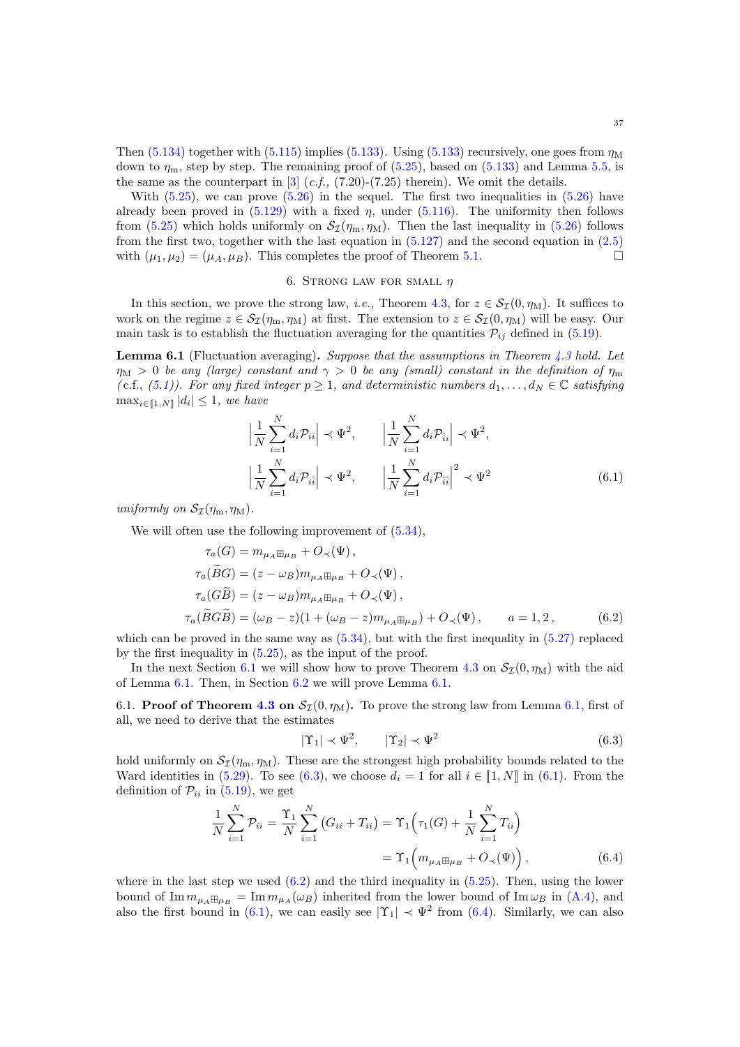Then (5.134) together with (5.115) implies (5.133). Using (5.133) recursively, one goes from $\eta_{\rm M}$ down to $\eta_{\rm m}$, step by step. The remaining proof of (5.25), based on (5.133) and Lemma 5.5, is the same as the counterpart in [3] (*c.f.,* (7.20)-(7.25) therein). We omit the details.

With (5.25), we can prove (5.26) in the sequel. The first two inequalities in (5.26) have already been proved in (5.129) with a fixed $\eta$, under (5.116). The uniformity then follows from (5.25) which holds uniformly on $\mathcal{S}_{\mathcal{I}}(\eta_{\rm m}, \eta_{\rm M})$. Then the last inequality in (5.26) follows from the first two, together with the last equation in (5.127) and the second equation in (2.5) with $(\mu_1, \mu_2) = (\mu_A, \mu_B)$. This completes the proof of Theorem 5.1. □

## 6. Strong law for small $\eta$

In this section, we prove the strong law, *i.e.,* Theorem 4.3, for $z \in \mathcal{S}_{\mathcal{I}}(0, \eta_{\rm M})$. It suffices to work on the regime $z \in \mathcal{S}_{\mathcal{I}}(\eta_{\rm m}, \eta_{\rm M})$ at first. The extension to $z \in \mathcal{S}_{\mathcal{I}}(0, \eta_{\rm M})$ will be easy. Our main task is to establish the fluctuation averaging for the quantities $\mathcal{P}_{ij}$ defined in (5.19).

**Lemma 6.1** (Fluctuation averaging)**.** *Suppose that the assumptions in Theorem 4.3 hold. Let $\eta_{\rm M} > 0$ be any (large) constant and $\gamma > 0$ be any (small) constant in the definition of $\eta_{\rm m}$ (*c.f., *(5.1)). For any fixed integer $p \geq 1$, and deterministic numbers $d_1, \ldots, d_N \in \mathbb{C}$ satisfying $\max_{i \in [\![1,N]\!]} |d_i| \leq 1$, we have*

$$
\Big| \frac{1}{N} \sum_{i=1}^{N} d_i \mathcal{P}_{ii} \Big| \prec \Psi^2, \qquad \Big| \frac{1}{N} \sum_{i=1}^{N} d_i \mathcal{P}_{\hat{i}i} \Big| \prec \Psi^2,
$$
$$
\Big| \frac{1}{N} \sum_{i=1}^{N} d_i \mathcal{P}_{i\hat{i}} \Big| \prec \Psi^2, \qquad \Big| \frac{1}{N} \sum_{i=1}^{N} d_i \mathcal{P}_{\hat{i}\hat{i}} \Big|^2 \prec \Psi^2 \tag{6.1}
$$

*uniformly on $\mathcal{S}_{\mathcal{I}}(\eta_{\rm m}, \eta_{\rm M})$.*

We will often use the following improvement of (5.34),

$$
\begin{aligned}
\tau_a(G) &= m_{\mu_A \boxplus \mu_B} + O_\prec(\Psi)\,, \\
\tau_a(\widetilde{B}G) &= (z - \omega_B) m_{\mu_A \boxplus \mu_B} + O_\prec(\Psi)\,, \\
\tau_a(G\widetilde{B}) &= (z - \omega_B) m_{\mu_A \boxplus \mu_B} + O_\prec(\Psi)\,, \\
\tau_a(\widetilde{B}G\widetilde{B}) &= (\omega_B - z)(1 + (\omega_B - z) m_{\mu_A \boxplus \mu_B}) + O_\prec(\Psi)\,, \qquad a = 1, 2\,,
\end{aligned} \tag{6.2}
$$

which can be proved in the same way as (5.34), but with the first inequality in (5.27) replaced by the first inequality in (5.25), as the input of the proof.

In the next Section 6.1 we will show how to prove Theorem 4.3 on $\mathcal{S}_{\mathcal{I}}(0, \eta_{\rm M})$ with the aid of Lemma 6.1. Then, in Section 6.2 we will prove Lemma 6.1.

### 6.1. Proof of Theorem 4.3 on $\mathcal{S}_{\mathcal{I}}(0, \eta_{\rm M})$.

To prove the strong law from Lemma 6.1, first of all, we need to derive that the estimates

$$
|\Upsilon_1| \prec \Psi^2, \qquad |\Upsilon_2| \prec \Psi^2 \tag{6.3}
$$

hold uniformly on $\mathcal{S}_{\mathcal{I}}(\eta_{\rm m}, \eta_{\rm M})$. These are the strongest high probability bounds related to the Ward identities in (5.29). To see (6.3), we choose $d_i = 1$ for all $i \in [\![1, N]\!]$ in (6.1). From the definition of $\mathcal{P}_{ii}$ in (5.19), we get

$$
\begin{aligned}
\frac{1}{N} \sum_{i=1}^{N} \mathcal{P}_{ii} = \frac{\Upsilon_1}{N} \sum_{i=1}^{N} \big( G_{ii} + T_{ii} \big) &= \Upsilon_1 \Big( \tau_1(G) + \frac{1}{N} \sum_{i=1}^{N} T_{ii} \Big) \\
&= \Upsilon_1 \Big( m_{\mu_A \boxplus \mu_B} + O_\prec(\Psi) \Big)\,,
\end{aligned} \tag{6.4}
$$

where in the last step we used (6.2) and the third inequality in (5.25). Then, using the lower bound of $\operatorname{Im} m_{\mu_A \boxplus \mu_B} = \operatorname{Im} m_{\mu_A}(\omega_B)$ inherited from the lower bound of $\operatorname{Im} \omega_B$ in (A.4), and also the first bound in (6.1), we can easily see $|\Upsilon_1| \prec \Psi^2$ from (6.4). Similarly, we can also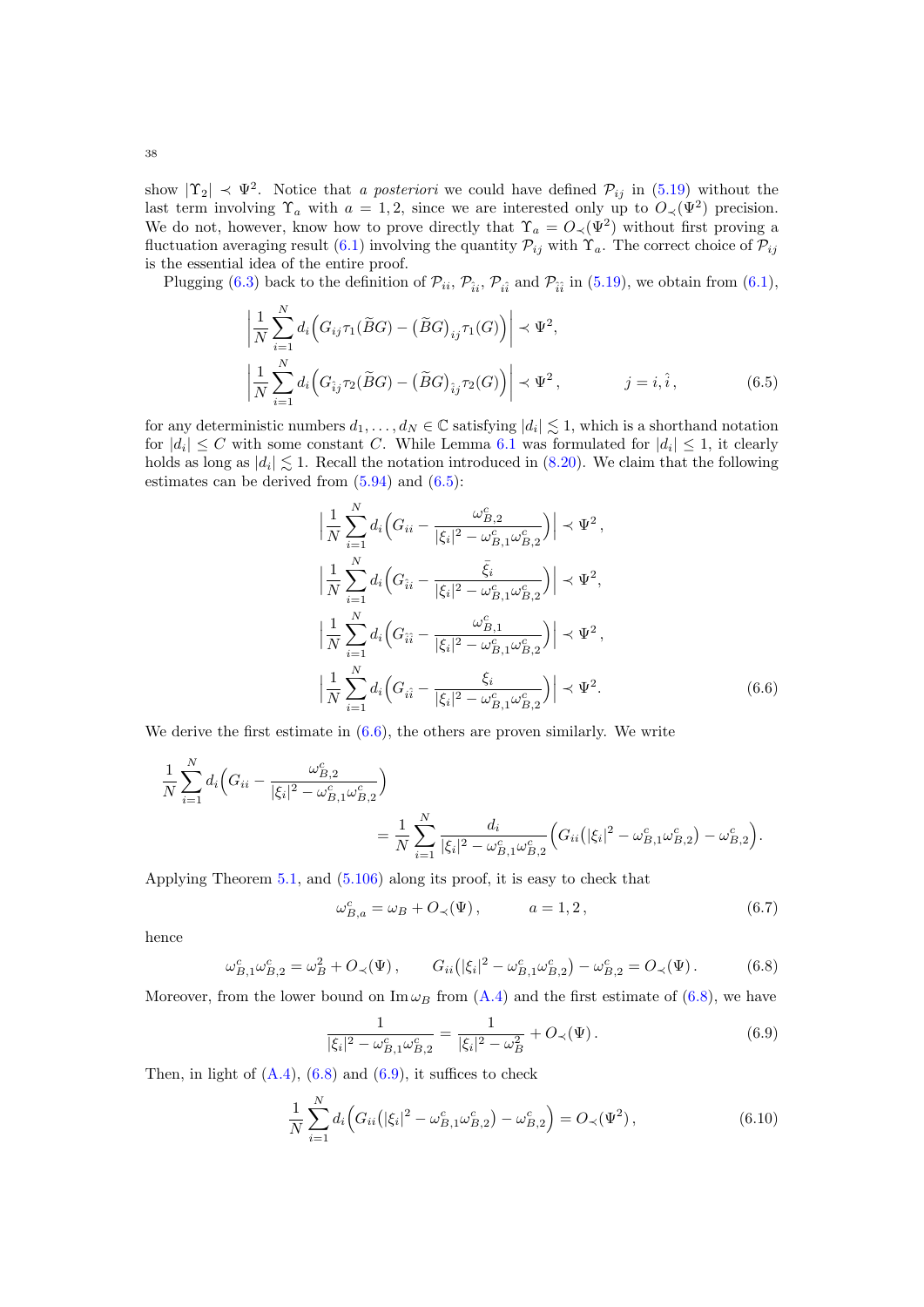show $|\Upsilon_2| \prec \Psi^2$. Notice that *a posteriori* we could have defined $\mathcal{P}_{ij}$ in (5.19) without the last term involving $\Upsilon_a$ with $a = 1, 2$, since we are interested only up to $O_\prec(\Psi^2)$ precision. We do not, however, know how to prove directly that $\Upsilon_a = O_\prec(\Psi^2)$ without first proving a fluctuation averaging result (6.1) involving the quantity $\mathcal{P}_{ij}$ with $\Upsilon_a$. The correct choice of $\mathcal{P}_{ij}$ is the essential idea of the entire proof.

Plugging (6.3) back to the definition of $\mathcal{P}_{ii}$, $\mathcal{P}_{\hat{i}i}$, $\mathcal{P}_{i\hat{i}}$ and $\mathcal{P}_{\hat{i}\hat{i}}$ in (5.19), we obtain from (6.1),

$$
\begin{aligned}
&\Big|\frac{1}{N}\sum_{i=1}^N d_i\Big(G_{ij}\tau_1(\widetilde{B}G) - \big(\widetilde{B}G\big)_{ij}\tau_1(G)\Big)\Big| \prec \Psi^2,\\
&\Big|\frac{1}{N}\sum_{i=1}^N d_i\Big(G_{\hat{i}j}\tau_2(\widetilde{B}G) - \big(\widetilde{B}G\big)_{\hat{i}j}\tau_2(G)\Big)\Big| \prec \Psi^2, \qquad\qquad j = i, \hat{i},
\end{aligned}
\tag{6.5}
$$

for any deterministic numbers $d_1, \ldots, d_N \in \mathbb{C}$ satisfying $|d_i| \lesssim 1$, which is a shorthand notation for $|d_i| \le C$ with some constant $C$. While Lemma 6.1 was formulated for $|d_i| \le 1$, it clearly holds as long as $|d_i| \lesssim 1$. Recall the notation introduced in (8.20). We claim that the following estimates can be derived from (5.94) and (6.5):

$$
\begin{aligned}
&\Big|\frac{1}{N}\sum_{i=1}^N d_i\Big(G_{ii} - \frac{\omega_{B,2}^c}{|\xi_i|^2 - \omega_{B,1}^c\omega_{B,2}^c}\Big)\Big| \prec \Psi^2,\\
&\Big|\frac{1}{N}\sum_{i=1}^N d_i\Big(G_{\hat{i}i} - \frac{\bar{\xi}_i}{|\xi_i|^2 - \omega_{B,1}^c\omega_{B,2}^c}\Big)\Big| \prec \Psi^2,\\
&\Big|\frac{1}{N}\sum_{i=1}^N d_i\Big(G_{\hat{i}\hat{i}} - \frac{\omega_{B,1}^c}{|\xi_i|^2 - \omega_{B,1}^c\omega_{B,2}^c}\Big)\Big| \prec \Psi^2,\\
&\Big|\frac{1}{N}\sum_{i=1}^N d_i\Big(G_{i\hat{i}} - \frac{\xi_i}{|\xi_i|^2 - \omega_{B,1}^c\omega_{B,2}^c}\Big)\Big| \prec \Psi^2.
\end{aligned}
\tag{6.6}
$$

We derive the first estimate in (6.6), the others are proven similarly. We write

$$
\begin{aligned}
\frac{1}{N}\sum_{i=1}^N d_i\Big(G_{ii} &- \frac{\omega_{B,2}^c}{|\xi_i|^2 - \omega_{B,1}^c\omega_{B,2}^c}\Big)\\
&= \frac{1}{N}\sum_{i=1}^N \frac{d_i}{|\xi_i|^2 - \omega_{B,1}^c\omega_{B,2}^c}\Big(G_{ii}\big(|\xi_i|^2 - \omega_{B,1}^c\omega_{B,2}^c\big) - \omega_{B,2}^c\Big).
\end{aligned}
$$

Applying Theorem 5.1, and (5.106) along its proof, it is easy to check that

$$
\omega_{B,a}^c = \omega_B + O_\prec(\Psi), \qquad\qquad a = 1, 2,
\tag{6.7}
$$

hence

$$
\omega_{B,1}^c\omega_{B,2}^c = \omega_B^2 + O_\prec(\Psi), \qquad G_{ii}\big(|\xi_i|^2 - \omega_{B,1}^c\omega_{B,2}^c\big) - \omega_{B,2}^c = O_\prec(\Psi).
\tag{6.8}
$$

Moreover, from the lower bound on $\operatorname{Im}\omega_B$ from (A.4) and the first estimate of (6.8), we have

$$
\frac{1}{|\xi_i|^2 - \omega_{B,1}^c\omega_{B,2}^c} = \frac{1}{|\xi_i|^2 - \omega_B^2} + O_\prec(\Psi).
\tag{6.9}
$$

Then, in light of (A.4), (6.8) and (6.9), it suffices to check

$$
\frac{1}{N}\sum_{i=1}^N d_i\Big(G_{ii}\big(|\xi_i|^2 - \omega_{B,1}^c\omega_{B,2}^c\big) - \omega_{B,2}^c\Big) = O_\prec(\Psi^2),
\tag{6.10}
$$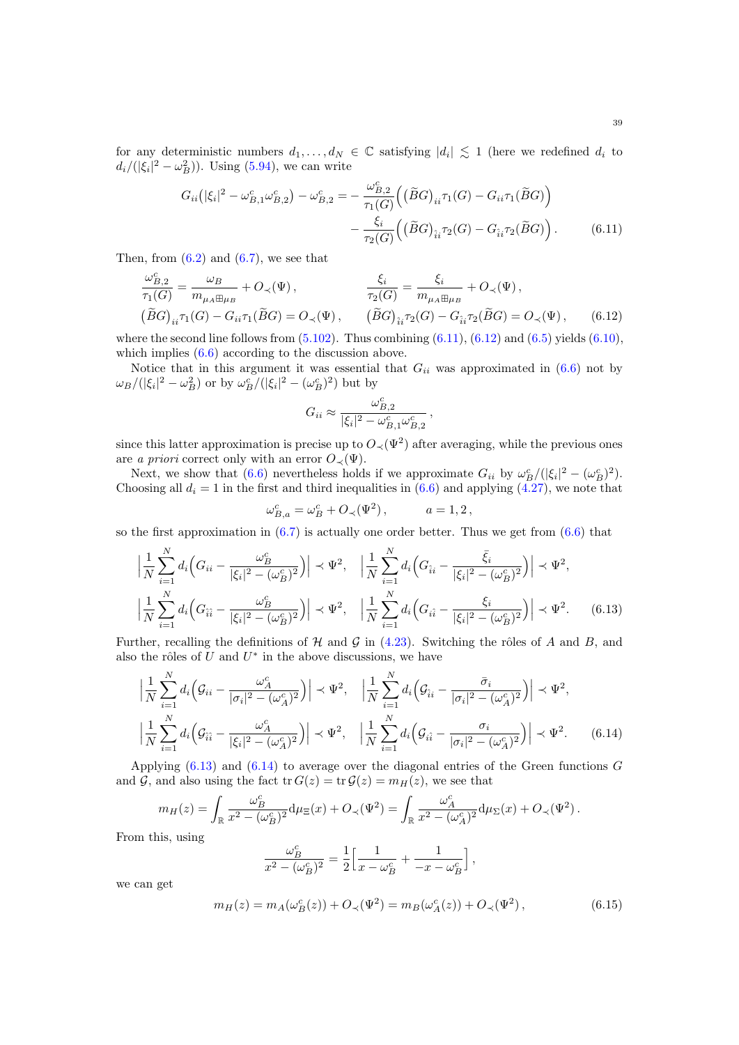for any deterministic numbers $d_1, \ldots, d_N \in \mathbb{C}$ satisfying $|d_i| \lesssim 1$ (here we redefined $d_i$ to $d_i/(|\xi_i|^2 - \omega_B^2)$). Using (5.94), we can write

$$G_{ii}\big(|\xi_i|^2 - \omega_{B,1}^c \omega_{B,2}^c\big) - \omega_{B,2}^c = -\frac{\omega_{B,2}^c}{\tau_1(G)}\Big(\big(\widetilde{B}G\big)_{ii}\tau_1(G) - G_{ii}\tau_1(\widetilde{B}G)\Big) - \frac{\xi_i}{\tau_2(G)}\Big(\big(\widetilde{B}G\big)_{\hat{i}i}\tau_2(G) - G_{\hat{i}i}\tau_2(\widetilde{B}G)\Big). \tag{6.11}$$

Then, from (6.2) and (6.7), we see that

$$\frac{\omega_{B,2}^c}{\tau_1(G)} = \frac{\omega_B}{m_{\mu_A \boxplus \mu_B}} + O_\prec(\Psi), \qquad \frac{\xi_i}{\tau_2(G)} = \frac{\xi_i}{m_{\mu_A \boxplus \mu_B}} + O_\prec(\Psi),$$
$$\big(\widetilde{B}G\big)_{ii}\tau_1(G) - G_{ii}\tau_1(\widetilde{B}G) = O_\prec(\Psi), \qquad \big(\widetilde{B}G\big)_{\hat{i}i}\tau_2(G) - G_{\hat{i}i}\tau_2(\widetilde{B}G) = O_\prec(\Psi), \tag{6.12}$$

where the second line follows from (5.102). Thus combining (6.11), (6.12) and (6.5) yields (6.10), which implies (6.6) according to the discussion above.

Notice that in this argument it was essential that $G_{ii}$ was approximated in (6.6) not by $\omega_B/(|\xi_i|^2 - \omega_B^2)$ or by $\omega_B^c/(|\xi_i|^2 - (\omega_B^c)^2)$ but by

$$G_{ii} \approx \frac{\omega_{B,2}^c}{|\xi_i|^2 - \omega_{B,1}^c \omega_{B,2}^c},$$

since this latter approximation is precise up to $O_\prec(\Psi^2)$ after averaging, while the previous ones are *a priori* correct only with an error $O_\prec(\Psi)$.

Next, we show that (6.6) nevertheless holds if we approximate $G_{ii}$ by $\omega_B^c/(|\xi_i|^2 - (\omega_B^c)^2)$. Choosing all $d_i = 1$ in the first and third inequalities in (6.6) and applying (4.27), we note that

$$\omega_{B,a}^c = \omega_B^c + O_\prec(\Psi^2), \qquad a = 1, 2,$$

so the first approximation in (6.7) is actually one order better. Thus we get from (6.6) that

$$\Big|\frac{1}{N}\sum_{i=1}^N d_i\Big(G_{ii} - \frac{\omega_B^c}{|\xi_i|^2 - (\omega_B^c)^2}\Big)\Big| \prec \Psi^2, \quad \Big|\frac{1}{N}\sum_{i=1}^N d_i\Big(G_{\hat{i}i} - \frac{\bar{\xi}_i}{|\xi_i|^2 - (\omega_B^c)^2}\Big)\Big| \prec \Psi^2,$$
$$\Big|\frac{1}{N}\sum_{i=1}^N d_i\Big(G_{\hat{i}\hat{i}} - \frac{\omega_B^c}{|\xi_i|^2 - (\omega_B^c)^2}\Big)\Big| \prec \Psi^2, \quad \Big|\frac{1}{N}\sum_{i=1}^N d_i\Big(G_{i\hat{i}} - \frac{\xi_i}{|\xi_i|^2 - (\omega_B^c)^2}\Big)\Big| \prec \Psi^2. \tag{6.13}$$

Further, recalling the definitions of $\mathcal{H}$ and $\mathcal{G}$ in (4.23). Switching the rôles of $A$ and $B$, and also the rôles of $U$ and $U^*$ in the above discussions, we have

$$\Big|\frac{1}{N}\sum_{i=1}^N d_i\Big(\mathcal{G}_{ii} - \frac{\omega_A^c}{|\sigma_i|^2 - (\omega_A^c)^2}\Big)\Big| \prec \Psi^2, \quad \Big|\frac{1}{N}\sum_{i=1}^N d_i\Big(\mathcal{G}_{\hat{i}i} - \frac{\bar{\sigma}_i}{|\sigma_i|^2 - (\omega_A^c)^2}\Big)\Big| \prec \Psi^2,$$
$$\Big|\frac{1}{N}\sum_{i=1}^N d_i\Big(\mathcal{G}_{\hat{i}\hat{i}} - \frac{\omega_A^c}{|\xi_i|^2 - (\omega_A^c)^2}\Big)\Big| \prec \Psi^2, \quad \Big|\frac{1}{N}\sum_{i=1}^N d_i\Big(\mathcal{G}_{i\hat{i}} - \frac{\sigma_i}{|\sigma_i|^2 - (\omega_A^c)^2}\Big)\Big| \prec \Psi^2. \tag{6.14}$$

Applying (6.13) and (6.14) to average over the diagonal entries of the Green functions $G$ and $\mathcal{G}$, and also using the fact $\operatorname{tr} G(z) = \operatorname{tr} \mathcal{G}(z) = m_H(z)$, we see that

$$m_H(z) = \int_{\mathbb{R}} \frac{\omega_B^c}{x^2 - (\omega_B^c)^2} \mathrm{d}\mu_\Xi(x) + O_\prec(\Psi^2) = \int_{\mathbb{R}} \frac{\omega_A^c}{x^2 - (\omega_A^c)^2} \mathrm{d}\mu_\Sigma(x) + O_\prec(\Psi^2).$$

From this, using

$$\frac{\omega_B^c}{x^2 - (\omega_B^c)^2} = \frac{1}{2}\Big[\frac{1}{x - \omega_B^c} + \frac{1}{-x - \omega_B^c}\Big],$$

we can get

$$m_H(z) = m_A(\omega_B^c(z)) + O_\prec(\Psi^2) = m_B(\omega_A^c(z)) + O_\prec(\Psi^2), \tag{6.15}$$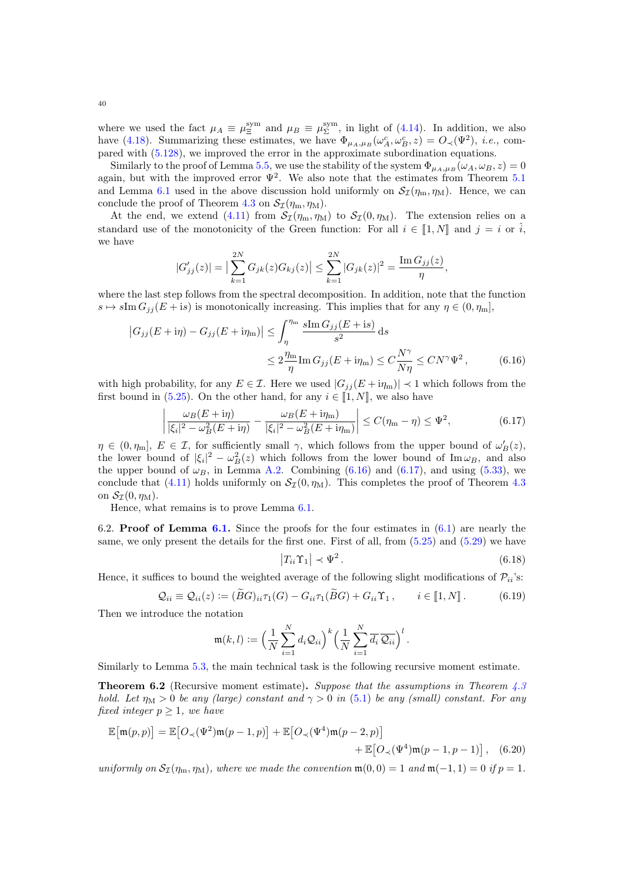where we used the fact $\mu_A \equiv \mu_\Xi^{\rm sym}$ and $\mu_B \equiv \mu_\Sigma^{\rm sym}$, in light of (4.14). In addition, we also have (4.18). Summarizing these estimates, we have $\Phi_{\mu_A,\mu_B}(\omega_A^c,\omega_B^c,z) = O_\prec(\Psi^2)$, *i.e.*, compared with (5.128), we improved the error in the approximate subordination equations.

Similarly to the proof of Lemma 5.5, we use the stability of the system $\Phi_{\mu_A,\mu_B}(\omega_A,\omega_B,z)=0$ again, but with the improved error $\Psi^2$. We also note that the estimates from Theorem 5.1 and Lemma 6.1 used in the above discussion hold uniformly on $\mathcal{S}_\mathcal{I}(\eta_{\rm m},\eta_{\rm M})$. Hence, we can conclude the proof of Theorem 4.3 on $\mathcal{S}_\mathcal{I}(\eta_{\rm m},\eta_{\rm M})$.

At the end, we extend (4.11) from $\mathcal{S}_\mathcal{I}(\eta_{\rm m},\eta_{\rm M})$ to $\mathcal{S}_\mathcal{I}(0,\eta_{\rm M})$. The extension relies on a standard use of the monotonicity of the Green function: For all $i\in[\![1,N]\!]$ and $j=i$ or $\hat{i}$, we have

$$
|G_{jj}'(z)| = \Big|\sum_{k=1}^{2N} G_{jk}(z)G_{kj}(z)\Big| \le \sum_{k=1}^{2N}|G_{jk}(z)|^2 = \frac{\operatorname{Im} G_{jj}(z)}{\eta},
$$

where the last step follows from the spectral decomposition. In addition, note that the function $s\mapsto s\operatorname{Im} G_{jj}(E+\mathrm{i}s)$ is monotonically increasing. This implies that for any $\eta\in(0,\eta_{\rm m}]$,

$$
\begin{aligned}
\big|G_{jj}(E+\mathrm{i}\eta)-G_{jj}(E+\mathrm{i}\eta_{\rm m})\big| &\le \int_\eta^{\eta_{\rm m}} \frac{s\operatorname{Im} G_{jj}(E+\mathrm{i}s)}{s^2}\,\mathrm{d}s \\
&\le 2\frac{\eta_{\rm m}}{\eta}\operatorname{Im} G_{jj}(E+\mathrm{i}\eta_{\rm m}) \le C\frac{N^\gamma}{N\eta} \le CN^\gamma\Psi^2\,, \qquad (6.16)
\end{aligned}
$$

with high probability, for any $E\in\mathcal{I}$. Here we used $|G_{jj}(E+\mathrm{i}\eta_{\rm m})|\prec 1$ which follows from the first bound in (5.25). On the other hand, for any $i\in[\![1,N]\!]$, we also have

$$
\left|\frac{\omega_B(E+\mathrm{i}\eta)}{|\xi_i|^2-\omega_B^2(E+\mathrm{i}\eta)} - \frac{\omega_B(E+\mathrm{i}\eta_{\rm m})}{|\xi_i|^2-\omega_B^2(E+\mathrm{i}\eta_{\rm m})}\right| \le C(\eta_{\rm m}-\eta)\le \Psi^2, \qquad (6.17)
$$

$\eta\in(0,\eta_{\rm m}]$, $E\in\mathcal{I}$, for sufficiently small $\gamma$, which follows from the upper bound of $\omega_B'(z)$, the lower bound of $|\xi_i|^2-\omega_B^2(z)$ which follows from the lower bound of $\operatorname{Im}\omega_B$, and also the upper bound of $\omega_B$, in Lemma A.2. Combining (6.16) and (6.17), and using (5.33), we conclude that (4.11) holds uniformly on $\mathcal{S}_\mathcal{I}(0,\eta_{\rm M})$. This completes the proof of Theorem 4.3 on $\mathcal{S}_\mathcal{I}(0,\eta_{\rm M})$.

Hence, what remains is to prove Lemma 6.1.

6.2. **Proof of Lemma 6.1.** Since the proofs for the four estimates in (6.1) are nearly the same, we only present the details for the first one. First of all, from (5.25) and (5.29) we have

$$
\big|T_{ii}\Upsilon_1\big| \prec \Psi^2\,. \qquad (6.18)
$$

Hence, it suffices to bound the weighted average of the following slight modifications of $\mathcal{P}_{ii}$'s:

$$
\mathcal{Q}_{ii}\equiv\mathcal{Q}_{ii}(z) := (\widetilde{B}G)_{ii}\tau_1(G) - G_{ii}\tau_1(\widetilde{B}G) + G_{ii}\Upsilon_1\,, \qquad i\in[\![1,N]\!]\,. \qquad (6.19)
$$

Then we introduce the notation

$$
\mathfrak{m}(k,l) := \Big(\frac1N\sum_{i=1}^N d_i\mathcal{Q}_{ii}\Big)^k\Big(\frac1N\sum_{i=1}^N\overline{d_i}\,\overline{\mathcal{Q}_{ii}}\Big)^l\,.
$$

Similarly to Lemma 5.3, the main technical task is the following recursive moment estimate.

**Theorem 6.2** (Recursive moment estimate)**.** *Suppose that the assumptions in Theorem 4.3 hold. Let $\eta_{\rm M}>0$ be any (large) constant and $\gamma>0$ in (5.1) be any (small) constant. For any fixed integer $p\ge1$, we have*

$$
\begin{aligned}
\mathbb{E}\big[\mathfrak{m}(p,p)\big] = \mathbb{E}\big[O_\prec(\Psi^2)\mathfrak{m}(p-1,p)\big] + \mathbb{E}\big[O_\prec(\Psi^4)\mathfrak{m}(p-2,p)\big]& \\
+\,\mathbb{E}\big[O_\prec(\Psi^4)\mathfrak{m}(p-1,p-1)\big]\,,& \qquad (6.20)
\end{aligned}
$$

*uniformly on $\mathcal{S}_\mathcal{I}(\eta_{\rm m},\eta_{\rm M})$, where we made the convention $\mathfrak{m}(0,0)=1$ and $\mathfrak{m}(-1,1)=0$ if $p=1$.*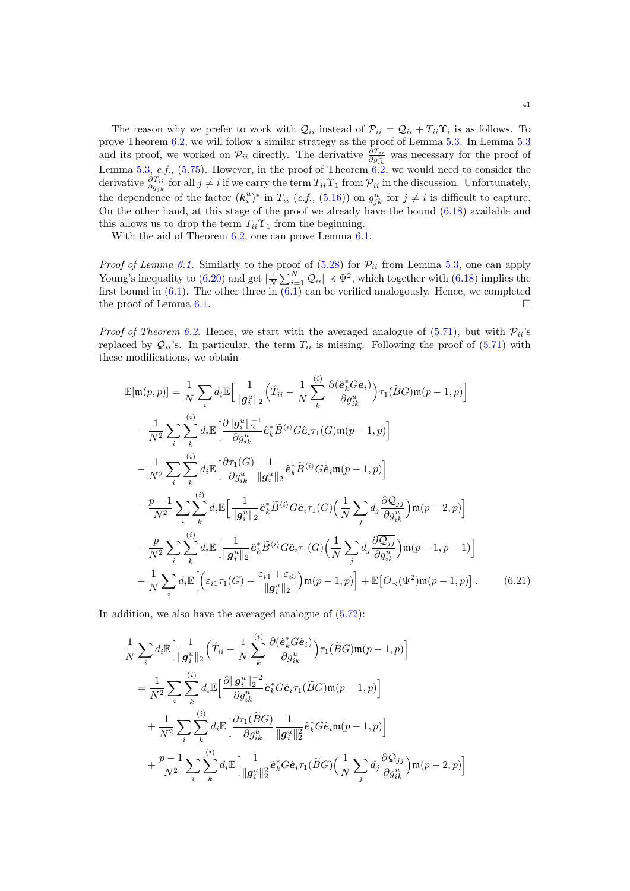The reason why we prefer to work with $\mathcal{Q}_{ii}$ instead of $\mathcal{P}_{ii} = \mathcal{Q}_{ii} + T_{ii}\Upsilon_i$ is as follows. To prove Theorem 6.2, we will follow a similar strategy as the proof of Lemma 5.3. In Lemma 5.3 and its proof, we worked on $\mathcal{P}_{ii}$ directly. The derivative $\frac{\partial T_{ii}}{\partial g^u_{ik}}$ was necessary for the proof of Lemma 5.3, *c.f.,* (5.75). However, in the proof of Theorem 6.2, we would need to consider the derivative $\frac{\partial T_{ii}}{\partial g_{jk}}$ for all $j \neq i$ if we carry the term $T_{ii}\Upsilon_1$ from $\mathcal{P}_{ii}$ in the discussion. Unfortunately, the dependence of the factor $(\boldsymbol{k}^u_i)^*$ in $T_{ii}$ (*c.f.,* (5.16)) on $g^u_{jk}$ for $j \neq i$ is difficult to capture. On the other hand, at this stage of the proof we already have the bound (6.18) available and this allows us to drop the term $T_{ii}\Upsilon_1$ from the beginning.

With the aid of Theorem 6.2, one can prove Lemma 6.1.

*Proof of Lemma 6.1.* Similarly to the proof of (5.28) for $\mathcal{P}_{ii}$ from Lemma 5.3, one can apply Young's inequality to (6.20) and get $|\frac{1}{N}\sum_{i=1}^N \mathcal{Q}_{ii}| \prec \Psi^2$, which together with (6.18) implies the first bound in (6.1). The other three in (6.1) can be verified analogously. Hence, we completed the proof of Lemma 6.1. $\square$

*Proof of Theorem 6.2.* Hence, we start with the averaged analogue of (5.71), but with $\mathcal{P}_{ii}$'s replaced by $\mathcal{Q}_{ii}$'s. In particular, the term $T_{ii}$ is missing. Following the proof of (5.71) with these modifications, we obtain

$$
\begin{aligned}
\mathbb{E}[\mathfrak{m}(p,p)] &= \frac{1}{N}\sum_i d_i \mathbb{E}\Big[\frac{1}{\|\boldsymbol{g}^u_i\|_2}\Big(\mathring{T}_{ii} - \frac{1}{N}\sum_k^{(i)} \frac{\partial(\hat{\boldsymbol{e}}_k^* G\hat{\mathbf{e}}_i)}{\partial g^u_{ik}}\Big)\tau_1(\widetilde{B}G)\mathfrak{m}(p-1,p)\Big] \\
&\quad - \frac{1}{N^2}\sum_i\sum_k^{(i)} d_i \mathbb{E}\Big[\frac{\partial \|\boldsymbol{g}^u_i\|_2^{-1}}{\partial g^u_{ik}} \hat{\boldsymbol{e}}_k^* \widetilde{B}^{\langle i\rangle} G\hat{\mathbf{e}}_i \tau_1(G)\mathfrak{m}(p-1,p)\Big] \\
&\quad - \frac{1}{N^2}\sum_i\sum_k^{(i)} d_i \mathbb{E}\Big[\frac{\partial \tau_1(G)}{\partial g^u_{ik}} \frac{1}{\|\boldsymbol{g}^u_i\|_2} \hat{\boldsymbol{e}}_k^* \widetilde{B}^{\langle i\rangle} G\hat{\mathbf{e}}_i \mathfrak{m}(p-1,p)\Big] \\
&\quad - \frac{p-1}{N^2}\sum_i\sum_k^{(i)} d_i \mathbb{E}\Big[\frac{1}{\|\boldsymbol{g}^u_i\|_2}\hat{\boldsymbol{e}}_k^* \widetilde{B}^{\langle i\rangle} G\hat{\mathbf{e}}_i \tau_1(G)\Big(\frac{1}{N}\sum_j d_j \frac{\partial \mathcal{Q}_{jj}}{\partial g^u_{ik}}\Big)\mathfrak{m}(p-2,p)\Big] \\
&\quad - \frac{p}{N^2}\sum_i\sum_k^{(i)} d_i \mathbb{E}\Big[\frac{1}{\|\boldsymbol{g}^u_i\|_2}\hat{\boldsymbol{e}}_k^* \widetilde{B}^{\langle i\rangle} G\hat{\mathbf{e}}_i \tau_1(G)\Big(\frac{1}{N}\sum_j \bar{d}_j \frac{\partial \overline{\mathcal{Q}_{jj}}}{\partial g^u_{ik}}\Big)\mathfrak{m}(p-1,p-1)\Big] \\
&\quad + \frac{1}{N}\sum_i d_i \mathbb{E}\Big[\Big(\varepsilon_{i1}\tau_1(G) - \frac{\varepsilon_{i4}+\varepsilon_{i5}}{\|\boldsymbol{g}^u_i\|_2}\Big)\mathfrak{m}(p-1,p)\Big] + \mathbb{E}\big[O_\prec(\Psi^2)\mathfrak{m}(p-1,p)\big]\,.
\end{aligned}
\tag{6.21}
$$

In addition, we also have the averaged analogue of (5.72):

$$
\begin{aligned}
&\frac{1}{N}\sum_i d_i \mathbb{E}\Big[\frac{1}{\|\boldsymbol{g}^u_i\|_2}\Big(\mathring{T}_{ii} - \frac{1}{N}\sum_k^{(i)} \frac{\partial(\hat{\boldsymbol{e}}_k^* G\hat{\mathbf{e}}_i)}{\partial g^u_{ik}}\Big)\tau_1(\widetilde{B}G)\mathfrak{m}(p-1,p)\Big] \\
&= \frac{1}{N^2}\sum_i\sum_k^{(i)} d_i \mathbb{E}\Big[\frac{\partial \|\boldsymbol{g}^u_i\|_2^{-2}}{\partial g^u_{ik}} \hat{\boldsymbol{e}}_k^* G\hat{\mathbf{e}}_i \tau_1(\widetilde{B}G)\mathfrak{m}(p-1,p)\Big] \\
&\quad + \frac{1}{N^2}\sum_i\sum_k^{(i)} d_i \mathbb{E}\Big[\frac{\partial \tau_1(\widetilde{B}G)}{\partial g^u_{ik}} \frac{1}{\|\boldsymbol{g}^u_i\|_2^2} \hat{\boldsymbol{e}}_k^* G\hat{\mathbf{e}}_i \mathfrak{m}(p-1,p)\Big] \\
&\quad + \frac{p-1}{N^2}\sum_i\sum_k^{(i)} d_i \mathbb{E}\Big[\frac{1}{\|\boldsymbol{g}^u_i\|_2^2}\hat{\boldsymbol{e}}_k^* G\hat{\mathbf{e}}_i \tau_1(\widetilde{B}G)\Big(\frac{1}{N}\sum_j d_j \frac{\partial \mathcal{Q}_{jj}}{\partial g^u_{ik}}\Big)\mathfrak{m}(p-2,p)\Big]
\end{aligned}
$$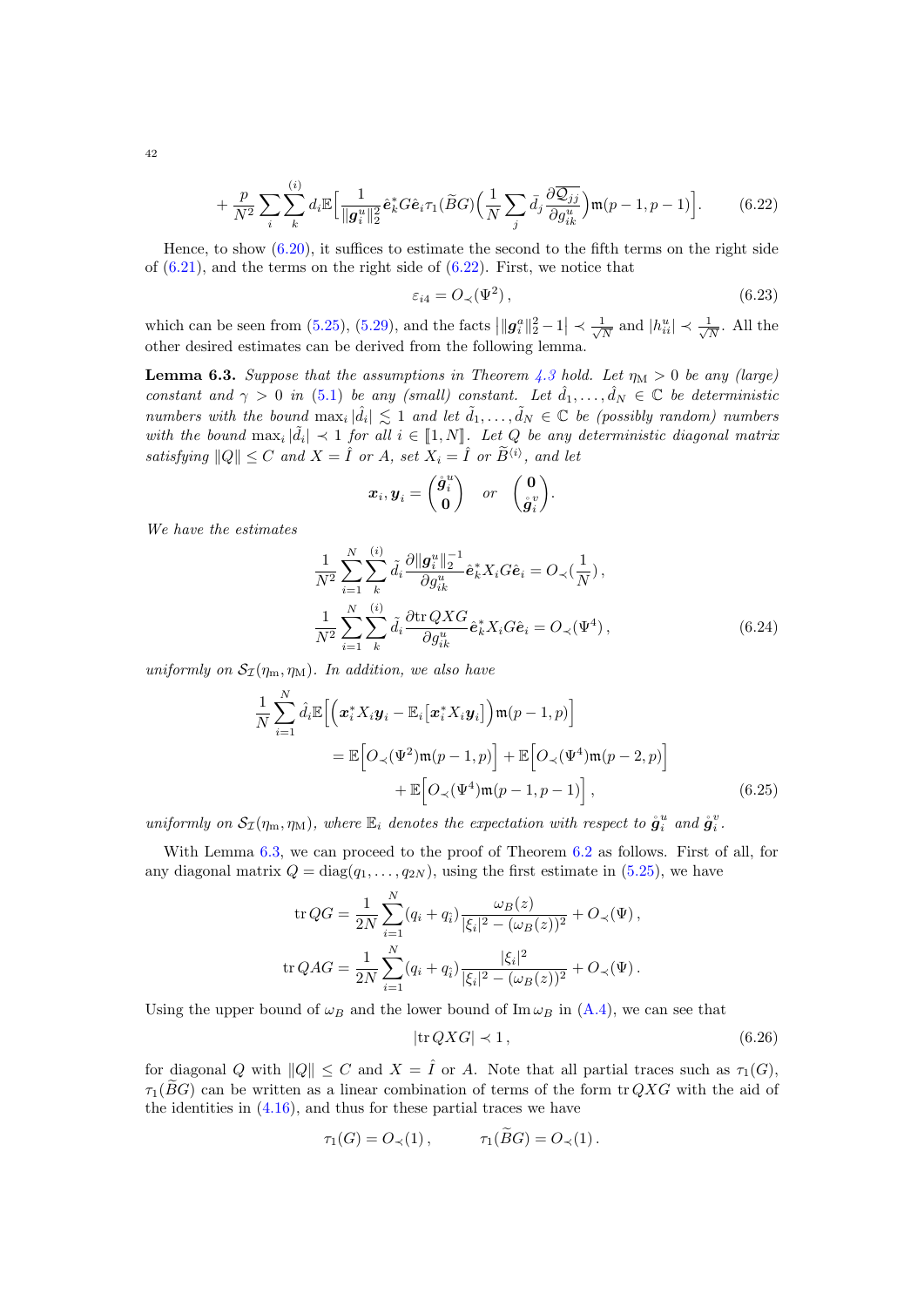$$+\frac{p}{N^2}\sum_i\sum_k^{(i)} d_i\mathbb{E}\Big[\frac{1}{\|\boldsymbol{g}_i^u\|_2^2}\hat{\mathbf{e}}_k^* G\hat{\mathbf{e}}_i \tau_1(\widetilde{B}G)\Big(\frac{1}{N}\sum_j \tilde{d}_j \frac{\partial \overline{\mathcal{Q}_{jj}}}{\partial g_{ik}^u}\Big)\mathfrak{m}(p-1,p-1)\Big]. \tag{6.22}$$

Hence, to show (6.20), it suffices to estimate the second to the fifth terms on the right side of (6.21), and the terms on the right side of (6.22). First, we notice that

$$\varepsilon_{i4} = O_\prec(\Psi^2)\,, \tag{6.23}$$

which can be seen from (5.25), (5.29), and the facts $\big|\|\boldsymbol{g}_i^a\|_2^2 - 1\big| \prec \frac{1}{\sqrt{N}}$ and $|h_{ii}^u| \prec \frac{1}{\sqrt{N}}$. All the other desired estimates can be derived from the following lemma.

**Lemma 6.3.** *Suppose that the assumptions in Theorem 4.3 hold. Let $\eta_{\mathrm{M}} > 0$ be any (large) constant and $\gamma > 0$ in (5.1) be any (small) constant. Let $\hat{d}_1, \ldots, \hat{d}_N \in \mathbb{C}$ be deterministic numbers with the bound $\max_i |\hat{d}_i| \lesssim 1$ and let $\tilde{d}_1, \ldots, \tilde{d}_N \in \mathbb{C}$ be (possibly random) numbers with the bound $\max_i |\tilde{d}_i| \prec 1$ for all $i \in [\![1, N]\!]$. Let $Q$ be any deterministic diagonal matrix satisfying $\|Q\| \leq C$ and $X = \hat{I}$ or $A$, set $X_i = \hat{I}$ or $\widetilde{B}^{\langle i\rangle}$, and let*

$$\boldsymbol{x}_i, \boldsymbol{y}_i = \begin{pmatrix} \mathring{\boldsymbol{g}}_i^u \\ \mathbf{0}\end{pmatrix} \quad \text{or} \quad \begin{pmatrix} \mathbf{0} \\ \mathring{\boldsymbol{g}}_i^v\end{pmatrix}.$$

*We have the estimates*

$$\begin{aligned}
&\frac{1}{N^2}\sum_{i=1}^N\sum_k^{(i)} \tilde{d}_i \frac{\partial \|\boldsymbol{g}_i^u\|_2^{-1}}{\partial g_{ik}^u}\hat{\mathbf{e}}_k^* X_i G\hat{\mathbf{e}}_i = O_\prec\big(\frac{1}{N}\big)\,,\\
&\frac{1}{N^2}\sum_{i=1}^N\sum_k^{(i)} \tilde{d}_i \frac{\partial \operatorname{tr} QXG}{\partial g_{ik}^u}\hat{\mathbf{e}}_k^* X_i G\hat{\mathbf{e}}_i = O_\prec(\Psi^4)\,,
\end{aligned} \tag{6.24}$$

*uniformly on $\mathcal{S}_{\mathcal{I}}(\eta_{\mathrm{m}}, \eta_{\mathrm{M}})$. In addition, we also have*

$$\begin{aligned}
\frac{1}{N}\sum_{i=1}^N \hat{d}_i \mathbb{E}\Big[\Big(\boldsymbol{x}_i^* X_i \boldsymbol{y}_i - \mathbb{E}_i\big[\boldsymbol{x}_i^* X_i \boldsymbol{y}_i\big]\Big)\mathfrak{m}(p-1,p)\Big]
&= \mathbb{E}\Big[O_\prec(\Psi^2)\mathfrak{m}(p-1,p)\Big] + \mathbb{E}\Big[O_\prec(\Psi^4)\mathfrak{m}(p-2,p)\Big]\\
&\quad + \mathbb{E}\Big[O_\prec(\Psi^4)\mathfrak{m}(p-1,p-1)\Big]\,,
\end{aligned} \tag{6.25}$$

*uniformly on $\mathcal{S}_{\mathcal{I}}(\eta_{\mathrm{m}}, \eta_{\mathrm{M}})$, where $\mathbb{E}_i$ denotes the expectation with respect to $\mathring{\boldsymbol{g}}_i^u$ and $\mathring{\boldsymbol{g}}_i^v$.*

With Lemma 6.3, we can proceed to the proof of Theorem 6.2 as follows. First of all, for any diagonal matrix $Q = \operatorname{diag}(q_1, \ldots, q_{2N})$, using the first estimate in (5.25), we have

$$\begin{aligned}
\operatorname{tr} QG &= \frac{1}{2N}\sum_{i=1}^N (q_i + q_{\hat{i}})\frac{\omega_B(z)}{|\xi_i|^2 - (\omega_B(z))^2} + O_\prec(\Psi)\,,\\
\operatorname{tr} QAG &= \frac{1}{2N}\sum_{i=1}^N (q_i + q_{\hat{i}})\frac{|\xi_i|^2}{|\xi_i|^2 - (\omega_B(z))^2} + O_\prec(\Psi)\,.
\end{aligned}$$

Using the upper bound of $\omega_B$ and the lower bound of $\operatorname{Im}\omega_B$ in (A.4), we can see that

$$|\operatorname{tr} QXG| \prec 1\,, \tag{6.26}$$

for diagonal $Q$ with $\|Q\| \leq C$ and $X = \hat{I}$ or $A$. Note that all partial traces such as $\tau_1(G)$, $\tau_1(\widetilde{B}G)$ can be written as a linear combination of terms of the form $\operatorname{tr} QXG$ with the aid of the identities in (4.16), and thus for these partial traces we have

$$\tau_1(G) = O_\prec(1)\,, \qquad \tau_1(\widetilde{B}G) = O_\prec(1)\,.$$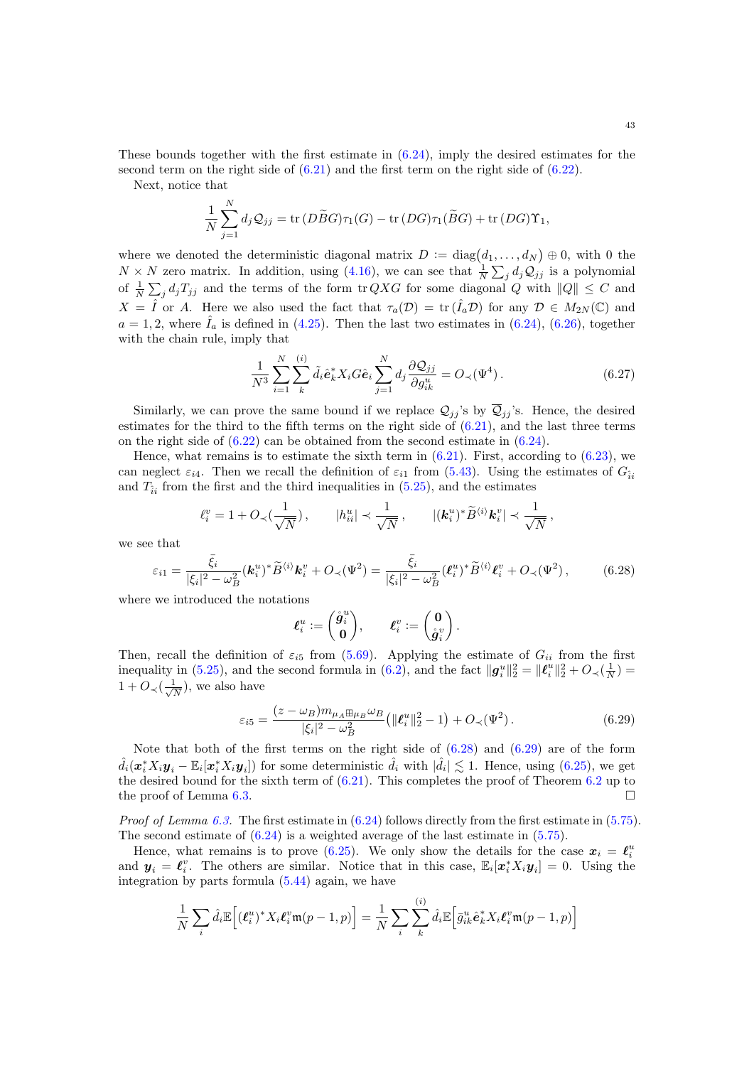These bounds together with the first estimate in (6.24), imply the desired estimates for the second term on the right side of (6.21) and the first term on the right side of (6.22).

Next, notice that

$$\frac{1}{N}\sum_{j=1}^{N} d_j \mathcal{Q}_{jj} = \operatorname{tr}(D\widetilde{B}G)\tau_1(G) - \operatorname{tr}(DG)\tau_1(\widetilde{B}G) + \operatorname{tr}(DG)\Upsilon_1,$$

where we denoted the deterministic diagonal matrix $D := \operatorname{diag}(d_1, \ldots, d_N) \oplus 0$, with 0 the $N \times N$ zero matrix. In addition, using (4.16), we can see that $\frac{1}{N}\sum_j d_j \mathcal{Q}_{jj}$ is a polynomial of $\frac{1}{N}\sum_j d_j T_{jj}$ and the terms of the form $\operatorname{tr} QXG$ for some diagonal $Q$ with $\|Q\| \le C$ and $X = \hat{I}$ or $A$. Here we also used the fact that $\tau_a(\mathcal{D}) = \operatorname{tr}(\hat{I}_a \mathcal{D})$ for any $\mathcal{D} \in M_{2N}(\mathbb{C})$ and $a = 1, 2$, where $\hat{I}_a$ is defined in (4.25). Then the last two estimates in (6.24), (6.26), together with the chain rule, imply that

$$\frac{1}{N^3}\sum_{i=1}^{N}\sum_{k}^{(i)} \tilde{d}_i \hat{\boldsymbol{e}}_k^* X_i G \hat{\boldsymbol{e}}_i \sum_{j=1}^{N} d_j \frac{\partial \mathcal{Q}_{jj}}{\partial g_{ik}^u} = O_\prec(\Psi^4)\,. \tag{6.27}$$

Similarly, we can prove the same bound if we replace $\mathcal{Q}_{jj}$'s by $\overline{\mathcal{Q}}_{jj}$'s. Hence, the desired estimates for the third to the fifth terms on the right side of (6.21), and the last three terms on the right side of (6.22) can be obtained from the second estimate in (6.24).

Hence, what remains is to estimate the sixth term in (6.21). First, according to (6.23), we can neglect $\varepsilon_{i4}$. Then we recall the definition of $\varepsilon_{i1}$ from (5.43). Using the estimates of $G_{\hat{i}\hat{i}}$ and $T_{\hat{i}\hat{i}}$ from the first and the third inequalities in (5.25), and the estimates

$$\ell_i^v = 1 + O_\prec\Big(\frac{1}{\sqrt{N}}\Big)\,, \qquad |h_{ii}^u| \prec \frac{1}{\sqrt{N}}\,, \qquad |(\boldsymbol{k}_i^u)^* \widetilde{B}^{\langle i\rangle} \boldsymbol{k}_i^v| \prec \frac{1}{\sqrt{N}}\,,$$

we see that

$$\varepsilon_{i1} = \frac{\bar{\xi}_i}{|\xi_i|^2 - \omega_B^2}(\boldsymbol{k}_i^u)^* \widetilde{B}^{\langle i\rangle} \boldsymbol{k}_i^v + O_\prec(\Psi^2) = \frac{\bar{\xi}_i}{|\xi_i|^2 - \omega_B^2}(\boldsymbol{\ell}_i^u)^* \widetilde{B}^{\langle i\rangle} \boldsymbol{\ell}_i^v + O_\prec(\Psi^2)\,, \tag{6.28}$$

where we introduced the notations

$$\boldsymbol{\ell}_i^u := \begin{pmatrix} \mathring{\boldsymbol{g}}_i^u \\ \boldsymbol{0} \end{pmatrix}, \qquad \boldsymbol{\ell}_i^v := \begin{pmatrix} \boldsymbol{0} \\ \mathring{\boldsymbol{g}}_i^v \end{pmatrix}.$$

Then, recall the definition of $\varepsilon_{i5}$ from (5.69). Applying the estimate of $G_{ii}$ from the first inequality in (5.25), and the second formula in (6.2), and the fact $\|\boldsymbol{g}_i^u\|_2^2 = \|\boldsymbol{\ell}_i^u\|_2^2 + O_\prec(\frac{1}{N}) = 1 + O_\prec(\frac{1}{\sqrt{N}})$, we also have

$$\varepsilon_{i5} = \frac{(z - \omega_B) m_{\mu_A \boxplus \mu_B} \omega_B}{|\xi_i|^2 - \omega_B^2}\big(\|\boldsymbol{\ell}_i^u\|_2^2 - 1\big) + O_\prec(\Psi^2)\,. \tag{6.29}$$

Note that both of the first terms on the right side of (6.28) and (6.29) are of the form $\hat{d}_i(\boldsymbol{x}_i^* X_i \boldsymbol{y}_i - \mathbb{E}_i[\boldsymbol{x}_i^* X_i \boldsymbol{y}_i])$ for some deterministic $\hat{d}_i$ with $|\hat{d}_i| \lesssim 1$. Hence, using (6.25), we get the desired bound for the sixth term of (6.21). This completes the proof of Theorem 6.2 up to the proof of Lemma 6.3. $\square$

*Proof of Lemma 6.3.* The first estimate in (6.24) follows directly from the first estimate in (5.75). The second estimate of (6.24) is a weighted average of the last estimate in (5.75).

Hence, what remains is to prove (6.25). We only show the details for the case $\boldsymbol{x}_i = \boldsymbol{\ell}_i^u$ and $\boldsymbol{y}_i = \boldsymbol{\ell}_i^v$. The others are similar. Notice that in this case, $\mathbb{E}_i[\boldsymbol{x}_i^* X_i \boldsymbol{y}_i] = 0$. Using the integration by parts formula (5.44) again, we have

$$\frac{1}{N}\sum_i \hat{d}_i \mathbb{E}\Big[(\boldsymbol{\ell}_i^u)^* X_i \boldsymbol{\ell}_i^v \mathfrak{m}(p-1, p)\Big] = \frac{1}{N}\sum_i \sum_{k}^{(i)} \hat{d}_i \mathbb{E}\Big[\bar{g}_{ik}^u \hat{\boldsymbol{e}}_k^* X_i \boldsymbol{\ell}_i^v \mathfrak{m}(p-1, p)\Big]$$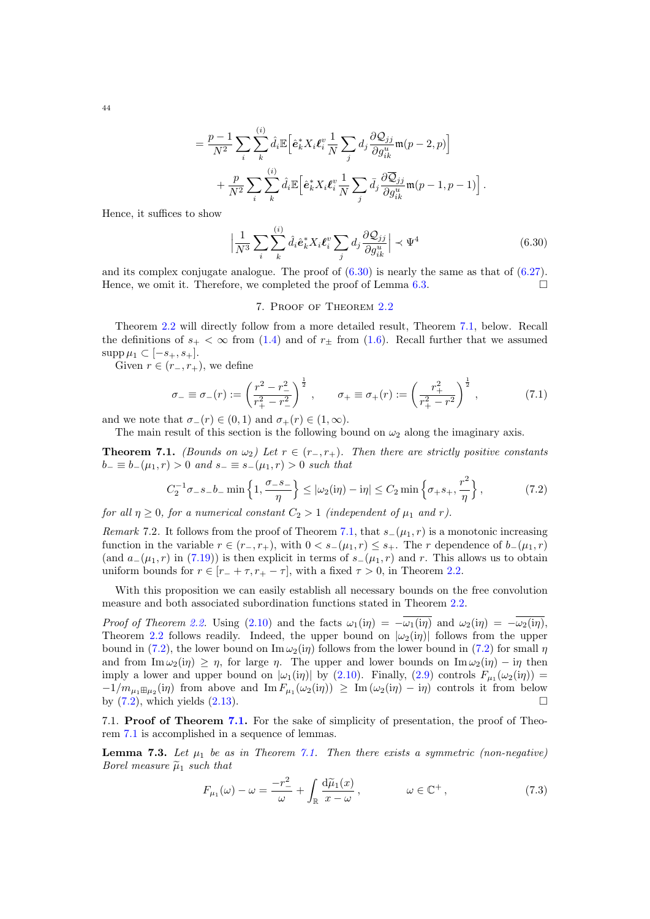$$= \frac{p-1}{N^2}\sum_i \sum_k^{(i)} \hat{d}_i \mathbb{E}\Big[\hat{\boldsymbol{e}}_k^* X_i \boldsymbol{\ell}_i^v \frac{1}{N}\sum_j d_j \frac{\partial \mathcal{Q}_{jj}}{\partial g_{ik}^u}\mathfrak{m}(p-2,p)\Big]$$
$$+ \frac{p}{N^2}\sum_i \sum_k^{(i)} \hat{d}_i \mathbb{E}\Big[\hat{\boldsymbol{e}}_k^* X_i \boldsymbol{\ell}_i^v \frac{1}{N}\sum_j \bar{d}_j \frac{\partial \overline{\mathcal{Q}}_{jj}}{\partial g_{ik}^u}\mathfrak{m}(p-1,p-1)\Big].$$

Hence, it suffices to show

$$\Big|\frac{1}{N^3}\sum_i \sum_k^{(i)} \hat{d}_i \hat{\boldsymbol{e}}_k^* X_i \boldsymbol{\ell}_i^v \sum_j d_j \frac{\partial \mathcal{Q}_{jj}}{\partial g_{ik}^u}\Big| \prec \Psi^4 \tag{6.30}$$

and its complex conjugate analogue. The proof of (6.30) is nearly the same as that of (6.27). Hence, we omit it. Therefore, we completed the proof of Lemma 6.3. □

## 7. Proof of Theorem 2.2

Theorem 2.2 will directly follow from a more detailed result, Theorem 7.1, below. Recall the definitions of $s_+ < \infty$ from (1.4) and of $r_\pm$ from (1.6). Recall further that we assumed $\operatorname{supp}\mu_1 \subset [-s_+, s_+]$.

Given $r \in (r_-, r_+)$, we define

$$\sigma_- \equiv \sigma_-(r) := \left(\frac{r^2 - r_-^2}{r_+^2 - r_-^2}\right)^{\frac{1}{2}}, \qquad \sigma_+ \equiv \sigma_+(r) := \left(\frac{r_+^2}{r_+^2 - r^2}\right)^{\frac{1}{2}}, \tag{7.1}$$

and we note that $\sigma_-(r) \in (0,1)$ and $\sigma_+(r) \in (1, \infty)$.

The main result of this section is the following bound on $\omega_2$ along the imaginary axis.

**Theorem 7.1.** *(Bounds on $\omega_2$) Let $r \in (r_-, r_+)$. Then there are strictly positive constants $b_- \equiv b_-(\mu_1, r) > 0$ and $s_- \equiv s_-(\mu_1, r) > 0$ such that*

$$C_2^{-1}\sigma_- s_- b_- \min\Big\{1, \frac{\sigma_- s_-}{\eta}\Big\} \le |\omega_2(\mathrm{i}\eta) - \mathrm{i}\eta| \le C_2 \min\Big\{\sigma_+ s_+, \frac{r^2}{\eta}\Big\}, \tag{7.2}$$

*for all $\eta \ge 0$, for a numerical constant $C_2 > 1$ (independent of $\mu_1$ and $r$).*

*Remark* 7.2. It follows from the proof of Theorem 7.1, that $s_-(\mu_1, r)$ is a monotonic increasing function in the variable $r \in (r_-, r_+)$, with $0 < s_-(\mu_1, r) \le s_+$. The $r$ dependence of $b_-(\mu_1, r)$ (and $a_-(\mu_1, r)$ in (7.19)) is then explicit in terms of $s_-(\mu_1, r)$ and $r$. This allows us to obtain uniform bounds for $r \in [r_- + \tau, r_+ - \tau]$, with a fixed $\tau > 0$, in Theorem 2.2.

With this proposition we can easily establish all necessary bounds on the free convolution measure and both associated subordination functions stated in Theorem 2.2.

*Proof of Theorem 2.2.* Using (2.10) and the facts $\omega_1(\mathrm{i}\eta) = -\overline{\omega_1(\mathrm{i}\eta)}$ and $\omega_2(\mathrm{i}\eta) = -\overline{\omega_2(\mathrm{i}\eta)}$, Theorem 2.2 follows readily. Indeed, the upper bound on $|\omega_2(\mathrm{i}\eta)|$ follows from the upper bound in (7.2), the lower bound on $\operatorname{Im}\omega_2(\mathrm{i}\eta)$ follows from the lower bound in (7.2) for small $\eta$ and from $\operatorname{Im}\omega_2(\mathrm{i}\eta) \ge \eta$, for large $\eta$. The upper and lower bounds on $\operatorname{Im}\omega_2(\mathrm{i}\eta) - \mathrm{i}\eta$ then imply a lower and upper bound on $|\omega_1(\mathrm{i}\eta)|$ by (2.10). Finally, (2.9) controls $F_{\mu_1}(\omega_2(\mathrm{i}\eta)) = -1/m_{\mu_1 \boxplus \mu_2}(\mathrm{i}\eta)$ from above and $\operatorname{Im} F_{\mu_1}(\omega_2(\mathrm{i}\eta)) \ge \operatorname{Im}(\omega_2(\mathrm{i}\eta) - \mathrm{i}\eta)$ controls it from below by (7.2), which yields (2.13). □

### 7.1. Proof of Theorem 7.1.

For the sake of simplicity of presentation, the proof of Theorem 7.1 is accomplished in a sequence of lemmas.

**Lemma 7.3.** *Let $\mu_1$ be as in Theorem 7.1. Then there exists a symmetric (non-negative) Borel measure $\widetilde{\mu}_1$ such that*

$$F_{\mu_1}(\omega) - \omega = \frac{-r_-^2}{\omega} + \int_{\mathbb{R}} \frac{\mathrm{d}\widetilde{\mu}_1(x)}{x - \omega}, \qquad \omega \in \mathbb{C}^+, \tag{7.3}$$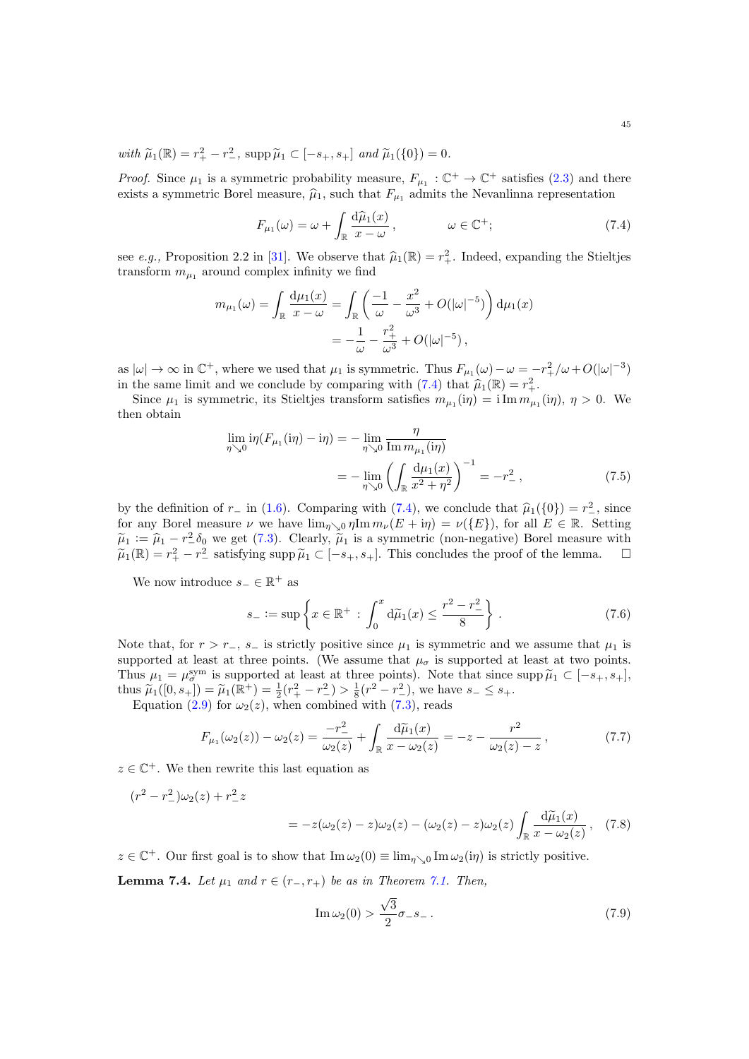*with* $\widetilde{\mu}_1(\mathbb{R}) = r_+^2 - r_-^2$, $\operatorname{supp}\widetilde{\mu}_1 \subset [-s_+, s_+]$ *and* $\widetilde{\mu}_1(\{0\}) = 0$.

*Proof.* Since $\mu_1$ is a symmetric probability measure, $F_{\mu_1} : \mathbb{C}^+ \to \mathbb{C}^+$ satisfies (2.3) and there exists a symmetric Borel measure, $\widehat{\mu}_1$, such that $F_{\mu_1}$ admits the Nevanlinna representation

$$F_{\mu_1}(\omega) = \omega + \int_{\mathbb{R}} \frac{\mathrm{d}\widehat{\mu}_1(x)}{x - \omega}, \qquad \omega \in \mathbb{C}^+; \tag{7.4}$$

see *e.g.,* Proposition 2.2 in [31]. We observe that $\widehat{\mu}_1(\mathbb{R}) = r_+^2$. Indeed, expanding the Stieltjes transform $m_{\mu_1}$ around complex infinity we find

$$\begin{aligned} m_{\mu_1}(\omega) = \int_{\mathbb{R}} \frac{\mathrm{d}\mu_1(x)}{x - \omega} &= \int_{\mathbb{R}} \left( \frac{-1}{\omega} - \frac{x^2}{\omega^3} + O(|\omega|^{-5}) \right) \mathrm{d}\mu_1(x) \\ &= -\frac{1}{\omega} - \frac{r_+^2}{\omega^3} + O(|\omega|^{-5}), \end{aligned}$$

as $|\omega| \to \infty$ in $\mathbb{C}^+$, where we used that $\mu_1$ is symmetric. Thus $F_{\mu_1}(\omega) - \omega = -r_+^2/\omega + O(|\omega|^{-3})$ in the same limit and we conclude by comparing with (7.4) that $\widehat{\mu}_1(\mathbb{R}) = r_+^2$.

Since $\mu_1$ is symmetric, its Stieltjes transform satisfies $m_{\mu_1}(\mathrm{i}\eta) = \mathrm{i}\operatorname{Im} m_{\mu_1}(\mathrm{i}\eta)$, $\eta > 0$. We then obtain

$$\begin{aligned} \lim_{\eta \searrow 0} \mathrm{i}\eta (F_{\mu_1}(\mathrm{i}\eta) - \mathrm{i}\eta) &= -\lim_{\eta \searrow 0} \frac{\eta}{\operatorname{Im} m_{\mu_1}(\mathrm{i}\eta)} \\ &= -\lim_{\eta \searrow 0} \left( \int_{\mathbb{R}} \frac{\mathrm{d}\mu_1(x)}{x^2 + \eta^2} \right)^{-1} = -r_-^2, \end{aligned} \tag{7.5}$$

by the definition of $r_-$ in (1.6). Comparing with (7.4), we conclude that $\widehat{\mu}_1(\{0\}) = r_-^2$, since for any Borel measure $\nu$ we have $\lim_{\eta \searrow 0} \eta \operatorname{Im} m_\nu(E + \mathrm{i}\eta) = \nu(\{E\})$, for all $E \in \mathbb{R}$. Setting $\widetilde{\mu}_1 := \widehat{\mu}_1 - r_-^2 \delta_0$ we get (7.3). Clearly, $\widetilde{\mu}_1$ is a symmetric (non-negative) Borel measure with $\widetilde{\mu}_1(\mathbb{R}) = r_+^2 - r_-^2$ satisfying $\operatorname{supp}\widetilde{\mu}_1 \subset [-s_+, s_+]$. This concludes the proof of the lemma. $\square$

We now introduce $s_- \in \mathbb{R}^+$ as

$$s_- := \sup\left\{ x \in \mathbb{R}^+ : \int_0^x \mathrm{d}\widetilde{\mu}_1(x) \le \frac{r^2 - r_-^2}{8} \right\}. \tag{7.6}$$

Note that, for $r > r_-$, $s_-$ is strictly positive since $\mu_1$ is symmetric and we assume that $\mu_1$ is supported at least at three points. (We assume that $\mu_\sigma$ is supported at least at two points. Thus $\mu_1 = \mu_\sigma^{\mathrm{sym}}$ is supported at least at three points). Note that since $\operatorname{supp}\widetilde{\mu}_1 \subset [-s_+, s_+]$, thus $\widetilde{\mu}_1([0, s_+]) = \widetilde{\mu}_1(\mathbb{R}^+) = \frac{1}{2}(r_+^2 - r_-^2) > \frac{1}{8}(r^2 - r_-^2)$, we have $s_- \le s_+$.

Equation (2.9) for $\omega_2(z)$, when combined with (7.3), reads

$$F_{\mu_1}(\omega_2(z)) - \omega_2(z) = \frac{-r_-^2}{\omega_2(z)} + \int_{\mathbb{R}} \frac{\mathrm{d}\widetilde{\mu}_1(x)}{x - \omega_2(z)} = -z - \frac{r^2}{\omega_2(z) - z}, \tag{7.7}$$

$z \in \mathbb{C}^+$. We then rewrite this last equation as

$$\begin{aligned} &(r^2 - r_-^2)\omega_2(z) + r_-^2 z \\ &\qquad = -z(\omega_2(z) - z)\omega_2(z) - (\omega_2(z) - z)\omega_2(z) \int_{\mathbb{R}} \frac{\mathrm{d}\widetilde{\mu}_1(x)}{x - \omega_2(z)}, \end{aligned} \tag{7.8}$$

$z \in \mathbb{C}^+$. Our first goal is to show that $\operatorname{Im}\omega_2(0) \equiv \lim_{\eta \searrow 0} \operatorname{Im}\omega_2(\mathrm{i}\eta)$ is strictly positive.

**Lemma 7.4.** *Let* $\mu_1$ *and* $r \in (r_-, r_+)$ *be as in Theorem 7.1. Then,*

$$\operatorname{Im}\omega_2(0) > \frac{\sqrt{3}}{2}\sigma_- s_-. \tag{7.9}$$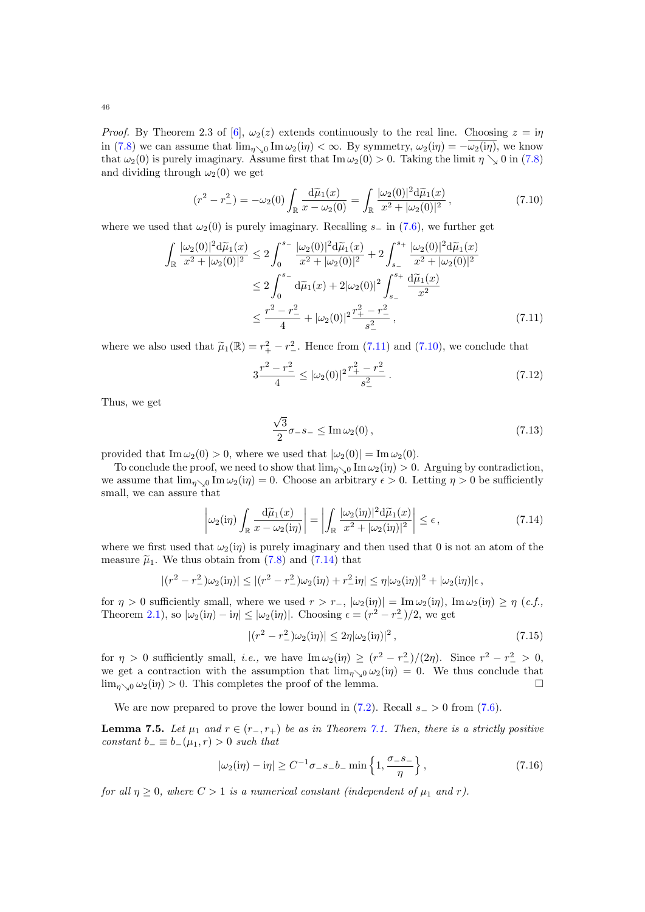*Proof.* By Theorem 2.3 of [6], $\omega_2(z)$ extends continuously to the real line. Choosing $z = \mathrm{i}\eta$ in (7.8) we can assume that $\lim_{\eta\searrow 0} \operatorname{Im}\omega_2(\mathrm{i}\eta) < \infty$. By symmetry, $\omega_2(\mathrm{i}\eta) = -\overline{\omega_2(\mathrm{i}\eta)}$, we know that $\omega_2(0)$ is purely imaginary. Assume first that $\operatorname{Im}\omega_2(0) > 0$. Taking the limit $\eta \searrow 0$ in (7.8) and dividing through $\omega_2(0)$ we get

$$(r^2 - r_-^2) = -\omega_2(0)\int_{\mathbb{R}} \frac{\mathrm{d}\widetilde{\mu}_1(x)}{x - \omega_2(0)} = \int_{\mathbb{R}} \frac{|\omega_2(0)|^2 \mathrm{d}\widetilde{\mu}_1(x)}{x^2 + |\omega_2(0)|^2}\,, \tag{7.10}$$

where we used that $\omega_2(0)$ is purely imaginary. Recalling $s_-$ in (7.6), we further get

$$\begin{aligned}
\int_{\mathbb{R}} \frac{|\omega_2(0)|^2 \mathrm{d}\widetilde{\mu}_1(x)}{x^2 + |\omega_2(0)|^2} &\le 2\int_0^{s_-} \frac{|\omega_2(0)|^2 \mathrm{d}\widetilde{\mu}_1(x)}{x^2 + |\omega_2(0)|^2} + 2\int_{s_-}^{s_+} \frac{|\omega_2(0)|^2 \mathrm{d}\widetilde{\mu}_1(x)}{x^2 + |\omega_2(0)|^2} \\
&\le 2\int_0^{s_-} \mathrm{d}\widetilde{\mu}_1(x) + 2|\omega_2(0)|^2 \int_{s_-}^{s_+} \frac{\mathrm{d}\widetilde{\mu}_1(x)}{x^2} \\
&\le \frac{r^2 - r_-^2}{4} + |\omega_2(0)|^2 \frac{r_+^2 - r_-^2}{s_-^2}\,,
\end{aligned} \tag{7.11}$$

where we also used that $\widetilde{\mu}_1(\mathbb{R}) = r_+^2 - r_-^2$. Hence from (7.11) and (7.10), we conclude that

$$3\frac{r^2 - r_-^2}{4} \le |\omega_2(0)|^2 \frac{r_+^2 - r_-^2}{s_-^2}\,. \tag{7.12}$$

Thus, we get

$$\frac{\sqrt{3}}{2}\sigma_- s_- \le \operatorname{Im}\omega_2(0)\,, \tag{7.13}$$

provided that $\operatorname{Im}\omega_2(0) > 0$, where we used that $|\omega_2(0)| = \operatorname{Im}\omega_2(0)$.

To conclude the proof, we need to show that $\lim_{\eta\searrow 0} \operatorname{Im}\omega_2(\mathrm{i}\eta) > 0$. Arguing by contradiction, we assume that $\lim_{\eta\searrow 0} \operatorname{Im}\omega_2(\mathrm{i}\eta) = 0$. Choose an arbitrary $\epsilon > 0$. Letting $\eta > 0$ be sufficiently small, we can assure that

$$\left|\omega_2(\mathrm{i}\eta)\int_{\mathbb{R}} \frac{\mathrm{d}\widetilde{\mu}_1(x)}{x - \omega_2(\mathrm{i}\eta)}\right| = \left|\int_{\mathbb{R}} \frac{|\omega_2(\mathrm{i}\eta)|^2 \mathrm{d}\widetilde{\mu}_1(x)}{x^2 + |\omega_2(\mathrm{i}\eta)|^2}\right| \le \epsilon\,, \tag{7.14}$$

where we first used that $\omega_2(\mathrm{i}\eta)$ is purely imaginary and then used that 0 is not an atom of the measure $\widetilde{\mu}_1$. We thus obtain from (7.8) and (7.14) that

$$|(r^2 - r_-^2)\omega_2(\mathrm{i}\eta)| \le |(r^2 - r_-^2)\omega_2(\mathrm{i}\eta) + r_-^2 \mathrm{i}\eta| \le \eta|\omega_2(\mathrm{i}\eta)|^2 + |\omega_2(\mathrm{i}\eta)|\epsilon\,,$$

for $\eta > 0$ sufficiently small, where we used $r > r_-$, $|\omega_2(\mathrm{i}\eta)| = \operatorname{Im}\omega_2(\mathrm{i}\eta)$, $\operatorname{Im}\omega_2(\mathrm{i}\eta) \ge \eta$ (*c.f.*, Theorem 2.1), so $|\omega_2(\mathrm{i}\eta) - \mathrm{i}\eta| \le |\omega_2(\mathrm{i}\eta)|$. Choosing $\epsilon = (r^2 - r_-^2)/2$, we get

$$|(r^2 - r_-^2)\omega_2(\mathrm{i}\eta)| \le 2\eta|\omega_2(\mathrm{i}\eta)|^2\,, \tag{7.15}$$

for $\eta > 0$ sufficiently small, *i.e.*, we have $\operatorname{Im}\omega_2(\mathrm{i}\eta) \ge (r^2 - r_-^2)/(2\eta)$. Since $r^2 - r_-^2 > 0$, we get a contraction with the assumption that $\lim_{\eta\searrow 0} \omega_2(\mathrm{i}\eta) = 0$. We thus conclude that $\lim_{\eta\searrow 0} \omega_2(\mathrm{i}\eta) > 0$. This completes the proof of the lemma. $\square$

We are now prepared to prove the lower bound in (7.2). Recall $s_- > 0$ from (7.6).

**Lemma 7.5.** *Let $\mu_1$ and $r \in (r_-, r_+)$ be as in Theorem 7.1. Then, there is a strictly positive constant $b_- \equiv b_-(\mu_1, r) > 0$ such that*

$$|\omega_2(\mathrm{i}\eta) - \mathrm{i}\eta| \ge C^{-1}\sigma_- s_- b_- \min\left\{1, \frac{\sigma_- s_-}{\eta}\right\}, \tag{7.16}$$

*for all $\eta \ge 0$, where $C > 1$ is a numerical constant (independent of $\mu_1$ and $r$).*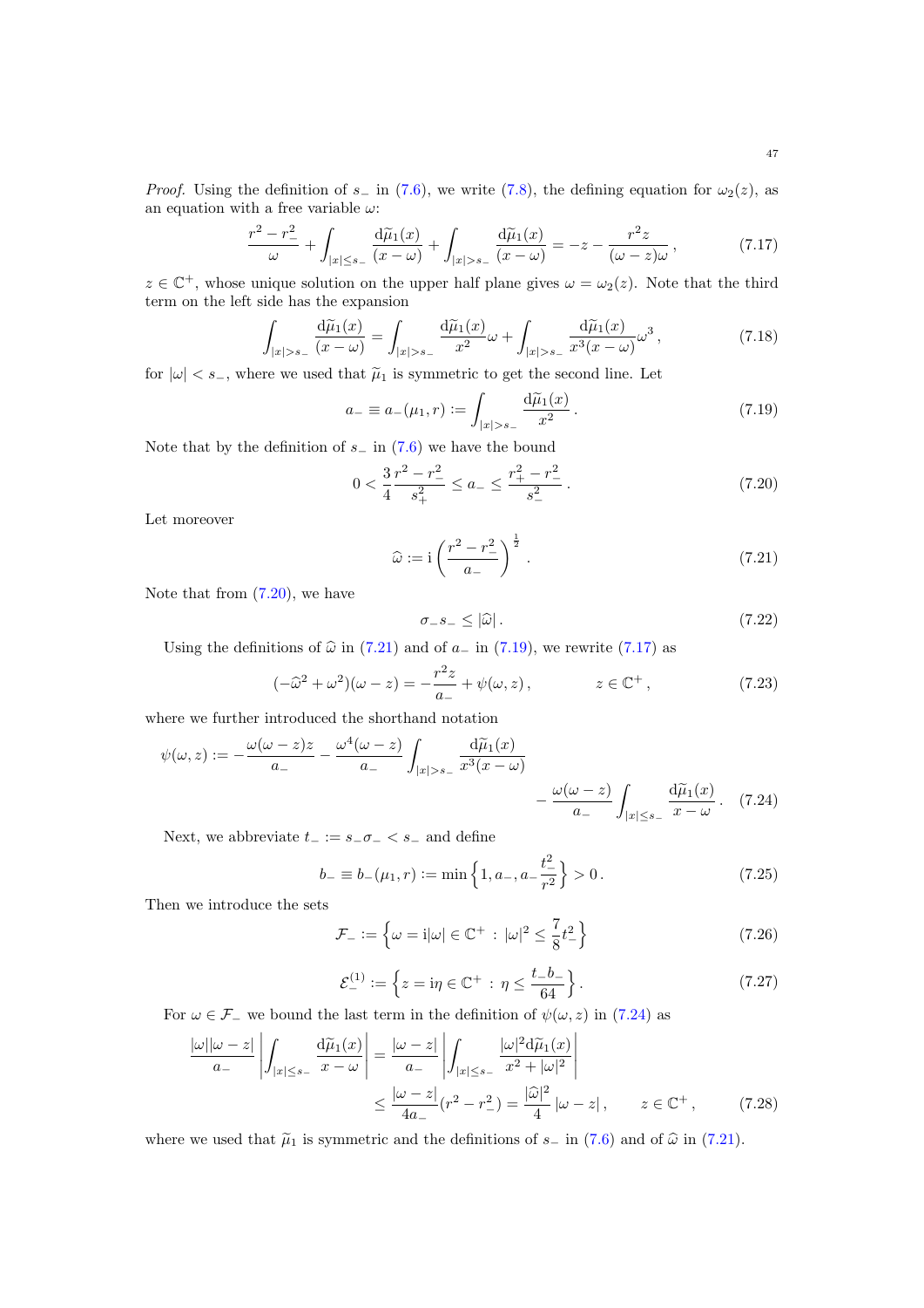*Proof.* Using the definition of $s_-$ in (7.6), we write (7.8), the defining equation for $\omega_2(z)$, as an equation with a free variable $\omega$:

$$\frac{r^2 - r_-^2}{\omega} + \int_{|x|\le s_-} \frac{\mathrm{d}\widetilde{\mu}_1(x)}{(x-\omega)} + \int_{|x|>s_-} \frac{\mathrm{d}\widetilde{\mu}_1(x)}{(x-\omega)} = -z - \frac{r^2 z}{(\omega - z)\omega}\,, \tag{7.17}$$

$z \in \mathbb{C}^+$, whose unique solution on the upper half plane gives $\omega = \omega_2(z)$. Note that the third term on the left side has the expansion

$$\int_{|x|>s_-} \frac{\mathrm{d}\widetilde{\mu}_1(x)}{(x-\omega)} = \int_{|x|>s_-} \frac{\mathrm{d}\widetilde{\mu}_1(x)}{x^2}\omega + \int_{|x|>s_-} \frac{\mathrm{d}\widetilde{\mu}_1(x)}{x^3(x-\omega)}\omega^3\,, \tag{7.18}$$

for $|\omega| < s_-$, where we used that $\widetilde{\mu}_1$ is symmetric to get the second line. Let

$$a_- \equiv a_-(\mu_1, r) := \int_{|x|>s_-} \frac{\mathrm{d}\widetilde{\mu}_1(x)}{x^2}\,. \tag{7.19}$$

Note that by the definition of $s_-$ in (7.6) we have the bound

$$0 < \frac{3}{4}\frac{r^2 - r_-^2}{s_+^2} \le a_- \le \frac{r_+^2 - r_-^2}{s_-^2}\,. \tag{7.20}$$

Let moreover

$$\widehat{\omega} := \mathrm{i}\left(\frac{r^2 - r_-^2}{a_-}\right)^{\frac{1}{2}}\,. \tag{7.21}$$

Note that from (7.20), we have

$$\sigma_- s_- \le |\widehat{\omega}|\,. \tag{7.22}$$

Using the definitions of $\widehat{\omega}$ in (7.21) and of $a_-$ in (7.19), we rewrite (7.17) as

$$(-\widehat{\omega}^2 + \omega^2)(\omega - z) = -\frac{r^2 z}{a_-} + \psi(\omega, z)\,, \qquad z \in \mathbb{C}^+\,, \tag{7.23}$$

where we further introduced the shorthand notation

$$\psi(\omega, z) := -\frac{\omega(\omega - z)z}{a_-} - \frac{\omega^4(\omega - z)}{a_-}\int_{|x|>s_-} \frac{\mathrm{d}\widetilde{\mu}_1(x)}{x^3(x-\omega)} - \frac{\omega(\omega - z)}{a_-}\int_{|x|\le s_-} \frac{\mathrm{d}\widetilde{\mu}_1(x)}{x-\omega}\,. \tag{7.24}$$

Next, we abbreviate $t_- := s_-\sigma_- < s_-$ and define

$$b_- \equiv b_-(\mu_1, r) := \min\left\{1, a_-, a_-\frac{t_-^2}{r^2}\right\} > 0\,. \tag{7.25}$$

Then we introduce the sets

$$\mathcal{F}_- := \left\{\omega = \mathrm{i}|\omega| \in \mathbb{C}^+ \,:\, |\omega|^2 \le \frac{7}{8}t_-^2\right\} \tag{7.26}$$

$$\mathcal{E}_-^{(1)} := \left\{z = \mathrm{i}\eta \in \mathbb{C}^+ \,:\, \eta \le \frac{t_- b_-}{64}\right\}. \tag{7.27}$$

For $\omega \in \mathcal{F}_-$ we bound the last term in the definition of $\psi(\omega, z)$ in (7.24) as

$$\begin{aligned}\frac{|\omega||\omega - z|}{a_-}\left|\int_{|x|\le s_-} \frac{\mathrm{d}\widetilde{\mu}_1(x)}{x-\omega}\right| &= \frac{|\omega - z|}{a_-}\left|\int_{|x|\le s_-} \frac{|\omega|^2 \mathrm{d}\widetilde{\mu}_1(x)}{x^2 + |\omega|^2}\right| \\ &\le \frac{|\omega - z|}{4a_-}(r^2 - r_-^2) = \frac{|\widehat{\omega}|^2}{4}\,|\omega - z|\,, \qquad z \in \mathbb{C}^+\,,\end{aligned} \tag{7.28}$$

where we used that $\widetilde{\mu}_1$ is symmetric and the definitions of $s_-$ in (7.6) and of $\widehat{\omega}$ in (7.21).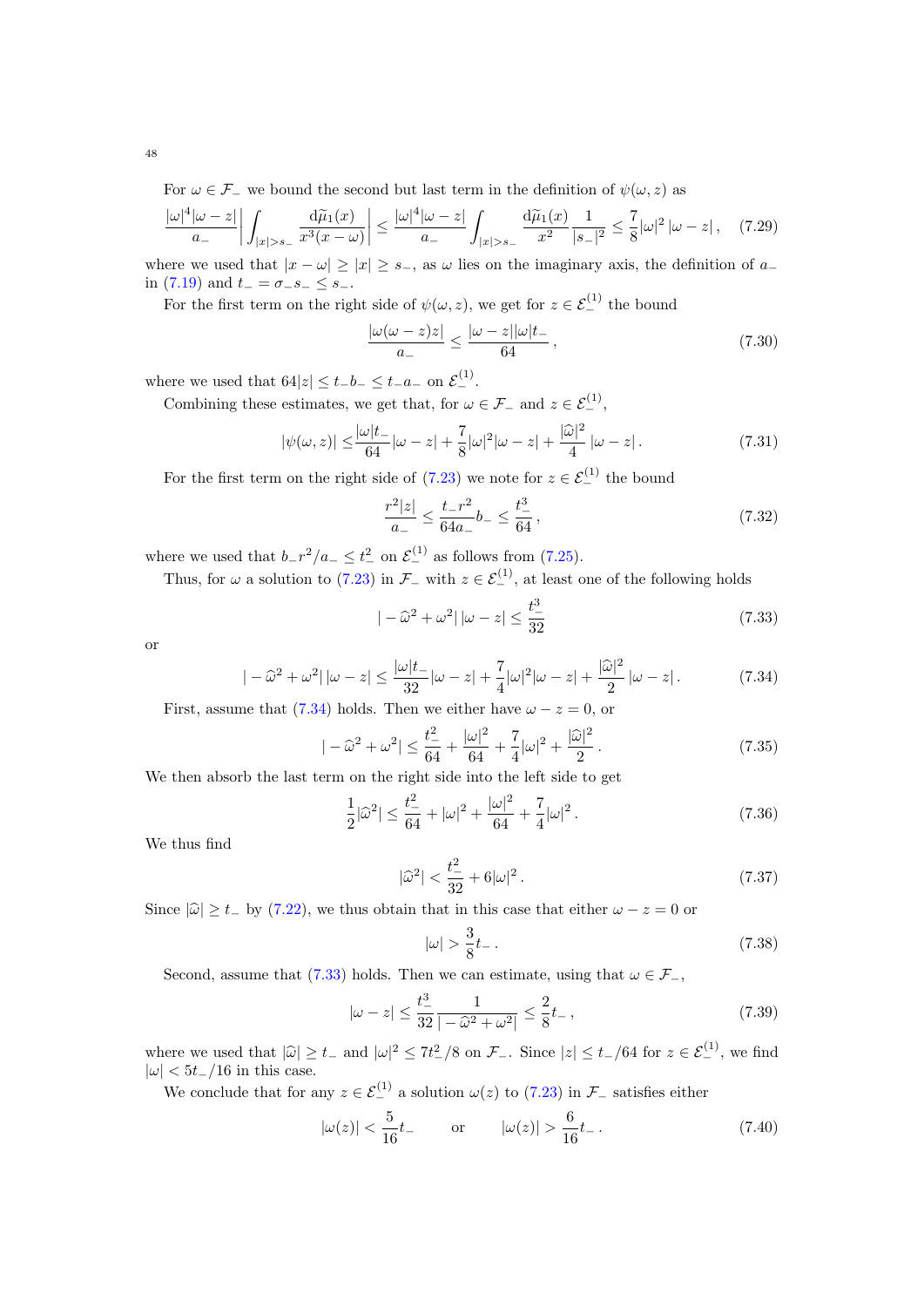For $\omega \in \mathcal{F}_-$ we bound the second but last term in the definition of $\psi(\omega, z)$ as

$$\frac{|\omega|^4|\omega - z|}{a_-}\left|\int_{|x|>s_-} \frac{\mathrm{d}\widetilde{\mu}_1(x)}{x^3(x-\omega)}\right| \leq \frac{|\omega|^4|\omega - z|}{a_-}\int_{|x|>s_-} \frac{\mathrm{d}\widetilde{\mu}_1(x)}{x^2}\frac{1}{|s_-|^2} \leq \frac{7}{8}|\omega|^2\,|\omega - z|\,, \tag{7.29}$$

where we used that $|x-\omega| \geq |x| \geq s_-$, as $\omega$ lies on the imaginary axis, the definition of $a_-$ in (7.19) and $t_- = \sigma_- s_- \leq s_-$.

For the first term on the right side of $\psi(\omega, z)$, we get for $z \in \mathcal{E}_-^{(1)}$ the bound

$$\frac{|\omega(\omega - z)z|}{a_-} \leq \frac{|\omega - z||\omega|t_-}{64}\,, \tag{7.30}$$

where we used that $64|z| \leq t_- b_- \leq t_- a_-$ on $\mathcal{E}_-^{(1)}$.

Combining these estimates, we get that, for $\omega \in \mathcal{F}_-$ and $z \in \mathcal{E}_-^{(1)}$,

$$|\psi(\omega, z)| \leq \frac{|\omega|t_-}{64}|\omega - z| + \frac{7}{8}|\omega|^2|\omega - z| + \frac{|\widehat{\omega}|^2}{4}\,|\omega - z|\,. \tag{7.31}$$

For the first term on the right side of (7.23) we note for $z \in \mathcal{E}_-^{(1)}$ the bound

$$\frac{r^2|z|}{a_-} \leq \frac{t_- r^2}{64 a_-}b_- \leq \frac{t_-^3}{64}\,, \tag{7.32}$$

where we used that $b_- r^2/a_- \leq t_-^2$ on $\mathcal{E}_-^{(1)}$ as follows from (7.25).

Thus, for $\omega$ a solution to (7.23) in $\mathcal{F}_-$ with $z \in \mathcal{E}_-^{(1)}$, at least one of the following holds

$$|-\widehat{\omega}^2 + \omega^2|\,|\omega - z| \leq \frac{t_-^3}{32} \tag{7.33}$$

or

$$|-\widehat{\omega}^2 + \omega^2|\,|\omega - z| \leq \frac{|\omega|t_-}{32}|\omega - z| + \frac{7}{4}|\omega|^2|\omega - z| + \frac{|\widehat{\omega}|^2}{2}\,|\omega - z|\,. \tag{7.34}$$

First, assume that (7.34) holds. Then we either have $\omega - z = 0$, or

$$|-\widehat{\omega}^2 + \omega^2| \leq \frac{t_-^2}{64} + \frac{|\omega|^2}{64} + \frac{7}{4}|\omega|^2 + \frac{|\widehat{\omega}|^2}{2}\,. \tag{7.35}$$

We then absorb the last term on the right side into the left side to get

$$\frac{1}{2}|\widehat{\omega}^2| \leq \frac{t_-^2}{64} + |\omega|^2 + \frac{|\omega|^2}{64} + \frac{7}{4}|\omega|^2\,. \tag{7.36}$$

We thus find

$$|\widehat{\omega}^2| < \frac{t_-^2}{32} + 6|\omega|^2\,. \tag{7.37}$$

Since $|\widehat{\omega}| \geq t_-$ by (7.22), we thus obtain that in this case that either $\omega - z = 0$ or

$$|\omega| > \frac{3}{8}t_-\,. \tag{7.38}$$

Second, assume that (7.33) holds. Then we can estimate, using that $\omega \in \mathcal{F}_-$,

$$|\omega - z| \leq \frac{t_-^3}{32}\frac{1}{|-\widehat{\omega}^2 + \omega^2|} \leq \frac{2}{8}t_-\,, \tag{7.39}$$

where we used that $|\widehat{\omega}| \geq t_-$ and $|\omega|^2 \leq 7t_-^2/8$ on $\mathcal{F}_-$. Since $|z| \leq t_-/64$ for $z \in \mathcal{E}_-^{(1)}$, we find $|\omega| < 5t_-/16$ in this case.

We conclude that for any $z \in \mathcal{E}_-^{(1)}$ a solution $\omega(z)$ to (7.23) in $\mathcal{F}_-$ satisfies either

$$|\omega(z)| < \frac{5}{16}t_- \qquad \text{or} \qquad |\omega(z)| > \frac{6}{16}t_-\,. \tag{7.40}$$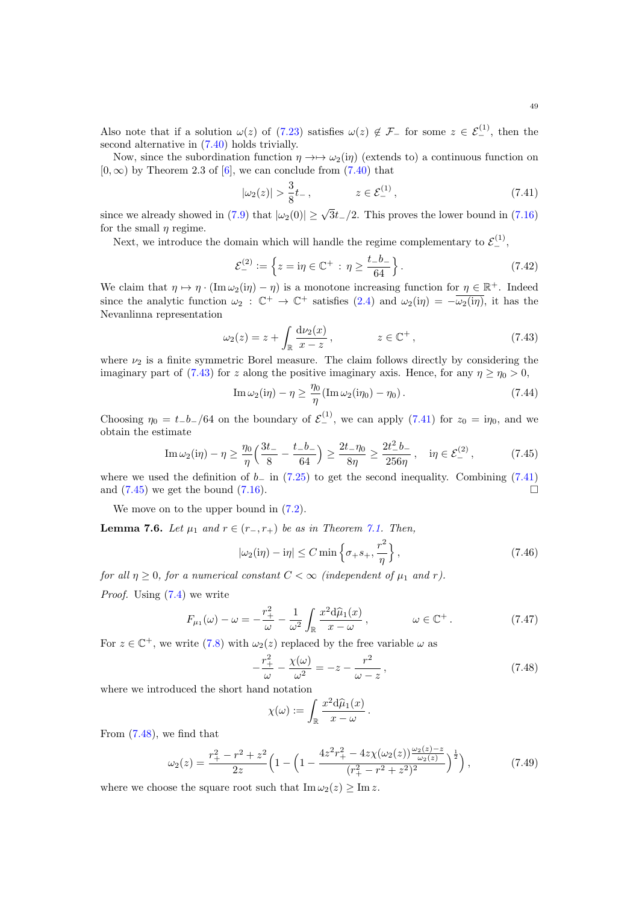Also note that if a solution $\omega(z)$ of (7.23) satisfies $\omega(z) \notin \mathcal{F}_-$ for some $z \in \mathcal{E}_-^{(1)}$, then the second alternative in (7.40) holds trivially.

Now, since the subordination function $\eta \to\mapsto \omega_2(\mathrm{i}\eta)$ (extends to) a continuous function on $[0,\infty)$ by Theorem 2.3 of [6], we can conclude from (7.40) that

$$
|\omega_2(z)| > \frac{3}{8}t_- \,, \qquad\qquad z \in \mathcal{E}_-^{(1)}\,, \tag{7.41}
$$

since we already showed in (7.9) that $|\omega_2(0)| \geq \sqrt{3}t_-/2$. This proves the lower bound in (7.16) for the small $\eta$ regime.

Next, we introduce the domain which will handle the regime complementary to $\mathcal{E}_-^{(1)}$,

$$
\mathcal{E}_-^{(2)} := \Big\{ z = \mathrm{i}\eta \in \mathbb{C}^+ \,:\, \eta \geq \frac{t_- b_-}{64} \Big\}\,. \tag{7.42}
$$

We claim that $\eta \mapsto \eta \cdot (\operatorname{Im}\omega_2(\mathrm{i}\eta) - \eta)$ is a monotone increasing function for $\eta \in \mathbb{R}^+$. Indeed since the analytic function $\omega_2 : \mathbb{C}^+ \to \mathbb{C}^+$ satisfies (2.4) and $\omega_2(\mathrm{i}\eta) = -\overline{\omega_2(\mathrm{i}\eta)}$, it has the Nevanlinna representation

$$
\omega_2(z) = z + \int_{\mathbb{R}} \frac{\mathrm{d}\nu_2(x)}{x - z}\,, \qquad\qquad z \in \mathbb{C}^+\,, \tag{7.43}
$$

where $\nu_2$ is a finite symmetric Borel measure. The claim follows directly by considering the imaginary part of (7.43) for $z$ along the positive imaginary axis. Hence, for any $\eta \geq \eta_0 > 0$,

$$
\operatorname{Im}\omega_2(\mathrm{i}\eta) - \eta \geq \frac{\eta_0}{\eta}(\operatorname{Im}\omega_2(\mathrm{i}\eta_0) - \eta_0)\,. \tag{7.44}
$$

Choosing $\eta_0 = t_- b_-/64$ on the boundary of $\mathcal{E}_-^{(1)}$, we can apply (7.41) for $z_0 = \mathrm{i}\eta_0$, and we obtain the estimate

$$
\operatorname{Im}\omega_2(\mathrm{i}\eta) - \eta \geq \frac{\eta_0}{\eta}\Big(\frac{3t_-}{8} - \frac{t_- b_-}{64}\Big) \geq \frac{2t_-\eta_0}{8\eta} \geq \frac{2t_-^2 b_-}{256\eta}\,, \quad \mathrm{i}\eta \in \mathcal{E}_-^{(2)}\,, \tag{7.45}
$$

where we used the definition of $b_-$ in (7.25) to get the second inequality. Combining (7.41) and (7.45) we get the bound (7.16). $\square$

We move on to the upper bound in (7.2).

**Lemma 7.6.** *Let $\mu_1$ and $r \in (r_-, r_+)$ be as in Theorem 7.1. Then,*

$$
|\omega_2(\mathrm{i}\eta) - \mathrm{i}\eta| \leq C \min\Big\{\sigma_+ s_+, \frac{r^2}{\eta}\Big\}\,, \tag{7.46}
$$

*for all $\eta \geq 0$, for a numerical constant $C < \infty$ (independent of $\mu_1$ and $r$).*

*Proof.* Using (7.4) we write

$$
F_{\mu_1}(\omega) - \omega = -\frac{r_+^2}{\omega} - \frac{1}{\omega^2}\int_{\mathbb{R}} \frac{x^2 \mathrm{d}\widehat{\mu}_1(x)}{x - \omega}\,, \qquad\qquad \omega \in \mathbb{C}^+\,. \tag{7.47}
$$

For $z \in \mathbb{C}^+$, we write (7.8) with $\omega_2(z)$ replaced by the free variable $\omega$ as

$$
-\frac{r_+^2}{\omega} - \frac{\chi(\omega)}{\omega^2} = -z - \frac{r^2}{\omega - z}\,, \tag{7.48}
$$

where we introduced the short hand notation

$$
\chi(\omega) := \int_{\mathbb{R}} \frac{x^2 \mathrm{d}\widehat{\mu}_1(x)}{x - \omega}\,.
$$

From (7.48), we find that

$$
\omega_2(z) = \frac{r_+^2 - r^2 + z^2}{2z}\Big(1 - \Big(1 - \frac{4z^2 r_+^2 - 4z\chi(\omega_2(z))\frac{\omega_2(z) - z}{\omega_2(z)}}{(r_+^2 - r^2 + z^2)^2}\Big)^{\frac{1}{2}}\Big)\,, \tag{7.49}
$$

where we choose the square root such that $\operatorname{Im}\omega_2(z) \geq \operatorname{Im} z$.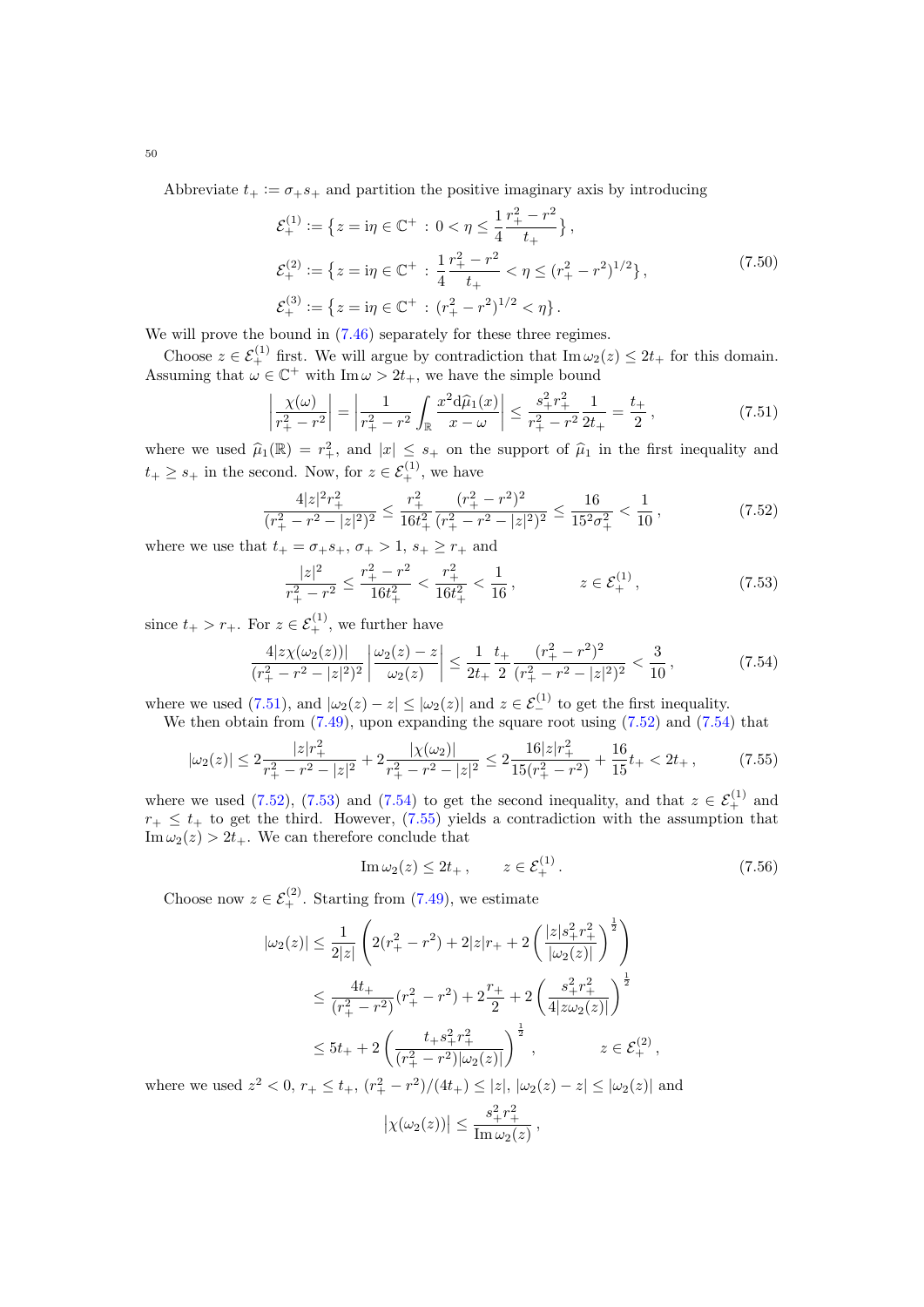Abbreviate $t_+ := \sigma_+ s_+$ and partition the positive imaginary axis by introducing

$$
\begin{aligned}
\mathcal{E}_+^{(1)} &:= \big\{ z = \mathrm{i}\eta \in \mathbb{C}^+ \,:\, 0 < \eta \le \frac{1}{4}\frac{r_+^2 - r^2}{t_+} \big\} \,, \\
\mathcal{E}_+^{(2)} &:= \big\{ z = \mathrm{i}\eta \in \mathbb{C}^+ \,:\, \frac{1}{4}\frac{r_+^2 - r^2}{t_+} < \eta \le (r_+^2 - r^2)^{1/2} \big\} \,, \\
\mathcal{E}_+^{(3)} &:= \big\{ z = \mathrm{i}\eta \in \mathbb{C}^+ \,:\, (r_+^2 - r^2)^{1/2} < \eta \big\} \,.
\end{aligned}
\tag{7.50}
$$

We will prove the bound in (7.46) separately for these three regimes.

Choose $z \in \mathcal{E}_+^{(1)}$ first. We will argue by contradiction that $\operatorname{Im}\omega_2(z) \le 2t_+$ for this domain. Assuming that $\omega \in \mathbb{C}^+$ with $\operatorname{Im}\omega > 2t_+$, we have the simple bound

$$
\left| \frac{\chi(\omega)}{r_+^2 - r^2} \right| = \left| \frac{1}{r_+^2 - r^2} \int_{\mathbb{R}} \frac{x^2 \mathrm{d}\widehat{\mu}_1(x)}{x - \omega} \right| \le \frac{s_+^2 r_+^2}{r_+^2 - r^2} \frac{1}{2t_+} = \frac{t_+}{2} \,,
\tag{7.51}
$$

where we used $\widehat{\mu}_1(\mathbb{R}) = r_+^2$, and $|x| \le s_+$ on the support of $\widehat{\mu}_1$ in the first inequality and $t_+ \ge s_+$ in the second. Now, for $z \in \mathcal{E}_+^{(1)}$, we have

$$
\frac{4|z|^2 r_+^2}{(r_+^2 - r^2 - |z|^2)^2} \le \frac{r_+^2}{16 t_+^2} \frac{(r_+^2 - r^2)^2}{(r_+^2 - r^2 - |z|^2)^2} \le \frac{16}{15^2 \sigma_+^2} < \frac{1}{10} \,,
\tag{7.52}
$$

where we use that $t_+ = \sigma_+ s_+$, $\sigma_+ > 1$, $s_+ \ge r_+$ and

$$
\frac{|z|^2}{r_+^2 - r^2} \le \frac{r_+^2 - r^2}{16 t_+^2} < \frac{r_+^2}{16 t_+^2} < \frac{1}{16} \,, \qquad\qquad z \in \mathcal{E}_+^{(1)} \,,
\tag{7.53}
$$

since $t_+ > r_+$. For $z \in \mathcal{E}_+^{(1)}$, we further have

$$
\frac{4|z\chi(\omega_2(z))|}{(r_+^2 - r^2 - |z|^2)^2} \left| \frac{\omega_2(z) - z}{\omega_2(z)} \right| \le \frac{1}{2t_+} \frac{t_+}{2} \frac{(r_+^2 - r^2)^2}{(r_+^2 - r^2 - |z|^2)^2} < \frac{3}{10} \,,
\tag{7.54}
$$

where we used (7.51), and $|\omega_2(z) - z| \le |\omega_2(z)|$ and $z \in \mathcal{E}_-^{(1)}$ to get the first inequality.

We then obtain from (7.49), upon expanding the square root using (7.52) and (7.54) that

$$
|\omega_2(z)| \le 2\frac{|z| r_+^2}{r_+^2 - r^2 - |z|^2} + 2\frac{|\chi(\omega_2)|}{r_+^2 - r^2 - |z|^2} \le 2\frac{16|z| r_+^2}{15(r_+^2 - r^2)} + \frac{16}{15} t_+ < 2t_+ \,,
\tag{7.55}
$$

where we used (7.52), (7.53) and (7.54) to get the second inequality, and that $z \in \mathcal{E}_+^{(1)}$ and $r_+ \le t_+$ to get the third. However, (7.55) yields a contradiction with the assumption that $\operatorname{Im}\omega_2(z) > 2t_+$. We can therefore conclude that

$$
\operatorname{Im}\omega_2(z) \le 2t_+ \,, \qquad z \in \mathcal{E}_+^{(1)} \,.
\tag{7.56}
$$

Choose now $z \in \mathcal{E}_+^{(2)}$. Starting from (7.49), we estimate

$$
\begin{aligned}
|\omega_2(z)| &\le \frac{1}{2|z|} \left( 2(r_+^2 - r^2) + 2|z| r_+ + 2\left( \frac{|z| s_+^2 r_+^2}{|\omega_2(z)|} \right)^{\frac{1}{2}} \right) \\
&\le \frac{4t_+}{(r_+^2 - r^2)}(r_+^2 - r^2) + 2\frac{r_+}{2} + 2\left( \frac{s_+^2 r_+^2}{4|z\omega_2(z)|} \right)^{\frac{1}{2}} \\
&\le 5t_+ + 2\left( \frac{t_+ s_+^2 r_+^2}{(r_+^2 - r^2)|\omega_2(z)|} \right)^{\frac{1}{2}} \,, \qquad\qquad z \in \mathcal{E}_+^{(2)} \,,
\end{aligned}
$$

where we used $z^2 < 0$, $r_+ \le t_+$, $(r_+^2 - r^2)/(4t_+) \le |z|$, $|\omega_2(z) - z| \le |\omega_2(z)|$ and

$$
\big|\chi(\omega_2(z))\big| \le \frac{s_+^2 r_+^2}{\operatorname{Im}\omega_2(z)} \,,
$$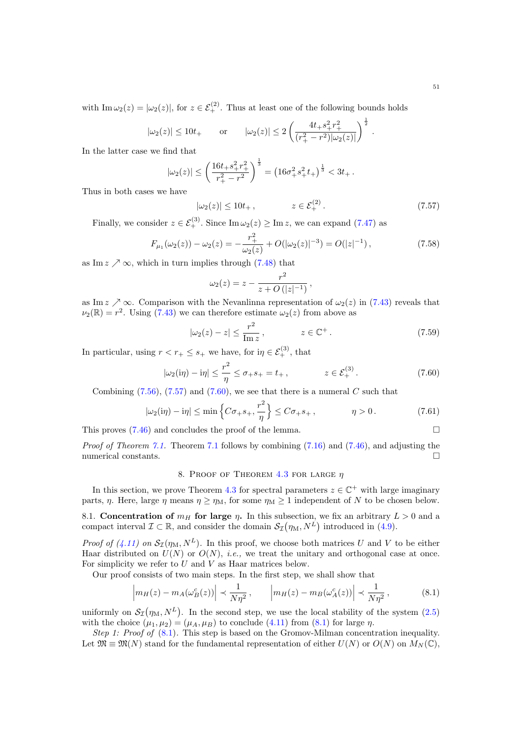with $\operatorname{Im}\omega_2(z) = |\omega_2(z)|$, for $z \in \mathcal{E}_+^{(2)}$. Thus at least one of the following bounds holds

$$|\omega_2(z)| \le 10 t_+ \qquad \text{or} \qquad |\omega_2(z)| \le 2\left(\frac{4t_+ s_+^2 r_+^2}{(r_+^2 - r^2)|\omega_2(z)|}\right)^{\frac{1}{2}} .$$

In the latter case we find that

$$|\omega_2(z)| \le \left(\frac{16 t_+ s_+^2 r_+^2}{r_+^2 - r^2}\right)^{\frac{1}{3}} = \left(16\sigma_+^2 s_+^2 t_+\right)^{\frac{1}{3}} < 3t_+ .$$

Thus in both cases we have

$$|\omega_2(z)| \le 10 t_+ , \qquad\qquad z \in \mathcal{E}_+^{(2)} . \tag{7.57}$$

Finally, we consider $z \in \mathcal{E}_+^{(3)}$. Since $\operatorname{Im}\omega_2(z) \ge \operatorname{Im} z$, we can expand (7.47) as

$$F_{\mu_1}(\omega_2(z)) - \omega_2(z) = -\frac{r_+^2}{\omega_2(z)} + O(|\omega_2(z)|^{-3}) = O(|z|^{-1}) , \tag{7.58}$$

as $\operatorname{Im} z \nearrow \infty$, which in turn implies through (7.48) that

$$\omega_2(z) = z - \frac{r^2}{z + O\left(|z|^{-1}\right)} ,$$

as $\operatorname{Im} z \nearrow \infty$. Comparison with the Nevanlinna representation of $\omega_2(z)$ in (7.43) reveals that $\nu_2(\mathbb{R}) = r^2$. Using (7.43) we can therefore estimate $\omega_2(z)$ from above as

$$|\omega_2(z) - z| \le \frac{r^2}{\operatorname{Im} z} , \qquad\qquad z \in \mathbb{C}^+ . \tag{7.59}$$

In particular, using $r < r_+ \le s_+$ we have, for $\mathrm{i}\eta \in \mathcal{E}_+^{(3)}$, that

$$|\omega_2(\mathrm{i}\eta) - \mathrm{i}\eta| \le \frac{r^2}{\eta} \le \sigma_+ s_+ = t_+ , \qquad\qquad z \in \mathcal{E}_+^{(3)} . \tag{7.60}$$

Combining (7.56), (7.57) and (7.60), we see that there is a numeral $C$ such that

$$|\omega_2(\mathrm{i}\eta) - \mathrm{i}\eta| \le \min\left\{ C\sigma_+ s_+, \frac{r^2}{\eta}\right\} \le C\sigma_+ s_+ , \qquad\qquad \eta > 0 . \tag{7.61}$$

This proves (7.46) and concludes the proof of the lemma. $\square$

*Proof of Theorem 7.1.* Theorem 7.1 follows by combining (7.16) and (7.46), and adjusting the numerical constants. $\square$

## 8. Proof of Theorem 4.3 for large $\eta$

In this section, we prove Theorem 4.3 for spectral parameters $z \in \mathbb{C}^+$ with large imaginary parts, $\eta$. Here, large $\eta$ means $\eta \ge \eta_{\mathrm{M}}$, for some $\eta_{\mathrm{M}} \ge 1$ independent of $N$ to be chosen below.

8.1. **Concentration of $m_H$ for large $\eta$.** In this subsection, we fix an arbitrary $L > 0$ and a compact interval $\mathcal{I} \subset \mathbb{R}$, and consider the domain $\mathcal{S}_{\mathcal{I}}(\eta_{\mathrm{M}}, N^L)$ introduced in (4.9).

*Proof of (4.11) on $\mathcal{S}_{\mathcal{I}}(\eta_{\mathrm{M}}, N^L)$.* In this proof, we choose both matrices $U$ and $V$ to be either Haar distributed on $U(N)$ or $O(N)$, *i.e.*, we treat the unitary and orthogonal case at once. For simplicity we refer to $U$ and $V$ as Haar matrices below.

Our proof consists of two main steps. In the first step, we shall show that

$$\Big|m_H(z) - m_A(\omega_B^c(z))\Big| \prec \frac{1}{N\eta^2} , \qquad \Big|m_H(z) - m_B(\omega_A^c(z))\Big| \prec \frac{1}{N\eta^2} , \tag{8.1}$$

uniformly on $\mathcal{S}_{\mathcal{I}}(\eta_{\mathrm{M}}, N^L)$. In the second step, we use the local stability of the system (2.5) with the choice $(\mu_1, \mu_2) = (\mu_A, \mu_B)$ to conclude (4.11) from (8.1) for large $\eta$.

*Step 1: Proof of* (8.1). This step is based on the Gromov-Milman concentration inequality. Let $\mathfrak{M} \equiv \mathfrak{M}(N)$ stand for the fundamental representation of either $U(N)$ or $O(N)$ on $M_N(\mathbb{C})$,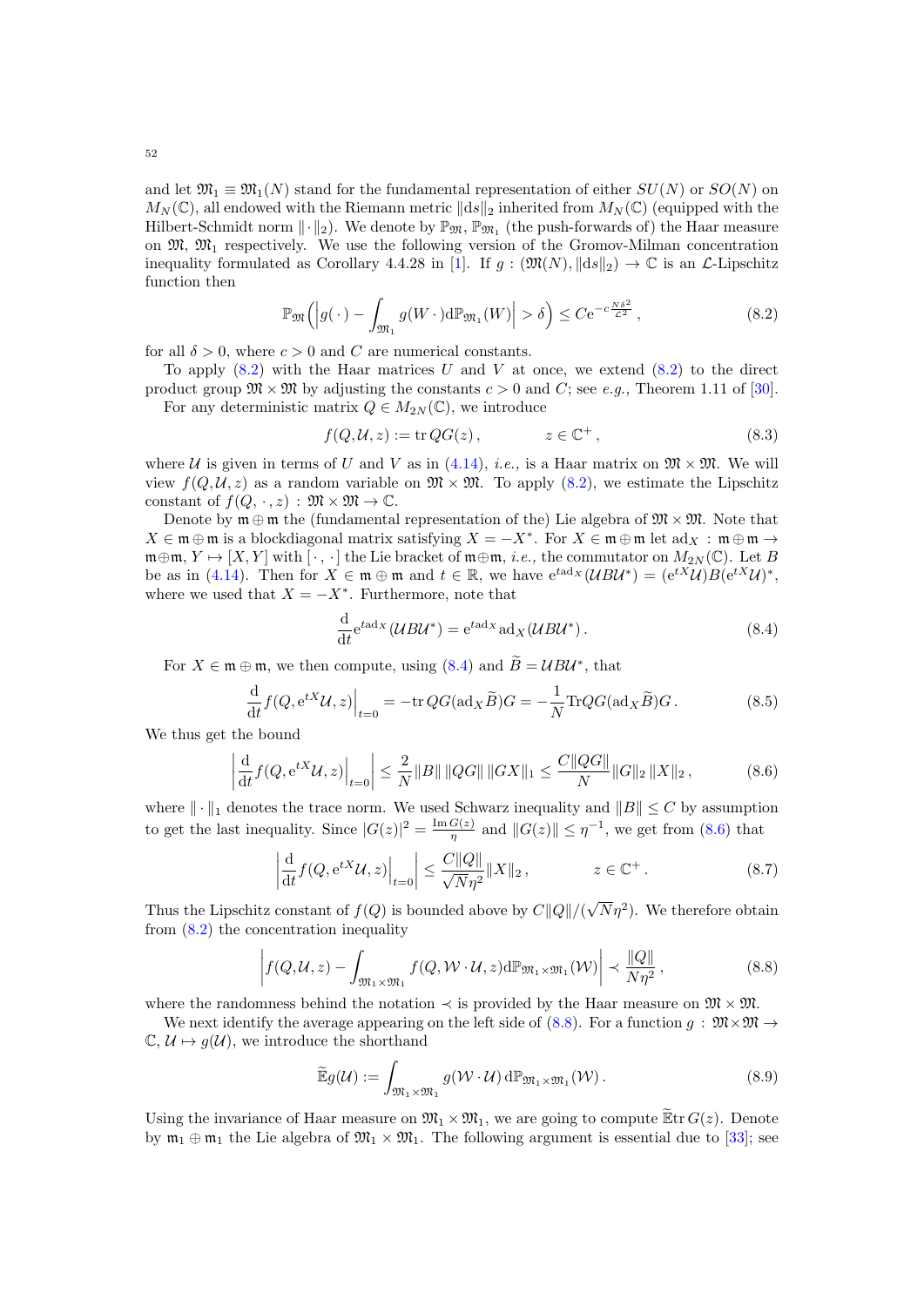and let $\mathfrak{M}_1 \equiv \mathfrak{M}_1(N)$ stand for the fundamental representation of either $SU(N)$ or $SO(N)$ on $M_N(\mathbb{C})$, all endowed with the Riemann metric $\|\mathrm{d}s\|_2$ inherited from $M_N(\mathbb{C})$ (equipped with the Hilbert-Schmidt norm $\|\cdot\|_2$). We denote by $\mathbb{P}_{\mathfrak{M}}$, $\mathbb{P}_{\mathfrak{M}_1}$ (the push-forwards of) the Haar measure on $\mathfrak{M}$, $\mathfrak{M}_1$ respectively. We use the following version of the Gromov-Milman concentration inequality formulated as Corollary 4.4.28 in [1]. If $g : (\mathfrak{M}(N), \|\mathrm{d}s\|_2) \to \mathbb{C}$ is an $\mathcal{L}$-Lipschitz function then

$$\mathbb{P}_{\mathfrak{M}}\Big(\Big|g(\,\cdot\,) - \int_{\mathfrak{M}_1} g(W\,\cdot)\mathrm{d}\mathbb{P}_{\mathfrak{M}_1}(W)\Big| > \delta\Big) \le C\mathrm{e}^{-c\frac{N\delta^2}{\mathcal{L}^2}}\,, \tag{8.2}$$

for all $\delta > 0$, where $c > 0$ and $C$ are numerical constants.

To apply (8.2) with the Haar matrices $U$ and $V$ at once, we extend (8.2) to the direct product group $\mathfrak{M}\times\mathfrak{M}$ by adjusting the constants $c > 0$ and $C$; see *e.g.,* Theorem 1.11 of [30].

For any deterministic matrix $Q \in M_{2N}(\mathbb{C})$, we introduce

$$f(Q, \mathcal{U}, z) := \mathrm{tr}\, QG(z)\,, \qquad\qquad z \in \mathbb{C}^+\,, \tag{8.3}$$

where $\mathcal{U}$ is given in terms of $U$ and $V$ as in (4.14), *i.e.,* is a Haar matrix on $\mathfrak{M}\times\mathfrak{M}$. We will view $f(Q,\mathcal{U},z)$ as a random variable on $\mathfrak{M}\times\mathfrak{M}$. To apply (8.2), we estimate the Lipschitz constant of $f(Q,\cdot,z) : \mathfrak{M}\times\mathfrak{M}\to\mathbb{C}$.

Denote by $\mathfrak{m}\oplus\mathfrak{m}$ the (fundamental representation of the) Lie algebra of $\mathfrak{M}\times\mathfrak{M}$. Note that $X\in\mathfrak{m}\oplus\mathfrak{m}$ is a blockdiagonal matrix satisfying $X = -X^*$. For $X\in\mathfrak{m}\oplus\mathfrak{m}$ let $\mathrm{ad}_X : \mathfrak{m}\oplus\mathfrak{m}\to\mathfrak{m}\oplus\mathfrak{m}$, $Y\mapsto[X,Y]$ with $[\,\cdot\,,\cdot\,]$ the Lie bracket of $\mathfrak{m}\oplus\mathfrak{m}$, *i.e.,* the commutator on $M_{2N}(\mathbb{C})$. Let $B$ be as in (4.14). Then for $X\in\mathfrak{m}\oplus\mathfrak{m}$ and $t\in\mathbb{R}$, we have $\mathrm{e}^{t\,\mathrm{ad}_X}(\mathcal{U}B\mathcal{U}^*) = (\mathrm{e}^{tX}\mathcal{U})B(\mathrm{e}^{tX}\mathcal{U})^*$, where we used that $X = -X^*$. Furthermore, note that

$$\frac{\mathrm{d}}{\mathrm{d}t}\mathrm{e}^{t\,\mathrm{ad}_X}(\mathcal{U}B\mathcal{U}^*) = \mathrm{e}^{t\,\mathrm{ad}_X}\mathrm{ad}_X(\mathcal{U}B\mathcal{U}^*)\,. \tag{8.4}$$

For $X\in\mathfrak{m}\oplus\mathfrak{m}$, we then compute, using (8.4) and $\widetilde{B} = \mathcal{U}B\mathcal{U}^*$, that

$$\frac{\mathrm{d}}{\mathrm{d}t}f(Q,\mathrm{e}^{tX}\mathcal{U},z)\Big|_{t=0} = -\mathrm{tr}\,QG(\mathrm{ad}_X\widetilde{B})G = -\frac{1}{N}\mathrm{Tr}QG(\mathrm{ad}_X\widetilde{B})G\,. \tag{8.5}$$

We thus get the bound

$$\left|\frac{\mathrm{d}}{\mathrm{d}t}f(Q,\mathrm{e}^{tX}\mathcal{U},z)\Big|_{t=0}\right| \le \frac{2}{N}\|B\|\,\|QG\|\,\|GX\|_1 \le \frac{C\|QG\|}{N}\|G\|_2\,\|X\|_2\,, \tag{8.6}$$

where $\|\cdot\|_1$ denotes the trace norm. We used Schwarz inequality and $\|B\|\le C$ by assumption to get the last inequality. Since $|G(z)|^2 = \frac{\mathrm{Im}\,G(z)}{\eta}$ and $\|G(z)\|\le\eta^{-1}$, we get from (8.6) that

$$\left|\frac{\mathrm{d}}{\mathrm{d}t}f(Q,\mathrm{e}^{tX}\mathcal{U},z)\Big|_{t=0}\right| \le \frac{C\|Q\|}{\sqrt{N}\eta^2}\|X\|_2\,, \qquad\qquad z\in\mathbb{C}^+\,. \tag{8.7}$$

Thus the Lipschitz constant of $f(Q)$ is bounded above by $C\|Q\|/(\sqrt{N}\eta^2)$. We therefore obtain from (8.2) the concentration inequality

$$\left|f(Q,\mathcal{U},z) - \int_{\mathfrak{M}_1\times\mathfrak{M}_1} f(Q,\mathcal{W}\cdot\mathcal{U},z)\mathrm{d}\mathbb{P}_{\mathfrak{M}_1\times\mathfrak{M}_1}(\mathcal{W})\right| \prec \frac{\|Q\|}{N\eta^2}\,, \tag{8.8}$$

where the randomness behind the notation $\prec$ is provided by the Haar measure on $\mathfrak{M}\times\mathfrak{M}$.

We next identify the average appearing on the left side of (8.8). For a function $g : \mathfrak{M}\times\mathfrak{M}\to\mathbb{C}$, $\mathcal{U}\mapsto g(\mathcal{U})$, we introduce the shorthand

$$\widetilde{\mathbb{E}}g(\mathcal{U}) := \int_{\mathfrak{M}_1\times\mathfrak{M}_1} g(\mathcal{W}\cdot\mathcal{U})\,\mathrm{d}\mathbb{P}_{\mathfrak{M}_1\times\mathfrak{M}_1}(\mathcal{W})\,. \tag{8.9}$$

Using the invariance of Haar measure on $\mathfrak{M}_1\times\mathfrak{M}_1$, we are going to compute $\widetilde{\mathbb{E}}\mathrm{tr}\,G(z)$. Denote by $\mathfrak{m}_1\oplus\mathfrak{m}_1$ the Lie algebra of $\mathfrak{M}_1\times\mathfrak{M}_1$. The following argument is essential due to [33]; see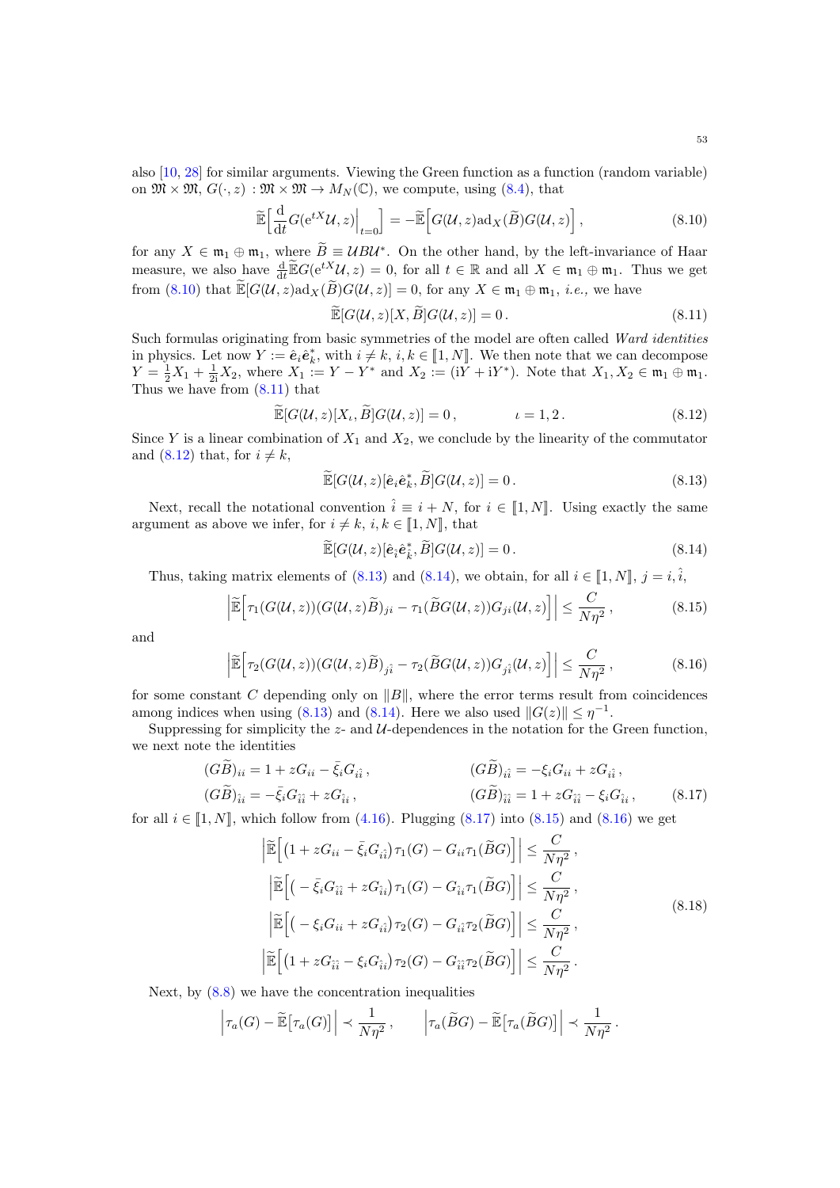also [10, 28] for similar arguments. Viewing the Green function as a function (random variable) on $\mathfrak{M} \times \mathfrak{M}$, $G(\cdot, z) : \mathfrak{M} \times \mathfrak{M} \to M_N(\mathbb{C})$, we compute, using (8.4), that

$$\widetilde{\mathbb{E}}\Big[\frac{\mathrm{d}}{\mathrm{d}t} G(\mathrm{e}^{tX}\mathcal{U}, z)\Big|_{t=0}\Big] = -\widetilde{\mathbb{E}}\Big[G(\mathcal{U}, z)\mathrm{ad}_X(\widetilde{B})G(\mathcal{U}, z)\Big] , \tag{8.10}$$

for any $X \in \mathfrak{m}_1 \oplus \mathfrak{m}_1$, where $\widetilde{B} \equiv \mathcal{U}B\mathcal{U}^*$. On the other hand, by the left-invariance of Haar measure, we also have $\frac{\mathrm{d}}{\mathrm{d}t}\widetilde{\mathbb{E}}G(\mathrm{e}^{tX}\mathcal{U}, z) = 0$, for all $t \in \mathbb{R}$ and all $X \in \mathfrak{m}_1 \oplus \mathfrak{m}_1$. Thus we get from (8.10) that $\widetilde{\mathbb{E}}[G(\mathcal{U}, z)\mathrm{ad}_X(\widetilde{B})G(\mathcal{U}, z)] = 0$, for any $X \in \mathfrak{m}_1 \oplus \mathfrak{m}_1$, *i.e.*, we have

$$\widetilde{\mathbb{E}}[G(\mathcal{U}, z)[X, \widetilde{B}]G(\mathcal{U}, z)] = 0 . \tag{8.11}$$

Such formulas originating from basic symmetries of the model are often called *Ward identities* in physics. Let now $Y := \hat{\mathbf{e}}_i\hat{\mathbf{e}}_k^*$, with $i \neq k$, $i, k \in [\![1, N]\!]$. We then note that we can decompose $Y = \frac{1}{2}X_1 + \frac{1}{2\mathrm{i}}X_2$, where $X_1 := Y - Y^*$ and $X_2 := (\mathrm{i}Y + \mathrm{i}Y^*)$. Note that $X_1, X_2 \in \mathfrak{m}_1 \oplus \mathfrak{m}_1$. Thus we have from (8.11) that

$$\widetilde{\mathbb{E}}[G(\mathcal{U}, z)[X_\iota, \widetilde{B}]G(\mathcal{U}, z)] = 0 , \qquad\qquad \iota = 1, 2 . \tag{8.12}$$

Since $Y$ is a linear combination of $X_1$ and $X_2$, we conclude by the linearity of the commutator and (8.12) that, for $i \neq k$,

$$\widetilde{\mathbb{E}}[G(\mathcal{U}, z)[\hat{\mathbf{e}}_i\hat{\mathbf{e}}_k^*, \widetilde{B}]G(\mathcal{U}, z)] = 0 . \tag{8.13}$$

Next, recall the notational convention $\hat{i} \equiv i + N$, for $i \in [\![1, N]\!]$. Using exactly the same argument as above we infer, for $i \neq k$, $i, k \in [\![1, N]\!]$, that

$$\widetilde{\mathbb{E}}[G(\mathcal{U}, z)[\hat{\mathbf{e}}_{\hat{i}}\hat{\mathbf{e}}_{\hat{k}}^*, \widetilde{B}]G(\mathcal{U}, z)] = 0 . \tag{8.14}$$

Thus, taking matrix elements of (8.13) and (8.14), we obtain, for all $i \in [\![1, N]\!]$, $j = i, \hat{i}$,

$$\Big|\widetilde{\mathbb{E}}\Big[\tau_1(G(\mathcal{U}, z))(G(\mathcal{U}, z)\widetilde{B})_{ji} - \tau_1(\widetilde{B}G(\mathcal{U}, z))G_{ji}(\mathcal{U}, z)\Big]\Big| \leq \frac{C}{N\eta^2} , \tag{8.15}$$

and

$$\Big|\widetilde{\mathbb{E}}\Big[\tau_2(G(\mathcal{U}, z))(G(\mathcal{U}, z)\widetilde{B})_{j\hat{i}} - \tau_2(\widetilde{B}G(\mathcal{U}, z))G_{j\hat{i}}(\mathcal{U}, z)\Big]\Big| \leq \frac{C}{N\eta^2} , \tag{8.16}$$

for some constant $C$ depending only on $\|B\|$, where the error terms result from coincidences among indices when using (8.13) and (8.14). Here we also used $\|G(z)\| \leq \eta^{-1}$.

Suppressing for simplicity the $z$- and $\mathcal{U}$-dependences in the notation for the Green function, we next note the identities

$$\begin{aligned}
(G\widetilde{B})_{ii} &= 1 + zG_{ii} - \bar{\xi}_i G_{i\hat{i}} , & (G\widetilde{B})_{i\hat{i}} &= -\xi_i G_{ii} + zG_{i\hat{i}} , \\
(G\widetilde{B})_{\hat{i}i} &= -\bar{\xi}_i G_{\hat{i}\hat{i}} + zG_{\hat{i}i} , & (G\widetilde{B})_{\hat{i}\hat{i}} &= 1 + zG_{\hat{i}\hat{i}} - \xi_i G_{\hat{i}i} ,
\end{aligned} \tag{8.17}$$

for all $i \in [\![1, N]\!]$, which follow from (4.16). Plugging (8.17) into (8.15) and (8.16) we get

$$\begin{aligned}
\Big|\widetilde{\mathbb{E}}\Big[\big(1 + zG_{ii} - \bar{\xi}_i G_{i\hat{i}}\big)\tau_1(G) - G_{ii}\tau_1(\widetilde{B}G)\Big]\Big| &\leq \frac{C}{N\eta^2} , \\
\Big|\widetilde{\mathbb{E}}\Big[\big(-\bar{\xi}_i G_{\hat{i}\hat{i}} + zG_{\hat{i}i}\big)\tau_1(G) - G_{\hat{i}i}\tau_1(\widetilde{B}G)\Big]\Big| &\leq \frac{C}{N\eta^2} , \\
\Big|\widetilde{\mathbb{E}}\Big[\big(-\xi_i G_{ii} + zG_{i\hat{i}}\big)\tau_2(G) - G_{i\hat{i}}\tau_2(\widetilde{B}G)\Big]\Big| &\leq \frac{C}{N\eta^2} , \\
\Big|\widetilde{\mathbb{E}}\Big[\big(1 + zG_{\hat{i}\hat{i}} - \xi_i G_{\hat{i}i}\big)\tau_2(G) - G_{\hat{i}\hat{i}}\tau_2(\widetilde{B}G)\Big]\Big| &\leq \frac{C}{N\eta^2} .
\end{aligned} \tag{8.18}$$

Next, by (8.8) we have the concentration inequalities

$$\Big|\tau_a(G) - \widetilde{\mathbb{E}}\big[\tau_a(G)\big]\Big| \prec \frac{1}{N\eta^2} , \qquad \Big|\tau_a(\widetilde{B}G) - \widetilde{\mathbb{E}}\big[\tau_a(\widetilde{B}G)\big]\Big| \prec \frac{1}{N\eta^2} .$$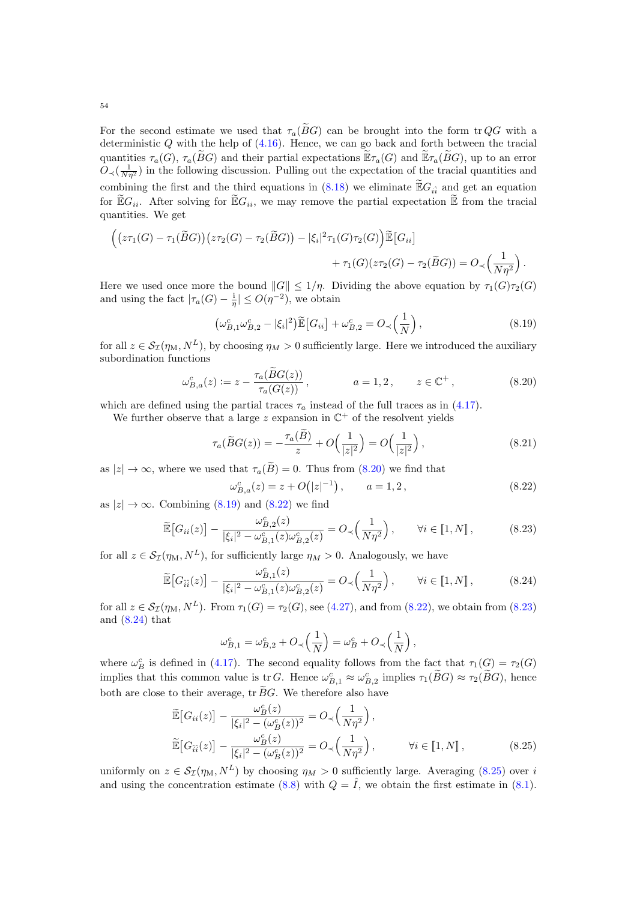For the second estimate we used that $\tau_a(\widetilde{B}G)$ can be brought into the form $\operatorname{tr} QG$ with a deterministic $Q$ with the help of (4.16). Hence, we can go back and forth between the tracial quantities $\tau_a(G)$, $\tau_a(\widetilde{B}G)$ and their partial expectations $\widetilde{\mathbb{E}}\tau_a(G)$ and $\widetilde{\mathbb{E}}\tau_a(\widetilde{B}G)$, up to an error $O_\prec(\frac{1}{N\eta^2})$ in the following discussion. Pulling out the expectation of the tracial quantities and combining the first and the third equations in (8.18) we eliminate $\widetilde{\mathbb{E}}G_{\hat{i}\hat{i}}$ and get an equation for $\widetilde{\mathbb{E}}G_{ii}$. After solving for $\widetilde{\mathbb{E}}G_{ii}$, we may remove the partial expectation $\widetilde{\mathbb{E}}$ from the tracial quantities. We get

$$
\Big( \big(z\tau_1(G) - \tau_1(\widetilde{B}G)\big)\big(z\tau_2(G) - \tau_2(\widetilde{B}G)\big) - |\xi_i|^2 \tau_1(G)\tau_2(G) \Big) \widetilde{\mathbb{E}}\big[G_{ii}\big] \\
+ \tau_1(G)(z\tau_2(G) - \tau_2(\widetilde{B}G)) = O_\prec\Big(\frac{1}{N\eta^2}\Big)\,.
$$

Here we used once more the bound $\|G\| \le 1/\eta$. Dividing the above equation by $\tau_1(G)\tau_2(G)$ and using the fact $|\tau_a(G) - \frac{\mathrm{i}}{\eta}| \le O(\eta^{-2})$, we obtain

$$
\big(\omega_{B,1}^c \omega_{B,2}^c - |\xi_i|^2\big)\widetilde{\mathbb{E}}\big[G_{ii}\big] + \omega_{B,2}^c = O_\prec\Big(\frac{1}{N}\Big)\,, \tag{8.19}
$$

for all $z \in \mathcal{S}_{\mathcal{I}}(\eta_{\mathrm{M}}, N^L)$, by choosing $\eta_M > 0$ sufficiently large. Here we introduced the auxiliary subordination functions

$$
\omega_{B,a}^c(z) := z - \frac{\tau_a(\widetilde{B}G(z))}{\tau_a(G(z))}\,, \qquad a = 1,2\,, \qquad z \in \mathbb{C}^+\,, \tag{8.20}
$$

which are defined using the partial traces $\tau_a$ instead of the full traces as in (4.17).

We further observe that a large $z$ expansion in $\mathbb{C}^+$ of the resolvent yields

$$
\tau_a(\widetilde{B}G(z)) = -\frac{\tau_a(\widetilde{B})}{z} + O\Big(\frac{1}{|z|^2}\Big) = O\Big(\frac{1}{|z|^2}\Big)\,, \tag{8.21}
$$

as $|z| \to \infty$, where we used that $\tau_a(\widetilde{B}) = 0$. Thus from (8.20) we find that

$$
\omega_{B,a}^c(z) = z + O\big(|z|^{-1}\big)\,, \qquad a = 1,2\,, \tag{8.22}
$$

as $|z| \to \infty$. Combining (8.19) and (8.22) we find

$$
\widetilde{\mathbb{E}}\big[G_{ii}(z)\big] - \frac{\omega_{B,2}^c(z)}{|\xi_i|^2 - \omega_{B,1}^c(z)\omega_{B,2}^c(z)} = O_\prec\Big(\frac{1}{N\eta^2}\Big)\,, \qquad \forall i \in [\![1,N]\!]\,, \tag{8.23}
$$

for all $z \in \mathcal{S}_{\mathcal{I}}(\eta_{\mathrm{M}}, N^L)$, for sufficiently large $\eta_M > 0$. Analogously, we have

$$
\widetilde{\mathbb{E}}\big[G_{\hat{i}\hat{i}}(z)\big] - \frac{\omega_{B,1}^c(z)}{|\xi_i|^2 - \omega_{B,1}^c(z)\omega_{B,2}^c(z)} = O_\prec\Big(\frac{1}{N\eta^2}\Big)\,, \qquad \forall i \in [\![1,N]\!]\,, \tag{8.24}
$$

for all $z \in \mathcal{S}_{\mathcal{I}}(\eta_{\mathrm{M}}, N^L)$. From $\tau_1(G) = \tau_2(G)$, see (4.27), and from (8.22), we obtain from (8.23) and (8.24) that

$$
\omega_{B,1}^c = \omega_{B,2}^c + O_\prec\Big(\frac{1}{N}\Big) = \omega_B^c + O_\prec\Big(\frac{1}{N}\Big)\,,
$$

where $\omega_B^c$ is defined in (4.17). The second equality follows from the fact that $\tau_1(G) = \tau_2(G)$ implies that this common value is $\operatorname{tr} G$. Hence $\omega_{B,1}^c \approx \omega_{B,2}^c$ implies $\tau_1(\widetilde{B}G) \approx \tau_2(\widetilde{B}G)$, hence both are close to their average, $\operatorname{tr} \widetilde{B}G$. We therefore also have

$$
\begin{aligned}
\widetilde{\mathbb{E}}\big[G_{ii}(z)\big] - \frac{\omega_B^c(z)}{|\xi_i|^2 - (\omega_B^c(z))^2} &= O_\prec\Big(\frac{1}{N\eta^2}\Big)\,, \\
\widetilde{\mathbb{E}}\big[G_{\hat{i}\hat{i}}(z)\big] - \frac{\omega_B^c(z)}{|\xi_i|^2 - (\omega_B^c(z))^2} &= O_\prec\Big(\frac{1}{N\eta^2}\Big)\,, \qquad \forall i \in [\![1,N]\!]\,,
\end{aligned} \tag{8.25}
$$

uniformly on $z \in \mathcal{S}_{\mathcal{I}}(\eta_{\mathrm{M}}, N^L)$ by choosing $\eta_M > 0$ sufficiently large. Averaging (8.25) over $i$ and using the concentration estimate (8.8) with $Q = \hat{I}$, we obtain the first estimate in (8.1).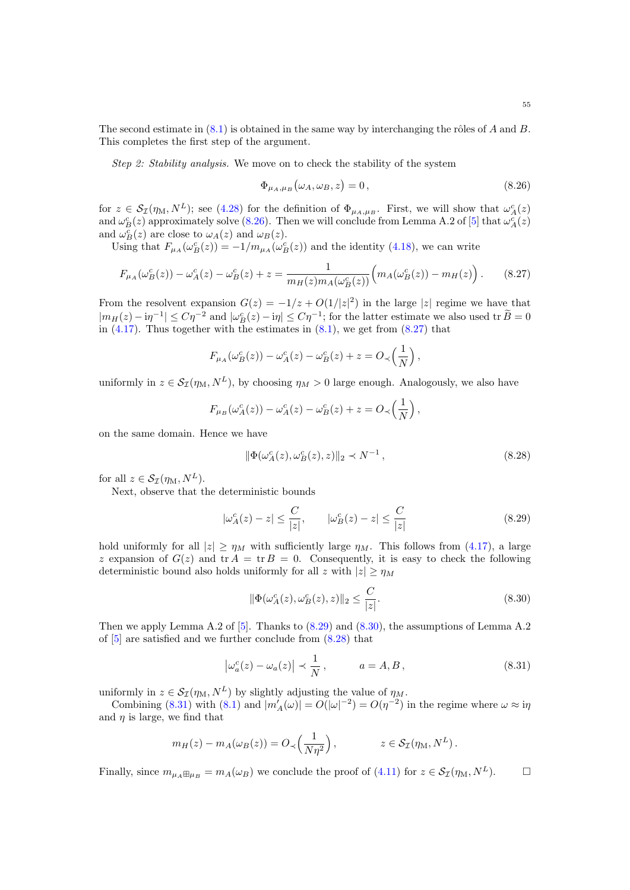The second estimate in (8.1) is obtained in the same way by interchanging the rôles of $A$ and $B$. This completes the first step of the argument.

*Step 2: Stability analysis.* We move on to check the stability of the system

$$\Phi_{\mu_A,\mu_B}\big(\omega_A,\omega_B,z\big)=0\,, \tag{8.26}$$

for $z\in\mathcal{S}_{\mathcal{I}}(\eta_{\rm M},N^L)$; see (4.28) for the definition of $\Phi_{\mu_A,\mu_B}$. First, we will show that $\omega_A^c(z)$ and $\omega_B^c(z)$ approximately solve (8.26). Then we will conclude from Lemma A.2 of [5] that $\omega_A^c(z)$ and $\omega_B^c(z)$ are close to $\omega_A(z)$ and $\omega_B(z)$.

Using that $F_{\mu_A}(\omega_B^c(z))=-1/m_{\mu_A}(\omega_B^c(z))$ and the identity (4.18), we can write

$$F_{\mu_A}(\omega_B^c(z))-\omega_A^c(z)-\omega_B^c(z)+z=\frac{1}{m_H(z)m_A(\omega_B^c(z))}\Big(m_A(\omega_B^c(z))-m_H(z)\Big)\,. \tag{8.27}$$

From the resolvent expansion $G(z)=-1/z+O(1/|z|^2)$ in the large $|z|$ regime we have that $|m_H(z)-\mathrm{i}\eta^{-1}|\le C\eta^{-2}$ and $|\omega_B^c(z)-\mathrm{i}\eta|\le C\eta^{-1}$; for the latter estimate we also used $\operatorname{tr}\widetilde{B}=0$ in (4.17). Thus together with the estimates in (8.1), we get from (8.27) that

$$F_{\mu_A}(\omega_B^c(z))-\omega_A^c(z)-\omega_B^c(z)+z=O_\prec\Big(\frac{1}{N}\Big)\,,$$

uniformly in $z\in\mathcal{S}_{\mathcal{I}}(\eta_{\rm M},N^L)$, by choosing $\eta_M>0$ large enough. Analogously, we also have

$$F_{\mu_B}(\omega_A^c(z))-\omega_A^c(z)-\omega_B^c(z)+z=O_\prec\Big(\frac{1}{N}\Big)\,,$$

on the same domain. Hence we have

$$\|\Phi(\omega_A^c(z),\omega_B^c(z),z)\|_2\prec N^{-1}\,, \tag{8.28}$$

for all $z\in\mathcal{S}_{\mathcal{I}}(\eta_{\rm M},N^L)$.

Next, observe that the deterministic bounds

$$|\omega_A^c(z)-z|\le\frac{C}{|z|},\qquad |\omega_B^c(z)-z|\le\frac{C}{|z|} \tag{8.29}$$

hold uniformly for all $|z|\ge\eta_M$ with sufficiently large $\eta_M$. This follows from (4.17), a large $z$ expansion of $G(z)$ and $\operatorname{tr}A=\operatorname{tr}B=0$. Consequently, it is easy to check the following deterministic bound also holds uniformly for all $z$ with $|z|\ge\eta_M$

$$\|\Phi(\omega_A^c(z),\omega_B^c(z),z)\|_2\le\frac{C}{|z|}. \tag{8.30}$$

Then we apply Lemma A.2 of [5]. Thanks to (8.29) and (8.30), the assumptions of Lemma A.2 of [5] are satisfied and we further conclude from (8.28) that

$$\big|\omega_a^c(z)-\omega_a(z)\big|\prec\frac{1}{N}\,,\qquad a=A,B\,, \tag{8.31}$$

uniformly in $z\in\mathcal{S}_{\mathcal{I}}(\eta_{\rm M},N^L)$ by slightly adjusting the value of $\eta_M$.

Combining (8.31) with (8.1) and $|m_A'(\omega)|=O(|\omega|^{-2})=O(\eta^{-2})$ in the regime where $\omega\approx\mathrm{i}\eta$ and $\eta$ is large, we find that

$$m_H(z)-m_A(\omega_B(z))=O_\prec\Big(\frac{1}{N\eta^2}\Big)\,,\qquad\qquad z\in\mathcal{S}_{\mathcal{I}}(\eta_{\rm M},N^L)\,.$$

Finally, since $m_{\mu_A\boxplus\mu_B}=m_A(\omega_B)$ we conclude the proof of (4.11) for $z\in\mathcal{S}_{\mathcal{I}}(\eta_{\rm M},N^L)$. $\square$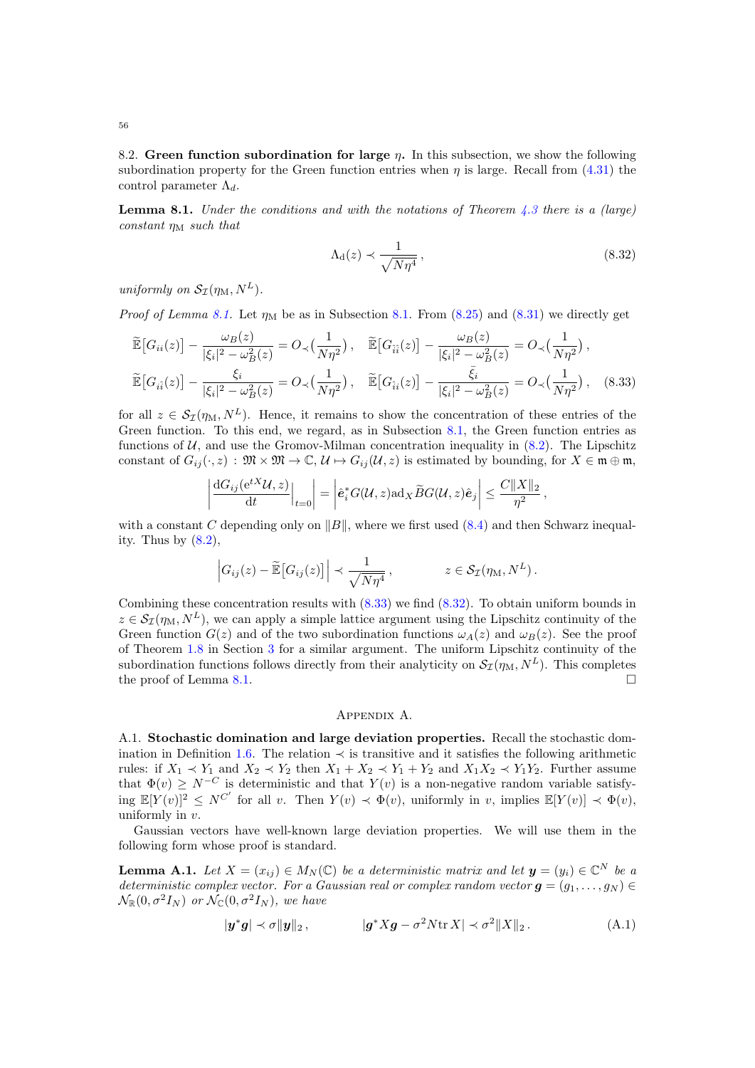8.2. **Green function subordination for large $\eta$.** In this subsection, we show the following subordination property for the Green function entries when $\eta$ is large. Recall from (4.31) the control parameter $\Lambda_d$.

**Lemma 8.1.** *Under the conditions and with the notations of Theorem 4.3 there is a (large) constant $\eta_{\rm M}$ such that*

$$\Lambda_{\rm d}(z) \prec \frac{1}{\sqrt{N\eta^4}}\,, \tag{8.32}$$

*uniformly on $\mathcal{S}_{\mathcal{I}}(\eta_{\rm M}, N^L)$.*

*Proof of Lemma 8.1.* Let $\eta_{\rm M}$ be as in Subsection 8.1. From (8.25) and (8.31) we directly get

$$\begin{aligned}
&\widetilde{\mathbb{E}}\big[G_{ii}(z)\big] - \frac{\omega_B(z)}{|\xi_i|^2 - \omega_B^2(z)} = O_\prec\big(\frac{1}{N\eta^2}\big)\,, \quad \widetilde{\mathbb{E}}\big[G_{\hat{i}\hat{i}}(z)\big] - \frac{\omega_B(z)}{|\xi_i|^2 - \omega_B^2(z)} = O_\prec\big(\frac{1}{N\eta^2}\big)\,,\\
&\widetilde{\mathbb{E}}\big[G_{i\hat{i}}(z)\big] - \frac{\xi_i}{|\xi_i|^2 - \omega_B^2(z)} = O_\prec\big(\frac{1}{N\eta^2}\big)\,, \quad \widetilde{\mathbb{E}}\big[G_{\hat{i}i}(z)\big] - \frac{\bar{\xi}_i}{|\xi_i|^2 - \omega_B^2(z)} = O_\prec\big(\frac{1}{N\eta^2}\big)\,,
\end{aligned} \tag{8.33}$$

for all $z \in \mathcal{S}_{\mathcal{I}}(\eta_{\rm M}, N^L)$. Hence, it remains to show the concentration of these entries of the Green function. To this end, we regard, as in Subsection 8.1, the Green function entries as functions of $\mathcal{U}$, and use the Gromov-Milman concentration inequality in (8.2). The Lipschitz constant of $G_{ij}(\cdot, z) : \mathfrak{M}\times\mathfrak{M} \to \mathbb{C}$, $\mathcal{U} \mapsto G_{ij}(\mathcal{U}, z)$ is estimated by bounding, for $X \in \mathfrak{m}\oplus\mathfrak{m}$,

$$\left|\frac{\mathrm{d}G_{ij}(\mathrm{e}^{tX}\mathcal{U}, z)}{\mathrm{d}t}\Big|_{t=0}\right| = \left|\hat{\boldsymbol{e}}_i^* G(\mathcal{U}, z)\mathrm{ad}_X \widetilde{B} G(\mathcal{U}, z)\hat{\boldsymbol{e}}_j\right| \le \frac{C\|X\|_2}{\eta^2}\,,$$

with a constant $C$ depending only on $\|B\|$, where we first used (8.4) and then Schwarz inequality. Thus by (8.2),

$$\Big|G_{ij}(z) - \widetilde{\mathbb{E}}\big[G_{ij}(z)\big]\Big| \prec \frac{1}{\sqrt{N\eta^4}}\,, \qquad\qquad z \in \mathcal{S}_{\mathcal{I}}(\eta_{\rm M}, N^L)\,.$$

Combining these concentration results with (8.33) we find (8.32). To obtain uniform bounds in $z \in \mathcal{S}_{\mathcal{I}}(\eta_{\rm M}, N^L)$, we can apply a simple lattice argument using the Lipschitz continuity of the Green function $G(z)$ and of the two subordination functions $\omega_A(z)$ and $\omega_B(z)$. See the proof of Theorem 1.8 in Section 3 for a similar argument. The uniform Lipschitz continuity of the subordination functions follows directly from their analyticity on $\mathcal{S}_{\mathcal{I}}(\eta_{\rm M}, N^L)$. This completes the proof of Lemma 8.1. $\square$

## Appendix A.

A.1. **Stochastic domination and large deviation properties.** Recall the stochastic domination in Definition 1.6. The relation $\prec$ is transitive and it satisfies the following arithmetic rules: if $X_1 \prec Y_1$ and $X_2 \prec Y_2$ then $X_1 + X_2 \prec Y_1 + Y_2$ and $X_1X_2 \prec Y_1Y_2$. Further assume that $\Phi(v) \ge N^{-C}$ is deterministic and that $Y(v)$ is a non-negative random variable satisfying $\mathbb{E}[Y(v)]^2 \le N^{C'}$ for all $v$. Then $Y(v) \prec \Phi(v)$, uniformly in $v$, implies $\mathbb{E}[Y(v)] \prec \Phi(v)$, uniformly in $v$.

Gaussian vectors have well-known large deviation properties. We will use them in the following form whose proof is standard.

**Lemma A.1.** *Let $X = (x_{ij}) \in M_N(\mathbb{C})$ be a deterministic matrix and let $\boldsymbol{y} = (y_i) \in \mathbb{C}^N$ be a deterministic complex vector. For a Gaussian real or complex random vector $\boldsymbol{g} = (g_1, \ldots, g_N) \in \mathcal{N}_{\mathbb{R}}(0, \sigma^2 I_N)$ or $\mathcal{N}_{\mathbb{C}}(0, \sigma^2 I_N)$, we have*

$$|\boldsymbol{y}^*\boldsymbol{g}| \prec \sigma\|\boldsymbol{y}\|_2\,, \qquad\qquad |\boldsymbol{g}^* X\boldsymbol{g} - \sigma^2 N \mathrm{tr}\, X| \prec \sigma^2\|X\|_2\,. \tag{A.1}$$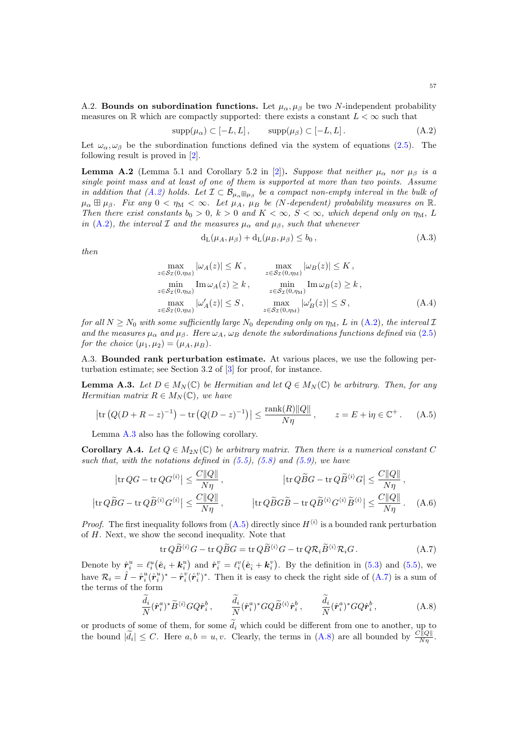A.2. **Bounds on subordination functions.** Let $\mu_\alpha, \mu_\beta$ be two $N$-independent probability measures on $\mathbb{R}$ which are compactly supported: there exists a constant $L < \infty$ such that

$$\operatorname{supp}(\mu_\alpha) \subset [-L, L], \qquad \operatorname{supp}(\mu_\beta) \subset [-L, L]. \tag{A.2}$$

Let $\omega_\alpha, \omega_\beta$ be the subordination functions defined via the system of equations (2.5). The following result is proved in [2].

**Lemma A.2** (Lemma 5.1 and Corollary 5.2 in [2]). *Suppose that neither $\mu_\alpha$ nor $\mu_\beta$ is a single point mass and at least of one of them is supported at more than two points. Assume in addition that (A.2) holds. Let $\mathcal{I} \subset \mathcal{B}_{\mu_\alpha \boxplus \mu_\beta}$ be a compact non-empty interval in the bulk of $\mu_\alpha \boxplus \mu_\beta$. Fix any $0 < \eta_{\mathrm{M}} < \infty$. Let $\mu_A$, $\mu_B$ be ($N$-dependent) probability measures on $\mathbb{R}$. Then there exist constants $b_0 > 0$, $k > 0$ and $K < \infty$, $S < \infty$, which depend only on $\eta_{\mathrm{M}}$, $L$ in (A.2), the interval $\mathcal{I}$ and the measures $\mu_\alpha$ and $\mu_\beta$, such that whenever*

$$\mathrm{d}_{\mathrm{L}}(\mu_A, \mu_\beta) + \mathrm{d}_{\mathrm{L}}(\mu_B, \mu_\beta) \le b_0 , \tag{A.3}$$

*then*

$$\begin{aligned}
&\max_{z \in \mathcal{S}_{\mathcal{I}}(0,\eta_{\mathrm{M}})} |\omega_A(z)| \le K , && \max_{z \in \mathcal{S}_{\mathcal{I}}(0,\eta_{\mathrm{M}})} |\omega_B(z)| \le K ,\\
&\min_{z \in \mathcal{S}_{\mathcal{I}}(0,\eta_{\mathrm{M}})} \operatorname{Im} \omega_A(z) \ge k , && \min_{z \in \mathcal{S}_{\mathcal{I}}(0,\eta_{\mathrm{M}})} \operatorname{Im} \omega_B(z) \ge k ,\\
&\max_{z \in \mathcal{S}_{\mathcal{I}}(0,\eta_{\mathrm{M}})} |\omega_A'(z)| \le S , && \max_{z \in \mathcal{S}_{\mathcal{I}}(0,\eta_{\mathrm{M}})} |\omega_B'(z)| \le S ,
\end{aligned} \tag{A.4}$$

*for all $N \ge N_0$ with some sufficiently large $N_0$ depending only on $\eta_{\mathrm{M}}$, $L$ in (A.2), the interval $\mathcal{I}$ and the measures $\mu_\alpha$ and $\mu_\beta$. Here $\omega_A$, $\omega_B$ denote the subordinations functions defined via (2.5) for the choice $(\mu_1, \mu_2) = (\mu_A, \mu_B)$.*

A.3. **Bounded rank perturbation estimate.** At various places, we use the following perturbation estimate; see Section 3.2 of [3] for proof, for instance.

**Lemma A.3.** *Let $D \in M_N(\mathbb{C})$ be Hermitian and let $Q \in M_N(\mathbb{C})$ be arbitrary. Then, for any Hermitian matrix $R \in M_N(\mathbb{C})$, we have*

$$\left|\operatorname{tr}\left(Q(D + R - z)^{-1}\right) - \operatorname{tr}\left(Q(D - z)^{-1}\right)\right| \le \frac{\operatorname{rank}(R)\|Q\|}{N\eta} , \qquad z = E + \mathrm{i}\eta \in \mathbb{C}^+ . \tag{A.5}$$

Lemma A.3 also has the following corollary.

**Corollary A.4.** *Let $Q \in M_{2N}(\mathbb{C})$ be arbitrary matrix. Then there is a numerical constant $C$ such that, with the notations defined in (5.5), (5.8) and (5.9), we have*

$$\begin{aligned}
&\left|\operatorname{tr} QG - \operatorname{tr} QG^{\langle i \rangle}\right| \le \frac{C\|Q\|}{N\eta} , && \left|\operatorname{tr} Q\widetilde{B}G - \operatorname{tr} Q\widetilde{B}^{\langle i \rangle}G\right| \le \frac{C\|Q\|}{N\eta} ,\\
&\left|\operatorname{tr} Q\widetilde{B}G - \operatorname{tr} Q\widetilde{B}^{\langle i \rangle}G^{\langle i \rangle}\right| \le \frac{C\|Q\|}{N\eta} , && \left|\operatorname{tr} Q\widetilde{B}G\widetilde{B} - \operatorname{tr} Q\widetilde{B}^{\langle i \rangle}G^{\langle i \rangle}\widetilde{B}^{\langle i \rangle}\right| \le \frac{C\|Q\|}{N\eta} .
\end{aligned} \tag{A.6}$$

*Proof.* The first inequality follows from (A.5) directly since $H^{\langle i \rangle}$ is a bounded rank perturbation of $H$. Next, we show the second inequality. Note that

$$\operatorname{tr} Q\widetilde{B}^{\langle i \rangle}G - \operatorname{tr} Q\widetilde{B}G = \operatorname{tr} Q\widetilde{B}^{\langle i \rangle}G - \operatorname{tr} Q\mathcal{R}_i\widetilde{B}^{\langle i \rangle}\mathcal{R}_i G . \tag{A.7}$$

Denote by $\hat{\boldsymbol{r}}_i^u = \ell_i^u\big(\hat{\boldsymbol{e}}_i + \boldsymbol{k}_i^u\big)$ and $\hat{\boldsymbol{r}}_i^v = \ell_i^v\big(\hat{\boldsymbol{e}}_{\bar{i}} + \boldsymbol{k}_i^v\big)$. By the definition in (5.3) and (5.5), we have $\mathcal{R}_i = \hat{I} - \hat{\boldsymbol{r}}_i^u(\hat{\boldsymbol{r}}_i^u)^* - \hat{\boldsymbol{r}}_i^v(\hat{\boldsymbol{r}}_i^v)^*$. Then it is easy to check the right side of (A.7) is a sum of the terms of the form

$$\frac{\widetilde{d}_i}{N}(\hat{\boldsymbol{r}}_i^a)^*\widetilde{B}^{\langle i \rangle}GQ\hat{\boldsymbol{r}}_i^b , \qquad \frac{\widetilde{d}_i}{N}(\hat{\boldsymbol{r}}_i^a)^*GQ\widetilde{B}^{\langle i \rangle}\hat{\boldsymbol{r}}_i^b , \qquad \frac{\widetilde{d}_i}{N}(\hat{\boldsymbol{r}}_i^a)^*GQ\hat{\boldsymbol{r}}_i^b , \tag{A.8}$$

or products of some of them, for some $\widetilde{d}_i$ which could be different from one to another, up to the bound $|\widetilde{d}_i| \le C$. Here $a, b = u, v$. Clearly, the terms in (A.8) are all bounded by $\frac{C\|Q\|}{N\eta}$.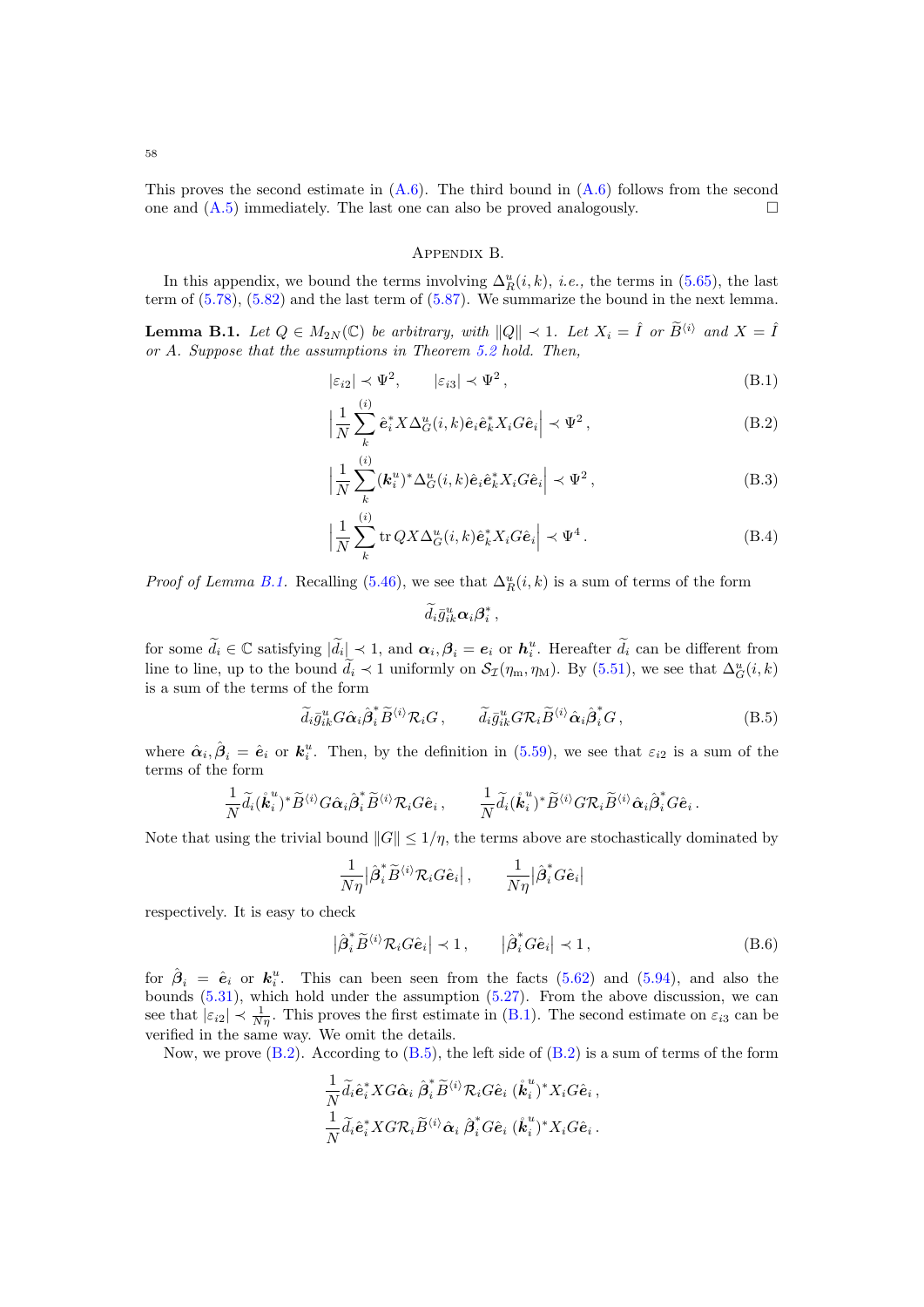This proves the second estimate in (A.6). The third bound in (A.6) follows from the second one and (A.5) immediately. The last one can also be proved analogously. $\square$

## Appendix B.

In this appendix, we bound the terms involving $\Delta_R^u(i,k)$, *i.e.,* the terms in (5.65), the last term of (5.78), (5.82) and the last term of (5.87). We summarize the bound in the next lemma.

**Lemma B.1.** *Let $Q \in M_{2N}(\mathbb{C})$ be arbitrary, with $\|Q\| \prec 1$. Let $X_i = \hat{I}$ or $\widetilde{B}^{\langle i \rangle}$ and $X = \hat{I}$ or $A$. Suppose that the assumptions in Theorem 5.2 hold. Then,*

$$|\varepsilon_{i2}| \prec \Psi^2, \qquad |\varepsilon_{i3}| \prec \Psi^2\,, \tag{B.1}$$

$$\Big|\frac{1}{N}\sum_k^{(i)} \hat{\mathbf{e}}_i^* X \Delta_G^u(i,k) \hat{\mathbf{e}}_i \hat{\mathbf{e}}_k^* X_i G \hat{\mathbf{e}}_i\Big| \prec \Psi^2\,, \tag{B.2}$$

$$\Big|\frac{1}{N}\sum_k^{(i)} (\boldsymbol{k}_i^u)^* \Delta_G^u(i,k) \hat{\mathbf{e}}_i \hat{\mathbf{e}}_k^* X_i G \hat{\mathbf{e}}_i\Big| \prec \Psi^2\,, \tag{B.3}$$

$$\Big|\frac{1}{N}\sum_k^{(i)} \operatorname{tr} QX \Delta_G^u(i,k) \hat{\mathbf{e}}_k^* X_i G \hat{\mathbf{e}}_i\Big| \prec \Psi^4\,. \tag{B.4}$$

*Proof of Lemma B.1.* Recalling (5.46), we see that $\Delta_R^u(i,k)$ is a sum of terms of the form

$$\widetilde{d}_i \bar{g}_{ik}^u \boldsymbol{\alpha}_i \boldsymbol{\beta}_i^*\,,$$

for some $\widetilde{d}_i \in \mathbb{C}$ satisfying $|\widetilde{d}_i| \prec 1$, and $\boldsymbol{\alpha}_i, \boldsymbol{\beta}_i = \boldsymbol{e}_i$ or $\boldsymbol{h}_i^u$. Hereafter $\widetilde{d}_i$ can be different from line to line, up to the bound $\widetilde{d}_i \prec 1$ uniformly on $\mathcal{S}_{\mathcal{I}}(\eta_{\mathrm{m}}, \eta_{\mathrm{M}})$. By (5.51), we see that $\Delta_G^u(i,k)$ is a sum of the terms of the form

$$\widetilde{d}_i \bar{g}_{ik}^u G \hat{\boldsymbol{\alpha}}_i \hat{\boldsymbol{\beta}}_i^* \widetilde{B}^{\langle i \rangle} \mathcal{R}_i G\,, \qquad \widetilde{d}_i \bar{g}_{ik}^u G \mathcal{R}_i \widetilde{B}^{\langle i \rangle} \hat{\boldsymbol{\alpha}}_i \hat{\boldsymbol{\beta}}_i^* G\,, \tag{B.5}$$

where $\hat{\boldsymbol{\alpha}}_i, \hat{\boldsymbol{\beta}}_i = \hat{\mathbf{e}}_i$ or $\boldsymbol{k}_i^u$. Then, by the definition in (5.59), we see that $\varepsilon_{i2}$ is a sum of the terms of the form

$$\frac{1}{N}\widetilde{d}_i (\mathring{\boldsymbol{k}}_i^u)^* \widetilde{B}^{\langle i \rangle} G \hat{\boldsymbol{\alpha}}_i \hat{\boldsymbol{\beta}}_i^* \widetilde{B}^{\langle i \rangle} \mathcal{R}_i G \hat{\mathbf{e}}_i\,, \qquad \frac{1}{N}\widetilde{d}_i (\mathring{\boldsymbol{k}}_i^u)^* \widetilde{B}^{\langle i \rangle} G \mathcal{R}_i \widetilde{B}^{\langle i \rangle} \hat{\boldsymbol{\alpha}}_i \hat{\boldsymbol{\beta}}_i^* G \hat{\mathbf{e}}_i\,.$$

Note that using the trivial bound $\|G\| \le 1/\eta$, the terms above are stochastically dominated by

$$\frac{1}{N\eta}\big|\hat{\boldsymbol{\beta}}_i^* \widetilde{B}^{\langle i \rangle} \mathcal{R}_i G \hat{\mathbf{e}}_i\big|\,, \qquad \frac{1}{N\eta}\big|\hat{\boldsymbol{\beta}}_i^* G \hat{\mathbf{e}}_i\big|$$

respectively. It is easy to check

$$\big|\hat{\boldsymbol{\beta}}_i^* \widetilde{B}^{\langle i \rangle} \mathcal{R}_i G \hat{\mathbf{e}}_i\big| \prec 1\,, \qquad \big|\hat{\boldsymbol{\beta}}_i^* G \hat{\mathbf{e}}_i\big| \prec 1\,, \tag{B.6}$$

for $\hat{\boldsymbol{\beta}}_i = \hat{\mathbf{e}}_i$ or $\boldsymbol{k}_i^u$. This can been seen from the facts (5.62) and (5.94), and also the bounds (5.31), which hold under the assumption (5.27). From the above discussion, we can see that $|\varepsilon_{i2}| \prec \frac{1}{N\eta}$. This proves the first estimate in (B.1). The second estimate on $\varepsilon_{i3}$ can be verified in the same way. We omit the details.

Now, we prove (B.2). According to (B.5), the left side of (B.2) is a sum of terms of the form

$$\frac{1}{N}\widetilde{d}_i \hat{\mathbf{e}}_i^* X G \hat{\boldsymbol{\alpha}}_i\; \hat{\boldsymbol{\beta}}_i^* \widetilde{B}^{\langle i \rangle} \mathcal{R}_i G \hat{\mathbf{e}}_i\; (\mathring{\boldsymbol{k}}_i^u)^* X_i G \hat{\mathbf{e}}_i\,,$$
$$\frac{1}{N}\widetilde{d}_i \hat{\mathbf{e}}_i^* X G \mathcal{R}_i \widetilde{B}^{\langle i \rangle} \hat{\boldsymbol{\alpha}}_i\; \hat{\boldsymbol{\beta}}_i^* G \hat{\mathbf{e}}_i\; (\mathring{\boldsymbol{k}}_i^u)^* X_i G \hat{\mathbf{e}}_i\,.$$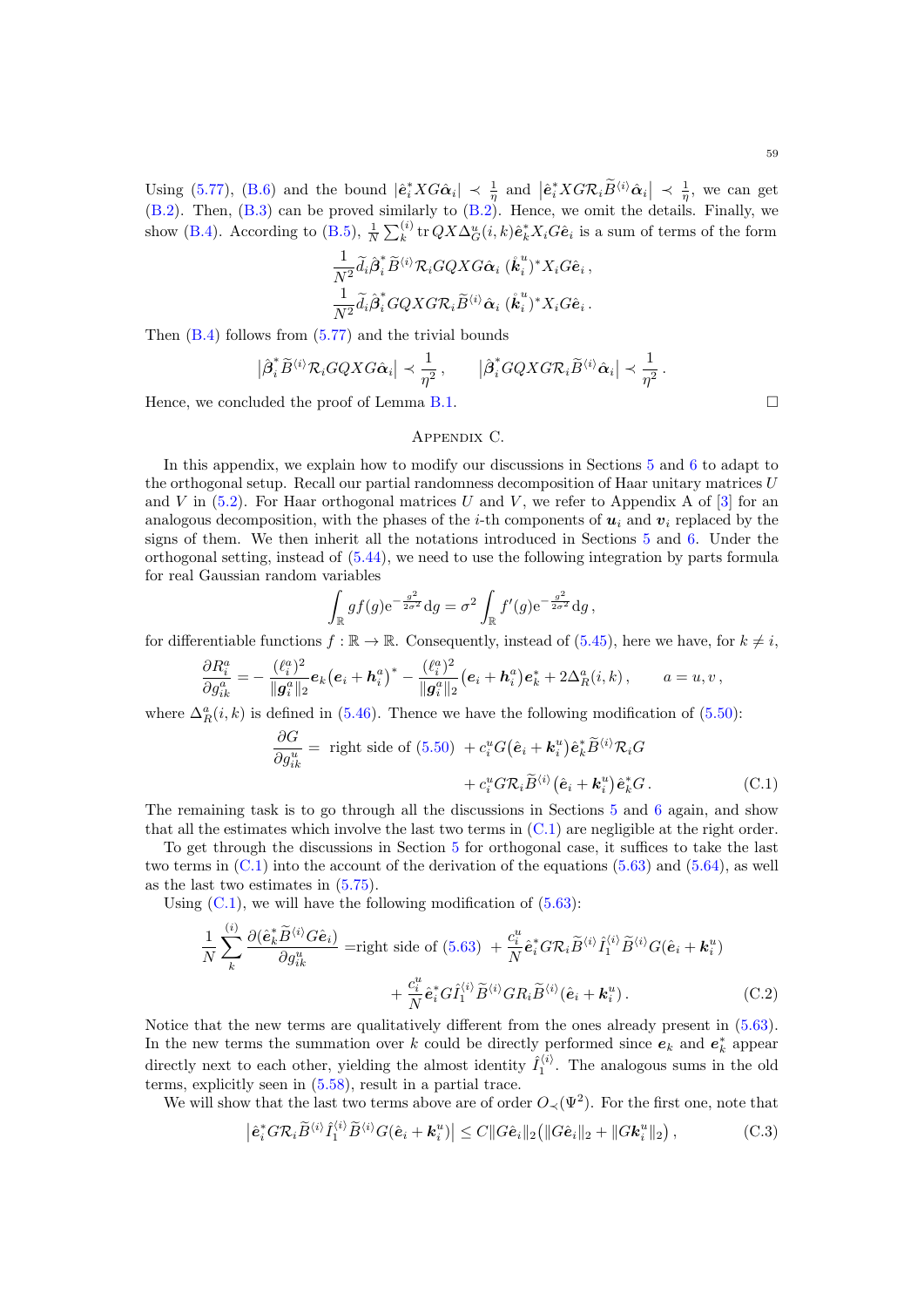Using (5.77), (B.6) and the bound $|\hat{\boldsymbol{e}}_i^* XG\hat{\boldsymbol{\alpha}}_i| \prec \frac{1}{\eta}$ and $\big|\hat{\boldsymbol{e}}_i^* XG\mathcal{R}_i\widetilde{B}^{\langle i\rangle}\hat{\boldsymbol{\alpha}}_i\big| \prec \frac{1}{\eta}$, we can get (B.2). Then, (B.3) can be proved similarly to (B.2). Hence, we omit the details. Finally, we show (B.4). According to (B.5), $\frac{1}{N}\sum_k^{(i)} \operatorname{tr} QX\Delta_G^u(i,k)\hat{\boldsymbol{e}}_k^* X_i G\hat{\boldsymbol{e}}_i$ is a sum of terms of the form

$$\frac{1}{N^2}\widetilde{d}_i\hat{\boldsymbol{\beta}}_i^*\widetilde{B}^{\langle i\rangle}\mathcal{R}_i GQXG\hat{\boldsymbol{\alpha}}_i\;(\mathring{\boldsymbol{k}}_i^u)^* X_i G\hat{\boldsymbol{e}}_i\,,$$
$$\frac{1}{N^2}\widetilde{d}_i\hat{\boldsymbol{\beta}}_i^* GQXG\mathcal{R}_i\widetilde{B}^{\langle i\rangle}\hat{\boldsymbol{\alpha}}_i\;(\mathring{\boldsymbol{k}}_i^u)^* X_i G\hat{\boldsymbol{e}}_i\,.$$

Then (B.4) follows from (5.77) and the trivial bounds

$$\big|\hat{\boldsymbol{\beta}}_i^*\widetilde{B}^{\langle i\rangle}\mathcal{R}_i GQXG\hat{\boldsymbol{\alpha}}_i\big| \prec \frac{1}{\eta^2}\,,\qquad \big|\hat{\boldsymbol{\beta}}_i^* GQXG\mathcal{R}_i\widetilde{B}^{\langle i\rangle}\hat{\boldsymbol{\alpha}}_i\big| \prec \frac{1}{\eta^2}\,.$$

Hence, we concluded the proof of Lemma B.1. □

## Appendix C.

In this appendix, we explain how to modify our discussions in Sections 5 and 6 to adapt to the orthogonal setup. Recall our partial randomness decomposition of Haar unitary matrices $U$ and $V$ in (5.2). For Haar orthogonal matrices $U$ and $V$, we refer to Appendix A of [3] for an analogous decomposition, with the phases of the $i$-th components of $\boldsymbol{u}_i$ and $\boldsymbol{v}_i$ replaced by the signs of them. We then inherit all the notations introduced in Sections 5 and 6. Under the orthogonal setting, instead of (5.44), we need to use the following integration by parts formula for real Gaussian random variables

$$\int_{\mathbb{R}} g f(g)\mathrm{e}^{-\frac{g^2}{2\sigma^2}}\mathrm{d}g = \sigma^2\int_{\mathbb{R}} f'(g)\mathrm{e}^{-\frac{g^2}{2\sigma^2}}\mathrm{d}g\,,$$

for differentiable functions $f:\mathbb{R}\to\mathbb{R}$. Consequently, instead of (5.45), here we have, for $k\neq i$,

$$\frac{\partial R_i^a}{\partial g_{ik}^a} = -\frac{(\ell_i^a)^2}{\|\boldsymbol{g}_i^a\|_2}\boldsymbol{e}_k\big(\boldsymbol{e}_i+\boldsymbol{h}_i^a\big)^* - \frac{(\ell_i^a)^2}{\|\boldsymbol{g}_i^a\|_2}\big(\boldsymbol{e}_i+\boldsymbol{h}_i^a\big)\boldsymbol{e}_k^* + 2\Delta_R^a(i,k)\,,\qquad a=u,v\,,$$

where $\Delta_R^a(i,k)$ is defined in (5.46). Thence we have the following modification of (5.50):

$$\frac{\partial G}{\partial g_{ik}^u} = \text{ right side of (5.50) } + c_i^u G\big(\hat{\boldsymbol{e}}_i+\boldsymbol{k}_i^u\big)\hat{\boldsymbol{e}}_k^*\widetilde{B}^{\langle i\rangle}\mathcal{R}_i G$$
$$+ c_i^u G\mathcal{R}_i\widetilde{B}^{\langle i\rangle}\big(\hat{\boldsymbol{e}}_i+\boldsymbol{k}_i^u\big)\hat{\boldsymbol{e}}_k^* G\,. \tag{C.1}$$

The remaining task is to go through all the discussions in Sections 5 and 6 again, and show that all the estimates which involve the last two terms in (C.1) are negligible at the right order.

To get through the discussions in Section 5 for orthogonal case, it suffices to take the last two terms in (C.1) into the account of the derivation of the equations (5.63) and (5.64), as well as the last two estimates in (5.75).

Using (C.1), we will have the following modification of (5.63):

$$\frac{1}{N}\sum_k^{(i)}\frac{\partial(\hat{\boldsymbol{e}}_k^*\widetilde{B}^{\langle i\rangle}G\hat{\boldsymbol{e}}_i)}{\partial g_{ik}^u} = \text{right side of (5.63) } + \frac{c_i^u}{N}\hat{\boldsymbol{e}}_i^* G\mathcal{R}_i\widetilde{B}^{\langle i\rangle}\hat{I}_1^{\langle i\rangle}\widetilde{B}^{\langle i\rangle}G(\hat{\boldsymbol{e}}_i+\boldsymbol{k}_i^u)$$
$$+\frac{c_i^u}{N}\hat{\boldsymbol{e}}_i^* G\hat{I}_1^{\langle i\rangle}\widetilde{B}^{\langle i\rangle}G\mathcal{R}_i\widetilde{B}^{\langle i\rangle}(\hat{\boldsymbol{e}}_i+\boldsymbol{k}_i^u)\,. \tag{C.2}$$

Notice that the new terms are qualitatively different from the ones already present in (5.63). In the new terms the summation over $k$ could be directly performed since $\boldsymbol{e}_k$ and $\boldsymbol{e}_k^*$ appear directly next to each other, yielding the almost identity $\hat{I}_1^{\langle i\rangle}$. The analogous sums in the old terms, explicitly seen in (5.58), result in a partial trace.

We will show that the last two terms above are of order $O_\prec(\Psi^2)$. For the first one, note that

$$\big|\hat{\boldsymbol{e}}_i^* G\mathcal{R}_i\widetilde{B}^{\langle i\rangle}\hat{I}_1^{\langle i\rangle}\widetilde{B}^{\langle i\rangle}G(\hat{\boldsymbol{e}}_i+\boldsymbol{k}_i^u)\big| \le C\|G\hat{\boldsymbol{e}}_i\|_2\big(\|G\hat{\boldsymbol{e}}_i\|_2+\|G\boldsymbol{k}_i^u\|_2\big)\,, \tag{C.3}$$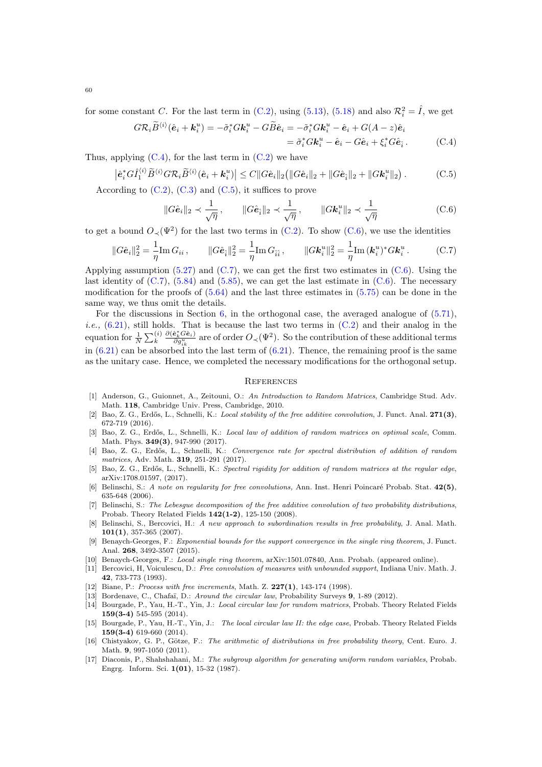for some constant $C$. For the last term in (C.2), using (5.13), (5.18) and also $\mathcal{R}_i^2 = \hat{I}$, we get

$$
\begin{aligned}
G\mathcal{R}_i\widetilde{B}^{\langle i\rangle}(\hat{\boldsymbol{e}}_i + \boldsymbol{k}_i^u) = -\tilde{\sigma}_i^* G\boldsymbol{k}_i^u - G\widetilde{B}\hat{\boldsymbol{e}}_i &= -\tilde{\sigma}_i^* G\boldsymbol{k}_i^u - \hat{\boldsymbol{e}}_i + G(A-z)\hat{\boldsymbol{e}}_i \\
&= \tilde{\sigma}_i^* G\boldsymbol{k}_i^u - \hat{\boldsymbol{e}}_i - G\hat{\boldsymbol{e}}_i + \xi_i^* G\hat{\boldsymbol{e}}_{\hat{i}}\,. \qquad \text{(C.4)}
\end{aligned}
$$

Thus, applying (C.4), for the last term in (C.2) we have

$$
\big|\hat{\boldsymbol{e}}_i^* G\hat{I}_1^{\langle i\rangle}\widetilde{B}^{\langle i\rangle}G\mathcal{R}_i\widetilde{B}^{\langle i\rangle}(\hat{\boldsymbol{e}}_i + \boldsymbol{k}_i^u)\big| \le C\|G\hat{\boldsymbol{e}}_i\|_2\big(\|G\hat{\boldsymbol{e}}_i\|_2 + \|G\hat{\boldsymbol{e}}_{\hat{i}}\|_2 + \|G\boldsymbol{k}_i^u\|_2\big)\,. \qquad \text{(C.5)}
$$

According to (C.2), (C.3) and (C.5), it suffices to prove

$$
\|G\hat{\boldsymbol{e}}_i\|_2 \prec \frac{1}{\sqrt{\eta}}\,, \qquad \|G\hat{\boldsymbol{e}}_{\hat{i}}\|_2 \prec \frac{1}{\sqrt{\eta}}\,, \qquad \|G\boldsymbol{k}_i^u\|_2 \prec \frac{1}{\sqrt{\eta}} \qquad \text{(C.6)}
$$

to get a bound $O_\prec(\Psi^2)$ for the last two terms in (C.2). To show (C.6), we use the identities

$$
\|G\hat{\boldsymbol{e}}_i\|_2^2 = \frac{1}{\eta}\mathrm{Im}\, G_{ii}\,, \qquad \|G\hat{\boldsymbol{e}}_{\hat{i}}\|_2^2 = \frac{1}{\eta}\mathrm{Im}\, G_{\hat{i}\hat{i}}\,, \qquad \|G\boldsymbol{k}_i^u\|_2^2 = \frac{1}{\eta}\mathrm{Im}\,(\boldsymbol{k}_i^u)^* G\boldsymbol{k}_i^u\,. \qquad \text{(C.7)}
$$

Applying assumption (5.27) and (C.7), we can get the first two estimates in (C.6). Using the last identity of (C.7), (5.84) and (5.85), we can get the last estimate in (C.6). The necessary modification for the proofs of (5.64) and the last three estimates in (5.75) can be done in the same way, we thus omit the details.

For the discussions in Section 6, in the orthogonal case, the averaged analogue of (5.71), *i.e.*, (6.21), still holds. That is because the last two terms in (C.2) and their analog in the equation for $\frac{1}{N}\sum_k^{(i)} \frac{\partial(\hat{\boldsymbol{e}}_k^* G\hat{\boldsymbol{e}}_i)}{\partial g_{ik}^u}$ are of order $O_\prec(\Psi^2)$. So the contribution of these additional terms in (6.21) can be absorbed into the last term of (6.21). Thence, the remaining proof is the same as the unitary case. Hence, we completed the necessary modifications for the orthogonal setup.

## References

[1] Anderson, G., Guionnet, A., Zeitouni, O.: *An Introduction to Random Matrices*, Cambridge Stud. Adv. Math. **118**, Cambridge Univ. Press, Cambridge, 2010.

[2] Bao, Z. G., Erdős, L., Schnelli, K.: *Local stability of the free additive convolution*, J. Funct. Anal. **271(3)**, 672-719 (2016).

[3] Bao, Z. G., Erdős, L., Schnelli, K.: *Local law of addition of random matrices on optimal scale*, Comm. Math. Phys. **349(3)**, 947-990 (2017).

[4] Bao, Z. G., Erdős, L., Schnelli, K.: *Convergence rate for spectral distribution of addition of random matrices*, Adv. Math. **319**, 251-291 (2017).

[5] Bao, Z. G., Erdős, L., Schnelli, K.: *Spectral rigidity for addition of random matrices at the regular edge*, arXiv:1708.01597, (2017).

[6] Belinschi, S.: *A note on regularity for free convolutions,* Ann. Inst. Henri Poincaré Probab. Stat. **42(5)**, 635-648 (2006).

[7] Belinschi, S.: *The Lebesgue decomposition of the free additive convolution of two probability distributions*, Probab. Theory Related Fields **142(1-2)**, 125-150 (2008).

[8] Belinschi, S., Bercovici, H.: *A new approach to subordination results in free probability,* J. Anal. Math. **101(1)**, 357-365 (2007).

[9] Benaych-Georges, F.: *Exponential bounds for the support convergence in the single ring theorem*, J. Funct. Anal. **268**, 3492-3507 (2015).

[10] Benaych-Georges, F.: *Local single ring theorem*, arXiv:1501.07840, Ann. Probab. (appeared online).

[11] Bercovici, H, Voiculescu, D.: *Free convolution of measures with unbounded support*, Indiana Univ. Math. J. **42**, 733-773 (1993).

[12] Biane, P.: *Process with free increments*, Math. Z. **227(1)**, 143-174 (1998).

[13] Bordenave, C., Chafaï, D.: *Around the circular law*, Probability Surveys **9**, 1-89 (2012).

[14] Bourgade, P., Yau, H.-T., Yin, J.: *Local circular law for random matrices*, Probab. Theory Related Fields **159(3-4)** 545-595 (2014).

[15] Bourgade, P., Yau, H.-T., Yin, J.: *The local circular law II: the edge case*, Probab. Theory Related Fields **159(3-4)** 619-660 (2014).

[16] Chistyakov, G. P., Götze, F.: *The arithmetic of distributions in free probability theory*, Cent. Euro. J. Math. **9**, 997-1050 (2011).

[17] Diaconis, P., Shahshahani, M.: *The subgroup algorithm for generating uniform random variables*, Probab. Engrg. Inform. Sci. **1(01)**, 15-32 (1987).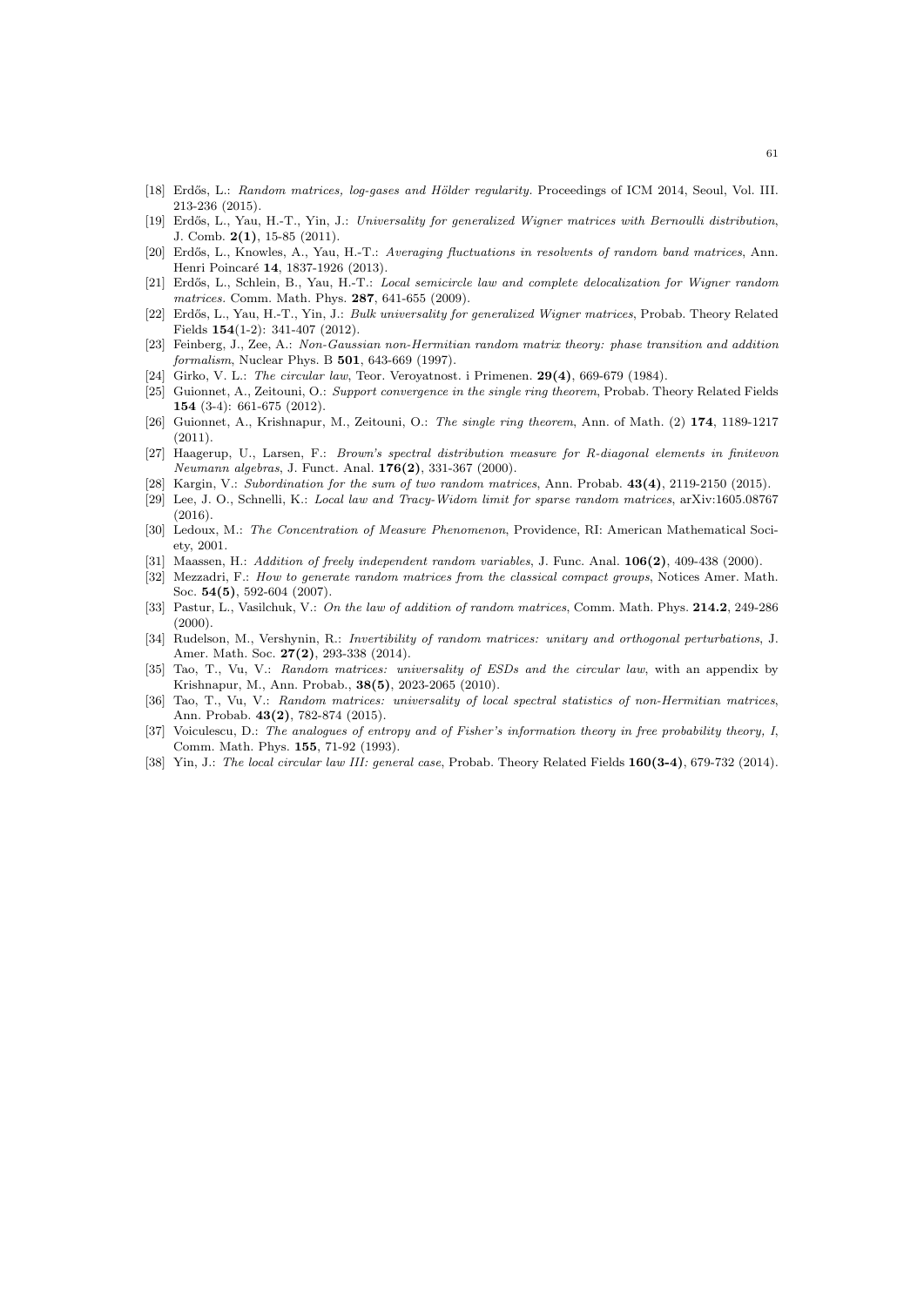[18] Erdős, L.: *Random matrices, log-gases and Hölder regularity*. Proceedings of ICM 2014, Seoul, Vol. III. 213-236 (2015).

[19] Erdős, L., Yau, H.-T., Yin, J.: *Universality for generalized Wigner matrices with Bernoulli distribution*, J. Comb. **2(1)**, 15-85 (2011).

[20] Erdős, L., Knowles, A., Yau, H.-T.: *Averaging fluctuations in resolvents of random band matrices*, Ann. Henri Poincaré **14**, 1837-1926 (2013).

[21] Erdős, L., Schlein, B., Yau, H.-T.: *Local semicircle law and complete delocalization for Wigner random matrices.* Comm. Math. Phys. **287**, 641-655 (2009).

[22] Erdős, L., Yau, H.-T., Yin, J.: *Bulk universality for generalized Wigner matrices*, Probab. Theory Related Fields **154**(1-2): 341-407 (2012).

[23] Feinberg, J., Zee, A.: *Non-Gaussian non-Hermitian random matrix theory: phase transition and addition formalism*, Nuclear Phys. B **501**, 643-669 (1997).

[24] Girko, V. L.: *The circular law*, Teor. Veroyatnost. i Primenen. **29(4)**, 669-679 (1984).

[25] Guionnet, A., Zeitouni, O.: *Support convergence in the single ring theorem*, Probab. Theory Related Fields **154** (3-4): 661-675 (2012).

[26] Guionnet, A., Krishnapur, M., Zeitouni, O.: *The single ring theorem*, Ann. of Math. (2) **174**, 1189-1217 (2011).

[27] Haagerup, U., Larsen, F.: *Brown's spectral distribution measure for R-diagonal elements in finitevon Neumann algebras*, J. Funct. Anal. **176(2)**, 331-367 (2000).

[28] Kargin, V.: *Subordination for the sum of two random matrices*, Ann. Probab. **43(4)**, 2119-2150 (2015).

[29] Lee, J. O., Schnelli, K.: *Local law and Tracy-Widom limit for sparse random matrices*, arXiv:1605.08767 (2016).

[30] Ledoux, M.: *The Concentration of Measure Phenomenon*, Providence, RI: American Mathematical Society, 2001.

[31] Maassen, H.: *Addition of freely independent random variables*, J. Func. Anal. **106(2)**, 409-438 (2000).

[32] Mezzadri, F.: *How to generate random matrices from the classical compact groups*, Notices Amer. Math. Soc. **54(5)**, 592-604 (2007).

[33] Pastur, L., Vasilchuk, V.: *On the law of addition of random matrices*, Comm. Math. Phys. **214.2**, 249-286 (2000).

[34] Rudelson, M., Vershynin, R.: *Invertibility of random matrices: unitary and orthogonal perturbations*, J. Amer. Math. Soc. **27(2)**, 293-338 (2014).

[35] Tao, T., Vu, V.: *Random matrices: universality of ESDs and the circular law*, with an appendix by Krishnapur, M., Ann. Probab., **38(5)**, 2023-2065 (2010).

[36] Tao, T., Vu, V.: *Random matrices: universality of local spectral statistics of non-Hermitian matrices*, Ann. Probab. **43(2)**, 782-874 (2015).

[37] Voiculescu, D.: *The analogues of entropy and of Fisher's information theory in free probability theory, I*, Comm. Math. Phys. **155**, 71-92 (1993).

[38] Yin, J.: *The local circular law III: general case*, Probab. Theory Related Fields **160(3-4)**, 679-732 (2014).